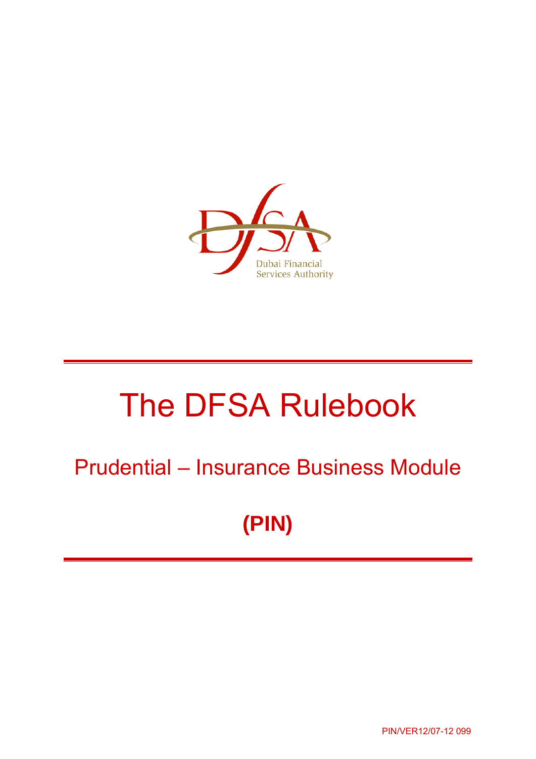Dubai Financial Services Authority

# The DFSA Rulebook

## Prudential – Insurance Business Module

## (PIN)

PIN/VER12/07-12 099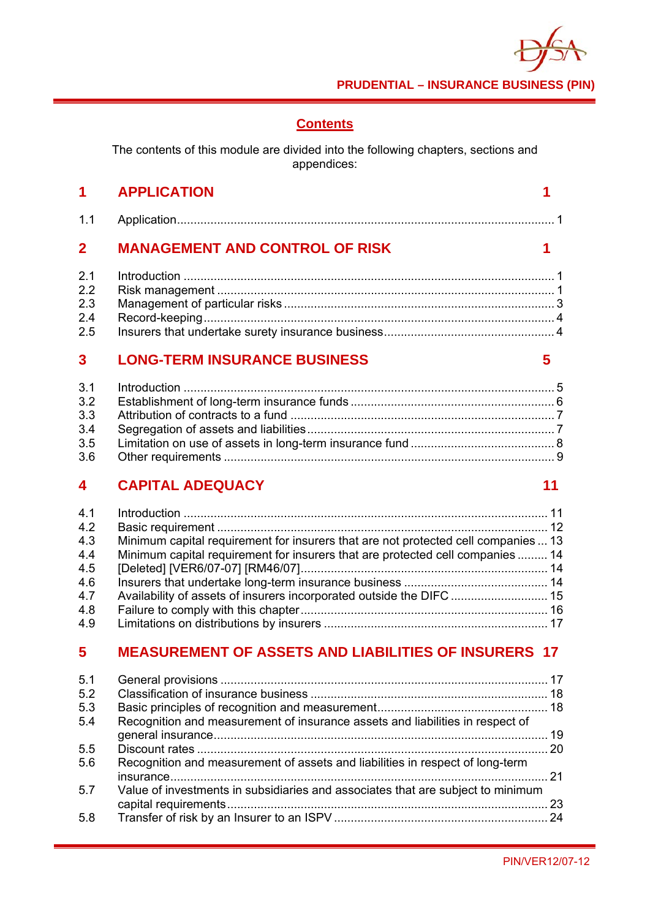## Contents

The contents of this module are divided into the following chapters, sections and appendices:

| | | |
|---|---|---|
| **1** | **APPLICATION** | **1** |
| 1.1 | Application | 1 |
| **2** | **MANAGEMENT AND CONTROL OF RISK** | **1** |
| 2.1 | Introduction | 1 |
| 2.2 | Risk management | 1 |
| 2.3 | Management of particular risks | 3 |
| 2.4 | Record-keeping | 4 |
| 2.5 | Insurers that undertake surety insurance business | 4 |
| **3** | **LONG-TERM INSURANCE BUSINESS** | **5** |
| 3.1 | Introduction | 5 |
| 3.2 | Establishment of long-term insurance funds | 6 |
| 3.3 | Attribution of contracts to a fund | 7 |
| 3.4 | Segregation of assets and liabilities | 7 |
| 3.5 | Limitation on use of assets in long-term insurance fund | 8 |
| 3.6 | Other requirements | 9 |
| **4** | **CAPITAL ADEQUACY** | **11** |
| 4.1 | Introduction | 11 |
| 4.2 | Basic requirement | 12 |
| 4.3 | Minimum capital requirement for insurers that are not protected cell companies | 13 |
| 4.4 | Minimum capital requirement for insurers that are protected cell companies | 14 |
| 4.5 | [Deleted] [VER6/07-07] [RM46/07] | 14 |
| 4.6 | Insurers that undertake long-term insurance business | 14 |
| 4.7 | Availability of assets of insurers incorporated outside the DIFC | 15 |
| 4.8 | Failure to comply with this chapter | 16 |
| 4.9 | Limitations on distributions by insurers | 17 |
| **5** | **MEASUREMENT OF ASSETS AND LIABILITIES OF INSURERS** | **17** |
| 5.1 | General provisions | 17 |
| 5.2 | Classification of insurance business | 18 |
| 5.3 | Basic principles of recognition and measurement | 18 |
| 5.4 | Recognition and measurement of insurance assets and liabilities in respect of general insurance | 19 |
| 5.5 | Discount rates | 20 |
| 5.6 | Recognition and measurement of assets and liabilities in respect of long-term insurance | 21 |
| 5.7 | Value of investments in subsidiaries and associates that are subject to minimum capital requirements | 23 |
| 5.8 | Transfer of risk by an Insurer to an ISPV | 24 |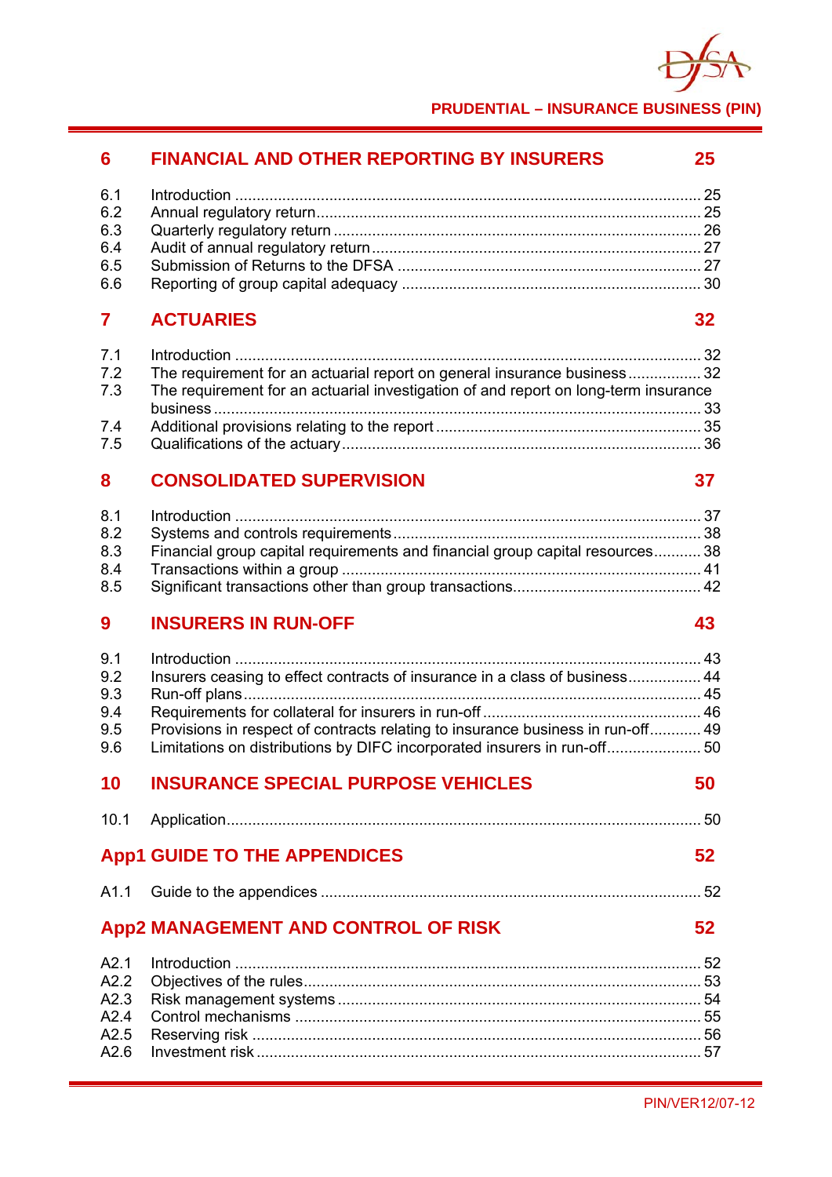## 6 FINANCIAL AND OTHER REPORTING BY INSURERS 25

6.1 Introduction ........ 25
6.2 Annual regulatory return ........ 25
6.3 Quarterly regulatory return ........ 26
6.4 Audit of annual regulatory return ........ 27
6.5 Submission of Returns to the DFSA ........ 27
6.6 Reporting of group capital adequacy ........ 30

## 7 ACTUARIES 32

7.1 Introduction ........ 32
7.2 The requirement for an actuarial report on general insurance business ........ 32
7.3 The requirement for an actuarial investigation of and report on long-term insurance business ........ 33
7.4 Additional provisions relating to the report ........ 35
7.5 Qualifications of the actuary ........ 36

## 8 CONSOLIDATED SUPERVISION 37

8.1 Introduction ........ 37
8.2 Systems and controls requirements ........ 38
8.3 Financial group capital requirements and financial group capital resources ........ 38
8.4 Transactions within a group ........ 41
8.5 Significant transactions other than group transactions ........ 42

## 9 INSURERS IN RUN-OFF 43

9.1 Introduction ........ 43
9.2 Insurers ceasing to effect contracts of insurance in a class of business ........ 44
9.3 Run-off plans ........ 45
9.4 Requirements for collateral for insurers in run-off ........ 46
9.5 Provisions in respect of contracts relating to insurance business in run-off ........ 49
9.6 Limitations on distributions by DIFC incorporated insurers in run-off ........ 50

## 10 INSURANCE SPECIAL PURPOSE VEHICLES 50

10.1 Application ........ 50

## App1 GUIDE TO THE APPENDICES 52

A1.1 Guide to the appendices ........ 52

## App2 MANAGEMENT AND CONTROL OF RISK 52

A2.1 Introduction ........ 52
A2.2 Objectives of the rules ........ 53
A2.3 Risk management systems ........ 54
A2.4 Control mechanisms ........ 55
A2.5 Reserving risk ........ 56
A2.6 Investment risk ........ 57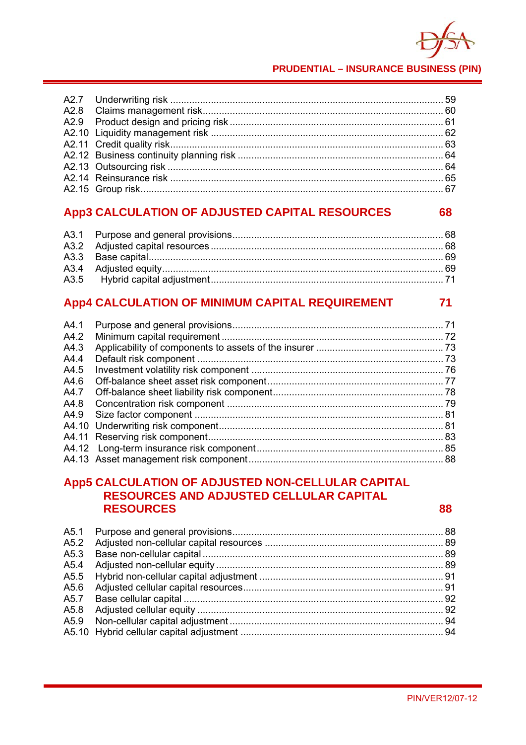A2.7 Underwriting risk .................................................................................................. 59
A2.8 Claims management risk ........................................................................................ 60
A2.9 Product design and pricing risk .............................................................................. 61
A2.10 Liquidity management risk ..................................................................................... 62
A2.11 Credit quality risk ................................................................................................... 63
A2.12 Business continuity planning risk ........................................................................... 64
A2.13 Outsourcing risk ..................................................................................................... 64
A2.14 Reinsurance risk .................................................................................................... 65
A2.15 Group risk ............................................................................................................... 67

## App3 CALCULATION OF ADJUSTED CAPITAL RESOURCES 68

A3.1 Purpose and general provisions ............................................................................. 68
A3.2 Adjusted capital resources ..................................................................................... 68
A3.3 Base capital ............................................................................................................ 69
A3.4 Adjusted equity ....................................................................................................... 69
A3.5 Hybrid capital adjustment ....................................................................................... 71

## App4 CALCULATION OF MINIMUM CAPITAL REQUIREMENT 71

A4.1 Purpose and general provisions ............................................................................. 71
A4.2 Minimum capital requirement ................................................................................. 72
A4.3 Applicability of components to assets of the insurer .............................................. 73
A4.4 Default risk component ........................................................................................... 73
A4.5 Investment volatility risk component ...................................................................... 76
A4.6 Off-balance sheet asset risk component ................................................................ 77
A4.7 Off-balance sheet liability risk component .............................................................. 78
A4.8 Concentration risk component ............................................................................... 79
A4.9 Size factor component ............................................................................................ 81
A4.10 Underwriting risk component .................................................................................. 81
A4.11 Reserving risk component ...................................................................................... 83
A4.12 Long-term insurance risk component ..................................................................... 85
A4.13 Asset management risk component ....................................................................... 88

## App5 CALCULATION OF ADJUSTED NON-CELLULAR CAPITAL RESOURCES AND ADJUSTED CELLULAR CAPITAL RESOURCES 88

A5.1 Purpose and general provisions ............................................................................. 88
A5.2 Adjusted non-cellular capital resources ................................................................. 89
A5.3 Base non-cellular capital ........................................................................................ 89
A5.4 Adjusted non-cellular equity ................................................................................... 89
A5.5 Hybrid non-cellular capital adjustment ................................................................... 91
A5.6 Adjusted cellular capital resources ......................................................................... 91
A5.7 Base cellular capital ............................................................................................... 92
A5.8 Adjusted cellular equity .......................................................................................... 92
A5.9 Non-cellular capital adjustment .............................................................................. 94
A5.10 Hybrid cellular capital adjustment .......................................................................... 94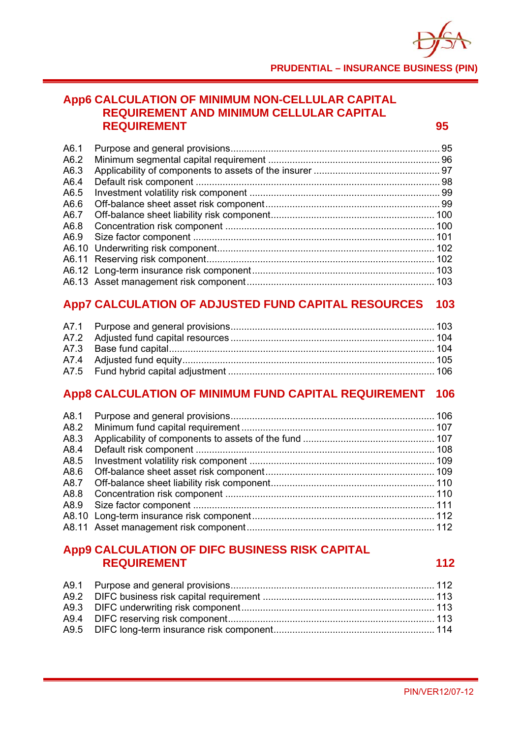## App6 CALCULATION OF MINIMUM NON-CELLULAR CAPITAL REQUIREMENT AND MINIMUM CELLULAR CAPITAL REQUIREMENT 95

| | | |
|---|---|---|
| A6.1 | Purpose and general provisions | 95 |
| A6.2 | Minimum segmental capital requirement | 96 |
| A6.3 | Applicability of components to assets of the insurer | 97 |
| A6.4 | Default risk component | 98 |
| A6.5 | Investment volatility risk component | 99 |
| A6.6 | Off-balance sheet asset risk component | 99 |
| A6.7 | Off-balance sheet liability risk component | 100 |
| A6.8 | Concentration risk component | 100 |
| A6.9 | Size factor component | 101 |
| A6.10 | Underwriting risk component | 102 |
| A6.11 | Reserving risk component | 102 |
| A6.12 | Long-term insurance risk component | 103 |
| A6.13 | Asset management risk component | 103 |

## App7 CALCULATION OF ADJUSTED FUND CAPITAL RESOURCES 103

| | | |
|---|---|---|
| A7.1 | Purpose and general provisions | 103 |
| A7.2 | Adjusted fund capital resources | 104 |
| A7.3 | Base fund capital | 104 |
| A7.4 | Adjusted fund equity | 105 |
| A7.5 | Fund hybrid capital adjustment | 106 |

## App8 CALCULATION OF MINIMUM FUND CAPITAL REQUIREMENT 106

| | | |
|---|---|---|
| A8.1 | Purpose and general provisions | 106 |
| A8.2 | Minimum fund capital requirement | 107 |
| A8.3 | Applicability of components to assets of the fund | 107 |
| A8.4 | Default risk component | 108 |
| A8.5 | Investment volatility risk component | 109 |
| A8.6 | Off-balance sheet asset risk component | 109 |
| A8.7 | Off-balance sheet liability risk component | 110 |
| A8.8 | Concentration risk component | 110 |
| A8.9 | Size factor component | 111 |
| A8.10 | Long-term insurance risk component | 112 |
| A8.11 | Asset management risk component | 112 |

## App9 CALCULATION OF DIFC BUSINESS RISK CAPITAL REQUIREMENT 112

| | | |
|---|---|---|
| A9.1 | Purpose and general provisions | 112 |
| A9.2 | DIFC business risk capital requirement | 113 |
| A9.3 | DIFC underwriting risk component | 113 |
| A9.4 | DIFC reserving risk component | 113 |
| A9.5 | DIFC long-term insurance risk component | 114 |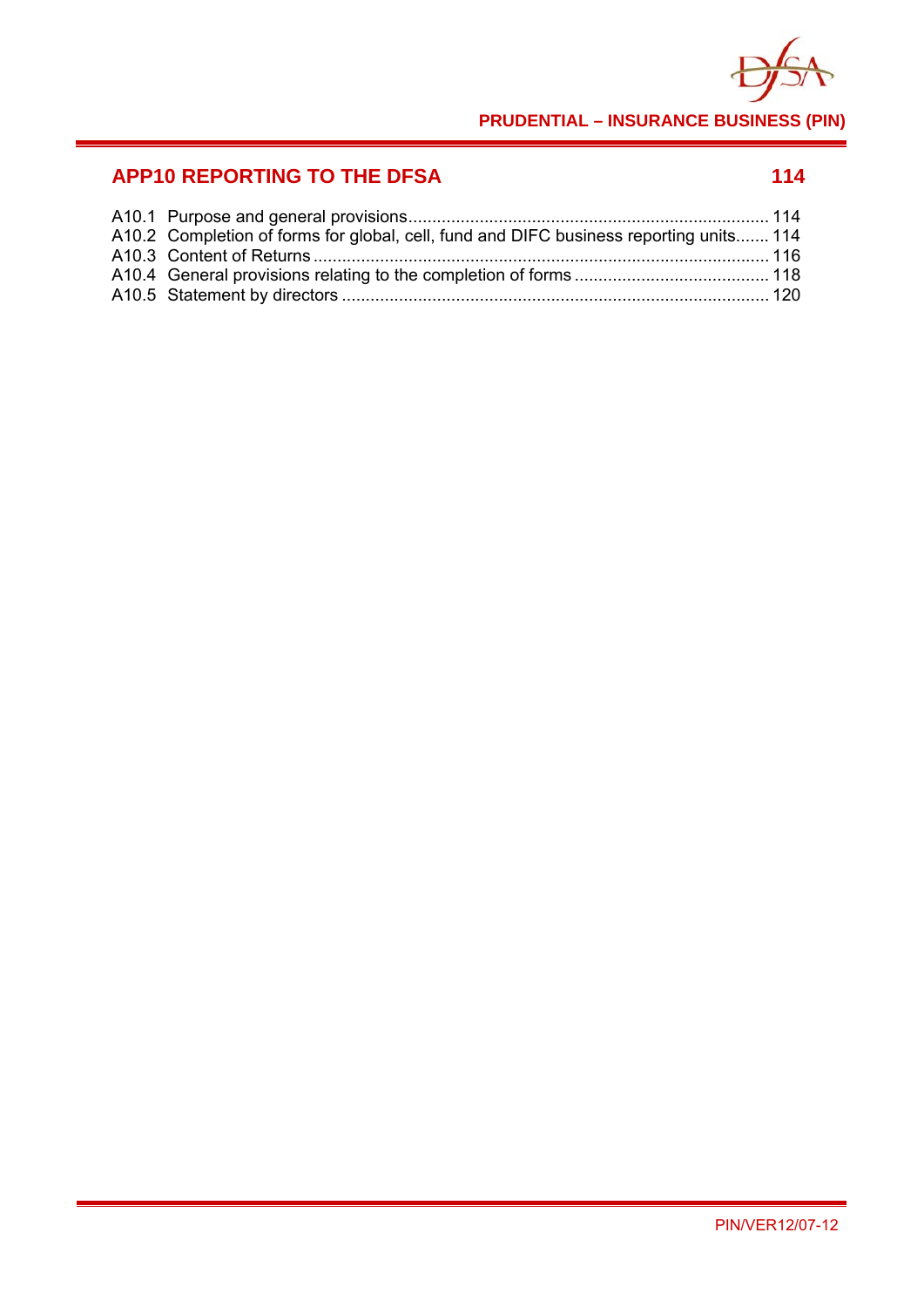## APP10 REPORTING TO THE DFSA 114

A10.1 Purpose and general provisions ... 114
A10.2 Completion of forms for global, cell, fund and DIFC business reporting units ... 114
A10.3 Content of Returns ... 116
A10.4 General provisions relating to the completion of forms ... 118
A10.5 Statement by directors ... 120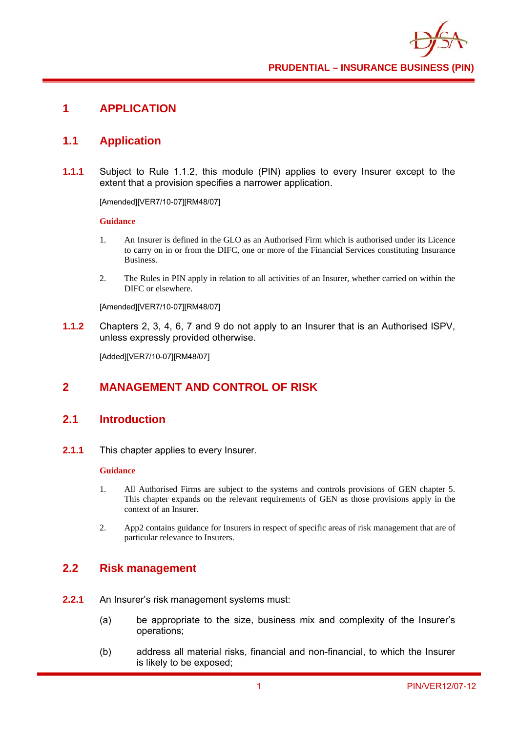# 1 APPLICATION

## 1.1 Application

**1.1.1** Subject to Rule 1.1.2, this module (PIN) applies to every Insurer except to the extent that a provision specifies a narrower application.

[Amended][VER7/10-07][RM48/07]

**Guidance**

1. An Insurer is defined in the GLO as an Authorised Firm which is authorised under its Licence to carry on in or from the DIFC, one or more of the Financial Services constituting Insurance Business.

2. The Rules in PIN apply in relation to all activities of an Insurer, whether carried on within the DIFC or elsewhere.

[Amended][VER7/10-07][RM48/07]

**1.1.2** Chapters 2, 3, 4, 6, 7 and 9 do not apply to an Insurer that is an Authorised ISPV, unless expressly provided otherwise.

[Added][VER7/10-07][RM48/07]

# 2 MANAGEMENT AND CONTROL OF RISK

## 2.1 Introduction

**2.1.1** This chapter applies to every Insurer.

**Guidance**

1. All Authorised Firms are subject to the systems and controls provisions of GEN chapter 5. This chapter expands on the relevant requirements of GEN as those provisions apply in the context of an Insurer.

2. App2 contains guidance for Insurers in respect of specific areas of risk management that are of particular relevance to Insurers.

## 2.2 Risk management

**2.2.1** An Insurer's risk management systems must:

(a) be appropriate to the size, business mix and complexity of the Insurer's operations;

(b) address all material risks, financial and non-financial, to which the Insurer is likely to be exposed;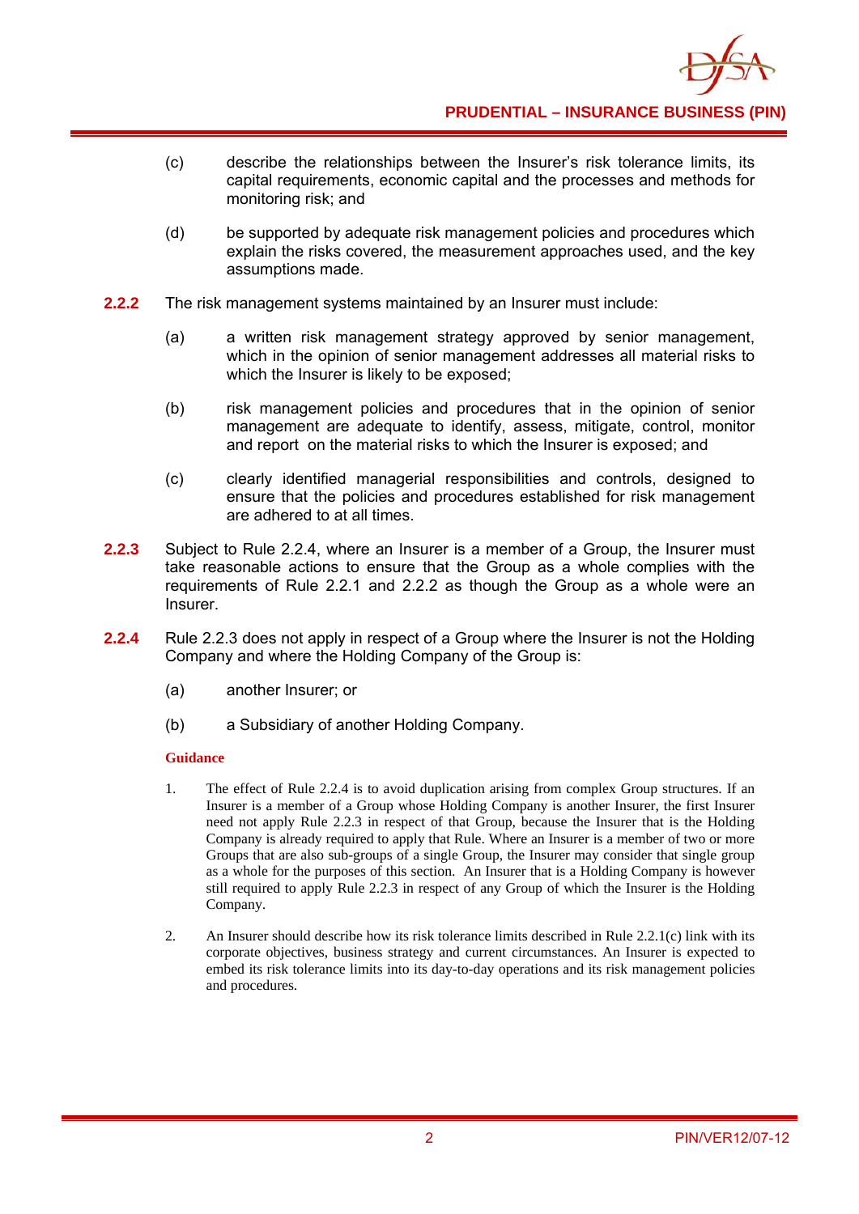(c) describe the relationships between the Insurer's risk tolerance limits, its capital requirements, economic capital and the processes and methods for monitoring risk; and

(d) be supported by adequate risk management policies and procedures which explain the risks covered, the measurement approaches used, and the key assumptions made.

**2.2.2** The risk management systems maintained by an Insurer must include:

(a) a written risk management strategy approved by senior management, which in the opinion of senior management addresses all material risks to which the Insurer is likely to be exposed;

(b) risk management policies and procedures that in the opinion of senior management are adequate to identify, assess, mitigate, control, monitor and report on the material risks to which the Insurer is exposed; and

(c) clearly identified managerial responsibilities and controls, designed to ensure that the policies and procedures established for risk management are adhered to at all times.

**2.2.3** Subject to Rule 2.2.4, where an Insurer is a member of a Group, the Insurer must take reasonable actions to ensure that the Group as a whole complies with the requirements of Rule 2.2.1 and 2.2.2 as though the Group as a whole were an Insurer.

**2.2.4** Rule 2.2.3 does not apply in respect of a Group where the Insurer is not the Holding Company and where the Holding Company of the Group is:

(a) another Insurer; or

(b) a Subsidiary of another Holding Company.

**Guidance**

1. The effect of Rule 2.2.4 is to avoid duplication arising from complex Group structures. If an Insurer is a member of a Group whose Holding Company is another Insurer, the first Insurer need not apply Rule 2.2.3 in respect of that Group, because the Insurer that is the Holding Company is already required to apply that Rule. Where an Insurer is a member of two or more Groups that are also sub-groups of a single Group, the Insurer may consider that single group as a whole for the purposes of this section. An Insurer that is a Holding Company is however still required to apply Rule 2.2.3 in respect of any Group of which the Insurer is the Holding Company.

2. An Insurer should describe how its risk tolerance limits described in Rule 2.2.1(c) link with its corporate objectives, business strategy and current circumstances. An Insurer is expected to embed its risk tolerance limits into its day-to-day operations and its risk management policies and procedures.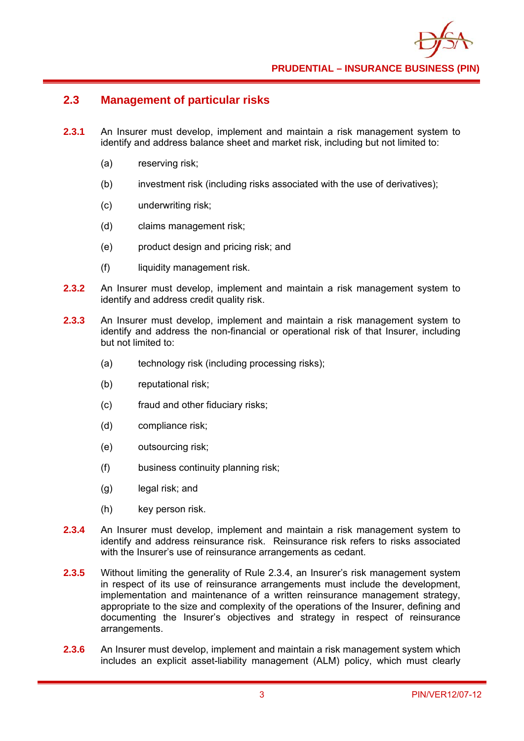## 2.3 Management of particular risks

**2.3.1** An Insurer must develop, implement and maintain a risk management system to identify and address balance sheet and market risk, including but not limited to:

(a) reserving risk;

(b) investment risk (including risks associated with the use of derivatives);

(c) underwriting risk;

(d) claims management risk;

(e) product design and pricing risk; and

(f) liquidity management risk.

**2.3.2** An Insurer must develop, implement and maintain a risk management system to identify and address credit quality risk.

**2.3.3** An Insurer must develop, implement and maintain a risk management system to identify and address the non-financial or operational risk of that Insurer, including but not limited to:

(a) technology risk (including processing risks);

(b) reputational risk;

(c) fraud and other fiduciary risks;

(d) compliance risk;

(e) outsourcing risk;

(f) business continuity planning risk;

(g) legal risk; and

(h) key person risk.

**2.3.4** An Insurer must develop, implement and maintain a risk management system to identify and address reinsurance risk. Reinsurance risk refers to risks associated with the Insurer's use of reinsurance arrangements as cedant.

**2.3.5** Without limiting the generality of Rule 2.3.4, an Insurer's risk management system in respect of its use of reinsurance arrangements must include the development, implementation and maintenance of a written reinsurance management strategy, appropriate to the size and complexity of the operations of the Insurer, defining and documenting the Insurer's objectives and strategy in respect of reinsurance arrangements.

**2.3.6** An Insurer must develop, implement and maintain a risk management system which includes an explicit asset-liability management (ALM) policy, which must clearly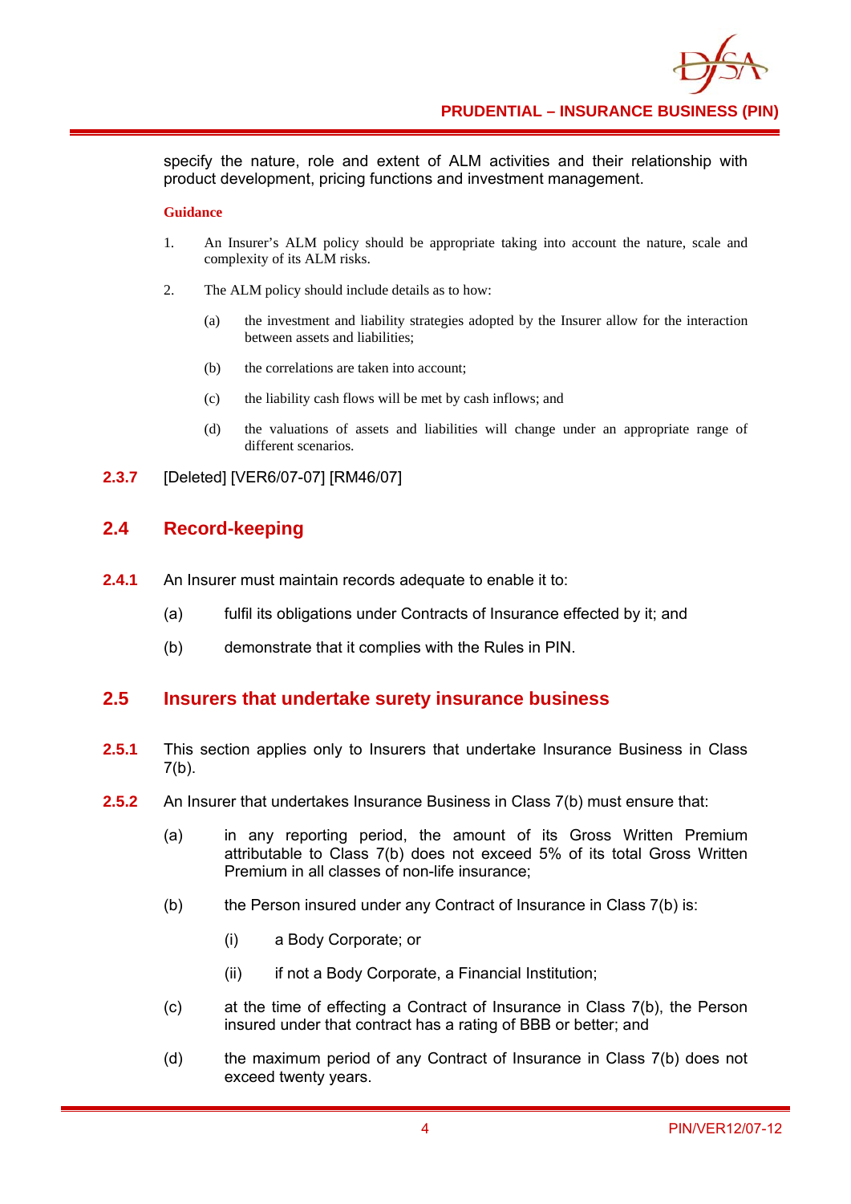specify the nature, role and extent of ALM activities and their relationship with product development, pricing functions and investment management.

**Guidance**

1. An Insurer's ALM policy should be appropriate taking into account the nature, scale and complexity of its ALM risks.

2. The ALM policy should include details as to how:

   (a) the investment and liability strategies adopted by the Insurer allow for the interaction between assets and liabilities;

   (b) the correlations are taken into account;

   (c) the liability cash flows will be met by cash inflows; and

   (d) the valuations of assets and liabilities will change under an appropriate range of different scenarios.

**2.3.7** [Deleted] [VER6/07-07] [RM46/07]

## 2.4 Record-keeping

**2.4.1** An Insurer must maintain records adequate to enable it to:

(a) fulfil its obligations under Contracts of Insurance effected by it; and

(b) demonstrate that it complies with the Rules in PIN.

## 2.5 Insurers that undertake surety insurance business

**2.5.1** This section applies only to Insurers that undertake Insurance Business in Class 7(b).

**2.5.2** An Insurer that undertakes Insurance Business in Class 7(b) must ensure that:

(a) in any reporting period, the amount of its Gross Written Premium attributable to Class 7(b) does not exceed 5% of its total Gross Written Premium in all classes of non-life insurance;

(b) the Person insured under any Contract of Insurance in Class 7(b) is:

   (i) a Body Corporate; or

   (ii) if not a Body Corporate, a Financial Institution;

(c) at the time of effecting a Contract of Insurance in Class 7(b), the Person insured under that contract has a rating of BBB or better; and

(d) the maximum period of any Contract of Insurance in Class 7(b) does not exceed twenty years.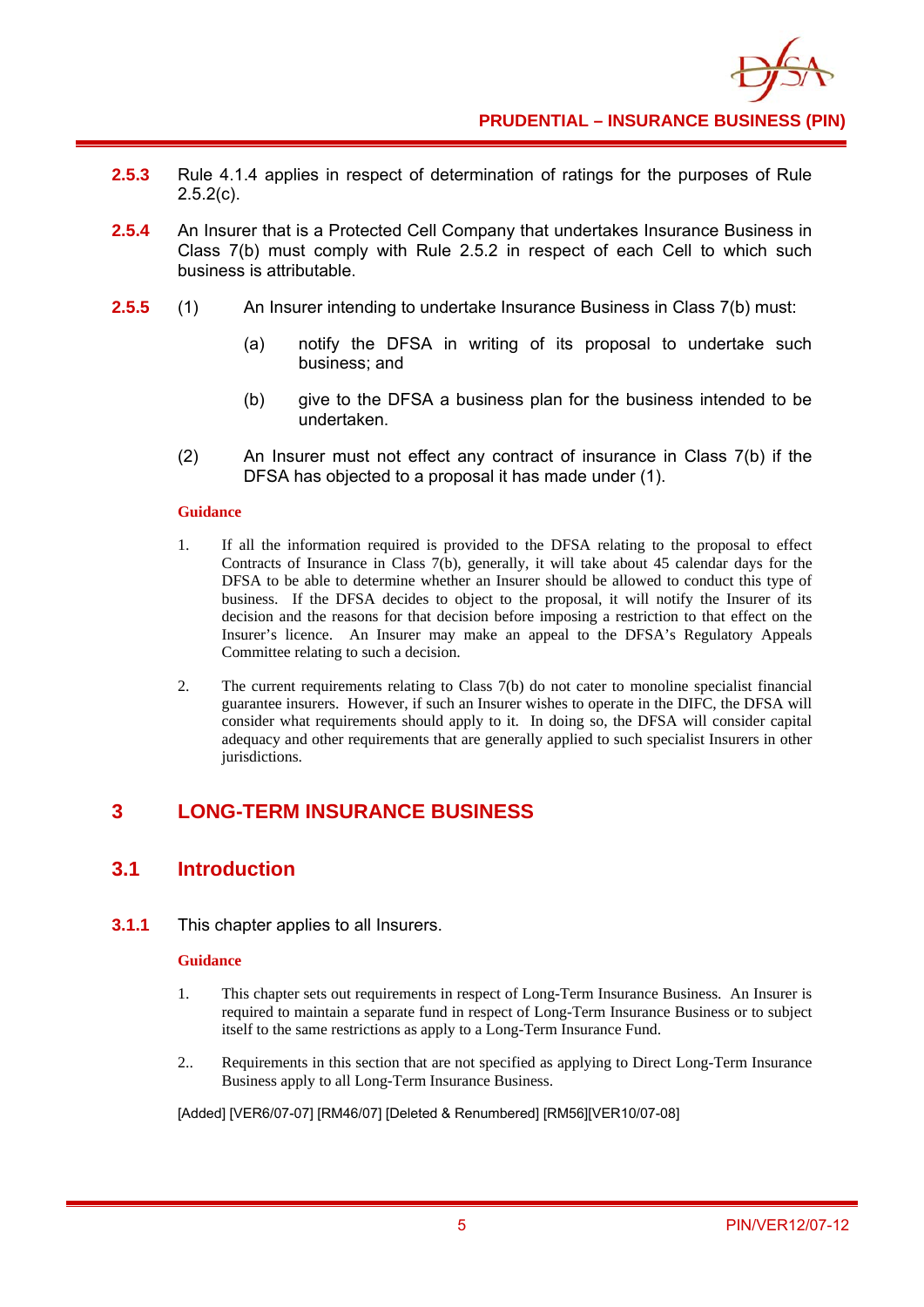**2.5.3** Rule 4.1.4 applies in respect of determination of ratings for the purposes of Rule 2.5.2(c).

**2.5.4** An Insurer that is a Protected Cell Company that undertakes Insurance Business in Class 7(b) must comply with Rule 2.5.2 in respect of each Cell to which such business is attributable.

**2.5.5** (1) An Insurer intending to undertake Insurance Business in Class 7(b) must:

(a) notify the DFSA in writing of its proposal to undertake such business; and

(b) give to the DFSA a business plan for the business intended to be undertaken.

(2) An Insurer must not effect any contract of insurance in Class 7(b) if the DFSA has objected to a proposal it has made under (1).

**Guidance**

1. If all the information required is provided to the DFSA relating to the proposal to effect Contracts of Insurance in Class 7(b), generally, it will take about 45 calendar days for the DFSA to be able to determine whether an Insurer should be allowed to conduct this type of business. If the DFSA decides to object to the proposal, it will notify the Insurer of its decision and the reasons for that decision before imposing a restriction to that effect on the Insurer's licence. An Insurer may make an appeal to the DFSA's Regulatory Appeals Committee relating to such a decision.

2. The current requirements relating to Class 7(b) do not cater to monoline specialist financial guarantee insurers. However, if such an Insurer wishes to operate in the DIFC, the DFSA will consider what requirements should apply to it. In doing so, the DFSA will consider capital adequacy and other requirements that are generally applied to such specialist Insurers in other jurisdictions.

# 3 LONG-TERM INSURANCE BUSINESS

## 3.1 Introduction

**3.1.1** This chapter applies to all Insurers.

**Guidance**

1. This chapter sets out requirements in respect of Long-Term Insurance Business. An Insurer is required to maintain a separate fund in respect of Long-Term Insurance Business or to subject itself to the same restrictions as apply to a Long-Term Insurance Fund.

2.. Requirements in this section that are not specified as applying to Direct Long-Term Insurance Business apply to all Long-Term Insurance Business.

[Added] [VER6/07-07] [RM46/07] [Deleted & Renumbered] [RM56][VER10/07-08]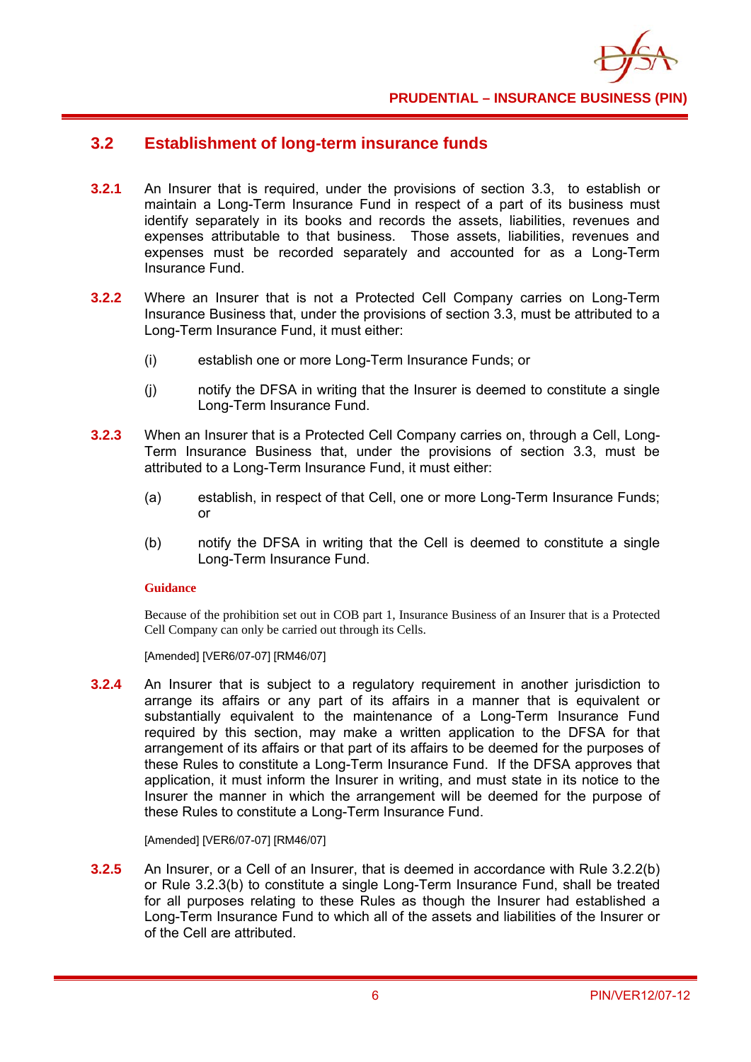## 3.2 Establishment of long-term insurance funds

**3.2.1** An Insurer that is required, under the provisions of section 3.3, to establish or maintain a Long-Term Insurance Fund in respect of a part of its business must identify separately in its books and records the assets, liabilities, revenues and expenses attributable to that business. Those assets, liabilities, revenues and expenses must be recorded separately and accounted for as a Long-Term Insurance Fund.

**3.2.2** Where an Insurer that is not a Protected Cell Company carries on Long-Term Insurance Business that, under the provisions of section 3.3, must be attributed to a Long-Term Insurance Fund, it must either:

(i) establish one or more Long-Term Insurance Funds; or

(j) notify the DFSA in writing that the Insurer is deemed to constitute a single Long-Term Insurance Fund.

**3.2.3** When an Insurer that is a Protected Cell Company carries on, through a Cell, Long-Term Insurance Business that, under the provisions of section 3.3, must be attributed to a Long-Term Insurance Fund, it must either:

(a) establish, in respect of that Cell, one or more Long-Term Insurance Funds; or

(b) notify the DFSA in writing that the Cell is deemed to constitute a single Long-Term Insurance Fund.

**Guidance**

Because of the prohibition set out in COB part 1, Insurance Business of an Insurer that is a Protected Cell Company can only be carried out through its Cells.

[Amended] [VER6/07-07] [RM46/07]

**3.2.4** An Insurer that is subject to a regulatory requirement in another jurisdiction to arrange its affairs or any part of its affairs in a manner that is equivalent or substantially equivalent to the maintenance of a Long-Term Insurance Fund required by this section, may make a written application to the DFSA for that arrangement of its affairs or that part of its affairs to be deemed for the purposes of these Rules to constitute a Long-Term Insurance Fund. If the DFSA approves that application, it must inform the Insurer in writing, and must state in its notice to the Insurer the manner in which the arrangement will be deemed for the purpose of these Rules to constitute a Long-Term Insurance Fund.

[Amended] [VER6/07-07] [RM46/07]

**3.2.5** An Insurer, or a Cell of an Insurer, that is deemed in accordance with Rule 3.2.2(b) or Rule 3.2.3(b) to constitute a single Long-Term Insurance Fund, shall be treated for all purposes relating to these Rules as though the Insurer had established a Long-Term Insurance Fund to which all of the assets and liabilities of the Insurer or of the Cell are attributed.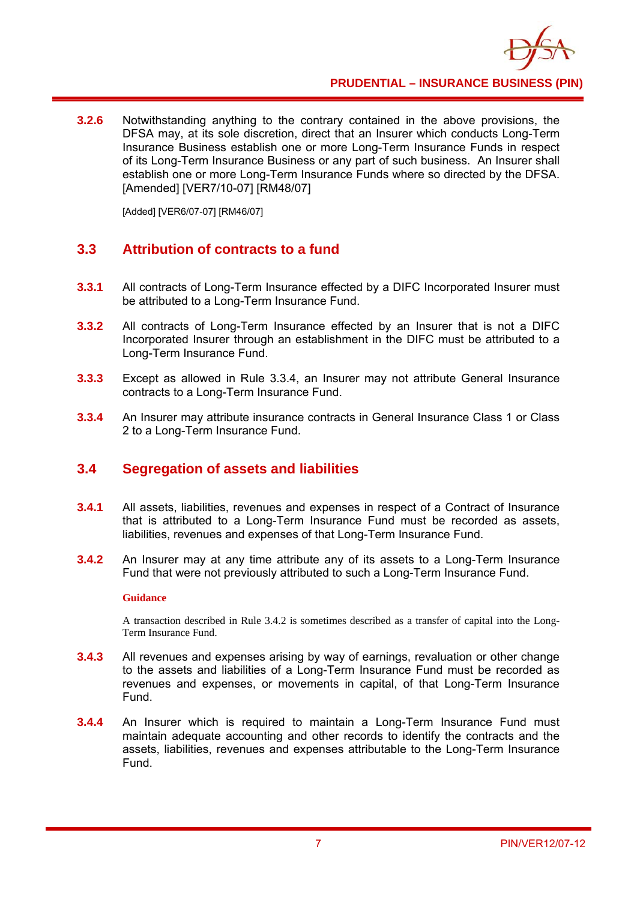**3.2.6** Notwithstanding anything to the contrary contained in the above provisions, the DFSA may, at its sole discretion, direct that an Insurer which conducts Long-Term Insurance Business establish one or more Long-Term Insurance Funds in respect of its Long-Term Insurance Business or any part of such business. An Insurer shall establish one or more Long-Term Insurance Funds where so directed by the DFSA. [Amended] [VER7/10-07] [RM48/07]

[Added] [VER6/07-07] [RM46/07]

## 3.3 Attribution of contracts to a fund

**3.3.1** All contracts of Long-Term Insurance effected by a DIFC Incorporated Insurer must be attributed to a Long-Term Insurance Fund.

**3.3.2** All contracts of Long-Term Insurance effected by an Insurer that is not a DIFC Incorporated Insurer through an establishment in the DIFC must be attributed to a Long-Term Insurance Fund.

**3.3.3** Except as allowed in Rule 3.3.4, an Insurer may not attribute General Insurance contracts to a Long-Term Insurance Fund.

**3.3.4** An Insurer may attribute insurance contracts in General Insurance Class 1 or Class 2 to a Long-Term Insurance Fund.

## 3.4 Segregation of assets and liabilities

**3.4.1** All assets, liabilities, revenues and expenses in respect of a Contract of Insurance that is attributed to a Long-Term Insurance Fund must be recorded as assets, liabilities, revenues and expenses of that Long-Term Insurance Fund.

**3.4.2** An Insurer may at any time attribute any of its assets to a Long-Term Insurance Fund that were not previously attributed to such a Long-Term Insurance Fund.

**Guidance**

A transaction described in Rule 3.4.2 is sometimes described as a transfer of capital into the Long-Term Insurance Fund.

**3.4.3** All revenues and expenses arising by way of earnings, revaluation or other change to the assets and liabilities of a Long-Term Insurance Fund must be recorded as revenues and expenses, or movements in capital, of that Long-Term Insurance Fund.

**3.4.4** An Insurer which is required to maintain a Long-Term Insurance Fund must maintain adequate accounting and other records to identify the contracts and the assets, liabilities, revenues and expenses attributable to the Long-Term Insurance Fund.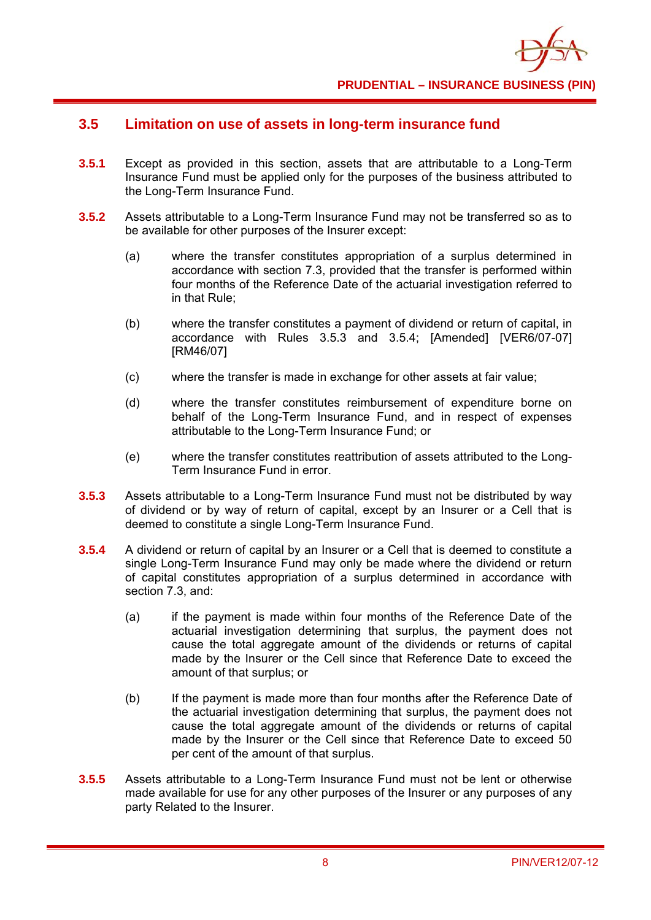## 3.5 Limitation on use of assets in long-term insurance fund

**3.5.1** Except as provided in this section, assets that are attributable to a Long-Term Insurance Fund must be applied only for the purposes of the business attributed to the Long-Term Insurance Fund.

**3.5.2** Assets attributable to a Long-Term Insurance Fund may not be transferred so as to be available for other purposes of the Insurer except:

(a) where the transfer constitutes appropriation of a surplus determined in accordance with section 7.3, provided that the transfer is performed within four months of the Reference Date of the actuarial investigation referred to in that Rule;

(b) where the transfer constitutes a payment of dividend or return of capital, in accordance with Rules 3.5.3 and 3.5.4; [Amended] [VER6/07-07] [RM46/07]

(c) where the transfer is made in exchange for other assets at fair value;

(d) where the transfer constitutes reimbursement of expenditure borne on behalf of the Long-Term Insurance Fund, and in respect of expenses attributable to the Long-Term Insurance Fund; or

(e) where the transfer constitutes reattribution of assets attributed to the Long-Term Insurance Fund in error.

**3.5.3** Assets attributable to a Long-Term Insurance Fund must not be distributed by way of dividend or by way of return of capital, except by an Insurer or a Cell that is deemed to constitute a single Long-Term Insurance Fund.

**3.5.4** A dividend or return of capital by an Insurer or a Cell that is deemed to constitute a single Long-Term Insurance Fund may only be made where the dividend or return of capital constitutes appropriation of a surplus determined in accordance with section 7.3, and:

(a) if the payment is made within four months of the Reference Date of the actuarial investigation determining that surplus, the payment does not cause the total aggregate amount of the dividends or returns of capital made by the Insurer or the Cell since that Reference Date to exceed the amount of that surplus; or

(b) If the payment is made more than four months after the Reference Date of the actuarial investigation determining that surplus, the payment does not cause the total aggregate amount of the dividends or returns of capital made by the Insurer or the Cell since that Reference Date to exceed 50 per cent of the amount of that surplus.

**3.5.5** Assets attributable to a Long-Term Insurance Fund must not be lent or otherwise made available for use for any other purposes of the Insurer or any purposes of any party Related to the Insurer.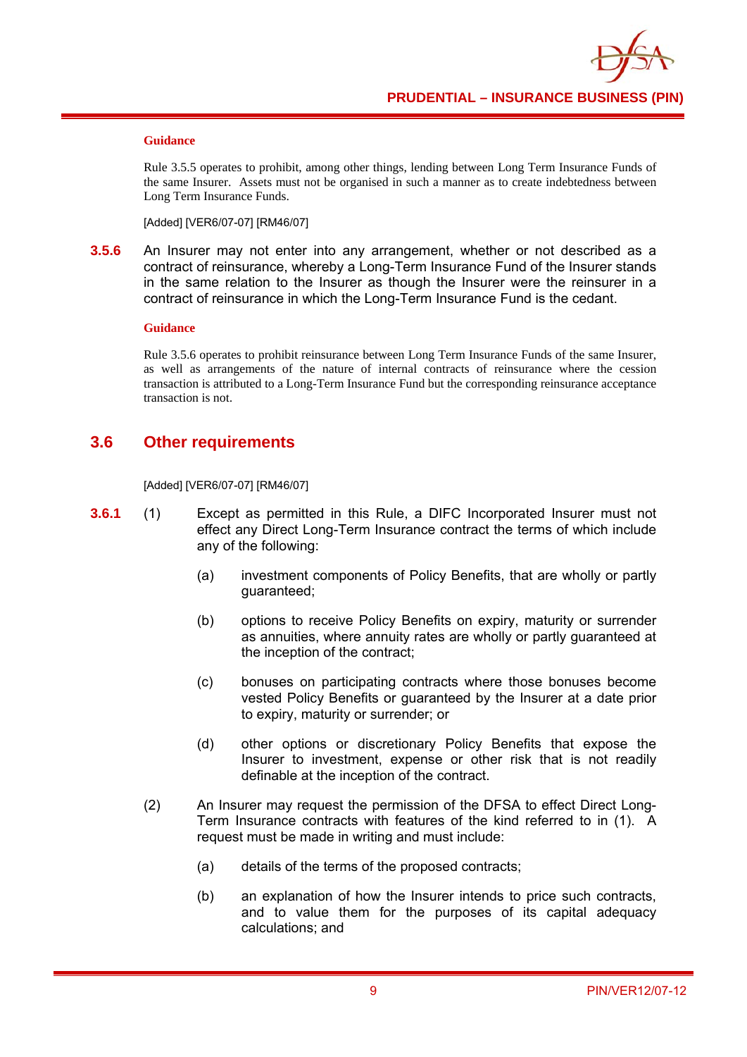**Guidance**

Rule 3.5.5 operates to prohibit, among other things, lending between Long Term Insurance Funds of the same Insurer. Assets must not be organised in such a manner as to create indebtedness between Long Term Insurance Funds.

[Added] [VER6/07-07] [RM46/07]

**3.5.6** An Insurer may not enter into any arrangement, whether or not described as a contract of reinsurance, whereby a Long-Term Insurance Fund of the Insurer stands in the same relation to the Insurer as though the Insurer were the reinsurer in a contract of reinsurance in which the Long-Term Insurance Fund is the cedant.

**Guidance**

Rule 3.5.6 operates to prohibit reinsurance between Long Term Insurance Funds of the same Insurer, as well as arrangements of the nature of internal contracts of reinsurance where the cession transaction is attributed to a Long-Term Insurance Fund but the corresponding reinsurance acceptance transaction is not.

## 3.6 Other requirements

[Added] [VER6/07-07] [RM46/07]

**3.6.1** (1) Except as permitted in this Rule, a DIFC Incorporated Insurer must not effect any Direct Long-Term Insurance contract the terms of which include any of the following:

(a) investment components of Policy Benefits, that are wholly or partly guaranteed;

(b) options to receive Policy Benefits on expiry, maturity or surrender as annuities, where annuity rates are wholly or partly guaranteed at the inception of the contract;

(c) bonuses on participating contracts where those bonuses become vested Policy Benefits or guaranteed by the Insurer at a date prior to expiry, maturity or surrender; or

(d) other options or discretionary Policy Benefits that expose the Insurer to investment, expense or other risk that is not readily definable at the inception of the contract.

(2) An Insurer may request the permission of the DFSA to effect Direct Long-Term Insurance contracts with features of the kind referred to in (1). A request must be made in writing and must include:

(a) details of the terms of the proposed contracts;

(b) an explanation of how the Insurer intends to price such contracts, and to value them for the purposes of its capital adequacy calculations; and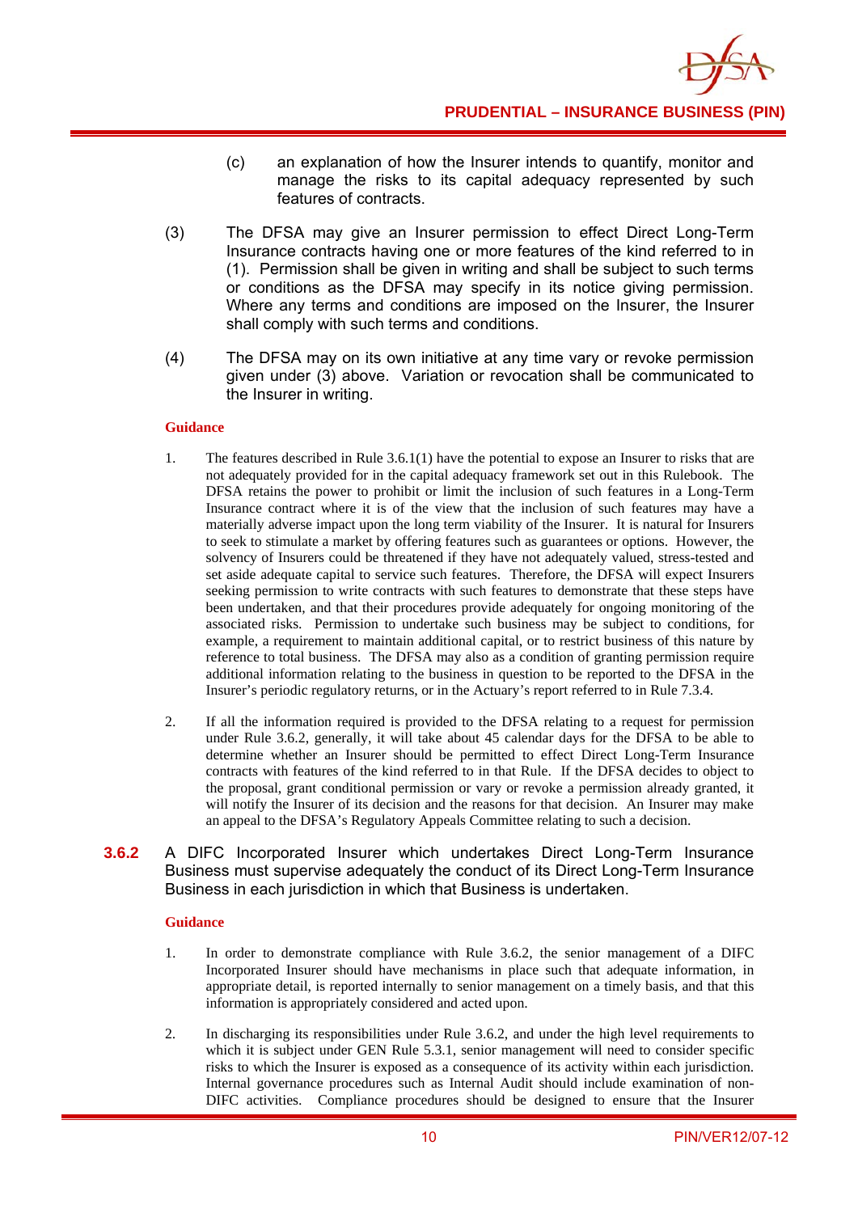(c) an explanation of how the Insurer intends to quantify, monitor and manage the risks to its capital adequacy represented by such features of contracts.

(3) The DFSA may give an Insurer permission to effect Direct Long-Term Insurance contracts having one or more features of the kind referred to in (1). Permission shall be given in writing and shall be subject to such terms or conditions as the DFSA may specify in its notice giving permission. Where any terms and conditions are imposed on the Insurer, the Insurer shall comply with such terms and conditions.

(4) The DFSA may on its own initiative at any time vary or revoke permission given under (3) above. Variation or revocation shall be communicated to the Insurer in writing.

**Guidance**

1. The features described in Rule 3.6.1(1) have the potential to expose an Insurer to risks that are not adequately provided for in the capital adequacy framework set out in this Rulebook. The DFSA retains the power to prohibit or limit the inclusion of such features in a Long-Term Insurance contract where it is of the view that the inclusion of such features may have a materially adverse impact upon the long term viability of the Insurer. It is natural for Insurers to seek to stimulate a market by offering features such as guarantees or options. However, the solvency of Insurers could be threatened if they have not adequately valued, stress-tested and set aside adequate capital to service such features. Therefore, the DFSA will expect Insurers seeking permission to write contracts with such features to demonstrate that these steps have been undertaken, and that their procedures provide adequately for ongoing monitoring of the associated risks. Permission to undertake such business may be subject to conditions, for example, a requirement to maintain additional capital, or to restrict business of this nature by reference to total business. The DFSA may also as a condition of granting permission require additional information relating to the business in question to be reported to the DFSA in the Insurer's periodic regulatory returns, or in the Actuary's report referred to in Rule 7.3.4.

2. If all the information required is provided to the DFSA relating to a request for permission under Rule 3.6.2, generally, it will take about 45 calendar days for the DFSA to be able to determine whether an Insurer should be permitted to effect Direct Long-Term Insurance contracts with features of the kind referred to in that Rule. If the DFSA decides to object to the proposal, grant conditional permission or vary or revoke a permission already granted, it will notify the Insurer of its decision and the reasons for that decision. An Insurer may make an appeal to the DFSA's Regulatory Appeals Committee relating to such a decision.

**3.6.2** A DIFC Incorporated Insurer which undertakes Direct Long-Term Insurance Business must supervise adequately the conduct of its Direct Long-Term Insurance Business in each jurisdiction in which that Business is undertaken.

**Guidance**

1. In order to demonstrate compliance with Rule 3.6.2, the senior management of a DIFC Incorporated Insurer should have mechanisms in place such that adequate information, in appropriate detail, is reported internally to senior management on a timely basis, and that this information is appropriately considered and acted upon.

2. In discharging its responsibilities under Rule 3.6.2, and under the high level requirements to which it is subject under GEN Rule 5.3.1, senior management will need to consider specific risks to which the Insurer is exposed as a consequence of its activity within each jurisdiction. Internal governance procedures such as Internal Audit should include examination of non-DIFC activities. Compliance procedures should be designed to ensure that the Insurer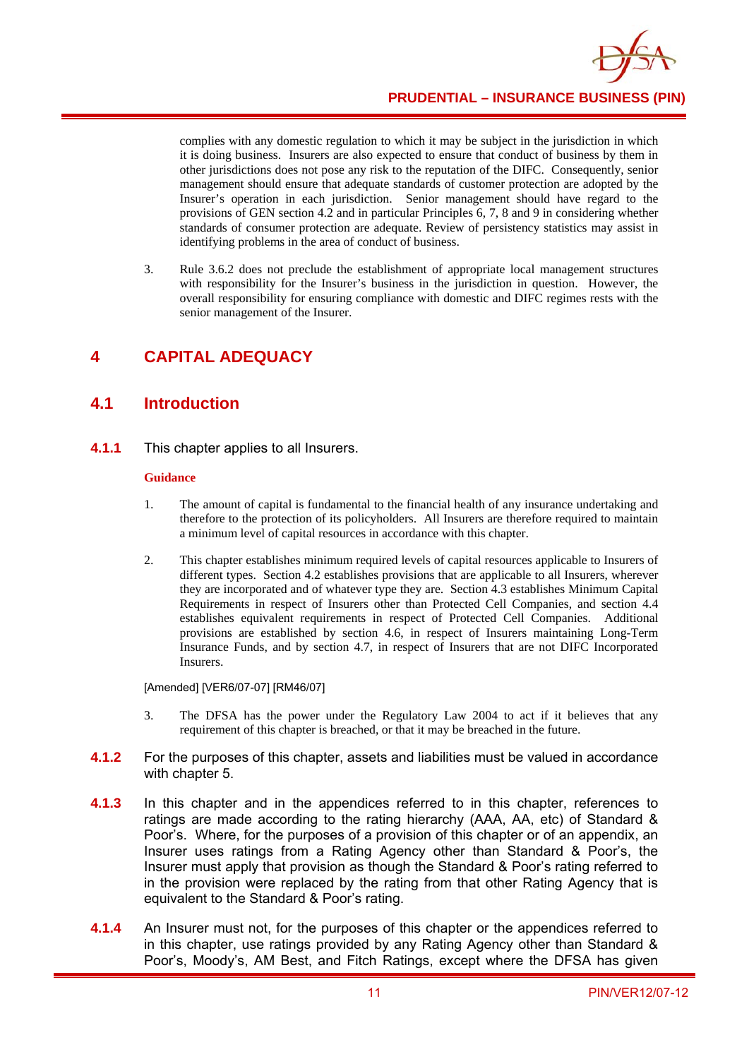complies with any domestic regulation to which it may be subject in the jurisdiction in which it is doing business. Insurers are also expected to ensure that conduct of business by them in other jurisdictions does not pose any risk to the reputation of the DIFC. Consequently, senior management should ensure that adequate standards of customer protection are adopted by the Insurer's operation in each jurisdiction. Senior management should have regard to the provisions of GEN section 4.2 and in particular Principles 6, 7, 8 and 9 in considering whether standards of consumer protection are adequate. Review of persistency statistics may assist in identifying problems in the area of conduct of business.

3. Rule 3.6.2 does not preclude the establishment of appropriate local management structures with responsibility for the Insurer's business in the jurisdiction in question. However, the overall responsibility for ensuring compliance with domestic and DIFC regimes rests with the senior management of the Insurer.

# 4 CAPITAL ADEQUACY

## 4.1 Introduction

**4.1.1** This chapter applies to all Insurers.

**Guidance**

1. The amount of capital is fundamental to the financial health of any insurance undertaking and therefore to the protection of its policyholders. All Insurers are therefore required to maintain a minimum level of capital resources in accordance with this chapter.

2. This chapter establishes minimum required levels of capital resources applicable to Insurers of different types. Section 4.2 establishes provisions that are applicable to all Insurers, wherever they are incorporated and of whatever type they are. Section 4.3 establishes Minimum Capital Requirements in respect of Insurers other than Protected Cell Companies, and section 4.4 establishes equivalent requirements in respect of Protected Cell Companies. Additional provisions are established by section 4.6, in respect of Insurers maintaining Long-Term Insurance Funds, and by section 4.7, in respect of Insurers that are not DIFC Incorporated Insurers.

[Amended] [VER6/07-07] [RM46/07]

3. The DFSA has the power under the Regulatory Law 2004 to act if it believes that any requirement of this chapter is breached, or that it may be breached in the future.

**4.1.2** For the purposes of this chapter, assets and liabilities must be valued in accordance with chapter 5.

**4.1.3** In this chapter and in the appendices referred to in this chapter, references to ratings are made according to the rating hierarchy (AAA, AA, etc) of Standard & Poor's. Where, for the purposes of a provision of this chapter or of an appendix, an Insurer uses ratings from a Rating Agency other than Standard & Poor's, the Insurer must apply that provision as though the Standard & Poor's rating referred to in the provision were replaced by the rating from that other Rating Agency that is equivalent to the Standard & Poor's rating.

**4.1.4** An Insurer must not, for the purposes of this chapter or the appendices referred to in this chapter, use ratings provided by any Rating Agency other than Standard & Poor's, Moody's, AM Best, and Fitch Ratings, except where the DFSA has given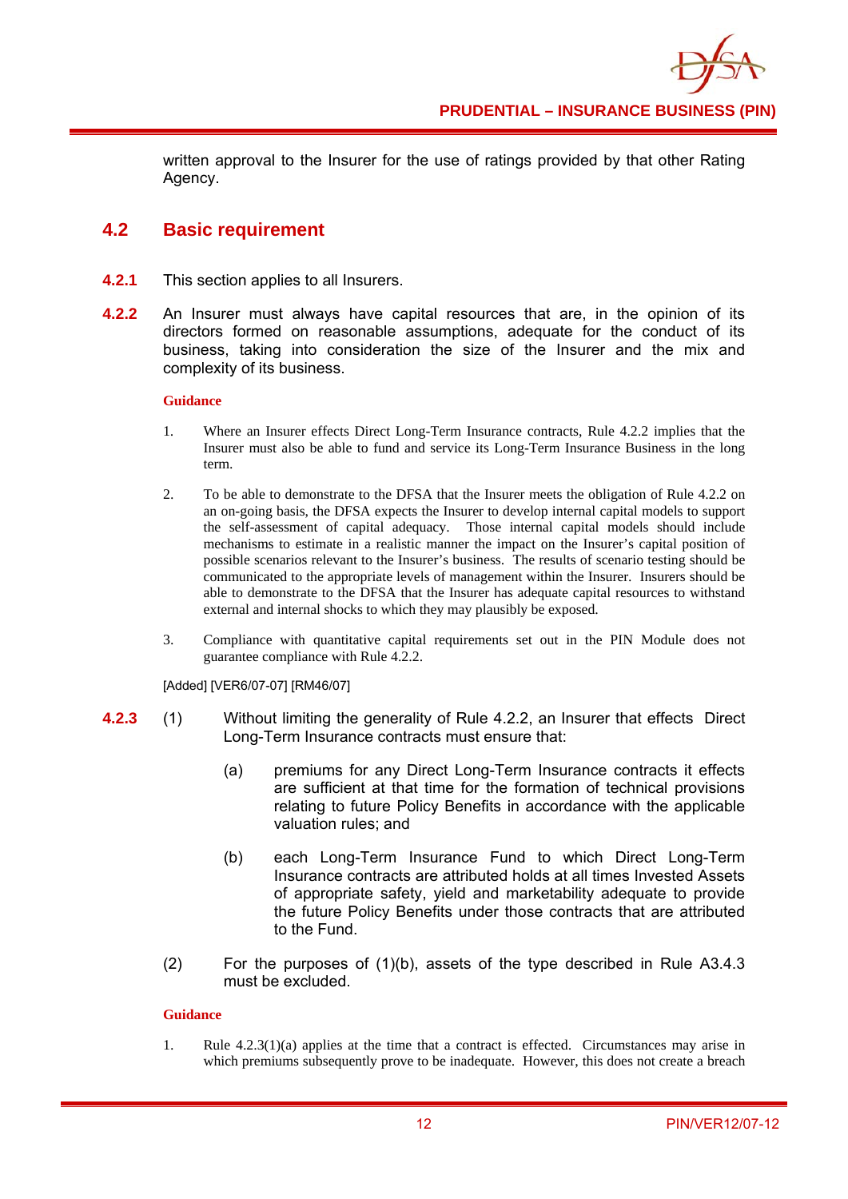written approval to the Insurer for the use of ratings provided by that other Rating Agency.

## 4.2 Basic requirement

**4.2.1** This section applies to all Insurers.

**4.2.2** An Insurer must always have capital resources that are, in the opinion of its directors formed on reasonable assumptions, adequate for the conduct of its business, taking into consideration the size of the Insurer and the mix and complexity of its business.

**Guidance**

1. Where an Insurer effects Direct Long-Term Insurance contracts, Rule 4.2.2 implies that the Insurer must also be able to fund and service its Long-Term Insurance Business in the long term.

2. To be able to demonstrate to the DFSA that the Insurer meets the obligation of Rule 4.2.2 on an on-going basis, the DFSA expects the Insurer to develop internal capital models to support the self-assessment of capital adequacy. Those internal capital models should include mechanisms to estimate in a realistic manner the impact on the Insurer's capital position of possible scenarios relevant to the Insurer's business. The results of scenario testing should be communicated to the appropriate levels of management within the Insurer. Insurers should be able to demonstrate to the DFSA that the Insurer has adequate capital resources to withstand external and internal shocks to which they may plausibly be exposed.

3. Compliance with quantitative capital requirements set out in the PIN Module does not guarantee compliance with Rule 4.2.2.

[Added] [VER6/07-07] [RM46/07]

**4.2.3** (1) Without limiting the generality of Rule 4.2.2, an Insurer that effects Direct Long-Term Insurance contracts must ensure that:

(a) premiums for any Direct Long-Term Insurance contracts it effects are sufficient at that time for the formation of technical provisions relating to future Policy Benefits in accordance with the applicable valuation rules; and

(b) each Long-Term Insurance Fund to which Direct Long-Term Insurance contracts are attributed holds at all times Invested Assets of appropriate safety, yield and marketability adequate to provide the future Policy Benefits under those contracts that are attributed to the Fund.

(2) For the purposes of (1)(b), assets of the type described in Rule A3.4.3 must be excluded.

**Guidance**

1. Rule 4.2.3(1)(a) applies at the time that a contract is effected. Circumstances may arise in which premiums subsequently prove to be inadequate. However, this does not create a breach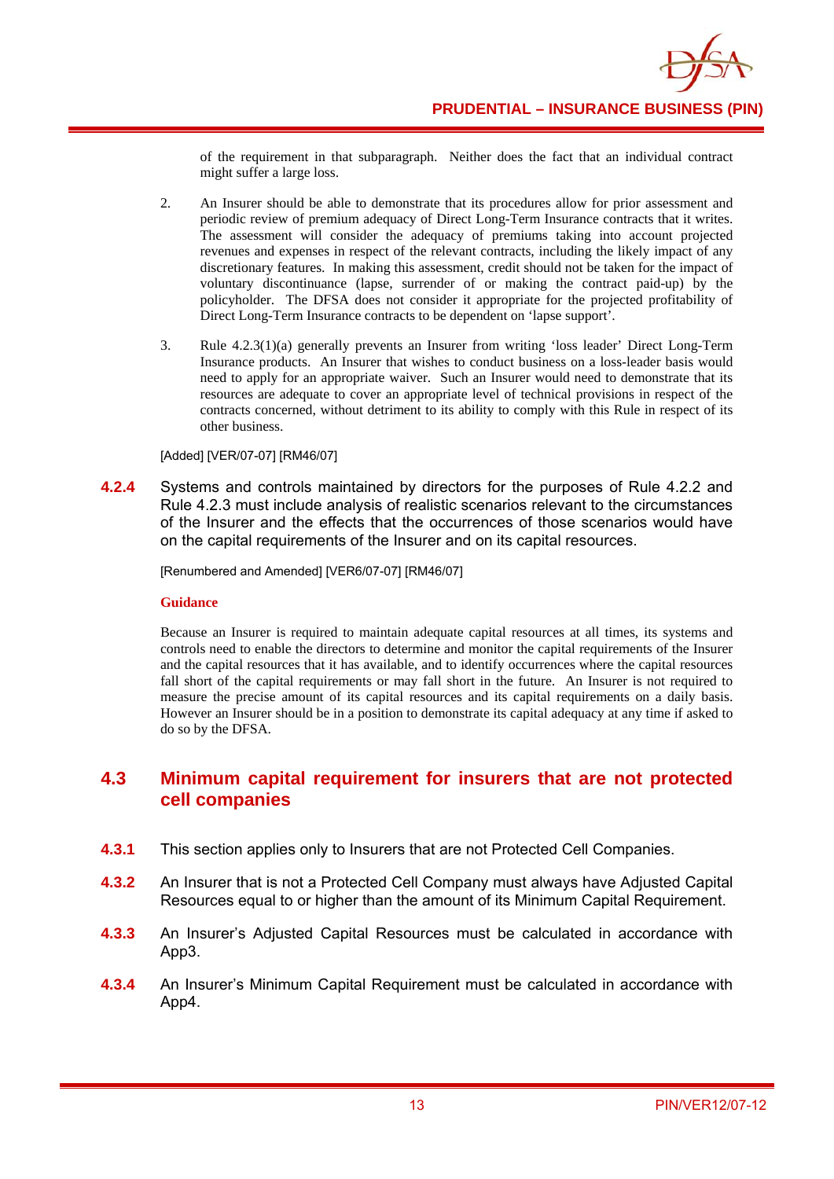of the requirement in that subparagraph. Neither does the fact that an individual contract might suffer a large loss.

2. An Insurer should be able to demonstrate that its procedures allow for prior assessment and periodic review of premium adequacy of Direct Long-Term Insurance contracts that it writes. The assessment will consider the adequacy of premiums taking into account projected revenues and expenses in respect of the relevant contracts, including the likely impact of any discretionary features. In making this assessment, credit should not be taken for the impact of voluntary discontinuance (lapse, surrender of or making the contract paid-up) by the policyholder. The DFSA does not consider it appropriate for the projected profitability of Direct Long-Term Insurance contracts to be dependent on 'lapse support'.

3. Rule 4.2.3(1)(a) generally prevents an Insurer from writing 'loss leader' Direct Long-Term Insurance products. An Insurer that wishes to conduct business on a loss-leader basis would need to apply for an appropriate waiver. Such an Insurer would need to demonstrate that its resources are adequate to cover an appropriate level of technical provisions in respect of the contracts concerned, without detriment to its ability to comply with this Rule in respect of its other business.

[Added] [VER/07-07] [RM46/07]

**4.2.4** Systems and controls maintained by directors for the purposes of Rule 4.2.2 and Rule 4.2.3 must include analysis of realistic scenarios relevant to the circumstances of the Insurer and the effects that the occurrences of those scenarios would have on the capital requirements of the Insurer and on its capital resources.

[Renumbered and Amended] [VER6/07-07] [RM46/07]

**Guidance**

Because an Insurer is required to maintain adequate capital resources at all times, its systems and controls need to enable the directors to determine and monitor the capital requirements of the Insurer and the capital resources that it has available, and to identify occurrences where the capital resources fall short of the capital requirements or may fall short in the future. An Insurer is not required to measure the precise amount of its capital resources and its capital requirements on a daily basis. However an Insurer should be in a position to demonstrate its capital adequacy at any time if asked to do so by the DFSA.

## 4.3 Minimum capital requirement for insurers that are not protected cell companies

**4.3.1** This section applies only to Insurers that are not Protected Cell Companies.

**4.3.2** An Insurer that is not a Protected Cell Company must always have Adjusted Capital Resources equal to or higher than the amount of its Minimum Capital Requirement.

**4.3.3** An Insurer's Adjusted Capital Resources must be calculated in accordance with App3.

**4.3.4** An Insurer's Minimum Capital Requirement must be calculated in accordance with App4.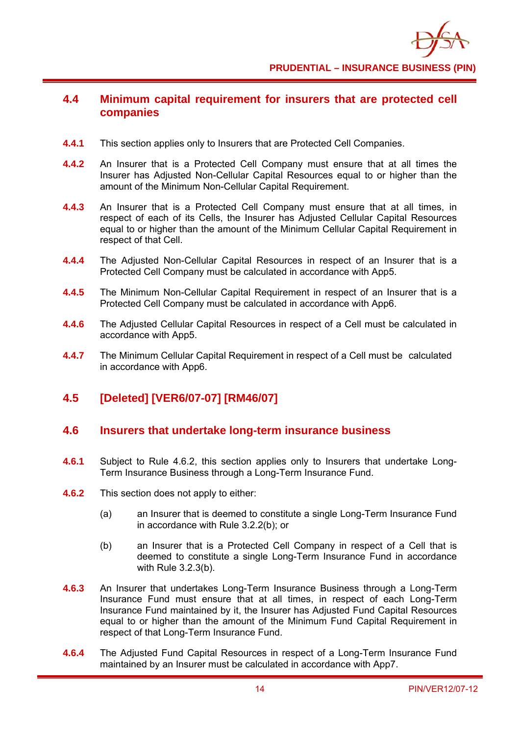## 4.4 Minimum capital requirement for insurers that are protected cell companies

**4.4.1** This section applies only to Insurers that are Protected Cell Companies.

**4.4.2** An Insurer that is a Protected Cell Company must ensure that at all times the Insurer has Adjusted Non-Cellular Capital Resources equal to or higher than the amount of the Minimum Non-Cellular Capital Requirement.

**4.4.3** An Insurer that is a Protected Cell Company must ensure that at all times, in respect of each of its Cells, the Insurer has Adjusted Cellular Capital Resources equal to or higher than the amount of the Minimum Cellular Capital Requirement in respect of that Cell.

**4.4.4** The Adjusted Non-Cellular Capital Resources in respect of an Insurer that is a Protected Cell Company must be calculated in accordance with App5.

**4.4.5** The Minimum Non-Cellular Capital Requirement in respect of an Insurer that is a Protected Cell Company must be calculated in accordance with App6.

**4.4.6** The Adjusted Cellular Capital Resources in respect of a Cell must be calculated in accordance with App5.

**4.4.7** The Minimum Cellular Capital Requirement in respect of a Cell must be calculated in accordance with App6.

## 4.5 [Deleted] [VER6/07-07] [RM46/07]

## 4.6 Insurers that undertake long-term insurance business

**4.6.1** Subject to Rule 4.6.2, this section applies only to Insurers that undertake Long-Term Insurance Business through a Long-Term Insurance Fund.

**4.6.2** This section does not apply to either:

(a) an Insurer that is deemed to constitute a single Long-Term Insurance Fund in accordance with Rule 3.2.2(b); or

(b) an Insurer that is a Protected Cell Company in respect of a Cell that is deemed to constitute a single Long-Term Insurance Fund in accordance with Rule 3.2.3(b).

**4.6.3** An Insurer that undertakes Long-Term Insurance Business through a Long-Term Insurance Fund must ensure that at all times, in respect of each Long-Term Insurance Fund maintained by it, the Insurer has Adjusted Fund Capital Resources equal to or higher than the amount of the Minimum Fund Capital Requirement in respect of that Long-Term Insurance Fund.

**4.6.4** The Adjusted Fund Capital Resources in respect of a Long-Term Insurance Fund maintained by an Insurer must be calculated in accordance with App7.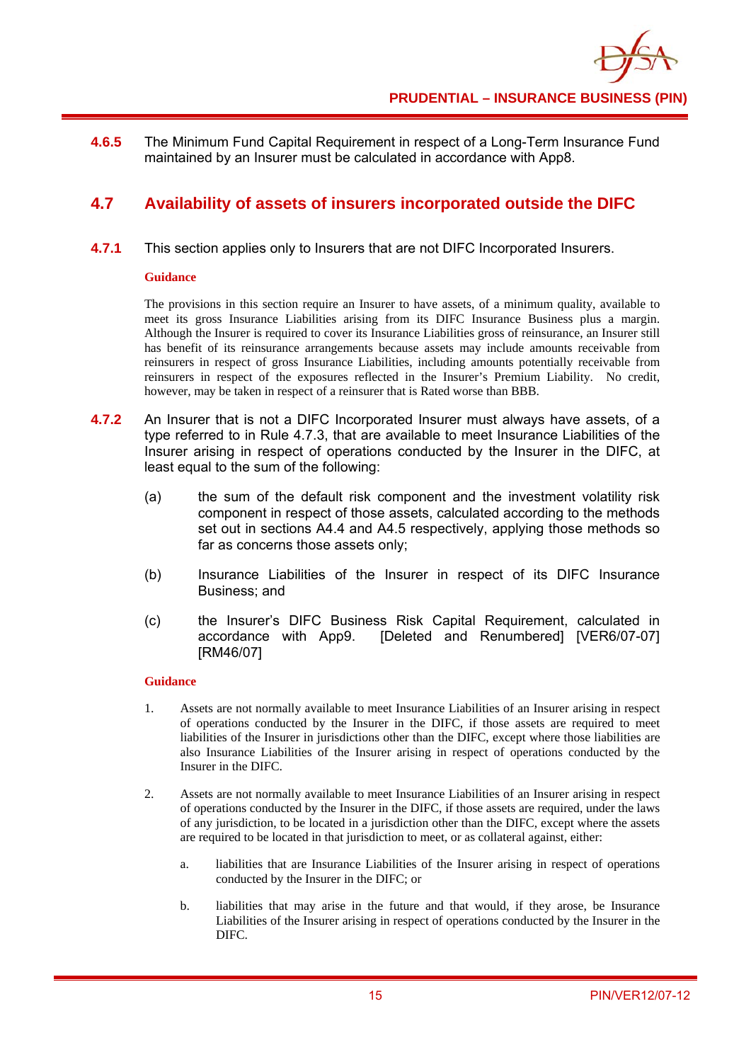**4.6.5** The Minimum Fund Capital Requirement in respect of a Long-Term Insurance Fund maintained by an Insurer must be calculated in accordance with App8.

## 4.7 Availability of assets of insurers incorporated outside the DIFC

**4.7.1** This section applies only to Insurers that are not DIFC Incorporated Insurers.

**Guidance**

The provisions in this section require an Insurer to have assets, of a minimum quality, available to meet its gross Insurance Liabilities arising from its DIFC Insurance Business plus a margin. Although the Insurer is required to cover its Insurance Liabilities gross of reinsurance, an Insurer still has benefit of its reinsurance arrangements because assets may include amounts receivable from reinsurers in respect of gross Insurance Liabilities, including amounts potentially receivable from reinsurers in respect of the exposures reflected in the Insurer's Premium Liability. No credit, however, may be taken in respect of a reinsurer that is Rated worse than BBB.

**4.7.2** An Insurer that is not a DIFC Incorporated Insurer must always have assets, of a type referred to in Rule 4.7.3, that are available to meet Insurance Liabilities of the Insurer arising in respect of operations conducted by the Insurer in the DIFC, at least equal to the sum of the following:

(a) the sum of the default risk component and the investment volatility risk component in respect of those assets, calculated according to the methods set out in sections A4.4 and A4.5 respectively, applying those methods so far as concerns those assets only;

(b) Insurance Liabilities of the Insurer in respect of its DIFC Insurance Business; and

(c) the Insurer's DIFC Business Risk Capital Requirement, calculated in accordance with App9. [Deleted and Renumbered] [VER6/07-07] [RM46/07]

**Guidance**

1. Assets are not normally available to meet Insurance Liabilities of an Insurer arising in respect of operations conducted by the Insurer in the DIFC, if those assets are required to meet liabilities of the Insurer in jurisdictions other than the DIFC, except where those liabilities are also Insurance Liabilities of the Insurer arising in respect of operations conducted by the Insurer in the DIFC.

2. Assets are not normally available to meet Insurance Liabilities of an Insurer arising in respect of operations conducted by the Insurer in the DIFC, if those assets are required, under the laws of any jurisdiction, to be located in a jurisdiction other than the DIFC, except where the assets are required to be located in that jurisdiction to meet, or as collateral against, either:

   a. liabilities that are Insurance Liabilities of the Insurer arising in respect of operations conducted by the Insurer in the DIFC; or

   b. liabilities that may arise in the future and that would, if they arose, be Insurance Liabilities of the Insurer arising in respect of operations conducted by the Insurer in the DIFC.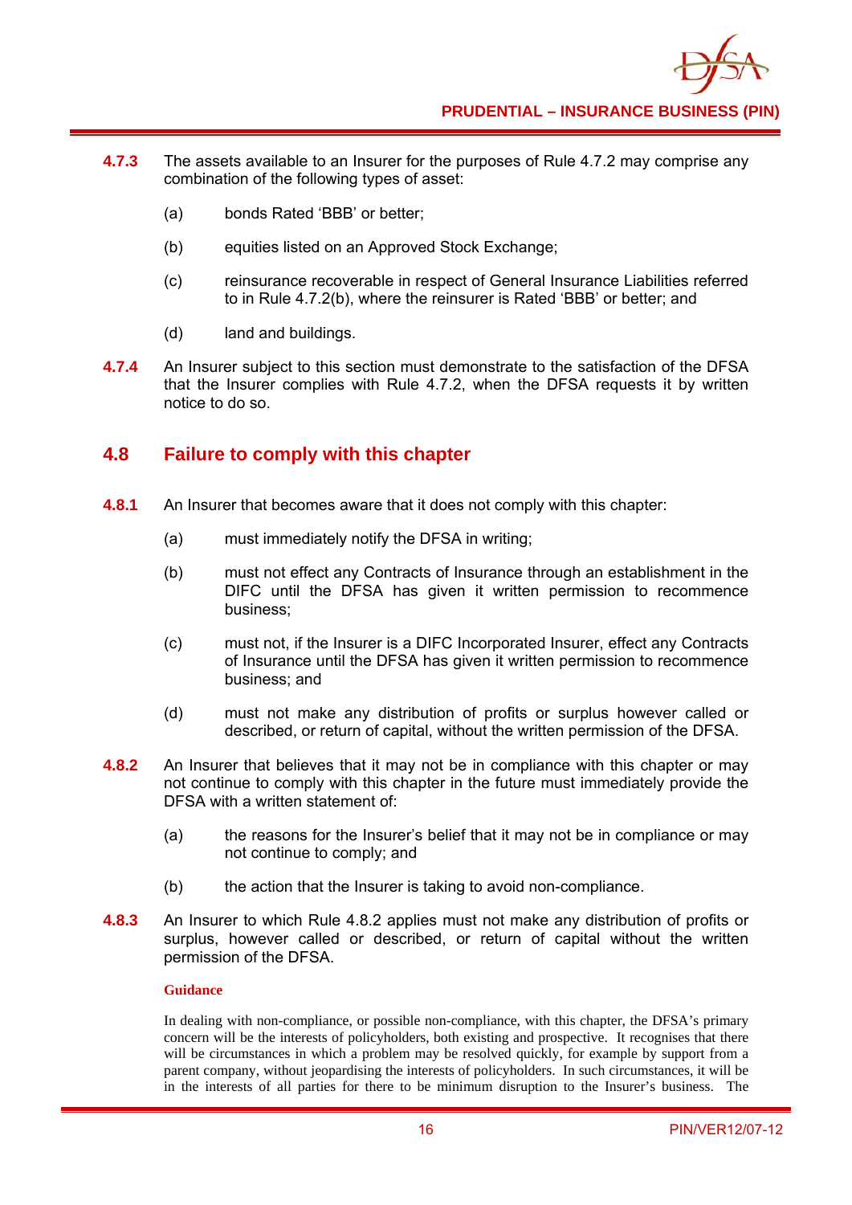**4.7.3** The assets available to an Insurer for the purposes of Rule 4.7.2 may comprise any combination of the following types of asset:

(a) bonds Rated 'BBB' or better;

(b) equities listed on an Approved Stock Exchange;

(c) reinsurance recoverable in respect of General Insurance Liabilities referred to in Rule 4.7.2(b), where the reinsurer is Rated 'BBB' or better; and

(d) land and buildings.

**4.7.4** An Insurer subject to this section must demonstrate to the satisfaction of the DFSA that the Insurer complies with Rule 4.7.2, when the DFSA requests it by written notice to do so.

## 4.8 Failure to comply with this chapter

**4.8.1** An Insurer that becomes aware that it does not comply with this chapter:

(a) must immediately notify the DFSA in writing;

(b) must not effect any Contracts of Insurance through an establishment in the DIFC until the DFSA has given it written permission to recommence business;

(c) must not, if the Insurer is a DIFC Incorporated Insurer, effect any Contracts of Insurance until the DFSA has given it written permission to recommence business; and

(d) must not make any distribution of profits or surplus however called or described, or return of capital, without the written permission of the DFSA.

**4.8.2** An Insurer that believes that it may not be in compliance with this chapter or may not continue to comply with this chapter in the future must immediately provide the DFSA with a written statement of:

(a) the reasons for the Insurer's belief that it may not be in compliance or may not continue to comply; and

(b) the action that the Insurer is taking to avoid non-compliance.

**4.8.3** An Insurer to which Rule 4.8.2 applies must not make any distribution of profits or surplus, however called or described, or return of capital without the written permission of the DFSA.

**Guidance**

In dealing with non-compliance, or possible non-compliance, with this chapter, the DFSA's primary concern will be the interests of policyholders, both existing and prospective. It recognises that there will be circumstances in which a problem may be resolved quickly, for example by support from a parent company, without jeopardising the interests of policyholders. In such circumstances, it will be in the interests of all parties for there to be minimum disruption to the Insurer's business. The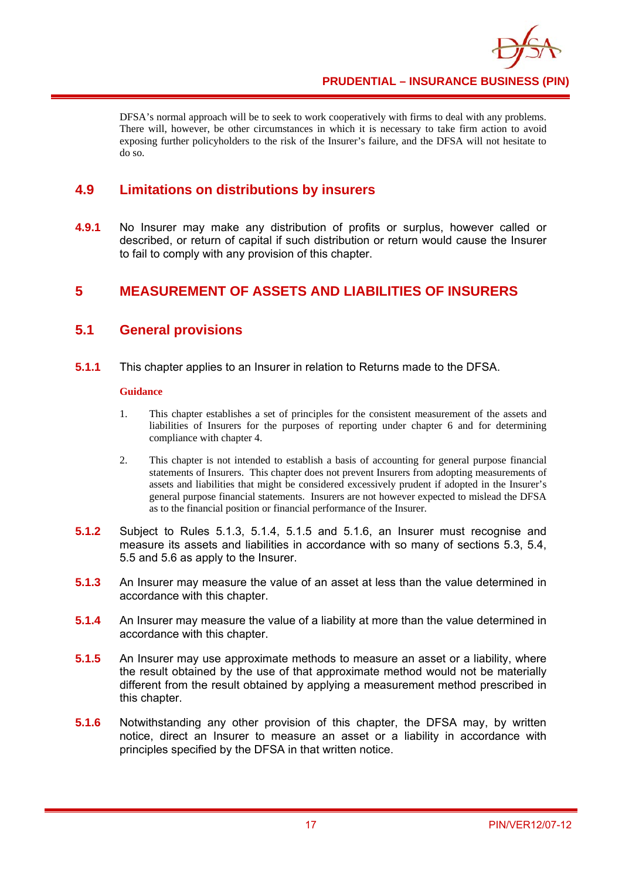DFSA's normal approach will be to seek to work cooperatively with firms to deal with any problems. There will, however, be other circumstances in which it is necessary to take firm action to avoid exposing further policyholders to the risk of the Insurer's failure, and the DFSA will not hesitate to do so.

## 4.9 Limitations on distributions by insurers

**4.9.1** No Insurer may make any distribution of profits or surplus, however called or described, or return of capital if such distribution or return would cause the Insurer to fail to comply with any provision of this chapter.

# 5 MEASUREMENT OF ASSETS AND LIABILITIES OF INSURERS

## 5.1 General provisions

**5.1.1** This chapter applies to an Insurer in relation to Returns made to the DFSA.

**Guidance**

1. This chapter establishes a set of principles for the consistent measurement of the assets and liabilities of Insurers for the purposes of reporting under chapter 6 and for determining compliance with chapter 4.

2. This chapter is not intended to establish a basis of accounting for general purpose financial statements of Insurers. This chapter does not prevent Insurers from adopting measurements of assets and liabilities that might be considered excessively prudent if adopted in the Insurer's general purpose financial statements. Insurers are not however expected to mislead the DFSA as to the financial position or financial performance of the Insurer.

**5.1.2** Subject to Rules 5.1.3, 5.1.4, 5.1.5 and 5.1.6, an Insurer must recognise and measure its assets and liabilities in accordance with so many of sections 5.3, 5.4, 5.5 and 5.6 as apply to the Insurer.

**5.1.3** An Insurer may measure the value of an asset at less than the value determined in accordance with this chapter.

**5.1.4** An Insurer may measure the value of a liability at more than the value determined in accordance with this chapter.

**5.1.5** An Insurer may use approximate methods to measure an asset or a liability, where the result obtained by the use of that approximate method would not be materially different from the result obtained by applying a measurement method prescribed in this chapter.

**5.1.6** Notwithstanding any other provision of this chapter, the DFSA may, by written notice, direct an Insurer to measure an asset or a liability in accordance with principles specified by the DFSA in that written notice.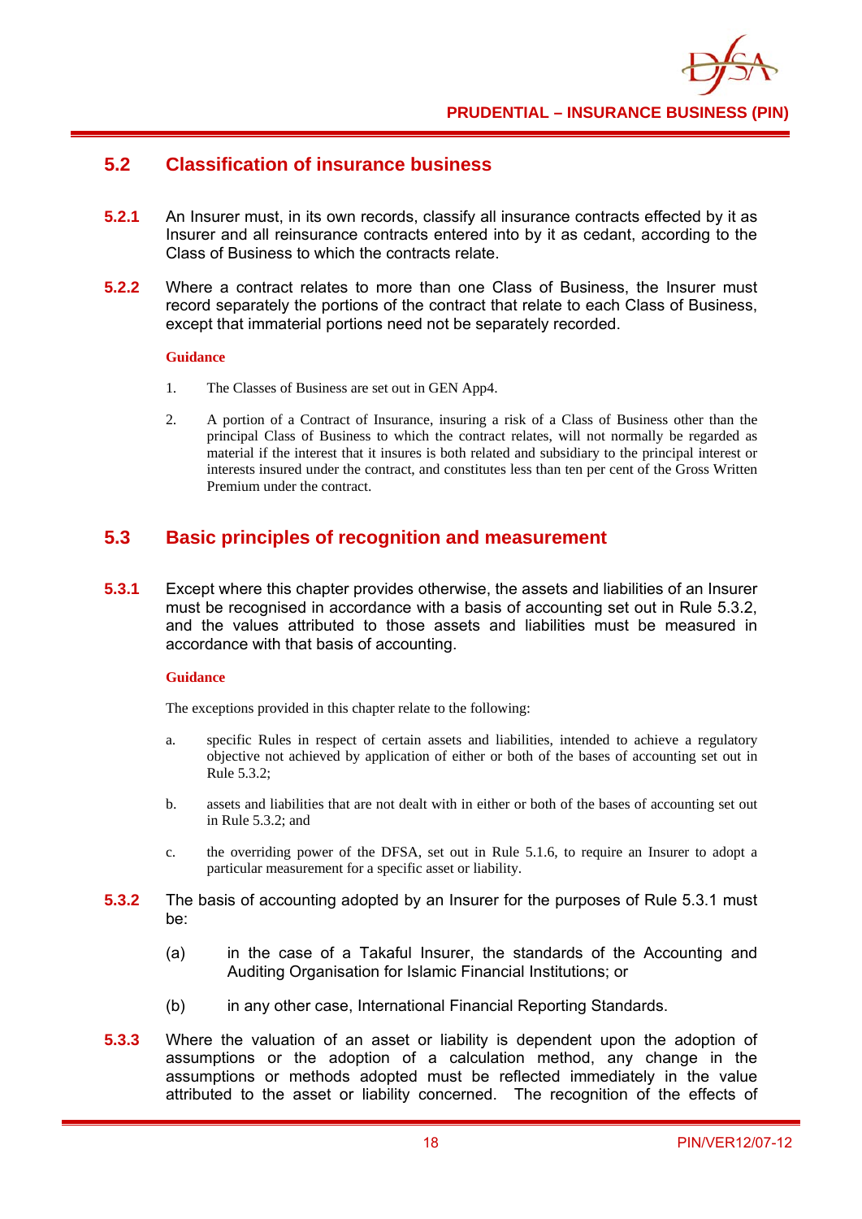## 5.2 Classification of insurance business

**5.2.1** An Insurer must, in its own records, classify all insurance contracts effected by it as Insurer and all reinsurance contracts entered into by it as cedant, according to the Class of Business to which the contracts relate.

**5.2.2** Where a contract relates to more than one Class of Business, the Insurer must record separately the portions of the contract that relate to each Class of Business, except that immaterial portions need not be separately recorded.

**Guidance**

1. The Classes of Business are set out in GEN App4.

2. A portion of a Contract of Insurance, insuring a risk of a Class of Business other than the principal Class of Business to which the contract relates, will not normally be regarded as material if the interest that it insures is both related and subsidiary to the principal interest or interests insured under the contract, and constitutes less than ten per cent of the Gross Written Premium under the contract.

## 5.3 Basic principles of recognition and measurement

**5.3.1** Except where this chapter provides otherwise, the assets and liabilities of an Insurer must be recognised in accordance with a basis of accounting set out in Rule 5.3.2, and the values attributed to those assets and liabilities must be measured in accordance with that basis of accounting.

**Guidance**

The exceptions provided in this chapter relate to the following:

a. specific Rules in respect of certain assets and liabilities, intended to achieve a regulatory objective not achieved by application of either or both of the bases of accounting set out in Rule 5.3.2;

b. assets and liabilities that are not dealt with in either or both of the bases of accounting set out in Rule 5.3.2; and

c. the overriding power of the DFSA, set out in Rule 5.1.6, to require an Insurer to adopt a particular measurement for a specific asset or liability.

**5.3.2** The basis of accounting adopted by an Insurer for the purposes of Rule 5.3.1 must be:

(a) in the case of a Takaful Insurer, the standards of the Accounting and Auditing Organisation for Islamic Financial Institutions; or

(b) in any other case, International Financial Reporting Standards.

**5.3.3** Where the valuation of an asset or liability is dependent upon the adoption of assumptions or the adoption of a calculation method, any change in the assumptions or methods adopted must be reflected immediately in the value attributed to the asset or liability concerned. The recognition of the effects of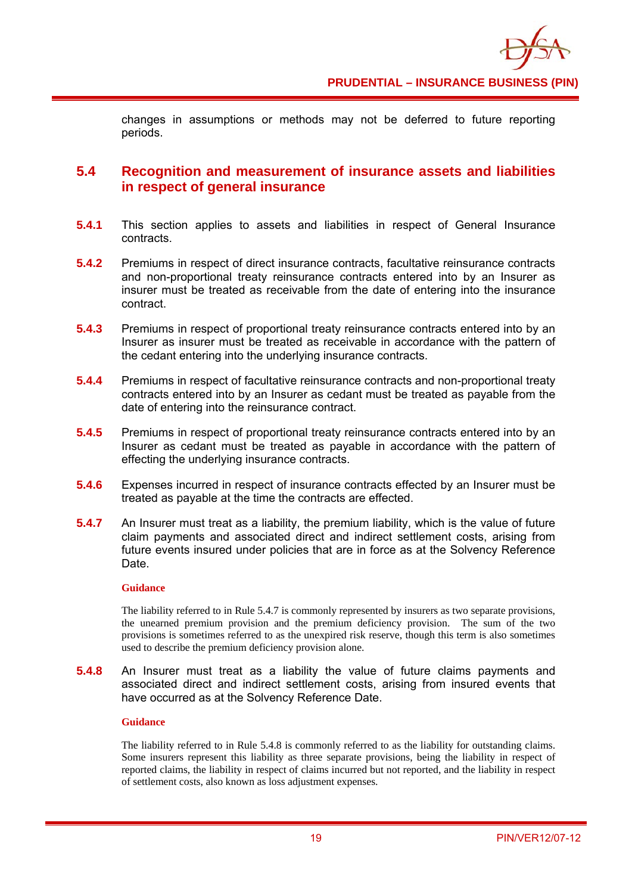changes in assumptions or methods may not be deferred to future reporting periods.

## 5.4 Recognition and measurement of insurance assets and liabilities in respect of general insurance

**5.4.1** This section applies to assets and liabilities in respect of General Insurance contracts.

**5.4.2** Premiums in respect of direct insurance contracts, facultative reinsurance contracts and non-proportional treaty reinsurance contracts entered into by an Insurer as insurer must be treated as receivable from the date of entering into the insurance contract.

**5.4.3** Premiums in respect of proportional treaty reinsurance contracts entered into by an Insurer as insurer must be treated as receivable in accordance with the pattern of the cedant entering into the underlying insurance contracts.

**5.4.4** Premiums in respect of facultative reinsurance contracts and non-proportional treaty contracts entered into by an Insurer as cedant must be treated as payable from the date of entering into the reinsurance contract.

**5.4.5** Premiums in respect of proportional treaty reinsurance contracts entered into by an Insurer as cedant must be treated as payable in accordance with the pattern of effecting the underlying insurance contracts.

**5.4.6** Expenses incurred in respect of insurance contracts effected by an Insurer must be treated as payable at the time the contracts are effected.

**5.4.7** An Insurer must treat as a liability, the premium liability, which is the value of future claim payments and associated direct and indirect settlement costs, arising from future events insured under policies that are in force as at the Solvency Reference Date.

**Guidance**

The liability referred to in Rule 5.4.7 is commonly represented by insurers as two separate provisions, the unearned premium provision and the premium deficiency provision. The sum of the two provisions is sometimes referred to as the unexpired risk reserve, though this term is also sometimes used to describe the premium deficiency provision alone.

**5.4.8** An Insurer must treat as a liability the value of future claims payments and associated direct and indirect settlement costs, arising from insured events that have occurred as at the Solvency Reference Date.

**Guidance**

The liability referred to in Rule 5.4.8 is commonly referred to as the liability for outstanding claims. Some insurers represent this liability as three separate provisions, being the liability in respect of reported claims, the liability in respect of claims incurred but not reported, and the liability in respect of settlement costs, also known as loss adjustment expenses.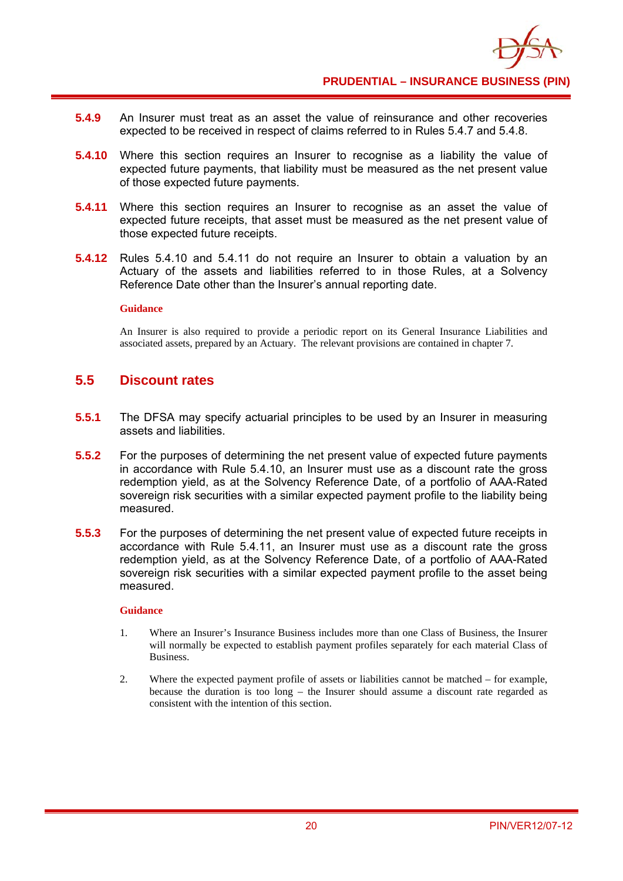**5.4.9** An Insurer must treat as an asset the value of reinsurance and other recoveries expected to be received in respect of claims referred to in Rules 5.4.7 and 5.4.8.

**5.4.10** Where this section requires an Insurer to recognise as a liability the value of expected future payments, that liability must be measured as the net present value of those expected future payments.

**5.4.11** Where this section requires an Insurer to recognise as an asset the value of expected future receipts, that asset must be measured as the net present value of those expected future receipts.

**5.4.12** Rules 5.4.10 and 5.4.11 do not require an Insurer to obtain a valuation by an Actuary of the assets and liabilities referred to in those Rules, at a Solvency Reference Date other than the Insurer's annual reporting date.

**Guidance**

An Insurer is also required to provide a periodic report on its General Insurance Liabilities and associated assets, prepared by an Actuary. The relevant provisions are contained in chapter 7.

## 5.5 Discount rates

**5.5.1** The DFSA may specify actuarial principles to be used by an Insurer in measuring assets and liabilities.

**5.5.2** For the purposes of determining the net present value of expected future payments in accordance with Rule 5.4.10, an Insurer must use as a discount rate the gross redemption yield, as at the Solvency Reference Date, of a portfolio of AAA-Rated sovereign risk securities with a similar expected payment profile to the liability being measured.

**5.5.3** For the purposes of determining the net present value of expected future receipts in accordance with Rule 5.4.11, an Insurer must use as a discount rate the gross redemption yield, as at the Solvency Reference Date, of a portfolio of AAA-Rated sovereign risk securities with a similar expected payment profile to the asset being measured.

**Guidance**

1. Where an Insurer's Insurance Business includes more than one Class of Business, the Insurer will normally be expected to establish payment profiles separately for each material Class of Business.

2. Where the expected payment profile of assets or liabilities cannot be matched – for example, because the duration is too long – the Insurer should assume a discount rate regarded as consistent with the intention of this section.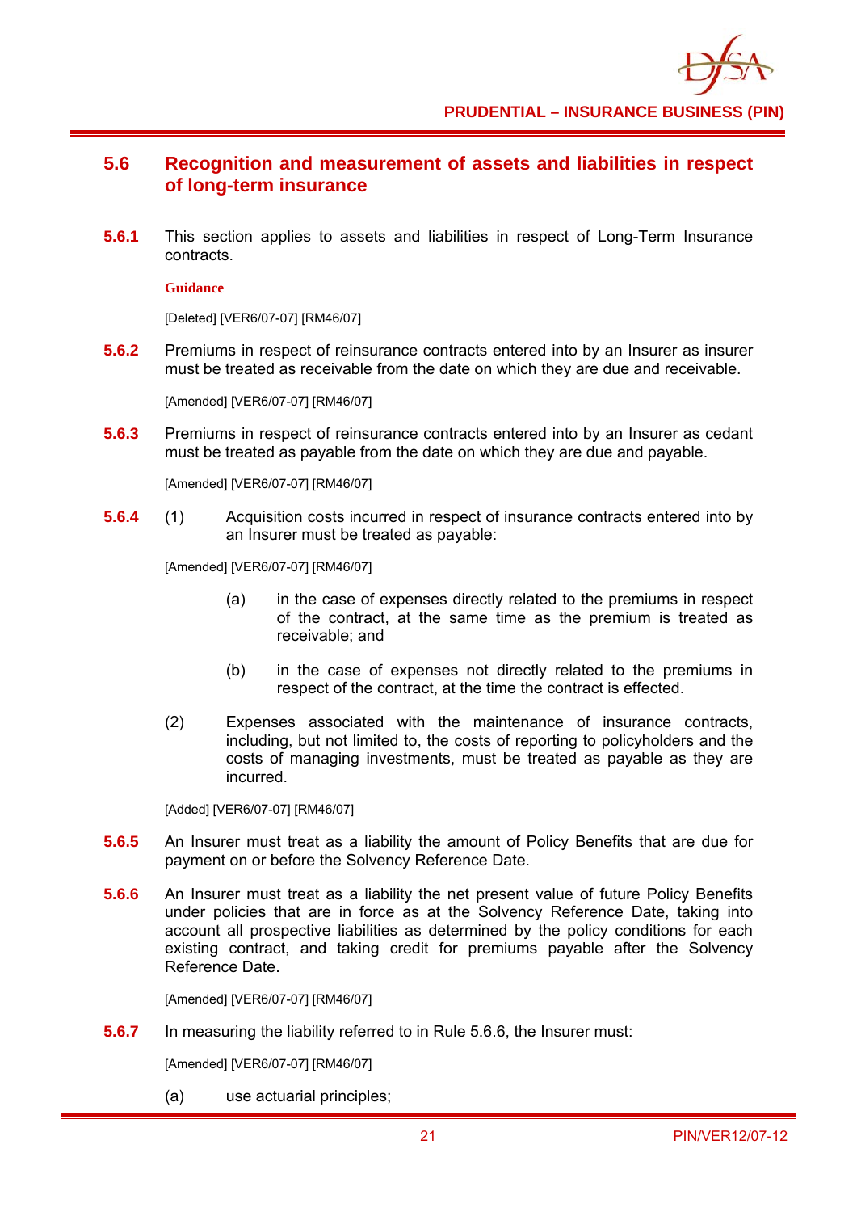## 5.6 Recognition and measurement of assets and liabilities in respect of long-term insurance

**5.6.1** This section applies to assets and liabilities in respect of Long-Term Insurance contracts.

**Guidance**

[Deleted] [VER6/07-07] [RM46/07]

**5.6.2** Premiums in respect of reinsurance contracts entered into by an Insurer as insurer must be treated as receivable from the date on which they are due and receivable.

[Amended] [VER6/07-07] [RM46/07]

**5.6.3** Premiums in respect of reinsurance contracts entered into by an Insurer as cedant must be treated as payable from the date on which they are due and payable.

[Amended] [VER6/07-07] [RM46/07]

**5.6.4** (1) Acquisition costs incurred in respect of insurance contracts entered into by an Insurer must be treated as payable:

[Amended] [VER6/07-07] [RM46/07]

(a) in the case of expenses directly related to the premiums in respect of the contract, at the same time as the premium is treated as receivable; and

(b) in the case of expenses not directly related to the premiums in respect of the contract, at the time the contract is effected.

(2) Expenses associated with the maintenance of insurance contracts, including, but not limited to, the costs of reporting to policyholders and the costs of managing investments, must be treated as payable as they are incurred.

[Added] [VER6/07-07] [RM46/07]

**5.6.5** An Insurer must treat as a liability the amount of Policy Benefits that are due for payment on or before the Solvency Reference Date.

**5.6.6** An Insurer must treat as a liability the net present value of future Policy Benefits under policies that are in force as at the Solvency Reference Date, taking into account all prospective liabilities as determined by the policy conditions for each existing contract, and taking credit for premiums payable after the Solvency Reference Date.

[Amended] [VER6/07-07] [RM46/07]

**5.6.7** In measuring the liability referred to in Rule 5.6.6, the Insurer must:

[Amended] [VER6/07-07] [RM46/07]

(a) use actuarial principles;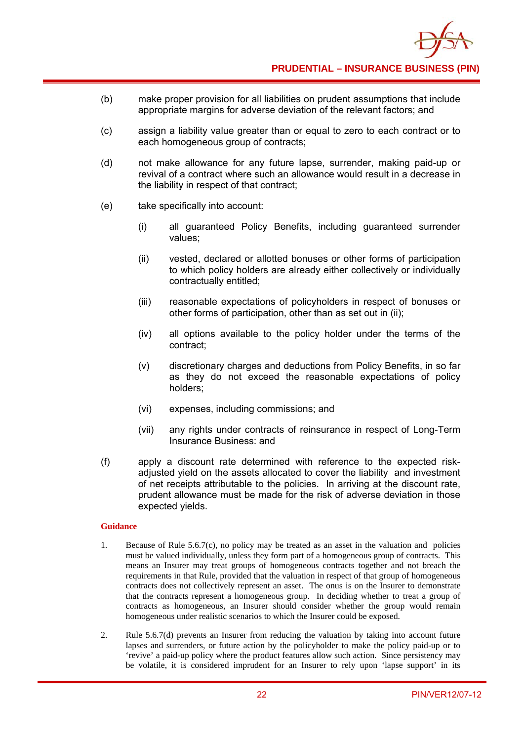(b) make proper provision for all liabilities on prudent assumptions that include appropriate margins for adverse deviation of the relevant factors; and

(c) assign a liability value greater than or equal to zero to each contract or to each homogeneous group of contracts;

(d) not make allowance for any future lapse, surrender, making paid-up or revival of a contract where such an allowance would result in a decrease in the liability in respect of that contract;

(e) take specifically into account:

   (i) all guaranteed Policy Benefits, including guaranteed surrender values;

   (ii) vested, declared or allotted bonuses or other forms of participation to which policy holders are already either collectively or individually contractually entitled;

   (iii) reasonable expectations of policyholders in respect of bonuses or other forms of participation, other than as set out in (ii);

   (iv) all options available to the policy holder under the terms of the contract;

   (v) discretionary charges and deductions from Policy Benefits, in so far as they do not exceed the reasonable expectations of policy holders;

   (vi) expenses, including commissions; and

   (vii) any rights under contracts of reinsurance in respect of Long-Term Insurance Business: and

(f) apply a discount rate determined with reference to the expected risk-adjusted yield on the assets allocated to cover the liability and investment of net receipts attributable to the policies. In arriving at the discount rate, prudent allowance must be made for the risk of adverse deviation in those expected yields.

**Guidance**

1. Because of Rule 5.6.7(c), no policy may be treated as an asset in the valuation and policies must be valued individually, unless they form part of a homogeneous group of contracts. This means an Insurer may treat groups of homogeneous contracts together and not breach the requirements in that Rule, provided that the valuation in respect of that group of homogeneous contracts does not collectively represent an asset. The onus is on the Insurer to demonstrate that the contracts represent a homogeneous group. In deciding whether to treat a group of contracts as homogeneous, an Insurer should consider whether the group would remain homogeneous under realistic scenarios to which the Insurer could be exposed.

2. Rule 5.6.7(d) prevents an Insurer from reducing the valuation by taking into account future lapses and surrenders, or future action by the policyholder to make the policy paid-up or to 'revive' a paid-up policy where the product features allow such action. Since persistency may be volatile, it is considered imprudent for an Insurer to rely upon 'lapse support' in its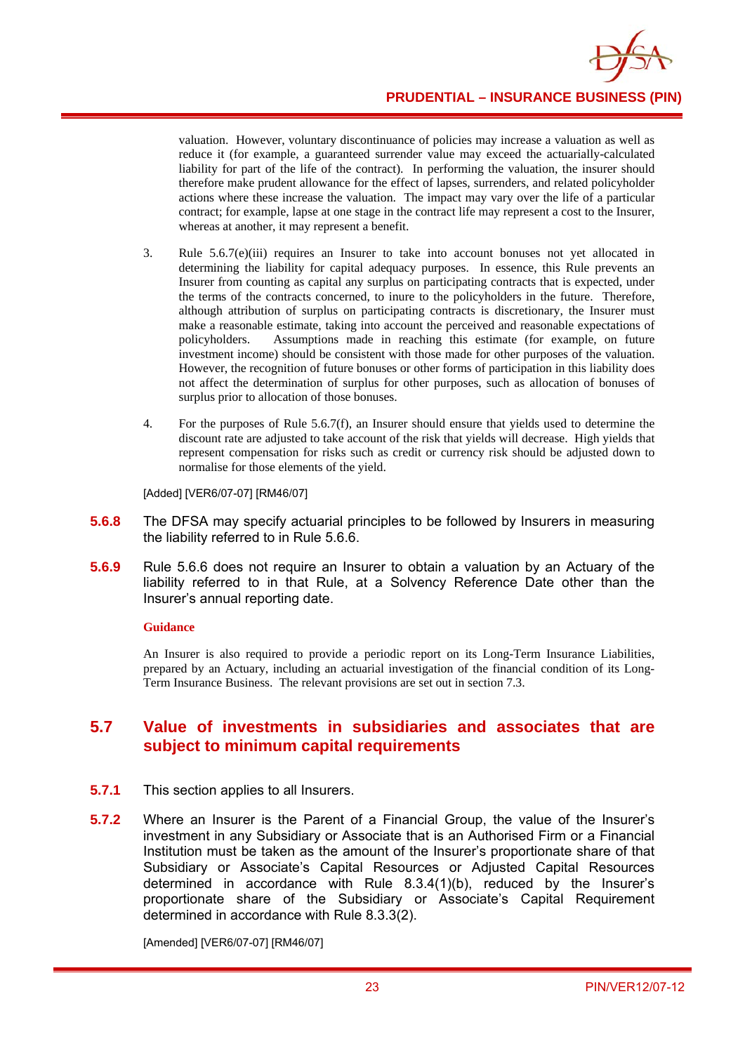valuation. However, voluntary discontinuance of policies may increase a valuation as well as reduce it (for example, a guaranteed surrender value may exceed the actuarially-calculated liability for part of the life of the contract). In performing the valuation, the insurer should therefore make prudent allowance for the effect of lapses, surrenders, and related policyholder actions where these increase the valuation. The impact may vary over the life of a particular contract; for example, lapse at one stage in the contract life may represent a cost to the Insurer, whereas at another, it may represent a benefit.

3. Rule 5.6.7(e)(iii) requires an Insurer to take into account bonuses not yet allocated in determining the liability for capital adequacy purposes. In essence, this Rule prevents an Insurer from counting as capital any surplus on participating contracts that is expected, under the terms of the contracts concerned, to inure to the policyholders in the future. Therefore, although attribution of surplus on participating contracts is discretionary, the Insurer must make a reasonable estimate, taking into account the perceived and reasonable expectations of policyholders. Assumptions made in reaching this estimate (for example, on future investment income) should be consistent with those made for other purposes of the valuation. However, the recognition of future bonuses or other forms of participation in this liability does not affect the determination of surplus for other purposes, such as allocation of bonuses of surplus prior to allocation of those bonuses.

4. For the purposes of Rule 5.6.7(f), an Insurer should ensure that yields used to determine the discount rate are adjusted to take account of the risk that yields will decrease. High yields that represent compensation for risks such as credit or currency risk should be adjusted down to normalise for those elements of the yield.

[Added] [VER6/07-07] [RM46/07]

**5.6.8** The DFSA may specify actuarial principles to be followed by Insurers in measuring the liability referred to in Rule 5.6.6.

**5.6.9** Rule 5.6.6 does not require an Insurer to obtain a valuation by an Actuary of the liability referred to in that Rule, at a Solvency Reference Date other than the Insurer's annual reporting date.

**Guidance**

An Insurer is also required to provide a periodic report on its Long-Term Insurance Liabilities, prepared by an Actuary, including an actuarial investigation of the financial condition of its Long-Term Insurance Business. The relevant provisions are set out in section 7.3.

## 5.7 Value of investments in subsidiaries and associates that are subject to minimum capital requirements

**5.7.1** This section applies to all Insurers.

**5.7.2** Where an Insurer is the Parent of a Financial Group, the value of the Insurer's investment in any Subsidiary or Associate that is an Authorised Firm or a Financial Institution must be taken as the amount of the Insurer's proportionate share of that Subsidiary or Associate's Capital Resources or Adjusted Capital Resources determined in accordance with Rule 8.3.4(1)(b), reduced by the Insurer's proportionate share of the Subsidiary or Associate's Capital Requirement determined in accordance with Rule 8.3.3(2).

[Amended] [VER6/07-07] [RM46/07]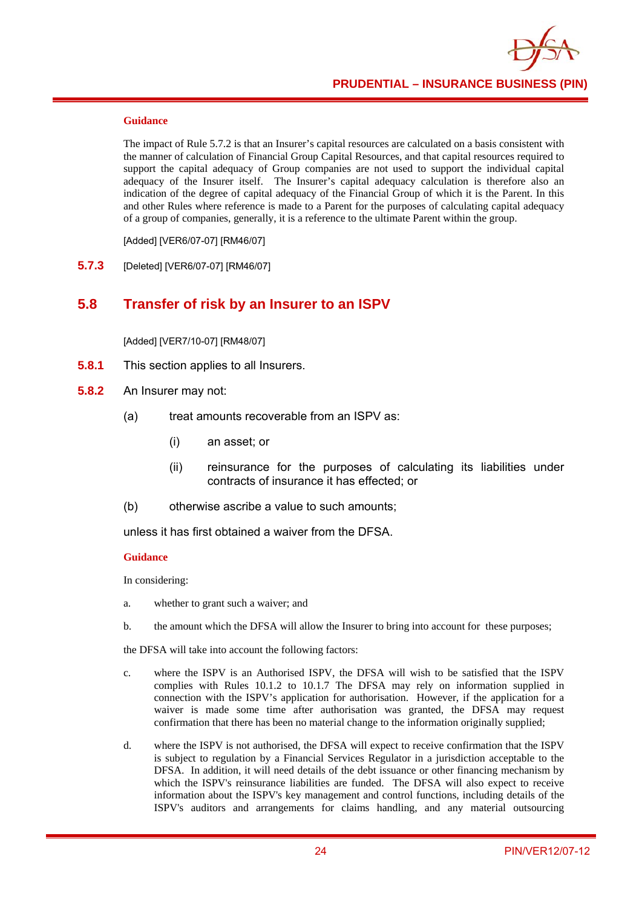**Guidance**

The impact of Rule 5.7.2 is that an Insurer's capital resources are calculated on a basis consistent with the manner of calculation of Financial Group Capital Resources, and that capital resources required to support the capital adequacy of Group companies are not used to support the individual capital adequacy of the Insurer itself. The Insurer's capital adequacy calculation is therefore also an indication of the degree of capital adequacy of the Financial Group of which it is the Parent. In this and other Rules where reference is made to a Parent for the purposes of calculating capital adequacy of a group of companies, generally, it is a reference to the ultimate Parent within the group.

[Added] [VER6/07-07] [RM46/07]

**5.7.3** [Deleted] [VER6/07-07] [RM46/07]

## 5.8 Transfer of risk by an Insurer to an ISPV

[Added] [VER7/10-07] [RM48/07]

**5.8.1** This section applies to all Insurers.

**5.8.2** An Insurer may not:

(a) treat amounts recoverable from an ISPV as:

  (i) an asset; or

  (ii) reinsurance for the purposes of calculating its liabilities under contracts of insurance it has effected; or

(b) otherwise ascribe a value to such amounts;

unless it has first obtained a waiver from the DFSA.

**Guidance**

In considering:

a. whether to grant such a waiver; and

b. the amount which the DFSA will allow the Insurer to bring into account for these purposes;

the DFSA will take into account the following factors:

c. where the ISPV is an Authorised ISPV, the DFSA will wish to be satisfied that the ISPV complies with Rules 10.1.2 to 10.1.7 The DFSA may rely on information supplied in connection with the ISPV's application for authorisation. However, if the application for a waiver is made some time after authorisation was granted, the DFSA may request confirmation that there has been no material change to the information originally supplied;

d. where the ISPV is not authorised, the DFSA will expect to receive confirmation that the ISPV is subject to regulation by a Financial Services Regulator in a jurisdiction acceptable to the DFSA. In addition, it will need details of the debt issuance or other financing mechanism by which the ISPV's reinsurance liabilities are funded. The DFSA will also expect to receive information about the ISPV's key management and control functions, including details of the ISPV's auditors and arrangements for claims handling, and any material outsourcing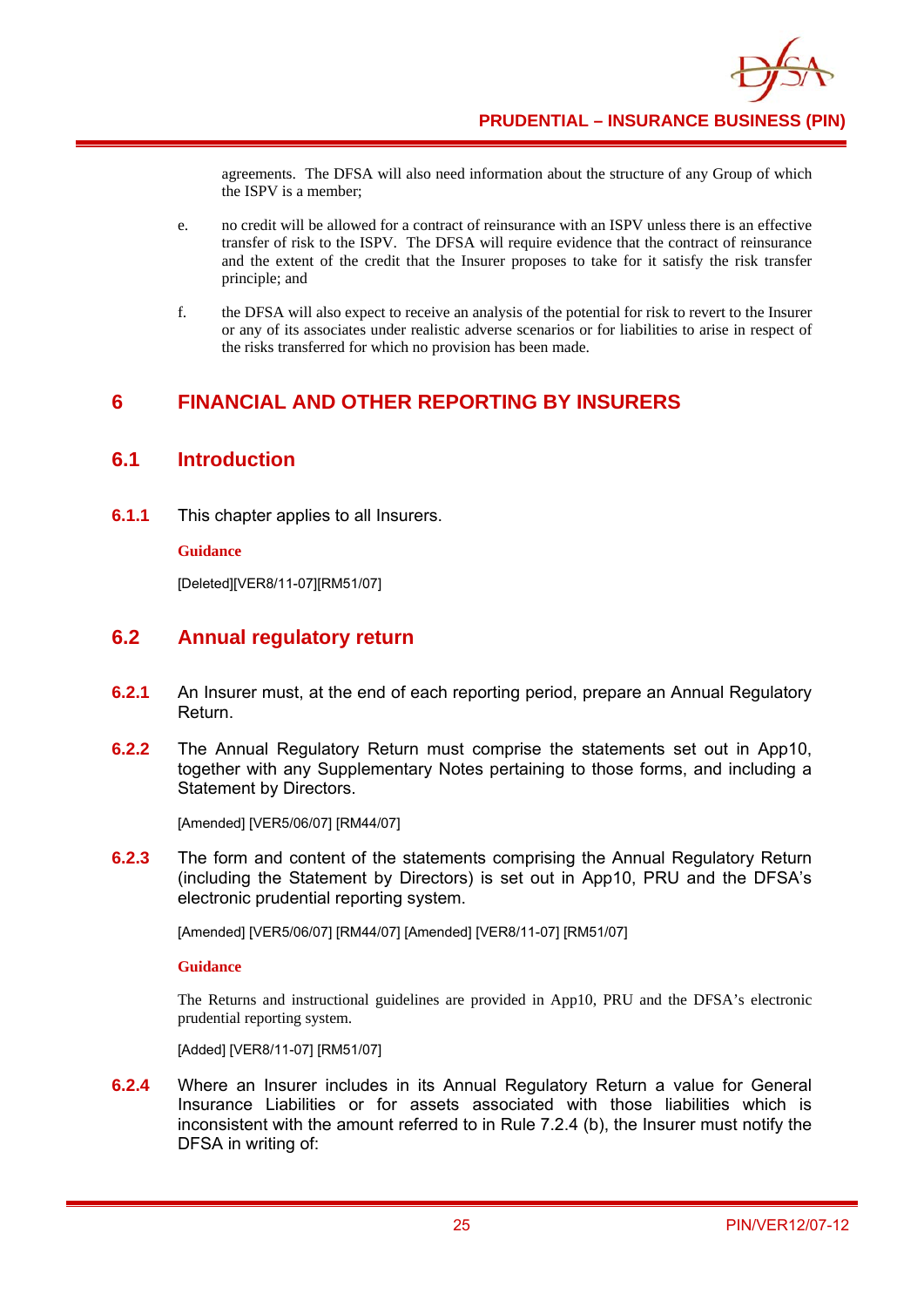agreements. The DFSA will also need information about the structure of any Group of which the ISPV is a member;

e. no credit will be allowed for a contract of reinsurance with an ISPV unless there is an effective transfer of risk to the ISPV. The DFSA will require evidence that the contract of reinsurance and the extent of the credit that the Insurer proposes to take for it satisfy the risk transfer principle; and

f. the DFSA will also expect to receive an analysis of the potential for risk to revert to the Insurer or any of its associates under realistic adverse scenarios or for liabilities to arise in respect of the risks transferred for which no provision has been made.

# 6 FINANCIAL AND OTHER REPORTING BY INSURERS

## 6.1 Introduction

**6.1.1** This chapter applies to all Insurers.

**Guidance**

[Deleted][VER8/11-07][RM51/07]

## 6.2 Annual regulatory return

**6.2.1** An Insurer must, at the end of each reporting period, prepare an Annual Regulatory Return.

**6.2.2** The Annual Regulatory Return must comprise the statements set out in App10, together with any Supplementary Notes pertaining to those forms, and including a Statement by Directors.

[Amended] [VER5/06/07] [RM44/07]

**6.2.3** The form and content of the statements comprising the Annual Regulatory Return (including the Statement by Directors) is set out in App10, PRU and the DFSA's electronic prudential reporting system.

[Amended] [VER5/06/07] [RM44/07] [Amended] [VER8/11-07] [RM51/07]

**Guidance**

The Returns and instructional guidelines are provided in App10, PRU and the DFSA's electronic prudential reporting system.

[Added] [VER8/11-07] [RM51/07]

**6.2.4** Where an Insurer includes in its Annual Regulatory Return a value for General Insurance Liabilities or for assets associated with those liabilities which is inconsistent with the amount referred to in Rule 7.2.4 (b), the Insurer must notify the DFSA in writing of: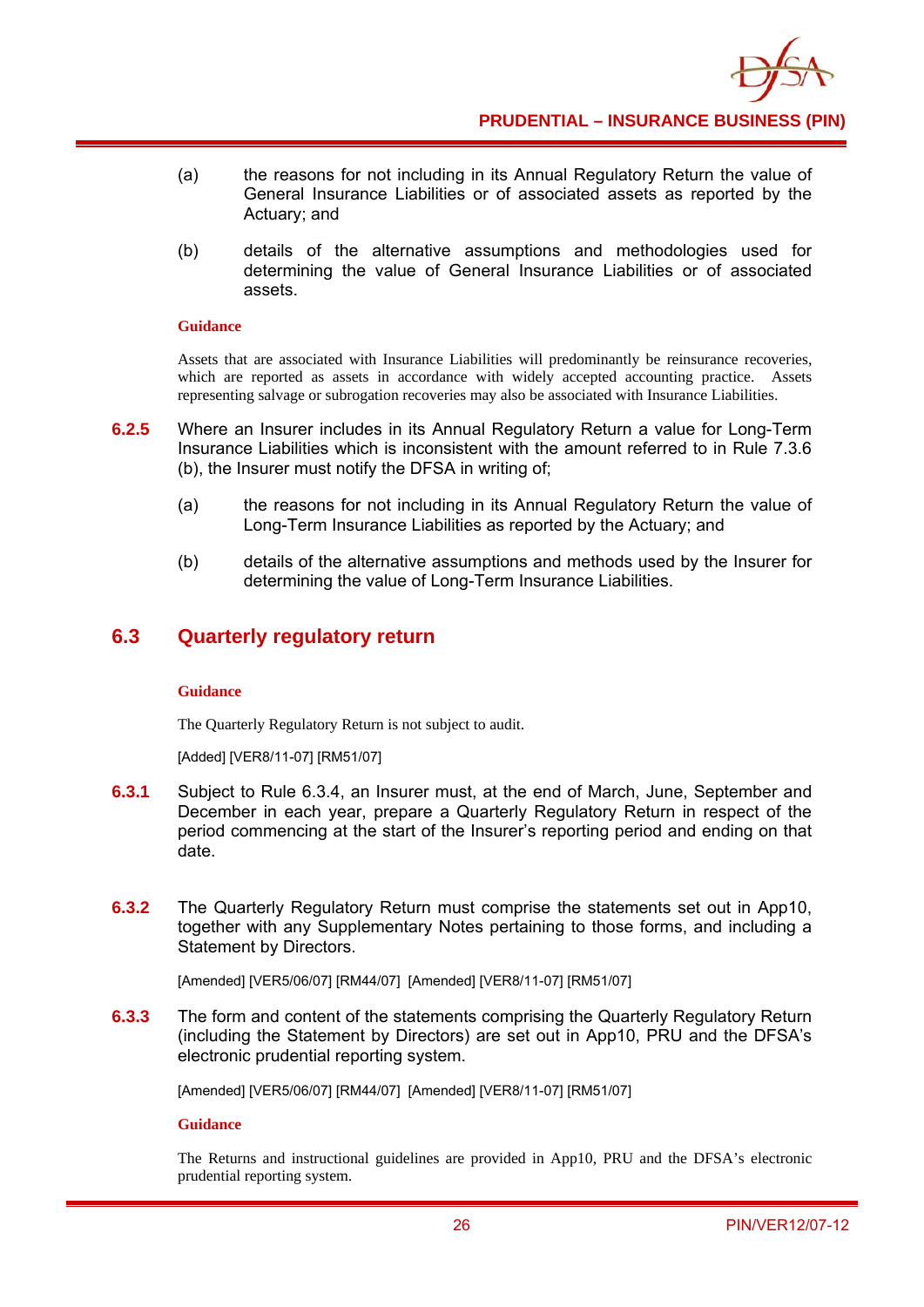(a) the reasons for not including in its Annual Regulatory Return the value of General Insurance Liabilities or of associated assets as reported by the Actuary; and

(b) details of the alternative assumptions and methodologies used for determining the value of General Insurance Liabilities or of associated assets.

**Guidance**

Assets that are associated with Insurance Liabilities will predominantly be reinsurance recoveries, which are reported as assets in accordance with widely accepted accounting practice. Assets representing salvage or subrogation recoveries may also be associated with Insurance Liabilities.

**6.2.5** Where an Insurer includes in its Annual Regulatory Return a value for Long-Term Insurance Liabilities which is inconsistent with the amount referred to in Rule 7.3.6 (b), the Insurer must notify the DFSA in writing of;

(a) the reasons for not including in its Annual Regulatory Return the value of Long-Term Insurance Liabilities as reported by the Actuary; and

(b) details of the alternative assumptions and methods used by the Insurer for determining the value of Long-Term Insurance Liabilities.

## 6.3 Quarterly regulatory return

**Guidance**

The Quarterly Regulatory Return is not subject to audit.

[Added] [VER8/11-07] [RM51/07]

**6.3.1** Subject to Rule 6.3.4, an Insurer must, at the end of March, June, September and December in each year, prepare a Quarterly Regulatory Return in respect of the period commencing at the start of the Insurer's reporting period and ending on that date.

**6.3.2** The Quarterly Regulatory Return must comprise the statements set out in App10, together with any Supplementary Notes pertaining to those forms, and including a Statement by Directors.

[Amended] [VER5/06/07] [RM44/07] [Amended] [VER8/11-07] [RM51/07]

**6.3.3** The form and content of the statements comprising the Quarterly Regulatory Return (including the Statement by Directors) are set out in App10, PRU and the DFSA's electronic prudential reporting system.

[Amended] [VER5/06/07] [RM44/07] [Amended] [VER8/11-07] [RM51/07]

**Guidance**

The Returns and instructional guidelines are provided in App10, PRU and the DFSA's electronic prudential reporting system.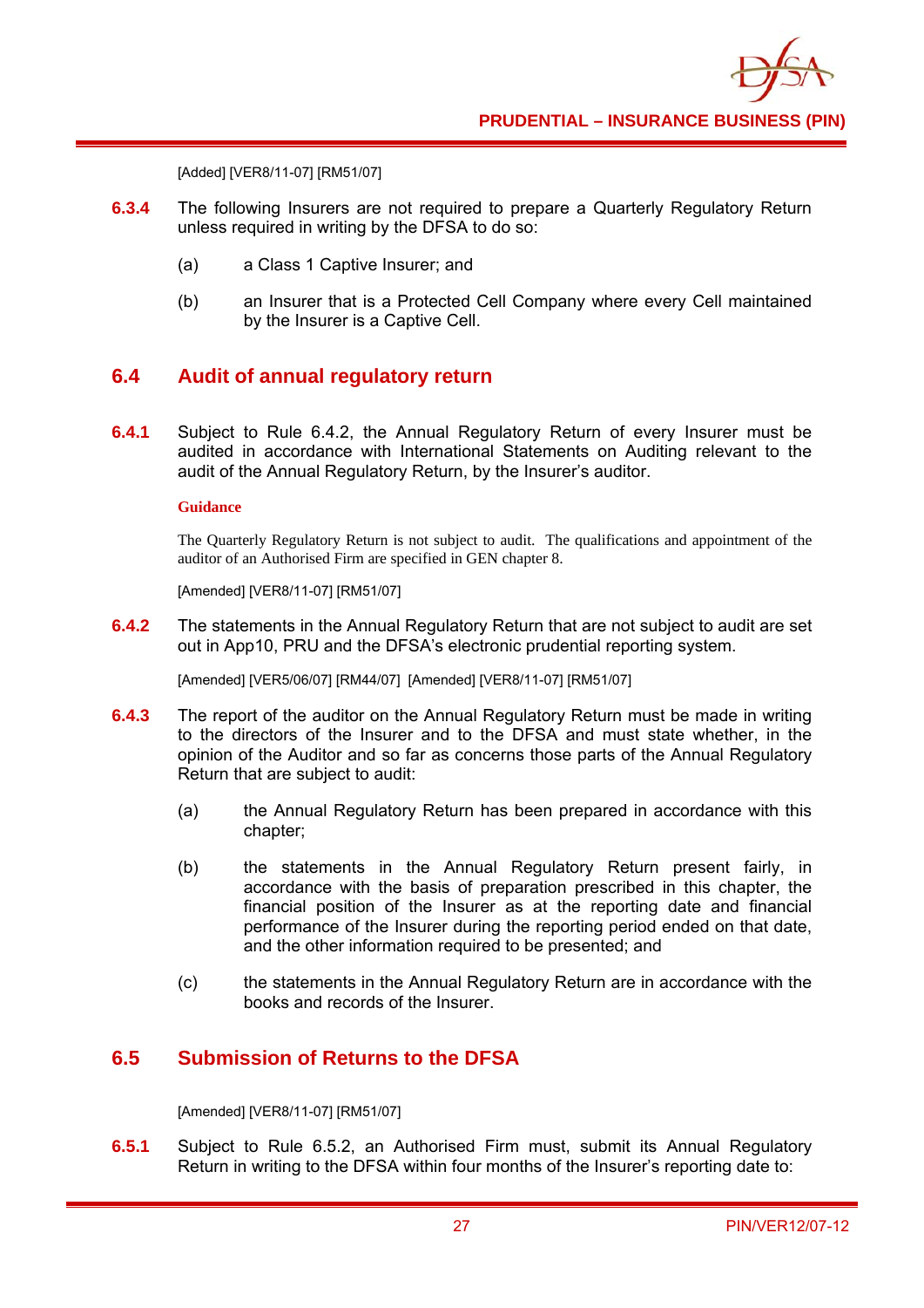[Added] [VER8/11-07] [RM51/07]

**6.3.4** The following Insurers are not required to prepare a Quarterly Regulatory Return unless required in writing by the DFSA to do so:

(a) a Class 1 Captive Insurer; and

(b) an Insurer that is a Protected Cell Company where every Cell maintained by the Insurer is a Captive Cell.

## 6.4 Audit of annual regulatory return

**6.4.1** Subject to Rule 6.4.2, the Annual Regulatory Return of every Insurer must be audited in accordance with International Statements on Auditing relevant to the audit of the Annual Regulatory Return, by the Insurer's auditor.

**Guidance**

The Quarterly Regulatory Return is not subject to audit. The qualifications and appointment of the auditor of an Authorised Firm are specified in GEN chapter 8.

[Amended] [VER8/11-07] [RM51/07]

**6.4.2** The statements in the Annual Regulatory Return that are not subject to audit are set out in App10, PRU and the DFSA's electronic prudential reporting system.

[Amended] [VER5/06/07] [RM44/07] [Amended] [VER8/11-07] [RM51/07]

**6.4.3** The report of the auditor on the Annual Regulatory Return must be made in writing to the directors of the Insurer and to the DFSA and must state whether, in the opinion of the Auditor and so far as concerns those parts of the Annual Regulatory Return that are subject to audit:

(a) the Annual Regulatory Return has been prepared in accordance with this chapter;

(b) the statements in the Annual Regulatory Return present fairly, in accordance with the basis of preparation prescribed in this chapter, the financial position of the Insurer as at the reporting date and financial performance of the Insurer during the reporting period ended on that date, and the other information required to be presented; and

(c) the statements in the Annual Regulatory Return are in accordance with the books and records of the Insurer.

## 6.5 Submission of Returns to the DFSA

[Amended] [VER8/11-07] [RM51/07]

**6.5.1** Subject to Rule 6.5.2, an Authorised Firm must, submit its Annual Regulatory Return in writing to the DFSA within four months of the Insurer's reporting date to: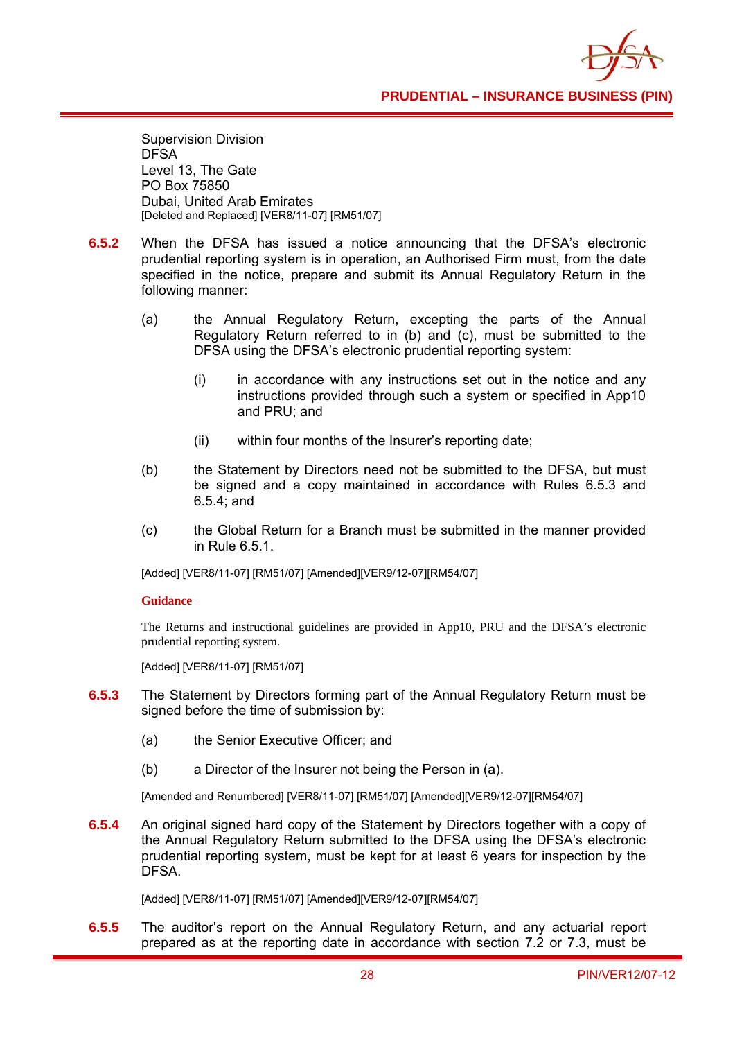Supervision Division
DFSA
Level 13, The Gate
PO Box 75850
Dubai, United Arab Emirates
[Deleted and Replaced] [VER8/11-07] [RM51/07]

**6.5.2** When the DFSA has issued a notice announcing that the DFSA's electronic prudential reporting system is in operation, an Authorised Firm must, from the date specified in the notice, prepare and submit its Annual Regulatory Return in the following manner:

(a) the Annual Regulatory Return, excepting the parts of the Annual Regulatory Return referred to in (b) and (c), must be submitted to the DFSA using the DFSA's electronic prudential reporting system:

(i) in accordance with any instructions set out in the notice and any instructions provided through such a system or specified in App10 and PRU; and

(ii) within four months of the Insurer's reporting date;

(b) the Statement by Directors need not be submitted to the DFSA, but must be signed and a copy maintained in accordance with Rules 6.5.3 and 6.5.4; and

(c) the Global Return for a Branch must be submitted in the manner provided in Rule 6.5.1.

[Added] [VER8/11-07] [RM51/07] [Amended][VER9/12-07][RM54/07]

**Guidance**

The Returns and instructional guidelines are provided in App10, PRU and the DFSA's electronic prudential reporting system.

[Added] [VER8/11-07] [RM51/07]

**6.5.3** The Statement by Directors forming part of the Annual Regulatory Return must be signed before the time of submission by:

(a) the Senior Executive Officer; and

(b) a Director of the Insurer not being the Person in (a).

[Amended and Renumbered] [VER8/11-07] [RM51/07] [Amended][VER9/12-07][RM54/07]

**6.5.4** An original signed hard copy of the Statement by Directors together with a copy of the Annual Regulatory Return submitted to the DFSA using the DFSA's electronic prudential reporting system, must be kept for at least 6 years for inspection by the DFSA.

[Added] [VER8/11-07] [RM51/07] [Amended][VER9/12-07][RM54/07]

**6.5.5** The auditor's report on the Annual Regulatory Return, and any actuarial report prepared as at the reporting date in accordance with section 7.2 or 7.3, must be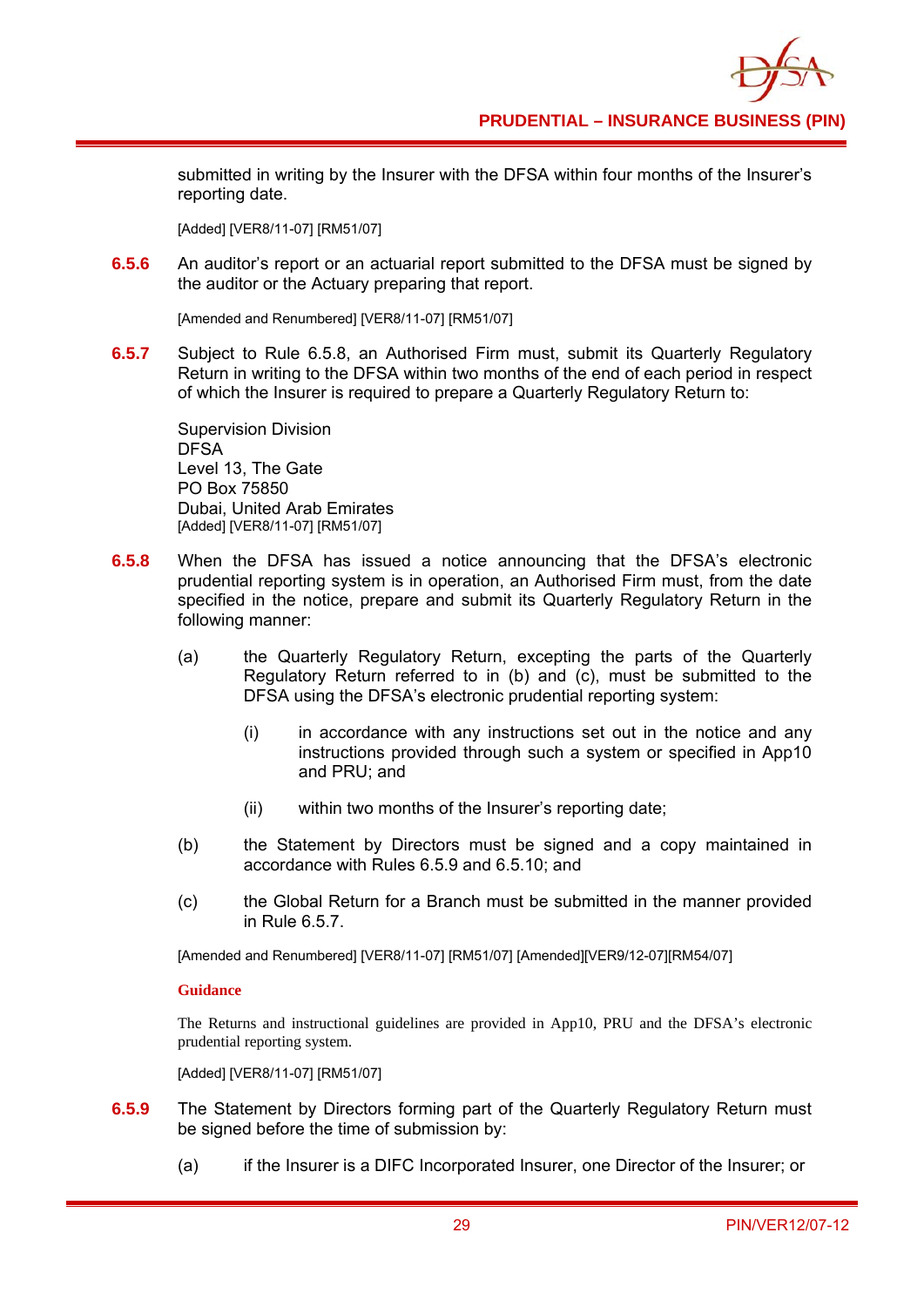submitted in writing by the Insurer with the DFSA within four months of the Insurer's reporting date.

[Added] [VER8/11-07] [RM51/07]

**6.5.6** An auditor's report or an actuarial report submitted to the DFSA must be signed by the auditor or the Actuary preparing that report.

[Amended and Renumbered] [VER8/11-07] [RM51/07]

**6.5.7** Subject to Rule 6.5.8, an Authorised Firm must, submit its Quarterly Regulatory Return in writing to the DFSA within two months of the end of each period in respect of which the Insurer is required to prepare a Quarterly Regulatory Return to:

Supervision Division
DFSA
Level 13, The Gate
PO Box 75850
Dubai, United Arab Emirates
[Added] [VER8/11-07] [RM51/07]

**6.5.8** When the DFSA has issued a notice announcing that the DFSA's electronic prudential reporting system is in operation, an Authorised Firm must, from the date specified in the notice, prepare and submit its Quarterly Regulatory Return in the following manner:

(a) the Quarterly Regulatory Return, excepting the parts of the Quarterly Regulatory Return referred to in (b) and (c), must be submitted to the DFSA using the DFSA's electronic prudential reporting system:

(i) in accordance with any instructions set out in the notice and any instructions provided through such a system or specified in App10 and PRU; and

(ii) within two months of the Insurer's reporting date;

(b) the Statement by Directors must be signed and a copy maintained in accordance with Rules 6.5.9 and 6.5.10; and

(c) the Global Return for a Branch must be submitted in the manner provided in Rule 6.5.7.

[Amended and Renumbered] [VER8/11-07] [RM51/07] [Amended][VER9/12-07][RM54/07]

**Guidance**

The Returns and instructional guidelines are provided in App10, PRU and the DFSA's electronic prudential reporting system.

[Added] [VER8/11-07] [RM51/07]

**6.5.9** The Statement by Directors forming part of the Quarterly Regulatory Return must be signed before the time of submission by:

(a) if the Insurer is a DIFC Incorporated Insurer, one Director of the Insurer; or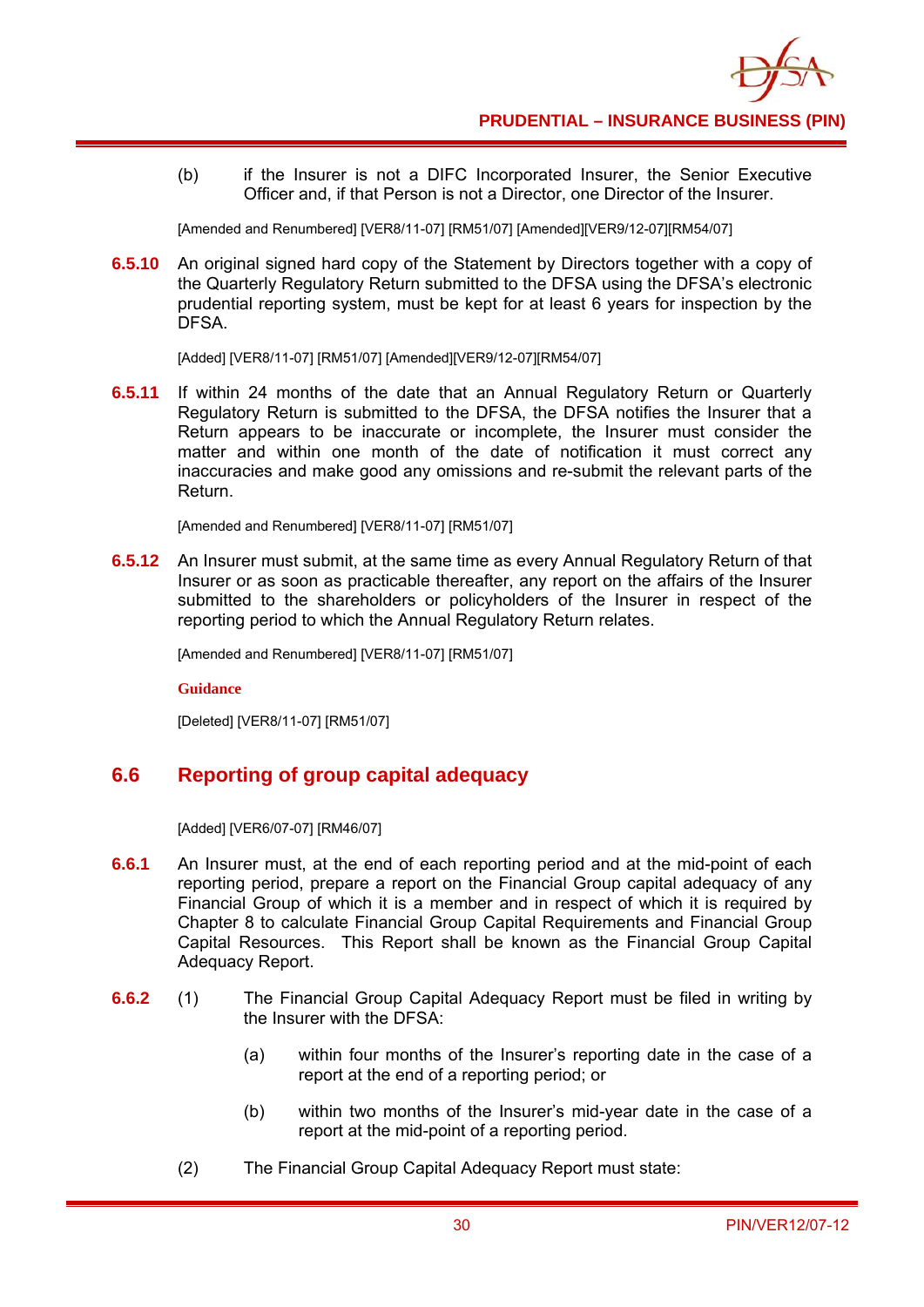(b) if the Insurer is not a DIFC Incorporated Insurer, the Senior Executive Officer and, if that Person is not a Director, one Director of the Insurer.

[Amended and Renumbered] [VER8/11-07] [RM51/07] [Amended][VER9/12-07][RM54/07]

**6.5.10** An original signed hard copy of the Statement by Directors together with a copy of the Quarterly Regulatory Return submitted to the DFSA using the DFSA's electronic prudential reporting system, must be kept for at least 6 years for inspection by the DFSA.

[Added] [VER8/11-07] [RM51/07] [Amended][VER9/12-07][RM54/07]

**6.5.11** If within 24 months of the date that an Annual Regulatory Return or Quarterly Regulatory Return is submitted to the DFSA, the DFSA notifies the Insurer that a Return appears to be inaccurate or incomplete, the Insurer must consider the matter and within one month of the date of notification it must correct any inaccuracies and make good any omissions and re-submit the relevant parts of the Return.

[Amended and Renumbered] [VER8/11-07] [RM51/07]

**6.5.12** An Insurer must submit, at the same time as every Annual Regulatory Return of that Insurer or as soon as practicable thereafter, any report on the affairs of the Insurer submitted to the shareholders or policyholders of the Insurer in respect of the reporting period to which the Annual Regulatory Return relates.

[Amended and Renumbered] [VER8/11-07] [RM51/07]

**Guidance**

[Deleted] [VER8/11-07] [RM51/07]

## 6.6 Reporting of group capital adequacy

[Added] [VER6/07-07] [RM46/07]

**6.6.1** An Insurer must, at the end of each reporting period and at the mid-point of each reporting period, prepare a report on the Financial Group capital adequacy of any Financial Group of which it is a member and in respect of which it is required by Chapter 8 to calculate Financial Group Capital Requirements and Financial Group Capital Resources. This Report shall be known as the Financial Group Capital Adequacy Report.

**6.6.2** (1) The Financial Group Capital Adequacy Report must be filed in writing by the Insurer with the DFSA:

(a) within four months of the Insurer's reporting date in the case of a report at the end of a reporting period; or

(b) within two months of the Insurer's mid-year date in the case of a report at the mid-point of a reporting period.

(2) The Financial Group Capital Adequacy Report must state: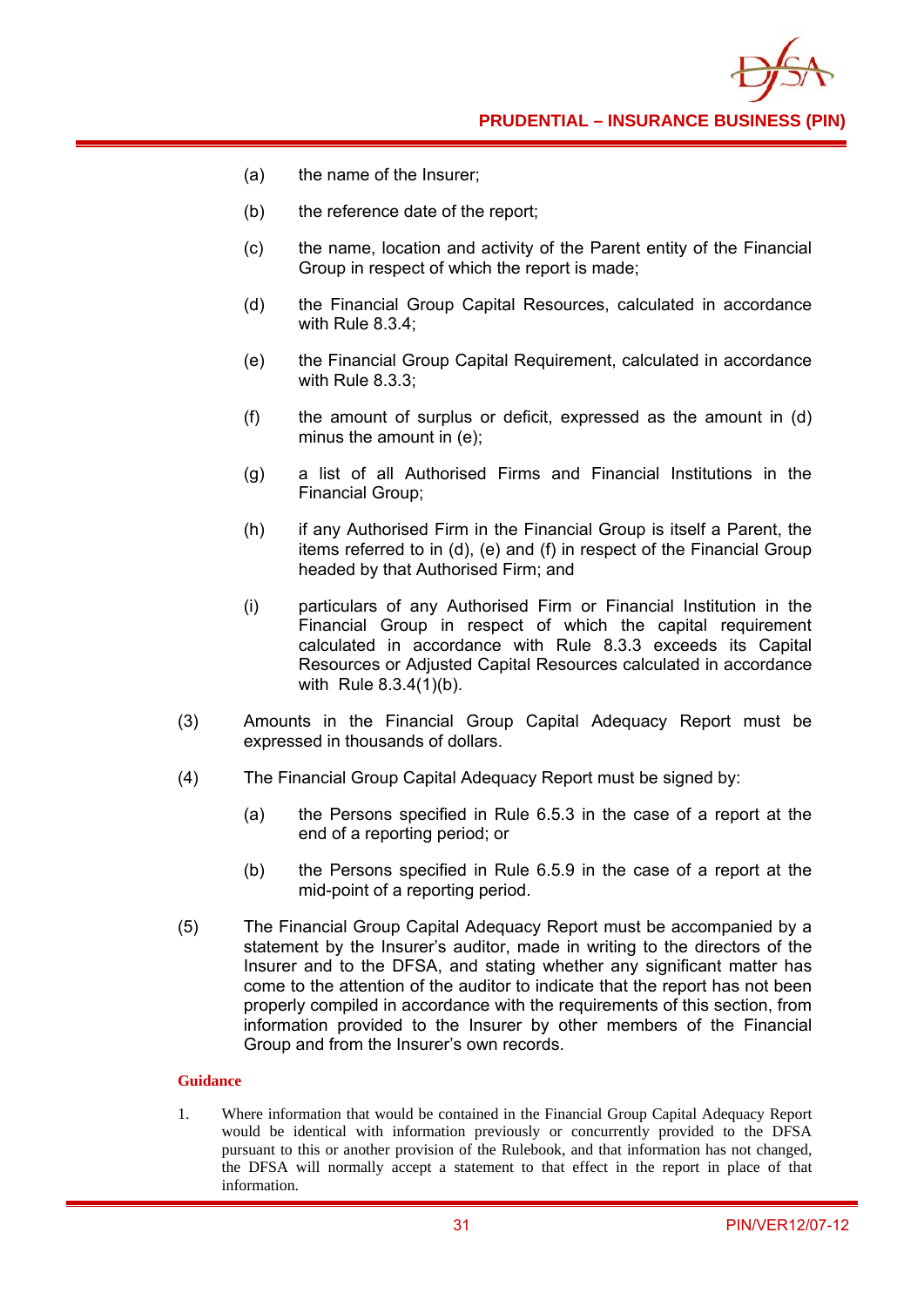(a) the name of the Insurer;

(b) the reference date of the report;

(c) the name, location and activity of the Parent entity of the Financial Group in respect of which the report is made;

(d) the Financial Group Capital Resources, calculated in accordance with Rule 8.3.4;

(e) the Financial Group Capital Requirement, calculated in accordance with Rule 8.3.3;

(f) the amount of surplus or deficit, expressed as the amount in (d) minus the amount in (e);

(g) a list of all Authorised Firms and Financial Institutions in the Financial Group;

(h) if any Authorised Firm in the Financial Group is itself a Parent, the items referred to in (d), (e) and (f) in respect of the Financial Group headed by that Authorised Firm; and

(i) particulars of any Authorised Firm or Financial Institution in the Financial Group in respect of which the capital requirement calculated in accordance with Rule 8.3.3 exceeds its Capital Resources or Adjusted Capital Resources calculated in accordance with Rule 8.3.4(1)(b).

(3) Amounts in the Financial Group Capital Adequacy Report must be expressed in thousands of dollars.

(4) The Financial Group Capital Adequacy Report must be signed by:

(a) the Persons specified in Rule 6.5.3 in the case of a report at the end of a reporting period; or

(b) the Persons specified in Rule 6.5.9 in the case of a report at the mid-point of a reporting period.

(5) The Financial Group Capital Adequacy Report must be accompanied by a statement by the Insurer's auditor, made in writing to the directors of the Insurer and to the DFSA, and stating whether any significant matter has come to the attention of the auditor to indicate that the report has not been properly compiled in accordance with the requirements of this section, from information provided to the Insurer by other members of the Financial Group and from the Insurer's own records.

**Guidance**

1. Where information that would be contained in the Financial Group Capital Adequacy Report would be identical with information previously or concurrently provided to the DFSA pursuant to this or another provision of the Rulebook, and that information has not changed, the DFSA will normally accept a statement to that effect in the report in place of that information.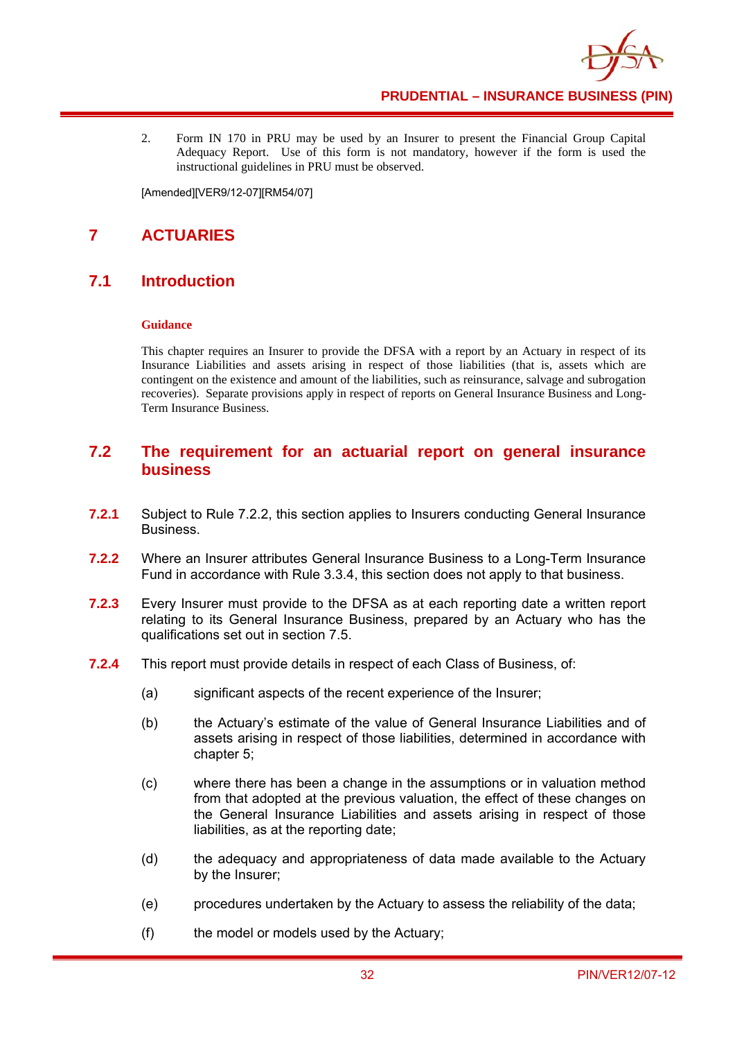2. Form IN 170 in PRU may be used by an Insurer to present the Financial Group Capital Adequacy Report. Use of this form is not mandatory, however if the form is used the instructional guidelines in PRU must be observed.

[Amended][VER9/12-07][RM54/07]

# 7 ACTUARIES

## 7.1 Introduction

**Guidance**

This chapter requires an Insurer to provide the DFSA with a report by an Actuary in respect of its Insurance Liabilities and assets arising in respect of those liabilities (that is, assets which are contingent on the existence and amount of the liabilities, such as reinsurance, salvage and subrogation recoveries). Separate provisions apply in respect of reports on General Insurance Business and Long-Term Insurance Business.

## 7.2 The requirement for an actuarial report on general insurance business

**7.2.1** Subject to Rule 7.2.2, this section applies to Insurers conducting General Insurance Business.

**7.2.2** Where an Insurer attributes General Insurance Business to a Long-Term Insurance Fund in accordance with Rule 3.3.4, this section does not apply to that business.

**7.2.3** Every Insurer must provide to the DFSA as at each reporting date a written report relating to its General Insurance Business, prepared by an Actuary who has the qualifications set out in section 7.5.

**7.2.4** This report must provide details in respect of each Class of Business, of:

(a) significant aspects of the recent experience of the Insurer;

(b) the Actuary's estimate of the value of General Insurance Liabilities and of assets arising in respect of those liabilities, determined in accordance with chapter 5;

(c) where there has been a change in the assumptions or in valuation method from that adopted at the previous valuation, the effect of these changes on the General Insurance Liabilities and assets arising in respect of those liabilities, as at the reporting date;

(d) the adequacy and appropriateness of data made available to the Actuary by the Insurer;

(e) procedures undertaken by the Actuary to assess the reliability of the data;

(f) the model or models used by the Actuary;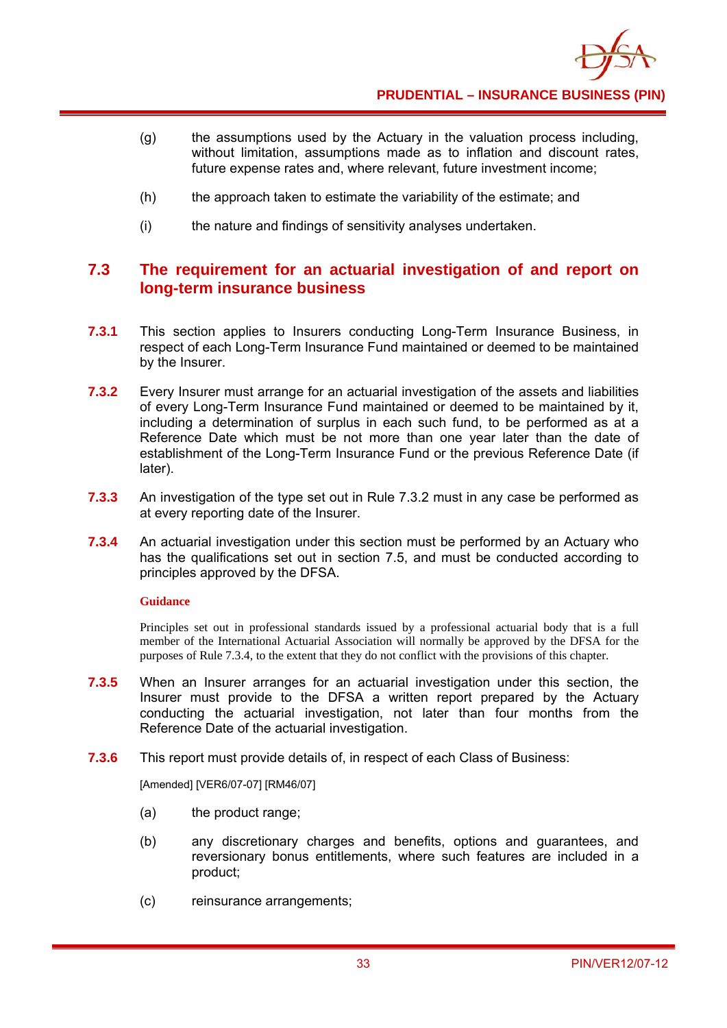(g) the assumptions used by the Actuary in the valuation process including, without limitation, assumptions made as to inflation and discount rates, future expense rates and, where relevant, future investment income;

(h) the approach taken to estimate the variability of the estimate; and

(i) the nature and findings of sensitivity analyses undertaken.

## 7.3 The requirement for an actuarial investigation of and report on long-term insurance business

**7.3.1** This section applies to Insurers conducting Long-Term Insurance Business, in respect of each Long-Term Insurance Fund maintained or deemed to be maintained by the Insurer.

**7.3.2** Every Insurer must arrange for an actuarial investigation of the assets and liabilities of every Long-Term Insurance Fund maintained or deemed to be maintained by it, including a determination of surplus in each such fund, to be performed as at a Reference Date which must be not more than one year later than the date of establishment of the Long-Term Insurance Fund or the previous Reference Date (if later).

**7.3.3** An investigation of the type set out in Rule 7.3.2 must in any case be performed as at every reporting date of the Insurer.

**7.3.4** An actuarial investigation under this section must be performed by an Actuary who has the qualifications set out in section 7.5, and must be conducted according to principles approved by the DFSA.

**Guidance**

Principles set out in professional standards issued by a professional actuarial body that is a full member of the International Actuarial Association will normally be approved by the DFSA for the purposes of Rule 7.3.4, to the extent that they do not conflict with the provisions of this chapter.

**7.3.5** When an Insurer arranges for an actuarial investigation under this section, the Insurer must provide to the DFSA a written report prepared by the Actuary conducting the actuarial investigation, not later than four months from the Reference Date of the actuarial investigation.

**7.3.6** This report must provide details of, in respect of each Class of Business:

[Amended] [VER6/07-07] [RM46/07]

(a) the product range;

(b) any discretionary charges and benefits, options and guarantees, and reversionary bonus entitlements, where such features are included in a product;

(c) reinsurance arrangements;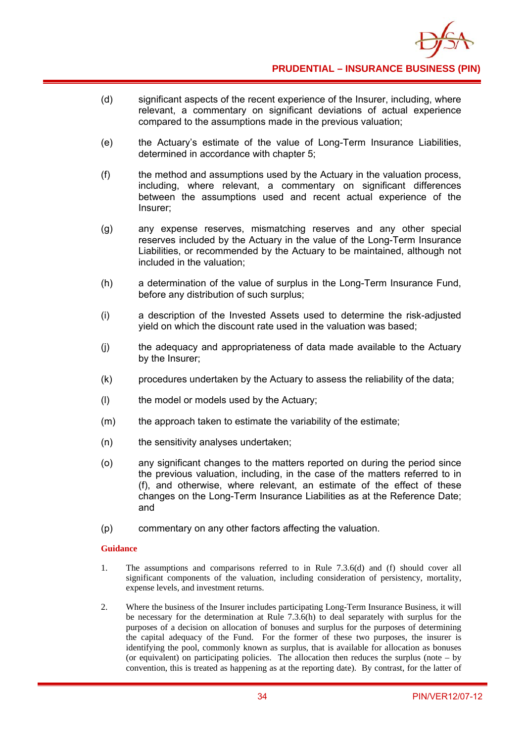(d) significant aspects of the recent experience of the Insurer, including, where relevant, a commentary on significant deviations of actual experience compared to the assumptions made in the previous valuation;

(e) the Actuary's estimate of the value of Long-Term Insurance Liabilities, determined in accordance with chapter 5;

(f) the method and assumptions used by the Actuary in the valuation process, including, where relevant, a commentary on significant differences between the assumptions used and recent actual experience of the Insurer;

(g) any expense reserves, mismatching reserves and any other special reserves included by the Actuary in the value of the Long-Term Insurance Liabilities, or recommended by the Actuary to be maintained, although not included in the valuation;

(h) a determination of the value of surplus in the Long-Term Insurance Fund, before any distribution of such surplus;

(i) a description of the Invested Assets used to determine the risk-adjusted yield on which the discount rate used in the valuation was based;

(j) the adequacy and appropriateness of data made available to the Actuary by the Insurer;

(k) procedures undertaken by the Actuary to assess the reliability of the data;

(l) the model or models used by the Actuary;

(m) the approach taken to estimate the variability of the estimate;

(n) the sensitivity analyses undertaken;

(o) any significant changes to the matters reported on during the period since the previous valuation, including, in the case of the matters referred to in (f), and otherwise, where relevant, an estimate of the effect of these changes on the Long-Term Insurance Liabilities as at the Reference Date; and

(p) commentary on any other factors affecting the valuation.

**Guidance**

1. The assumptions and comparisons referred to in Rule 7.3.6(d) and (f) should cover all significant components of the valuation, including consideration of persistency, mortality, expense levels, and investment returns.

2. Where the business of the Insurer includes participating Long-Term Insurance Business, it will be necessary for the determination at Rule 7.3.6(h) to deal separately with surplus for the purposes of a decision on allocation of bonuses and surplus for the purposes of determining the capital adequacy of the Fund. For the former of these two purposes, the insurer is identifying the pool, commonly known as surplus, that is available for allocation as bonuses (or equivalent) on participating policies. The allocation then reduces the surplus (note – by convention, this is treated as happening as at the reporting date). By contrast, for the latter of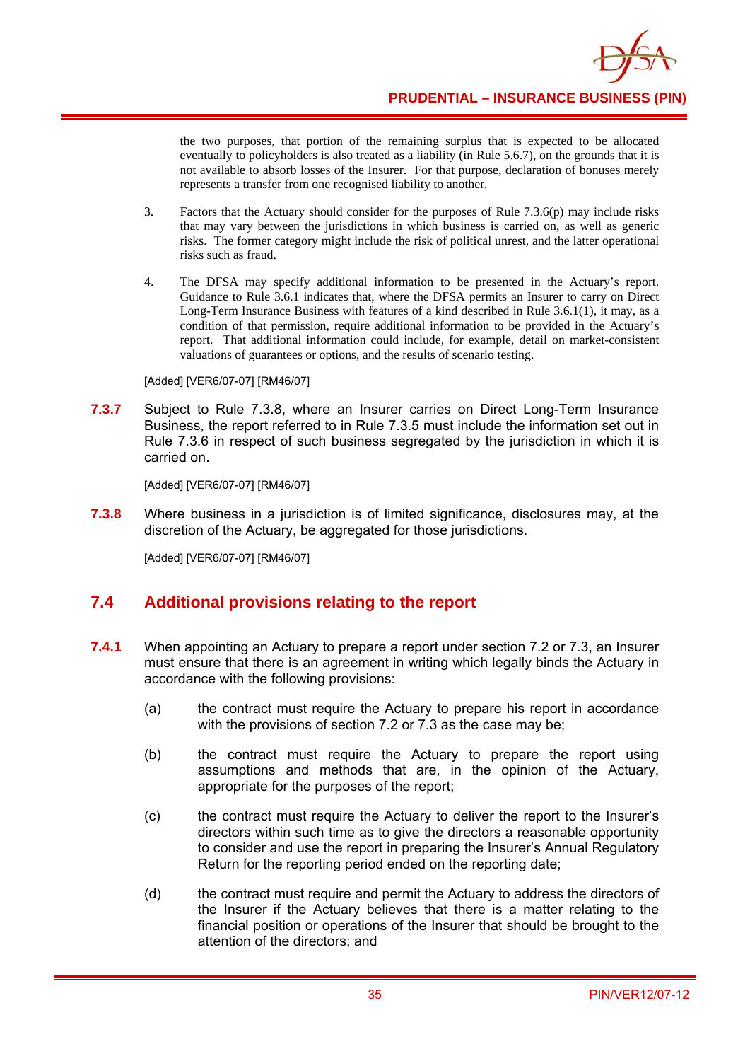the two purposes, that portion of the remaining surplus that is expected to be allocated eventually to policyholders is also treated as a liability (in Rule 5.6.7), on the grounds that it is not available to absorb losses of the Insurer. For that purpose, declaration of bonuses merely represents a transfer from one recognised liability to another.

3. Factors that the Actuary should consider for the purposes of Rule 7.3.6(p) may include risks that may vary between the jurisdictions in which business is carried on, as well as generic risks. The former category might include the risk of political unrest, and the latter operational risks such as fraud.

4. The DFSA may specify additional information to be presented in the Actuary's report. Guidance to Rule 3.6.1 indicates that, where the DFSA permits an Insurer to carry on Direct Long-Term Insurance Business with features of a kind described in Rule 3.6.1(1), it may, as a condition of that permission, require additional information to be provided in the Actuary's report. That additional information could include, for example, detail on market-consistent valuations of guarantees or options, and the results of scenario testing.

[Added] [VER6/07-07] [RM46/07]

**7.3.7** Subject to Rule 7.3.8, where an Insurer carries on Direct Long-Term Insurance Business, the report referred to in Rule 7.3.5 must include the information set out in Rule 7.3.6 in respect of such business segregated by the jurisdiction in which it is carried on.

[Added] [VER6/07-07] [RM46/07]

**7.3.8** Where business in a jurisdiction is of limited significance, disclosures may, at the discretion of the Actuary, be aggregated for those jurisdictions.

[Added] [VER6/07-07] [RM46/07]

## 7.4 Additional provisions relating to the report

**7.4.1** When appointing an Actuary to prepare a report under section 7.2 or 7.3, an Insurer must ensure that there is an agreement in writing which legally binds the Actuary in accordance with the following provisions:

(a) the contract must require the Actuary to prepare his report in accordance with the provisions of section 7.2 or 7.3 as the case may be;

(b) the contract must require the Actuary to prepare the report using assumptions and methods that are, in the opinion of the Actuary, appropriate for the purposes of the report;

(c) the contract must require the Actuary to deliver the report to the Insurer's directors within such time as to give the directors a reasonable opportunity to consider and use the report in preparing the Insurer's Annual Regulatory Return for the reporting period ended on the reporting date;

(d) the contract must require and permit the Actuary to address the directors of the Insurer if the Actuary believes that there is a matter relating to the financial position or operations of the Insurer that should be brought to the attention of the directors; and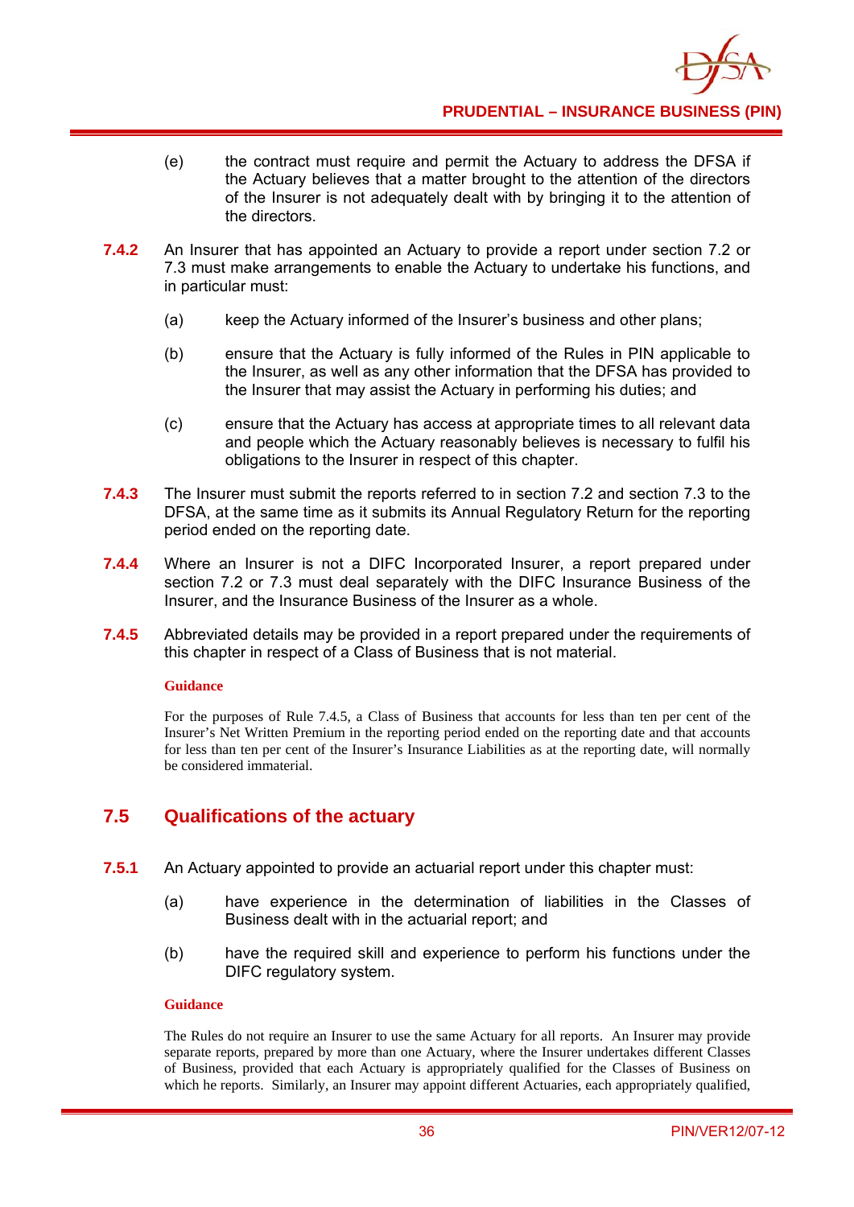(e) the contract must require and permit the Actuary to address the DFSA if the Actuary believes that a matter brought to the attention of the directors of the Insurer is not adequately dealt with by bringing it to the attention of the directors.

**7.4.2** An Insurer that has appointed an Actuary to provide a report under section 7.2 or 7.3 must make arrangements to enable the Actuary to undertake his functions, and in particular must:

(a) keep the Actuary informed of the Insurer's business and other plans;

(b) ensure that the Actuary is fully informed of the Rules in PIN applicable to the Insurer, as well as any other information that the DFSA has provided to the Insurer that may assist the Actuary in performing his duties; and

(c) ensure that the Actuary has access at appropriate times to all relevant data and people which the Actuary reasonably believes is necessary to fulfil his obligations to the Insurer in respect of this chapter.

**7.4.3** The Insurer must submit the reports referred to in section 7.2 and section 7.3 to the DFSA, at the same time as it submits its Annual Regulatory Return for the reporting period ended on the reporting date.

**7.4.4** Where an Insurer is not a DIFC Incorporated Insurer, a report prepared under section 7.2 or 7.3 must deal separately with the DIFC Insurance Business of the Insurer, and the Insurance Business of the Insurer as a whole.

**7.4.5** Abbreviated details may be provided in a report prepared under the requirements of this chapter in respect of a Class of Business that is not material.

**Guidance**

For the purposes of Rule 7.4.5, a Class of Business that accounts for less than ten per cent of the Insurer's Net Written Premium in the reporting period ended on the reporting date and that accounts for less than ten per cent of the Insurer's Insurance Liabilities as at the reporting date, will normally be considered immaterial.

## 7.5 Qualifications of the actuary

**7.5.1** An Actuary appointed to provide an actuarial report under this chapter must:

(a) have experience in the determination of liabilities in the Classes of Business dealt with in the actuarial report; and

(b) have the required skill and experience to perform his functions under the DIFC regulatory system.

**Guidance**

The Rules do not require an Insurer to use the same Actuary for all reports. An Insurer may provide separate reports, prepared by more than one Actuary, where the Insurer undertakes different Classes of Business, provided that each Actuary is appropriately qualified for the Classes of Business on which he reports. Similarly, an Insurer may appoint different Actuaries, each appropriately qualified,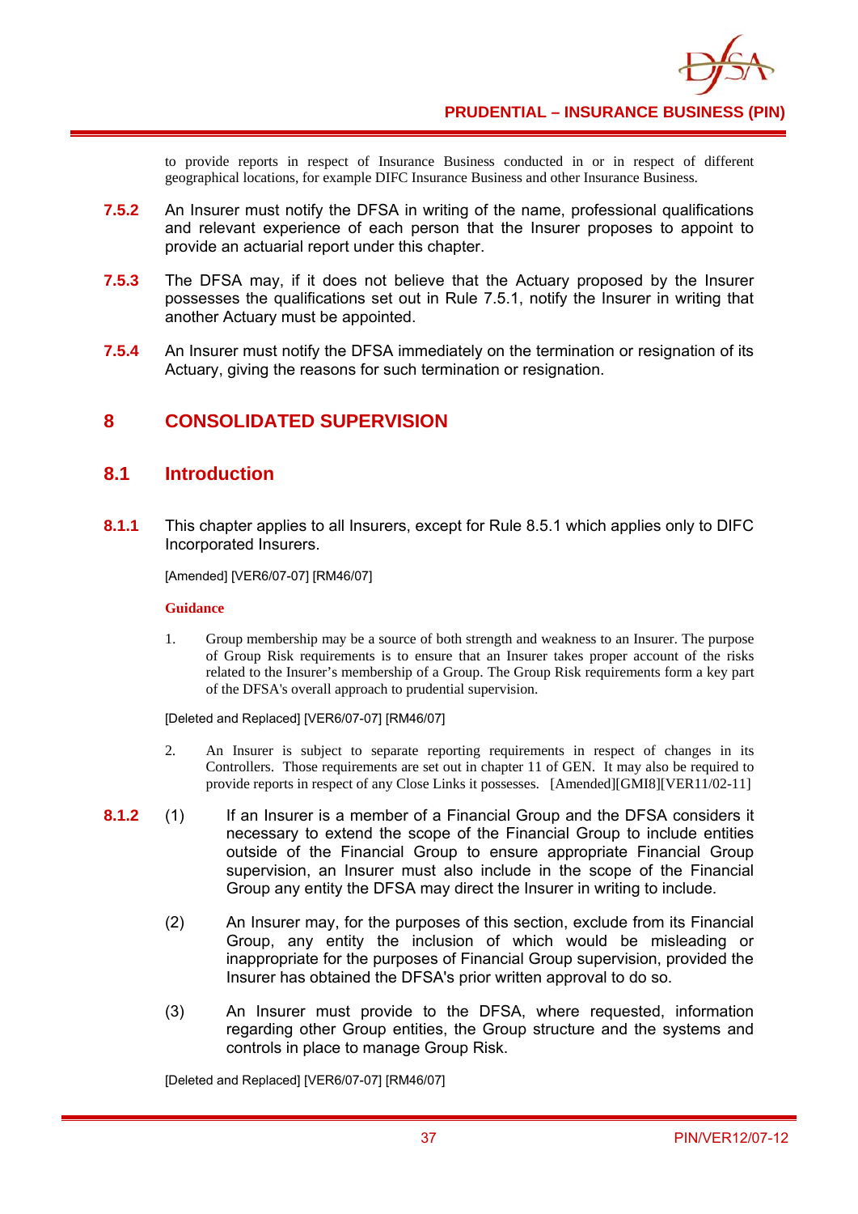to provide reports in respect of Insurance Business conducted in or in respect of different geographical locations, for example DIFC Insurance Business and other Insurance Business.

**7.5.2** An Insurer must notify the DFSA in writing of the name, professional qualifications and relevant experience of each person that the Insurer proposes to appoint to provide an actuarial report under this chapter.

**7.5.3** The DFSA may, if it does not believe that the Actuary proposed by the Insurer possesses the qualifications set out in Rule 7.5.1, notify the Insurer in writing that another Actuary must be appointed.

**7.5.4** An Insurer must notify the DFSA immediately on the termination or resignation of its Actuary, giving the reasons for such termination or resignation.

# 8 CONSOLIDATED SUPERVISION

## 8.1 Introduction

**8.1.1** This chapter applies to all Insurers, except for Rule 8.5.1 which applies only to DIFC Incorporated Insurers.

[Amended] [VER6/07-07] [RM46/07]

**Guidance**

1. Group membership may be a source of both strength and weakness to an Insurer. The purpose of Group Risk requirements is to ensure that an Insurer takes proper account of the risks related to the Insurer's membership of a Group. The Group Risk requirements form a key part of the DFSA's overall approach to prudential supervision.

[Deleted and Replaced] [VER6/07-07] [RM46/07]

2. An Insurer is subject to separate reporting requirements in respect of changes in its Controllers. Those requirements are set out in chapter 11 of GEN. It may also be required to provide reports in respect of any Close Links it possesses. [Amended][GMI8][VER11/02-11]

**8.1.2** (1) If an Insurer is a member of a Financial Group and the DFSA considers it necessary to extend the scope of the Financial Group to include entities outside of the Financial Group to ensure appropriate Financial Group supervision, an Insurer must also include in the scope of the Financial Group any entity the DFSA may direct the Insurer in writing to include.

(2) An Insurer may, for the purposes of this section, exclude from its Financial Group, any entity the inclusion of which would be misleading or inappropriate for the purposes of Financial Group supervision, provided the Insurer has obtained the DFSA's prior written approval to do so.

(3) An Insurer must provide to the DFSA, where requested, information regarding other Group entities, the Group structure and the systems and controls in place to manage Group Risk.

[Deleted and Replaced] [VER6/07-07] [RM46/07]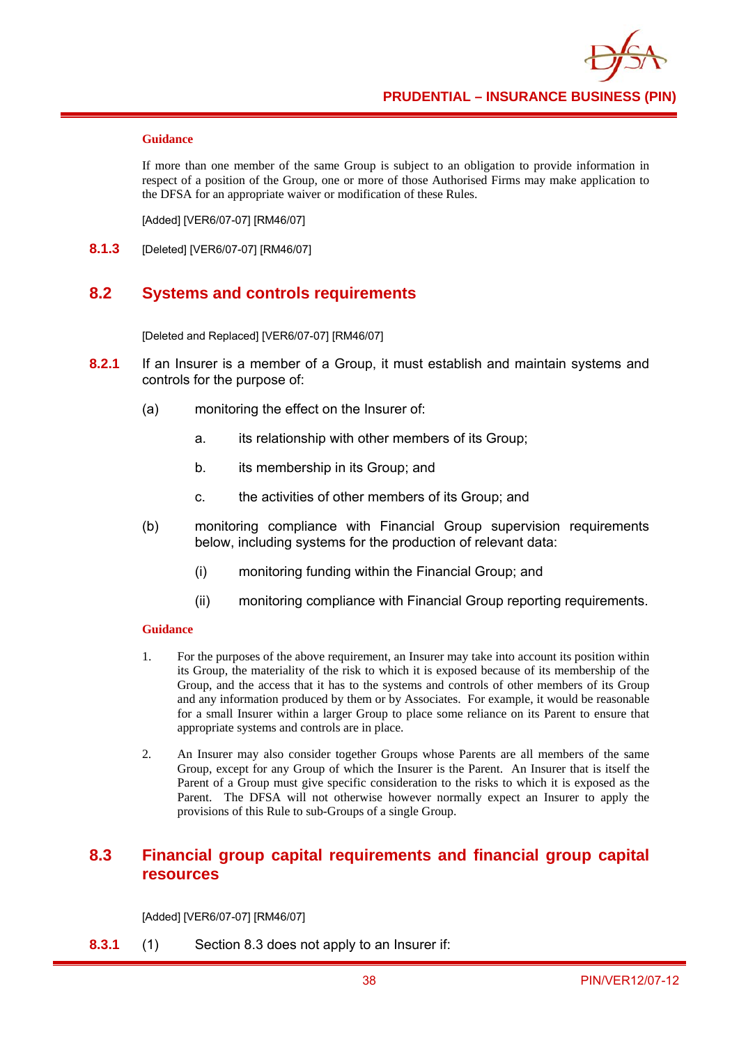**Guidance**

If more than one member of the same Group is subject to an obligation to provide information in respect of a position of the Group, one or more of those Authorised Firms may make application to the DFSA for an appropriate waiver or modification of these Rules.

[Added] [VER6/07-07] [RM46/07]

**8.1.3** [Deleted] [VER6/07-07] [RM46/07]

## 8.2 Systems and controls requirements

[Deleted and Replaced] [VER6/07-07] [RM46/07]

**8.2.1** If an Insurer is a member of a Group, it must establish and maintain systems and controls for the purpose of:

(a) monitoring the effect on the Insurer of:

a. its relationship with other members of its Group;

b. its membership in its Group; and

c. the activities of other members of its Group; and

(b) monitoring compliance with Financial Group supervision requirements below, including systems for the production of relevant data:

(i) monitoring funding within the Financial Group; and

(ii) monitoring compliance with Financial Group reporting requirements.

**Guidance**

1. For the purposes of the above requirement, an Insurer may take into account its position within its Group, the materiality of the risk to which it is exposed because of its membership of the Group, and the access that it has to the systems and controls of other members of its Group and any information produced by them or by Associates. For example, it would be reasonable for a small Insurer within a larger Group to place some reliance on its Parent to ensure that appropriate systems and controls are in place.

2. An Insurer may also consider together Groups whose Parents are all members of the same Group, except for any Group of which the Insurer is the Parent. An Insurer that is itself the Parent of a Group must give specific consideration to the risks to which it is exposed as the Parent. The DFSA will not otherwise however normally expect an Insurer to apply the provisions of this Rule to sub-Groups of a single Group.

## 8.3 Financial group capital requirements and financial group capital resources

[Added] [VER6/07-07] [RM46/07]

**8.3.1** (1) Section 8.3 does not apply to an Insurer if: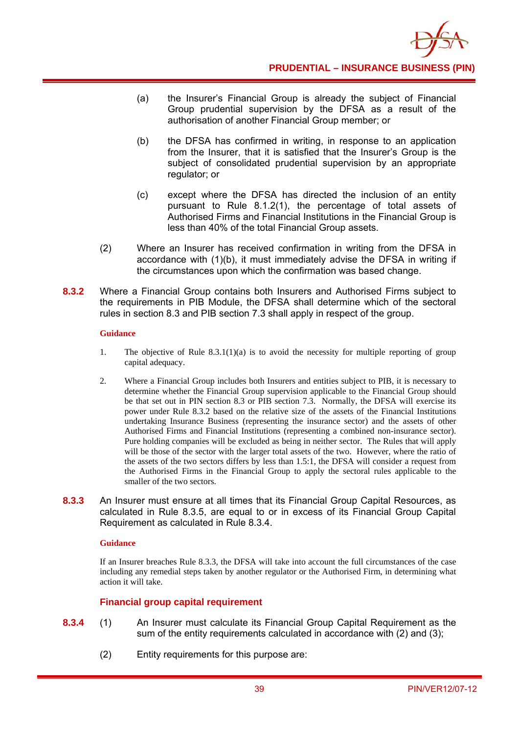(a) the Insurer's Financial Group is already the subject of Financial Group prudential supervision by the DFSA as a result of the authorisation of another Financial Group member; or

(b) the DFSA has confirmed in writing, in response to an application from the Insurer, that it is satisfied that the Insurer's Group is the subject of consolidated prudential supervision by an appropriate regulator; or

(c) except where the DFSA has directed the inclusion of an entity pursuant to Rule 8.1.2(1), the percentage of total assets of Authorised Firms and Financial Institutions in the Financial Group is less than 40% of the total Financial Group assets.

(2) Where an Insurer has received confirmation in writing from the DFSA in accordance with (1)(b), it must immediately advise the DFSA in writing if the circumstances upon which the confirmation was based change.

**8.3.2** Where a Financial Group contains both Insurers and Authorised Firms subject to the requirements in PIB Module, the DFSA shall determine which of the sectoral rules in section 8.3 and PIB section 7.3 shall apply in respect of the group.

**Guidance**

1. The objective of Rule 8.3.1(1)(a) is to avoid the necessity for multiple reporting of group capital adequacy.

2. Where a Financial Group includes both Insurers and entities subject to PIB, it is necessary to determine whether the Financial Group supervision applicable to the Financial Group should be that set out in PIN section 8.3 or PIB section 7.3. Normally, the DFSA will exercise its power under Rule 8.3.2 based on the relative size of the assets of the Financial Institutions undertaking Insurance Business (representing the insurance sector) and the assets of other Authorised Firms and Financial Institutions (representing a combined non-insurance sector). Pure holding companies will be excluded as being in neither sector. The Rules that will apply will be those of the sector with the larger total assets of the two. However, where the ratio of the assets of the two sectors differs by less than 1.5:1, the DFSA will consider a request from the Authorised Firms in the Financial Group to apply the sectoral rules applicable to the smaller of the two sectors.

**8.3.3** An Insurer must ensure at all times that its Financial Group Capital Resources, as calculated in Rule 8.3.5, are equal to or in excess of its Financial Group Capital Requirement as calculated in Rule 8.3.4.

**Guidance**

If an Insurer breaches Rule 8.3.3, the DFSA will take into account the full circumstances of the case including any remedial steps taken by another regulator or the Authorised Firm, in determining what action it will take.

### Financial group capital requirement

**8.3.4** (1) An Insurer must calculate its Financial Group Capital Requirement as the sum of the entity requirements calculated in accordance with (2) and (3);

(2) Entity requirements for this purpose are: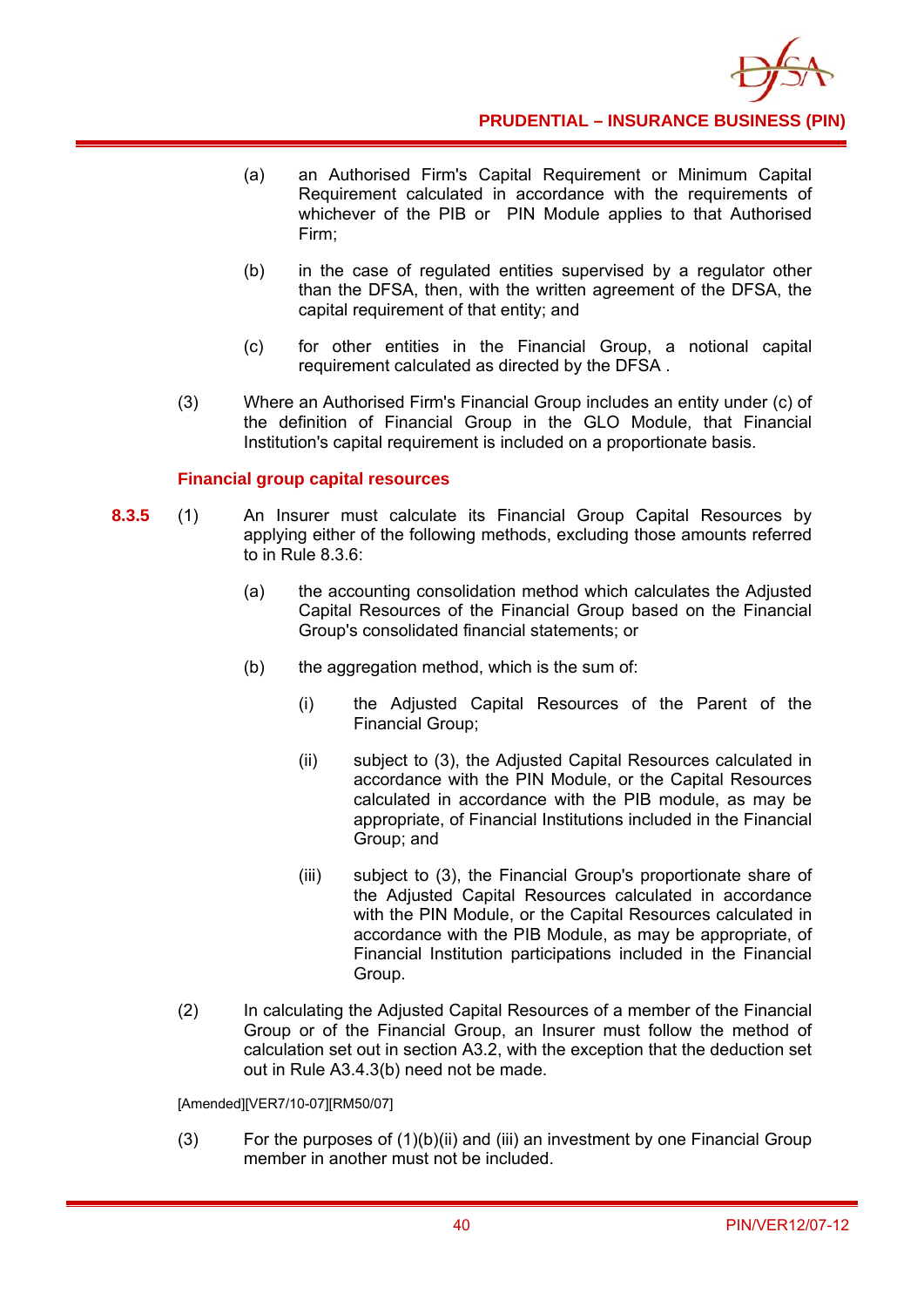(a) an Authorised Firm's Capital Requirement or Minimum Capital Requirement calculated in accordance with the requirements of whichever of the PIB or PIN Module applies to that Authorised Firm;

(b) in the case of regulated entities supervised by a regulator other than the DFSA, then, with the written agreement of the DFSA, the capital requirement of that entity; and

(c) for other entities in the Financial Group, a notional capital requirement calculated as directed by the DFSA .

(3) Where an Authorised Firm's Financial Group includes an entity under (c) of the definition of Financial Group in the GLO Module, that Financial Institution's capital requirement is included on a proportionate basis.

### Financial group capital resources

**8.3.5** (1) An Insurer must calculate its Financial Group Capital Resources by applying either of the following methods, excluding those amounts referred to in Rule 8.3.6:

(a) the accounting consolidation method which calculates the Adjusted Capital Resources of the Financial Group based on the Financial Group's consolidated financial statements; or

(b) the aggregation method, which is the sum of:

(i) the Adjusted Capital Resources of the Parent of the Financial Group;

(ii) subject to (3), the Adjusted Capital Resources calculated in accordance with the PIN Module, or the Capital Resources calculated in accordance with the PIB module, as may be appropriate, of Financial Institutions included in the Financial Group; and

(iii) subject to (3), the Financial Group's proportionate share of the Adjusted Capital Resources calculated in accordance with the PIN Module, or the Capital Resources calculated in accordance with the PIB Module, as may be appropriate, of Financial Institution participations included in the Financial Group.

(2) In calculating the Adjusted Capital Resources of a member of the Financial Group or of the Financial Group, an Insurer must follow the method of calculation set out in section A3.2, with the exception that the deduction set out in Rule A3.4.3(b) need not be made.

[Amended][VER7/10-07][RM50/07]

(3) For the purposes of (1)(b)(ii) and (iii) an investment by one Financial Group member in another must not be included.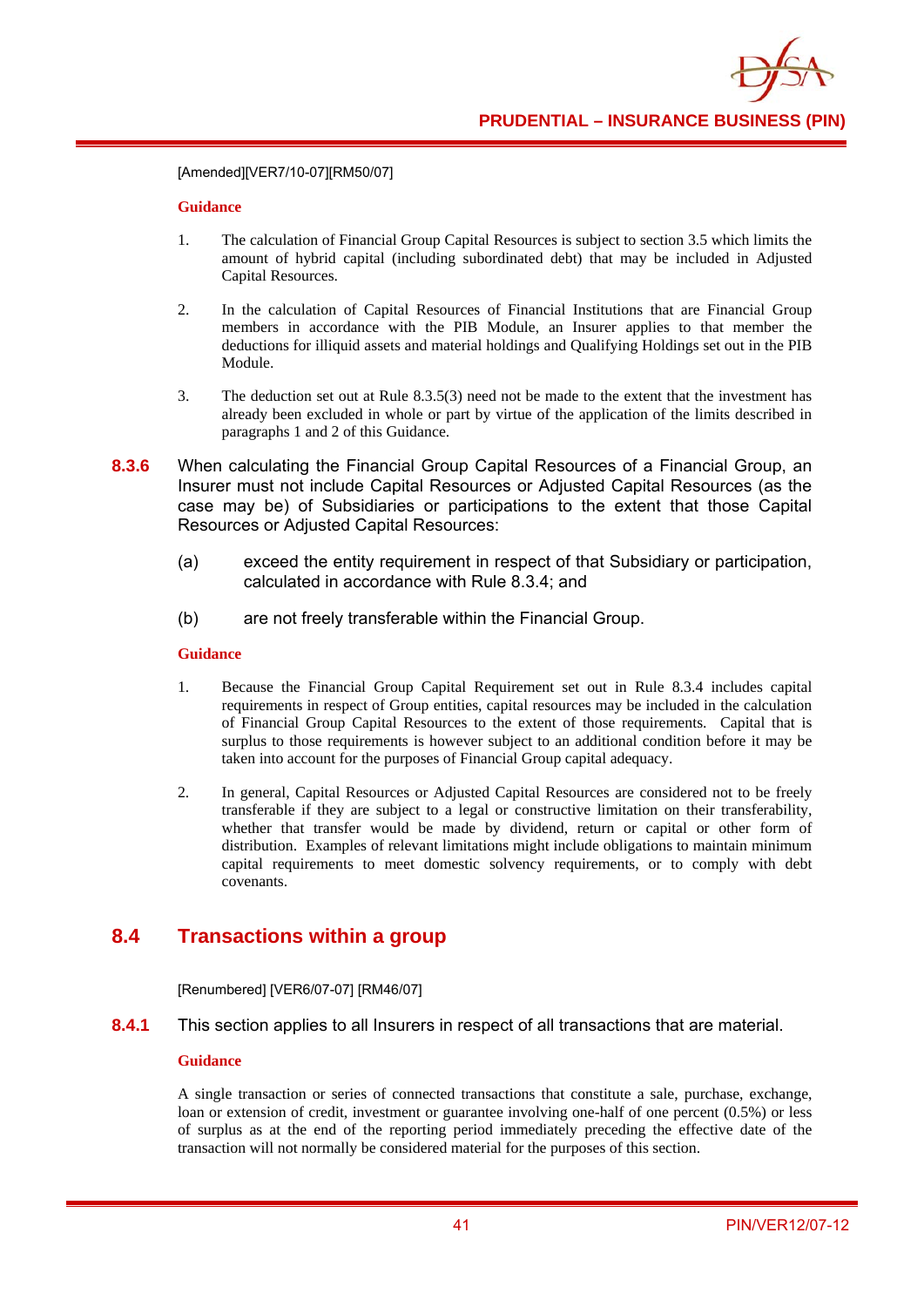[Amended][VER7/10-07][RM50/07]

**Guidance**

1. The calculation of Financial Group Capital Resources is subject to section 3.5 which limits the amount of hybrid capital (including subordinated debt) that may be included in Adjusted Capital Resources.

2. In the calculation of Capital Resources of Financial Institutions that are Financial Group members in accordance with the PIB Module, an Insurer applies to that member the deductions for illiquid assets and material holdings and Qualifying Holdings set out in the PIB Module.

3. The deduction set out at Rule 8.3.5(3) need not be made to the extent that the investment has already been excluded in whole or part by virtue of the application of the limits described in paragraphs 1 and 2 of this Guidance.

**8.3.6** When calculating the Financial Group Capital Resources of a Financial Group, an Insurer must not include Capital Resources or Adjusted Capital Resources (as the case may be) of Subsidiaries or participations to the extent that those Capital Resources or Adjusted Capital Resources:

(a) exceed the entity requirement in respect of that Subsidiary or participation, calculated in accordance with Rule 8.3.4; and

(b) are not freely transferable within the Financial Group.

**Guidance**

1. Because the Financial Group Capital Requirement set out in Rule 8.3.4 includes capital requirements in respect of Group entities, capital resources may be included in the calculation of Financial Group Capital Resources to the extent of those requirements. Capital that is surplus to those requirements is however subject to an additional condition before it may be taken into account for the purposes of Financial Group capital adequacy.

2. In general, Capital Resources or Adjusted Capital Resources are considered not to be freely transferable if they are subject to a legal or constructive limitation on their transferability, whether that transfer would be made by dividend, return or capital or other form of distribution. Examples of relevant limitations might include obligations to maintain minimum capital requirements to meet domestic solvency requirements, or to comply with debt covenants.

## 8.4 Transactions within a group

[Renumbered] [VER6/07-07] [RM46/07]

**8.4.1** This section applies to all Insurers in respect of all transactions that are material.

**Guidance**

A single transaction or series of connected transactions that constitute a sale, purchase, exchange, loan or extension of credit, investment or guarantee involving one-half of one percent (0.5%) or less of surplus as at the end of the reporting period immediately preceding the effective date of the transaction will not normally be considered material for the purposes of this section.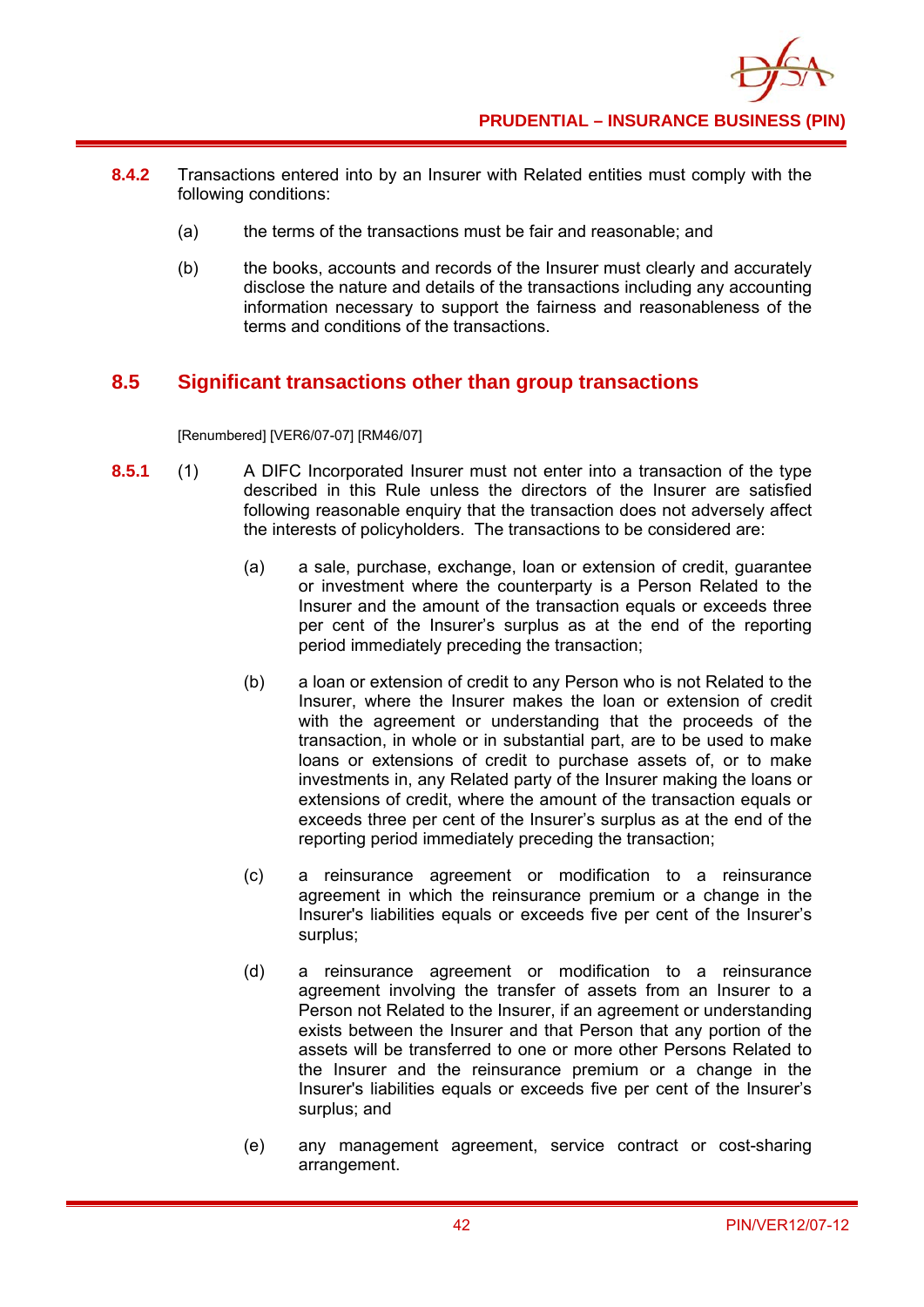**8.4.2** Transactions entered into by an Insurer with Related entities must comply with the following conditions:

(a) the terms of the transactions must be fair and reasonable; and

(b) the books, accounts and records of the Insurer must clearly and accurately disclose the nature and details of the transactions including any accounting information necessary to support the fairness and reasonableness of the terms and conditions of the transactions.

## 8.5 Significant transactions other than group transactions

[Renumbered] [VER6/07-07] [RM46/07]

**8.5.1** (1) A DIFC Incorporated Insurer must not enter into a transaction of the type described in this Rule unless the directors of the Insurer are satisfied following reasonable enquiry that the transaction does not adversely affect the interests of policyholders. The transactions to be considered are:

(a) a sale, purchase, exchange, loan or extension of credit, guarantee or investment where the counterparty is a Person Related to the Insurer and the amount of the transaction equals or exceeds three per cent of the Insurer's surplus as at the end of the reporting period immediately preceding the transaction;

(b) a loan or extension of credit to any Person who is not Related to the Insurer, where the Insurer makes the loan or extension of credit with the agreement or understanding that the proceeds of the transaction, in whole or in substantial part, are to be used to make loans or extensions of credit to purchase assets of, or to make investments in, any Related party of the Insurer making the loans or extensions of credit, where the amount of the transaction equals or exceeds three per cent of the Insurer's surplus as at the end of the reporting period immediately preceding the transaction;

(c) a reinsurance agreement or modification to a reinsurance agreement in which the reinsurance premium or a change in the Insurer's liabilities equals or exceeds five per cent of the Insurer's surplus;

(d) a reinsurance agreement or modification to a reinsurance agreement involving the transfer of assets from an Insurer to a Person not Related to the Insurer, if an agreement or understanding exists between the Insurer and that Person that any portion of the assets will be transferred to one or more other Persons Related to the Insurer and the reinsurance premium or a change in the Insurer's liabilities equals or exceeds five per cent of the Insurer's surplus; and

(e) any management agreement, service contract or cost-sharing arrangement.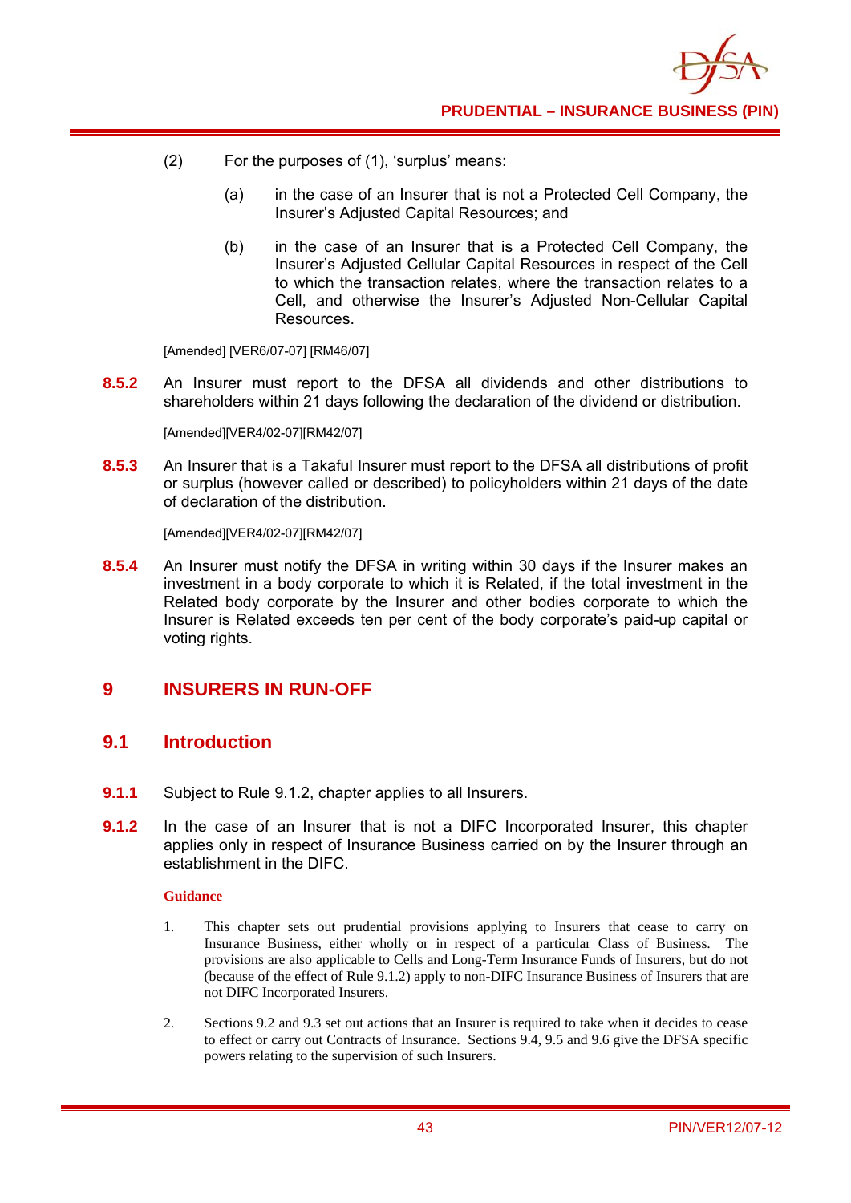(2) For the purposes of (1), 'surplus' means:

(a) in the case of an Insurer that is not a Protected Cell Company, the Insurer's Adjusted Capital Resources; and

(b) in the case of an Insurer that is a Protected Cell Company, the Insurer's Adjusted Cellular Capital Resources in respect of the Cell to which the transaction relates, where the transaction relates to a Cell, and otherwise the Insurer's Adjusted Non-Cellular Capital Resources.

[Amended] [VER6/07-07] [RM46/07]

**8.5.2** An Insurer must report to the DFSA all dividends and other distributions to shareholders within 21 days following the declaration of the dividend or distribution.

[Amended][VER4/02-07][RM42/07]

**8.5.3** An Insurer that is a Takaful Insurer must report to the DFSA all distributions of profit or surplus (however called or described) to policyholders within 21 days of the date of declaration of the distribution.

[Amended][VER4/02-07][RM42/07]

**8.5.4** An Insurer must notify the DFSA in writing within 30 days if the Insurer makes an investment in a body corporate to which it is Related, if the total investment in the Related body corporate by the Insurer and other bodies corporate to which the Insurer is Related exceeds ten per cent of the body corporate's paid-up capital or voting rights.

# 9 INSURERS IN RUN-OFF

## 9.1 Introduction

**9.1.1** Subject to Rule 9.1.2, chapter applies to all Insurers.

**9.1.2** In the case of an Insurer that is not a DIFC Incorporated Insurer, this chapter applies only in respect of Insurance Business carried on by the Insurer through an establishment in the DIFC.

**Guidance**

1. This chapter sets out prudential provisions applying to Insurers that cease to carry on Insurance Business, either wholly or in respect of a particular Class of Business. The provisions are also applicable to Cells and Long-Term Insurance Funds of Insurers, but do not (because of the effect of Rule 9.1.2) apply to non-DIFC Insurance Business of Insurers that are not DIFC Incorporated Insurers.

2. Sections 9.2 and 9.3 set out actions that an Insurer is required to take when it decides to cease to effect or carry out Contracts of Insurance. Sections 9.4, 9.5 and 9.6 give the DFSA specific powers relating to the supervision of such Insurers.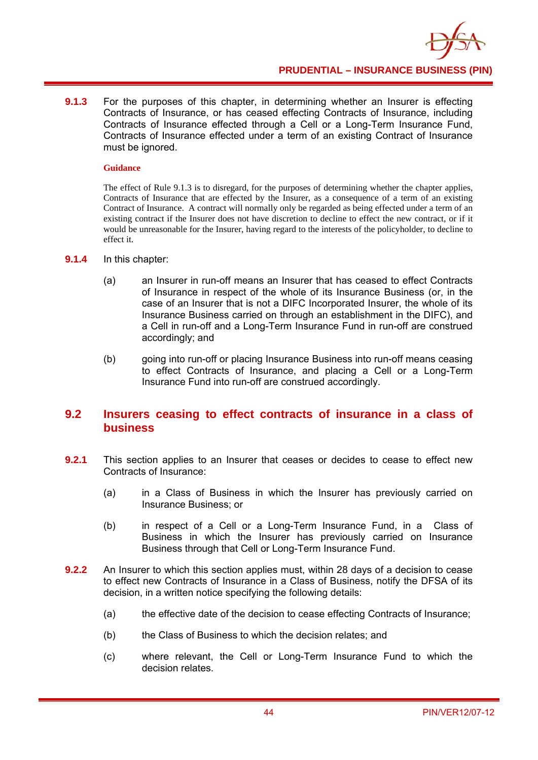**9.1.3** For the purposes of this chapter, in determining whether an Insurer is effecting Contracts of Insurance, or has ceased effecting Contracts of Insurance, including Contracts of Insurance effected through a Cell or a Long-Term Insurance Fund, Contracts of Insurance effected under a term of an existing Contract of Insurance must be ignored.

**Guidance**

The effect of Rule 9.1.3 is to disregard, for the purposes of determining whether the chapter applies, Contracts of Insurance that are effected by the Insurer, as a consequence of a term of an existing Contract of Insurance. A contract will normally only be regarded as being effected under a term of an existing contract if the Insurer does not have discretion to decline to effect the new contract, or if it would be unreasonable for the Insurer, having regard to the interests of the policyholder, to decline to effect it.

**9.1.4** In this chapter:

(a) an Insurer in run-off means an Insurer that has ceased to effect Contracts of Insurance in respect of the whole of its Insurance Business (or, in the case of an Insurer that is not a DIFC Incorporated Insurer, the whole of its Insurance Business carried on through an establishment in the DIFC), and a Cell in run-off and a Long-Term Insurance Fund in run-off are construed accordingly; and

(b) going into run-off or placing Insurance Business into run-off means ceasing to effect Contracts of Insurance, and placing a Cell or a Long-Term Insurance Fund into run-off are construed accordingly.

## 9.2 Insurers ceasing to effect contracts of insurance in a class of business

**9.2.1** This section applies to an Insurer that ceases or decides to cease to effect new Contracts of Insurance:

(a) in a Class of Business in which the Insurer has previously carried on Insurance Business; or

(b) in respect of a Cell or a Long-Term Insurance Fund, in a Class of Business in which the Insurer has previously carried on Insurance Business through that Cell or Long-Term Insurance Fund.

**9.2.2** An Insurer to which this section applies must, within 28 days of a decision to cease to effect new Contracts of Insurance in a Class of Business, notify the DFSA of its decision, in a written notice specifying the following details:

(a) the effective date of the decision to cease effecting Contracts of Insurance;

(b) the Class of Business to which the decision relates; and

(c) where relevant, the Cell or Long-Term Insurance Fund to which the decision relates.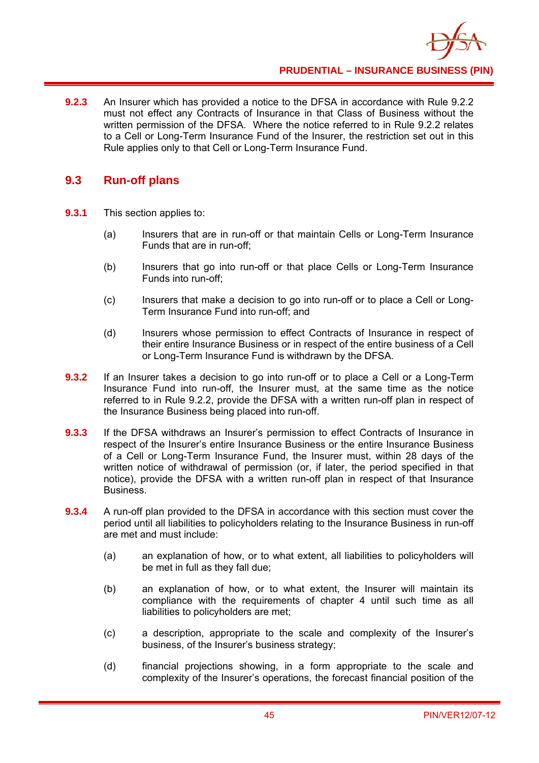**9.2.3** An Insurer which has provided a notice to the DFSA in accordance with Rule 9.2.2 must not effect any Contracts of Insurance in that Class of Business without the written permission of the DFSA. Where the notice referred to in Rule 9.2.2 relates to a Cell or Long-Term Insurance Fund of the Insurer, the restriction set out in this Rule applies only to that Cell or Long-Term Insurance Fund.

## 9.3 Run-off plans

**9.3.1** This section applies to:

(a) Insurers that are in run-off or that maintain Cells or Long-Term Insurance Funds that are in run-off;

(b) Insurers that go into run-off or that place Cells or Long-Term Insurance Funds into run-off;

(c) Insurers that make a decision to go into run-off or to place a Cell or Long-Term Insurance Fund into run-off; and

(d) Insurers whose permission to effect Contracts of Insurance in respect of their entire Insurance Business or in respect of the entire business of a Cell or Long-Term Insurance Fund is withdrawn by the DFSA.

**9.3.2** If an Insurer takes a decision to go into run-off or to place a Cell or a Long-Term Insurance Fund into run-off, the Insurer must, at the same time as the notice referred to in Rule 9.2.2, provide the DFSA with a written run-off plan in respect of the Insurance Business being placed into run-off.

**9.3.3** If the DFSA withdraws an Insurer's permission to effect Contracts of Insurance in respect of the Insurer's entire Insurance Business or the entire Insurance Business of a Cell or Long-Term Insurance Fund, the Insurer must, within 28 days of the written notice of withdrawal of permission (or, if later, the period specified in that notice), provide the DFSA with a written run-off plan in respect of that Insurance Business.

**9.3.4** A run-off plan provided to the DFSA in accordance with this section must cover the period until all liabilities to policyholders relating to the Insurance Business in run-off are met and must include:

(a) an explanation of how, or to what extent, all liabilities to policyholders will be met in full as they fall due;

(b) an explanation of how, or to what extent, the Insurer will maintain its compliance with the requirements of chapter 4 until such time as all liabilities to policyholders are met;

(c) a description, appropriate to the scale and complexity of the Insurer's business, of the Insurer's business strategy;

(d) financial projections showing, in a form appropriate to the scale and complexity of the Insurer's operations, the forecast financial position of the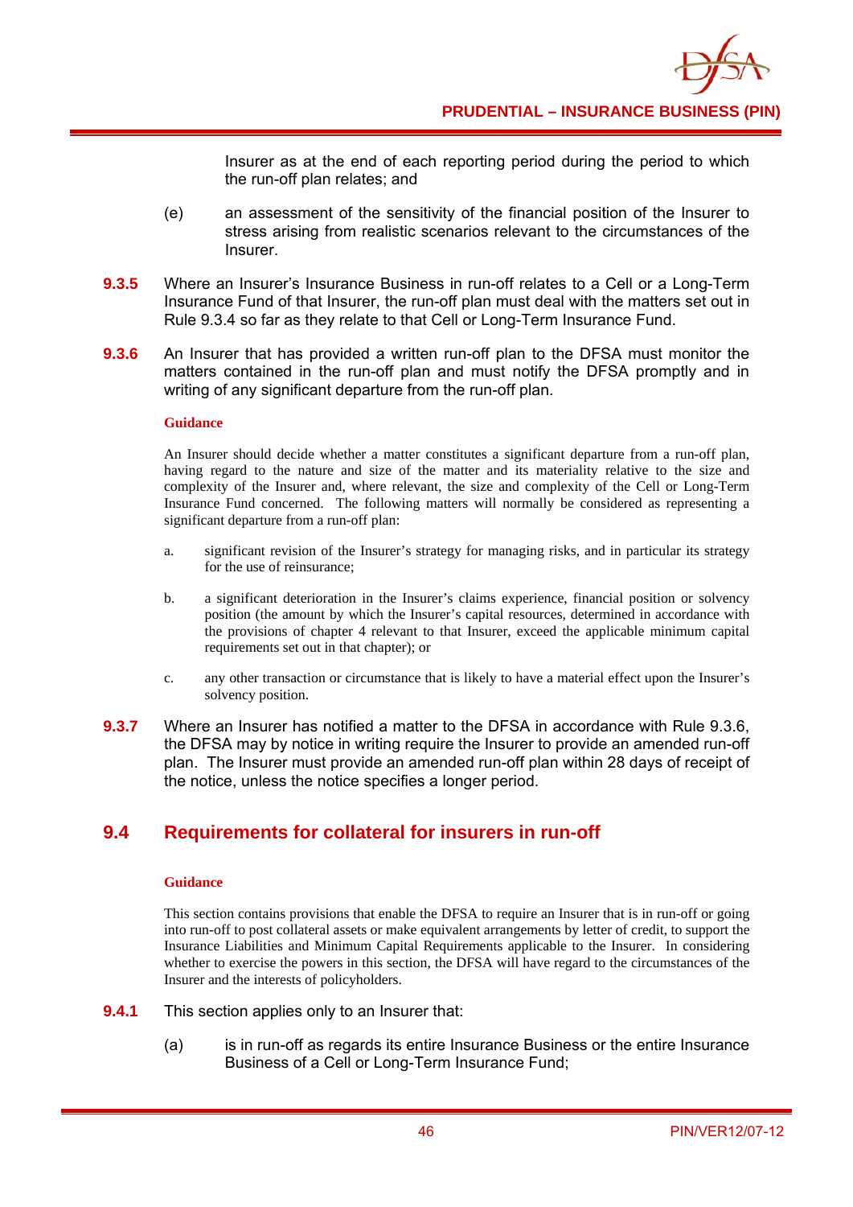Insurer as at the end of each reporting period during the period to which the run-off plan relates; and

(e) an assessment of the sensitivity of the financial position of the Insurer to stress arising from realistic scenarios relevant to the circumstances of the Insurer.

**9.3.5** Where an Insurer's Insurance Business in run-off relates to a Cell or a Long-Term Insurance Fund of that Insurer, the run-off plan must deal with the matters set out in Rule 9.3.4 so far as they relate to that Cell or Long-Term Insurance Fund.

**9.3.6** An Insurer that has provided a written run-off plan to the DFSA must monitor the matters contained in the run-off plan and must notify the DFSA promptly and in writing of any significant departure from the run-off plan.

**Guidance**

An Insurer should decide whether a matter constitutes a significant departure from a run-off plan, having regard to the nature and size of the matter and its materiality relative to the size and complexity of the Insurer and, where relevant, the size and complexity of the Cell or Long-Term Insurance Fund concerned. The following matters will normally be considered as representing a significant departure from a run-off plan:

a. significant revision of the Insurer's strategy for managing risks, and in particular its strategy for the use of reinsurance;

b. a significant deterioration in the Insurer's claims experience, financial position or solvency position (the amount by which the Insurer's capital resources, determined in accordance with the provisions of chapter 4 relevant to that Insurer, exceed the applicable minimum capital requirements set out in that chapter); or

c. any other transaction or circumstance that is likely to have a material effect upon the Insurer's solvency position.

**9.3.7** Where an Insurer has notified a matter to the DFSA in accordance with Rule 9.3.6, the DFSA may by notice in writing require the Insurer to provide an amended run-off plan. The Insurer must provide an amended run-off plan within 28 days of receipt of the notice, unless the notice specifies a longer period.

## 9.4 Requirements for collateral for insurers in run-off

**Guidance**

This section contains provisions that enable the DFSA to require an Insurer that is in run-off or going into run-off to post collateral assets or make equivalent arrangements by letter of credit, to support the Insurance Liabilities and Minimum Capital Requirements applicable to the Insurer. In considering whether to exercise the powers in this section, the DFSA will have regard to the circumstances of the Insurer and the interests of policyholders.

**9.4.1** This section applies only to an Insurer that:

(a) is in run-off as regards its entire Insurance Business or the entire Insurance Business of a Cell or Long-Term Insurance Fund;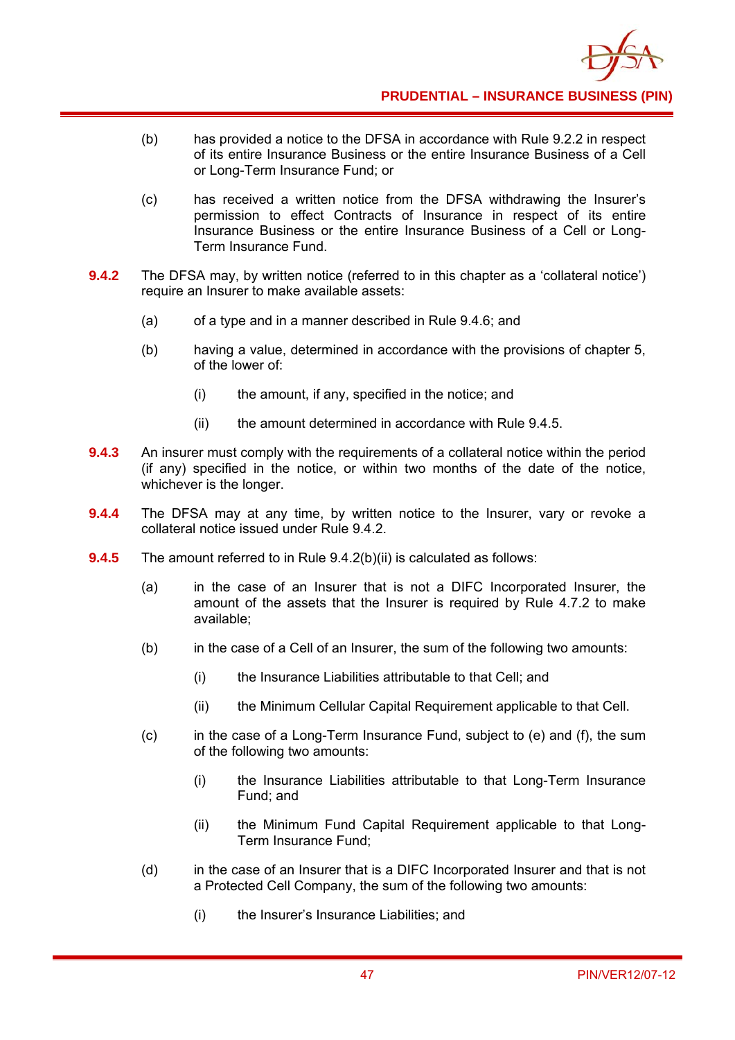(b) has provided a notice to the DFSA in accordance with Rule 9.2.2 in respect of its entire Insurance Business or the entire Insurance Business of a Cell or Long-Term Insurance Fund; or

(c) has received a written notice from the DFSA withdrawing the Insurer's permission to effect Contracts of Insurance in respect of its entire Insurance Business or the entire Insurance Business of a Cell or Long-Term Insurance Fund.

**9.4.2** The DFSA may, by written notice (referred to in this chapter as a 'collateral notice') require an Insurer to make available assets:

(a) of a type and in a manner described in Rule 9.4.6; and

(b) having a value, determined in accordance with the provisions of chapter 5, of the lower of:

(i) the amount, if any, specified in the notice; and

(ii) the amount determined in accordance with Rule 9.4.5.

**9.4.3** An insurer must comply with the requirements of a collateral notice within the period (if any) specified in the notice, or within two months of the date of the notice, whichever is the longer.

**9.4.4** The DFSA may at any time, by written notice to the Insurer, vary or revoke a collateral notice issued under Rule 9.4.2.

**9.4.5** The amount referred to in Rule 9.4.2(b)(ii) is calculated as follows:

(a) in the case of an Insurer that is not a DIFC Incorporated Insurer, the amount of the assets that the Insurer is required by Rule 4.7.2 to make available;

(b) in the case of a Cell of an Insurer, the sum of the following two amounts:

(i) the Insurance Liabilities attributable to that Cell; and

(ii) the Minimum Cellular Capital Requirement applicable to that Cell.

(c) in the case of a Long-Term Insurance Fund, subject to (e) and (f), the sum of the following two amounts:

(i) the Insurance Liabilities attributable to that Long-Term Insurance Fund; and

(ii) the Minimum Fund Capital Requirement applicable to that Long-Term Insurance Fund;

(d) in the case of an Insurer that is a DIFC Incorporated Insurer and that is not a Protected Cell Company, the sum of the following two amounts:

(i) the Insurer's Insurance Liabilities; and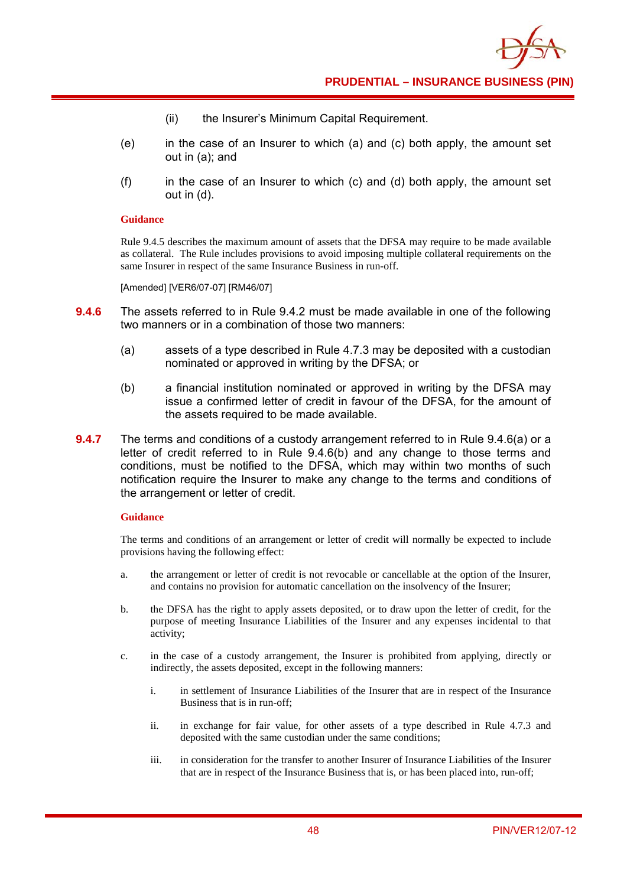(ii) the Insurer's Minimum Capital Requirement.

(e) in the case of an Insurer to which (a) and (c) both apply, the amount set out in (a); and

(f) in the case of an Insurer to which (c) and (d) both apply, the amount set out in (d).

**Guidance**

Rule 9.4.5 describes the maximum amount of assets that the DFSA may require to be made available as collateral. The Rule includes provisions to avoid imposing multiple collateral requirements on the same Insurer in respect of the same Insurance Business in run-off.

[Amended] [VER6/07-07] [RM46/07]

**9.4.6** The assets referred to in Rule 9.4.2 must be made available in one of the following two manners or in a combination of those two manners:

(a) assets of a type described in Rule 4.7.3 may be deposited with a custodian nominated or approved in writing by the DFSA; or

(b) a financial institution nominated or approved in writing by the DFSA may issue a confirmed letter of credit in favour of the DFSA, for the amount of the assets required to be made available.

**9.4.7** The terms and conditions of a custody arrangement referred to in Rule 9.4.6(a) or a letter of credit referred to in Rule 9.4.6(b) and any change to those terms and conditions, must be notified to the DFSA, which may within two months of such notification require the Insurer to make any change to the terms and conditions of the arrangement or letter of credit.

**Guidance**

The terms and conditions of an arrangement or letter of credit will normally be expected to include provisions having the following effect:

a. the arrangement or letter of credit is not revocable or cancellable at the option of the Insurer, and contains no provision for automatic cancellation on the insolvency of the Insurer;

b. the DFSA has the right to apply assets deposited, or to draw upon the letter of credit, for the purpose of meeting Insurance Liabilities of the Insurer and any expenses incidental to that activity;

c. in the case of a custody arrangement, the Insurer is prohibited from applying, directly or indirectly, the assets deposited, except in the following manners:

   i. in settlement of Insurance Liabilities of the Insurer that are in respect of the Insurance Business that is in run-off;

   ii. in exchange for fair value, for other assets of a type described in Rule 4.7.3 and deposited with the same custodian under the same conditions;

   iii. in consideration for the transfer to another Insurer of Insurance Liabilities of the Insurer that are in respect of the Insurance Business that is, or has been placed into, run-off;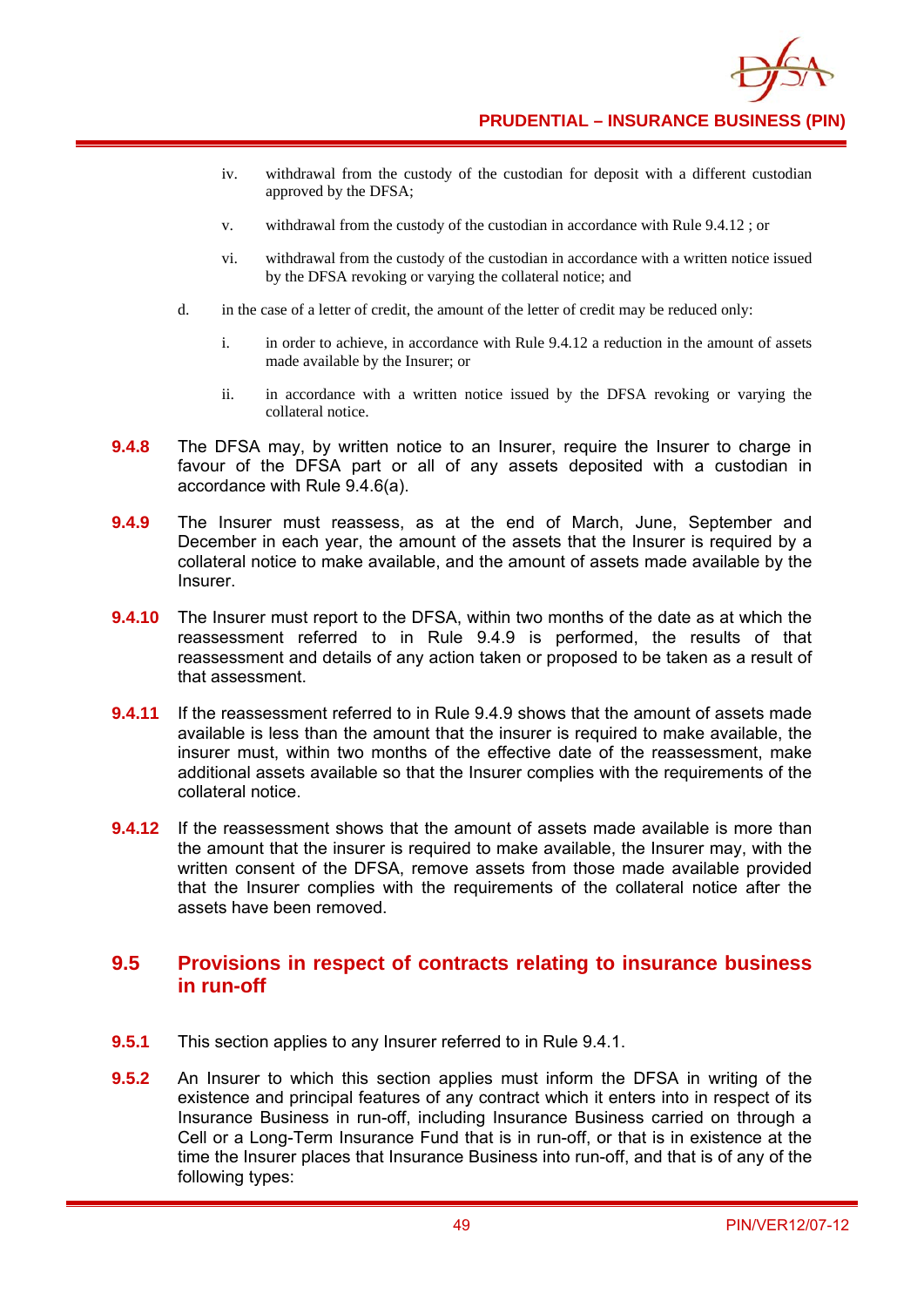iv. withdrawal from the custody of the custodian for deposit with a different custodian approved by the DFSA;

v. withdrawal from the custody of the custodian in accordance with Rule 9.4.12 ; or

vi. withdrawal from the custody of the custodian in accordance with a written notice issued by the DFSA revoking or varying the collateral notice; and

d. in the case of a letter of credit, the amount of the letter of credit may be reduced only:

i. in order to achieve, in accordance with Rule 9.4.12 a reduction in the amount of assets made available by the Insurer; or

ii. in accordance with a written notice issued by the DFSA revoking or varying the collateral notice.

**9.4.8** The DFSA may, by written notice to an Insurer, require the Insurer to charge in favour of the DFSA part or all of any assets deposited with a custodian in accordance with Rule 9.4.6(a).

**9.4.9** The Insurer must reassess, as at the end of March, June, September and December in each year, the amount of the assets that the Insurer is required by a collateral notice to make available, and the amount of assets made available by the Insurer.

**9.4.10** The Insurer must report to the DFSA, within two months of the date as at which the reassessment referred to in Rule 9.4.9 is performed, the results of that reassessment and details of any action taken or proposed to be taken as a result of that assessment.

**9.4.11** If the reassessment referred to in Rule 9.4.9 shows that the amount of assets made available is less than the amount that the insurer is required to make available, the insurer must, within two months of the effective date of the reassessment, make additional assets available so that the Insurer complies with the requirements of the collateral notice.

**9.4.12** If the reassessment shows that the amount of assets made available is more than the amount that the insurer is required to make available, the Insurer may, with the written consent of the DFSA, remove assets from those made available provided that the Insurer complies with the requirements of the collateral notice after the assets have been removed.

## 9.5 Provisions in respect of contracts relating to insurance business in run-off

**9.5.1** This section applies to any Insurer referred to in Rule 9.4.1.

**9.5.2** An Insurer to which this section applies must inform the DFSA in writing of the existence and principal features of any contract which it enters into in respect of its Insurance Business in run-off, including Insurance Business carried on through a Cell or a Long-Term Insurance Fund that is in run-off, or that is in existence at the time the Insurer places that Insurance Business into run-off, and that is of any of the following types: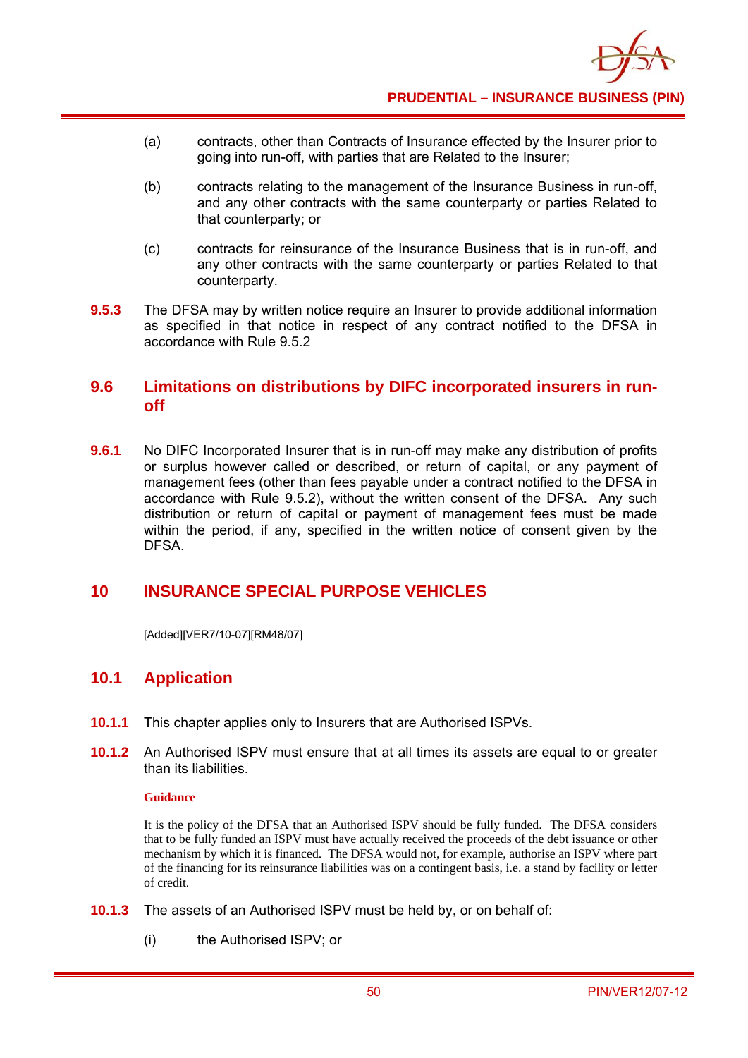(a) contracts, other than Contracts of Insurance effected by the Insurer prior to going into run-off, with parties that are Related to the Insurer;

(b) contracts relating to the management of the Insurance Business in run-off, and any other contracts with the same counterparty or parties Related to that counterparty; or

(c) contracts for reinsurance of the Insurance Business that is in run-off, and any other contracts with the same counterparty or parties Related to that counterparty.

**9.5.3** The DFSA may by written notice require an Insurer to provide additional information as specified in that notice in respect of any contract notified to the DFSA in accordance with Rule 9.5.2

## 9.6 Limitations on distributions by DIFC incorporated insurers in run-off

**9.6.1** No DIFC Incorporated Insurer that is in run-off may make any distribution of profits or surplus however called or described, or return of capital, or any payment of management fees (other than fees payable under a contract notified to the DFSA in accordance with Rule 9.5.2), without the written consent of the DFSA. Any such distribution or return of capital or payment of management fees must be made within the period, if any, specified in the written notice of consent given by the DFSA.

# 10 INSURANCE SPECIAL PURPOSE VEHICLES

[Added][VER7/10-07][RM48/07]

## 10.1 Application

**10.1.1** This chapter applies only to Insurers that are Authorised ISPVs.

**10.1.2** An Authorised ISPV must ensure that at all times its assets are equal to or greater than its liabilities.

**Guidance**

It is the policy of the DFSA that an Authorised ISPV should be fully funded. The DFSA considers that to be fully funded an ISPV must have actually received the proceeds of the debt issuance or other mechanism by which it is financed. The DFSA would not, for example, authorise an ISPV where part of the financing for its reinsurance liabilities was on a contingent basis, i.e. a stand by facility or letter of credit.

**10.1.3** The assets of an Authorised ISPV must be held by, or on behalf of:

(i) the Authorised ISPV; or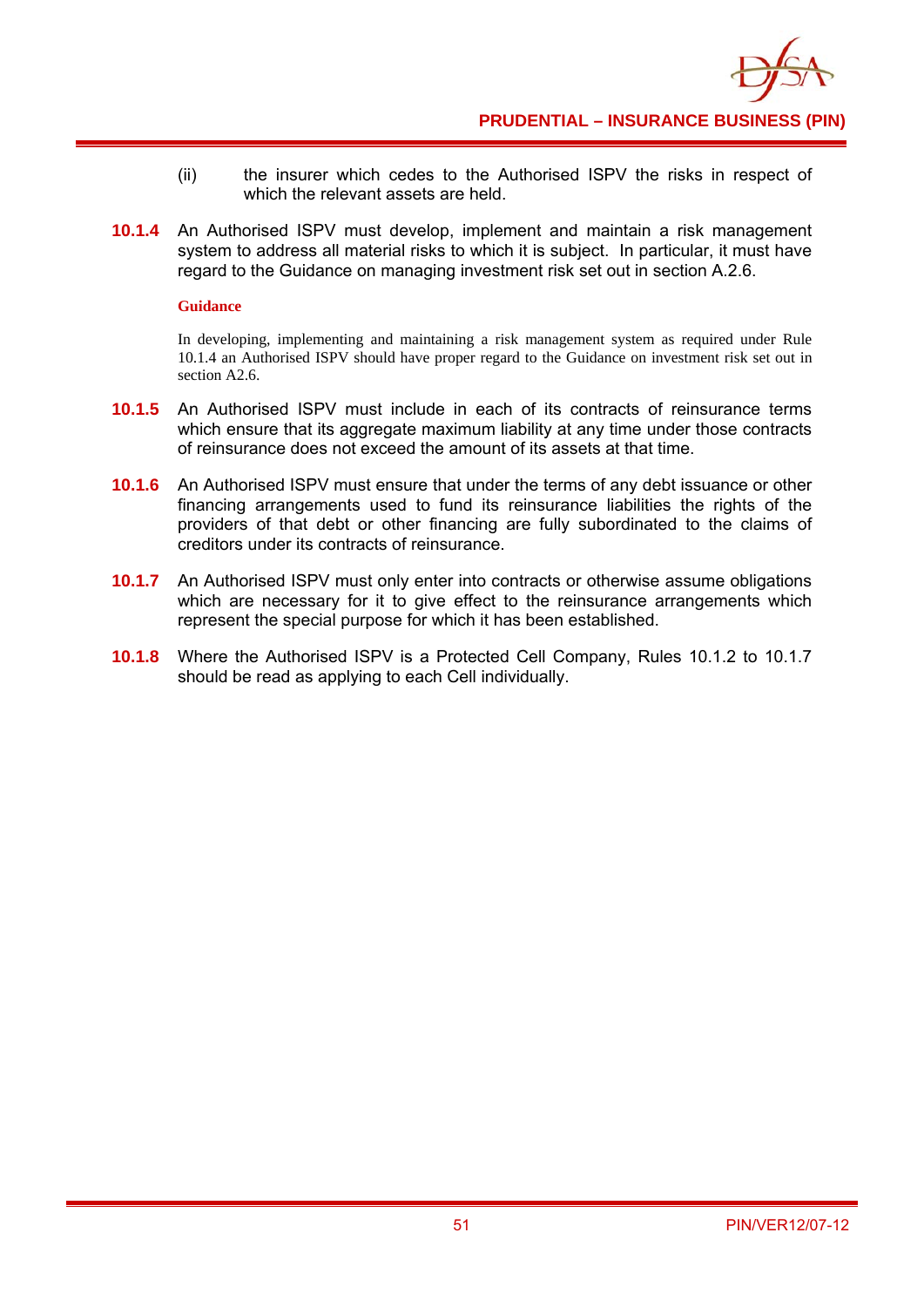(ii) the insurer which cedes to the Authorised ISPV the risks in respect of which the relevant assets are held.

**10.1.4** An Authorised ISPV must develop, implement and maintain a risk management system to address all material risks to which it is subject. In particular, it must have regard to the Guidance on managing investment risk set out in section A.2.6.

**Guidance**

In developing, implementing and maintaining a risk management system as required under Rule 10.1.4 an Authorised ISPV should have proper regard to the Guidance on investment risk set out in section A2.6.

**10.1.5** An Authorised ISPV must include in each of its contracts of reinsurance terms which ensure that its aggregate maximum liability at any time under those contracts of reinsurance does not exceed the amount of its assets at that time.

**10.1.6** An Authorised ISPV must ensure that under the terms of any debt issuance or other financing arrangements used to fund its reinsurance liabilities the rights of the providers of that debt or other financing are fully subordinated to the claims of creditors under its contracts of reinsurance.

**10.1.7** An Authorised ISPV must only enter into contracts or otherwise assume obligations which are necessary for it to give effect to the reinsurance arrangements which represent the special purpose for which it has been established.

**10.1.8** Where the Authorised ISPV is a Protected Cell Company, Rules 10.1.2 to 10.1.7 should be read as applying to each Cell individually.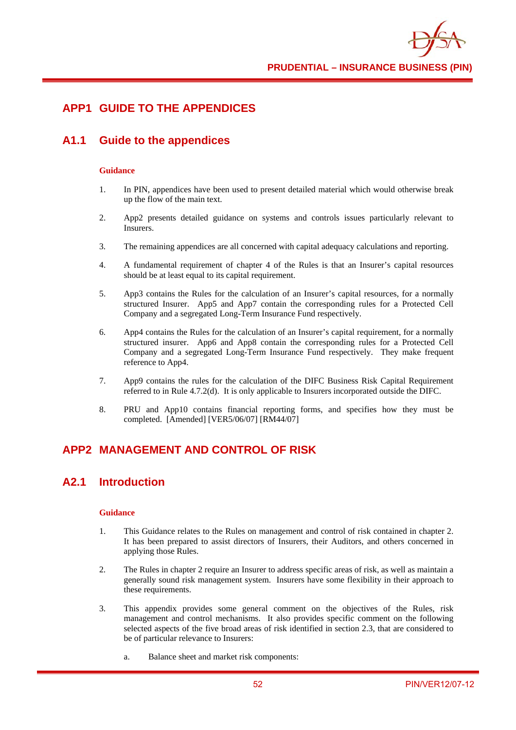## APP1 GUIDE TO THE APPENDICES

### A1.1 Guide to the appendices

**Guidance**

1. In PIN, appendices have been used to present detailed material which would otherwise break up the flow of the main text.

2. App2 presents detailed guidance on systems and controls issues particularly relevant to Insurers.

3. The remaining appendices are all concerned with capital adequacy calculations and reporting.

4. A fundamental requirement of chapter 4 of the Rules is that an Insurer's capital resources should be at least equal to its capital requirement.

5. App3 contains the Rules for the calculation of an Insurer's capital resources, for a normally structured Insurer. App5 and App7 contain the corresponding rules for a Protected Cell Company and a segregated Long-Term Insurance Fund respectively.

6. App4 contains the Rules for the calculation of an Insurer's capital requirement, for a normally structured insurer. App6 and App8 contain the corresponding rules for a Protected Cell Company and a segregated Long-Term Insurance Fund respectively. They make frequent reference to App4.

7. App9 contains the rules for the calculation of the DIFC Business Risk Capital Requirement referred to in Rule 4.7.2(d). It is only applicable to Insurers incorporated outside the DIFC.

8. PRU and App10 contains financial reporting forms, and specifies how they must be completed. [Amended] [VER5/06/07] [RM44/07]

## APP2 MANAGEMENT AND CONTROL OF RISK

### A2.1 Introduction

**Guidance**

1. This Guidance relates to the Rules on management and control of risk contained in chapter 2. It has been prepared to assist directors of Insurers, their Auditors, and others concerned in applying those Rules.

2. The Rules in chapter 2 require an Insurer to address specific areas of risk, as well as maintain a generally sound risk management system. Insurers have some flexibility in their approach to these requirements.

3. This appendix provides some general comment on the objectives of the Rules, risk management and control mechanisms. It also provides specific comment on the following selected aspects of the five broad areas of risk identified in section 2.3, that are considered to be of particular relevance to Insurers:

   a. Balance sheet and market risk components: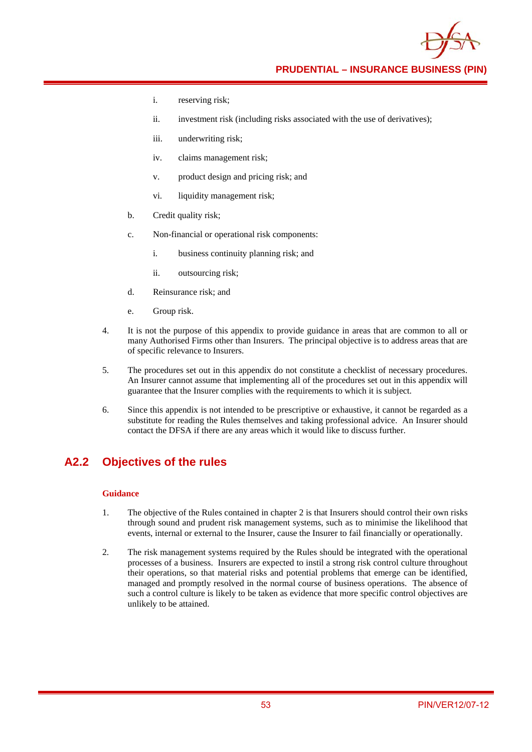i. reserving risk;

ii. investment risk (including risks associated with the use of derivatives);

iii. underwriting risk;

iv. claims management risk;

v. product design and pricing risk; and

vi. liquidity management risk;

b. Credit quality risk;

c. Non-financial or operational risk components:

i. business continuity planning risk; and

ii. outsourcing risk;

d. Reinsurance risk; and

e. Group risk.

4. It is not the purpose of this appendix to provide guidance in areas that are common to all or many Authorised Firms other than Insurers. The principal objective is to address areas that are of specific relevance to Insurers.

5. The procedures set out in this appendix do not constitute a checklist of necessary procedures. An Insurer cannot assume that implementing all of the procedures set out in this appendix will guarantee that the Insurer complies with the requirements to which it is subject.

6. Since this appendix is not intended to be prescriptive or exhaustive, it cannot be regarded as a substitute for reading the Rules themselves and taking professional advice. An Insurer should contact the DFSA if there are any areas which it would like to discuss further.

## A2.2 Objectives of the rules

**Guidance**

1. The objective of the Rules contained in chapter 2 is that Insurers should control their own risks through sound and prudent risk management systems, such as to minimise the likelihood that events, internal or external to the Insurer, cause the Insurer to fail financially or operationally.

2. The risk management systems required by the Rules should be integrated with the operational processes of a business. Insurers are expected to instil a strong risk control culture throughout their operations, so that material risks and potential problems that emerge can be identified, managed and promptly resolved in the normal course of business operations. The absence of such a control culture is likely to be taken as evidence that more specific control objectives are unlikely to be attained.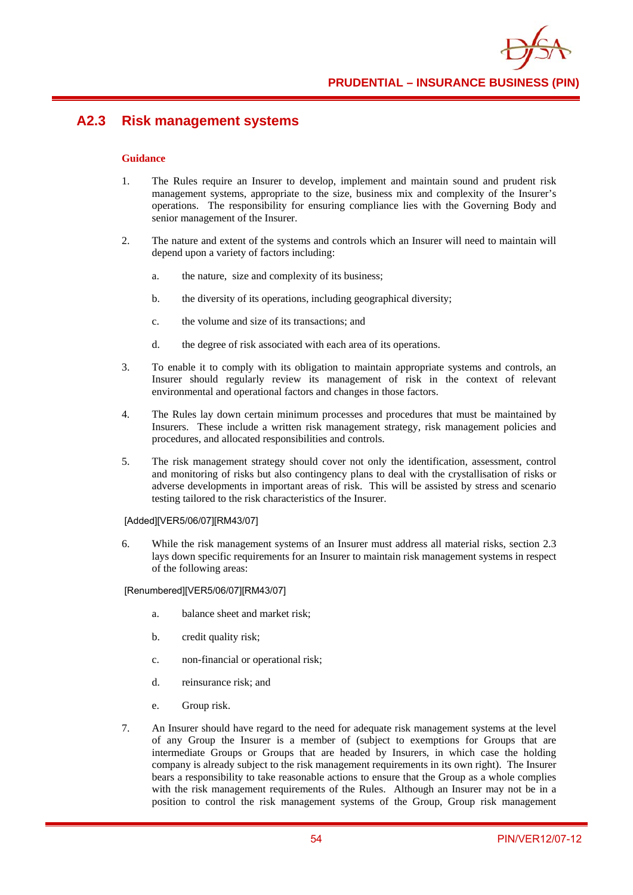## A2.3 Risk management systems

**Guidance**

1. The Rules require an Insurer to develop, implement and maintain sound and prudent risk management systems, appropriate to the size, business mix and complexity of the Insurer's operations. The responsibility for ensuring compliance lies with the Governing Body and senior management of the Insurer.

2. The nature and extent of the systems and controls which an Insurer will need to maintain will depend upon a variety of factors including:

   a. the nature, size and complexity of its business;

   b. the diversity of its operations, including geographical diversity;

   c. the volume and size of its transactions; and

   d. the degree of risk associated with each area of its operations.

3. To enable it to comply with its obligation to maintain appropriate systems and controls, an Insurer should regularly review its management of risk in the context of relevant environmental and operational factors and changes in those factors.

4. The Rules lay down certain minimum processes and procedures that must be maintained by Insurers. These include a written risk management strategy, risk management policies and procedures, and allocated responsibilities and controls.

5. The risk management strategy should cover not only the identification, assessment, control and monitoring of risks but also contingency plans to deal with the crystallisation of risks or adverse developments in important areas of risk. This will be assisted by stress and scenario testing tailored to the risk characteristics of the Insurer.

[Added][VER5/06/07][RM43/07]

6. While the risk management systems of an Insurer must address all material risks, section 2.3 lays down specific requirements for an Insurer to maintain risk management systems in respect of the following areas:

[Renumbered][VER5/06/07][RM43/07]

   a. balance sheet and market risk;

   b. credit quality risk;

   c. non-financial or operational risk;

   d. reinsurance risk; and

   e. Group risk.

7. An Insurer should have regard to the need for adequate risk management systems at the level of any Group the Insurer is a member of (subject to exemptions for Groups that are intermediate Groups or Groups that are headed by Insurers, in which case the holding company is already subject to the risk management requirements in its own right). The Insurer bears a responsibility to take reasonable actions to ensure that the Group as a whole complies with the risk management requirements of the Rules. Although an Insurer may not be in a position to control the risk management systems of the Group, Group risk management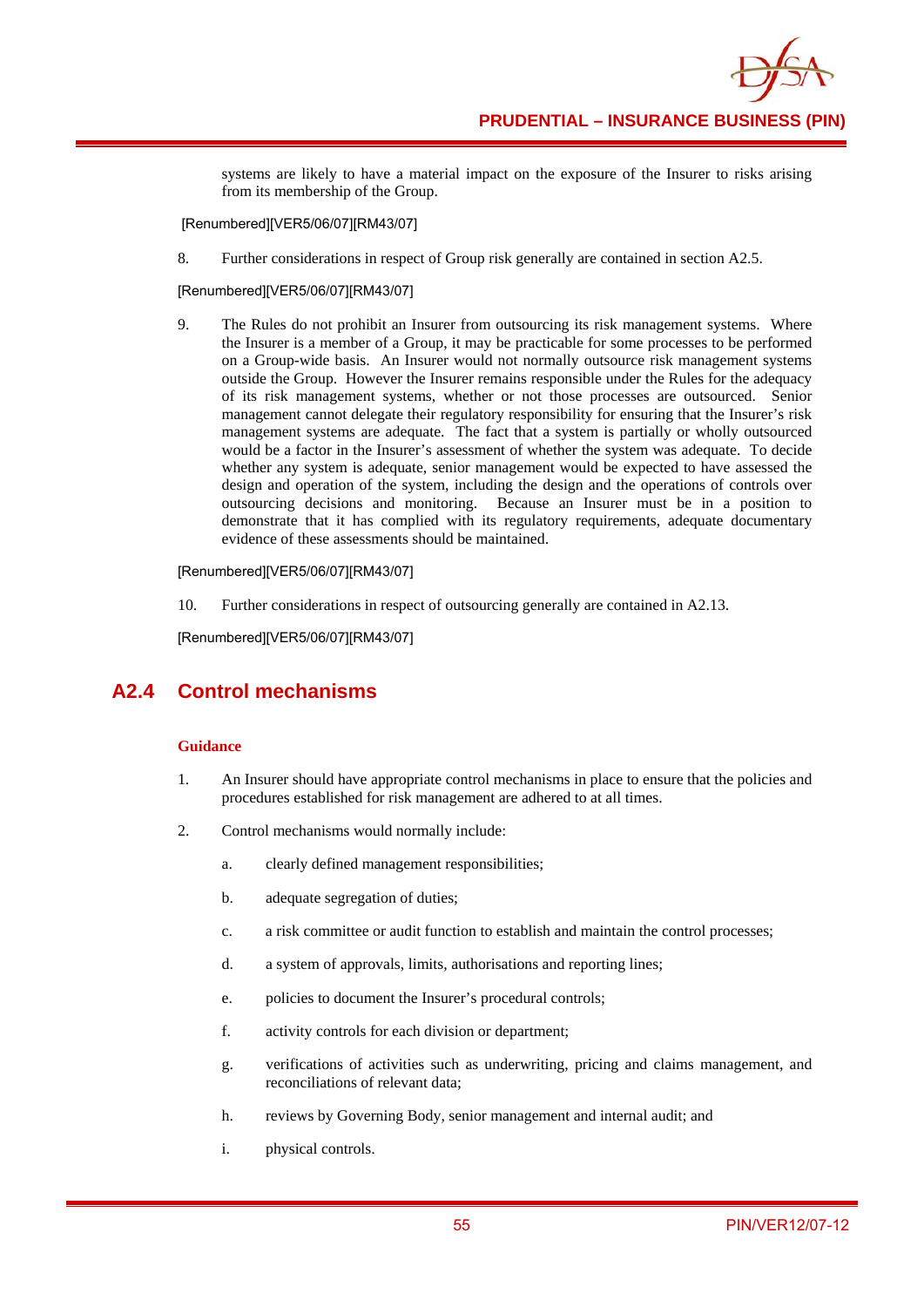systems are likely to have a material impact on the exposure of the Insurer to risks arising from its membership of the Group.

[Renumbered][VER5/06/07][RM43/07]

8. Further considerations in respect of Group risk generally are contained in section A2.5.

[Renumbered][VER5/06/07][RM43/07]

9. The Rules do not prohibit an Insurer from outsourcing its risk management systems. Where the Insurer is a member of a Group, it may be practicable for some processes to be performed on a Group-wide basis. An Insurer would not normally outsource risk management systems outside the Group. However the Insurer remains responsible under the Rules for the adequacy of its risk management systems, whether or not those processes are outsourced. Senior management cannot delegate their regulatory responsibility for ensuring that the Insurer's risk management systems are adequate. The fact that a system is partially or wholly outsourced would be a factor in the Insurer's assessment of whether the system was adequate. To decide whether any system is adequate, senior management would be expected to have assessed the design and operation of the system, including the design and the operations of controls over outsourcing decisions and monitoring. Because an Insurer must be in a position to demonstrate that it has complied with its regulatory requirements, adequate documentary evidence of these assessments should be maintained.

[Renumbered][VER5/06/07][RM43/07]

10. Further considerations in respect of outsourcing generally are contained in A2.13.

[Renumbered][VER5/06/07][RM43/07]

## A2.4 Control mechanisms

### Guidance

1. An Insurer should have appropriate control mechanisms in place to ensure that the policies and procedures established for risk management are adhered to at all times.

2. Control mechanisms would normally include:

   a. clearly defined management responsibilities;

   b. adequate segregation of duties;

   c. a risk committee or audit function to establish and maintain the control processes;

   d. a system of approvals, limits, authorisations and reporting lines;

   e. policies to document the Insurer's procedural controls;

   f. activity controls for each division or department;

   g. verifications of activities such as underwriting, pricing and claims management, and reconciliations of relevant data;

   h. reviews by Governing Body, senior management and internal audit; and

   i. physical controls.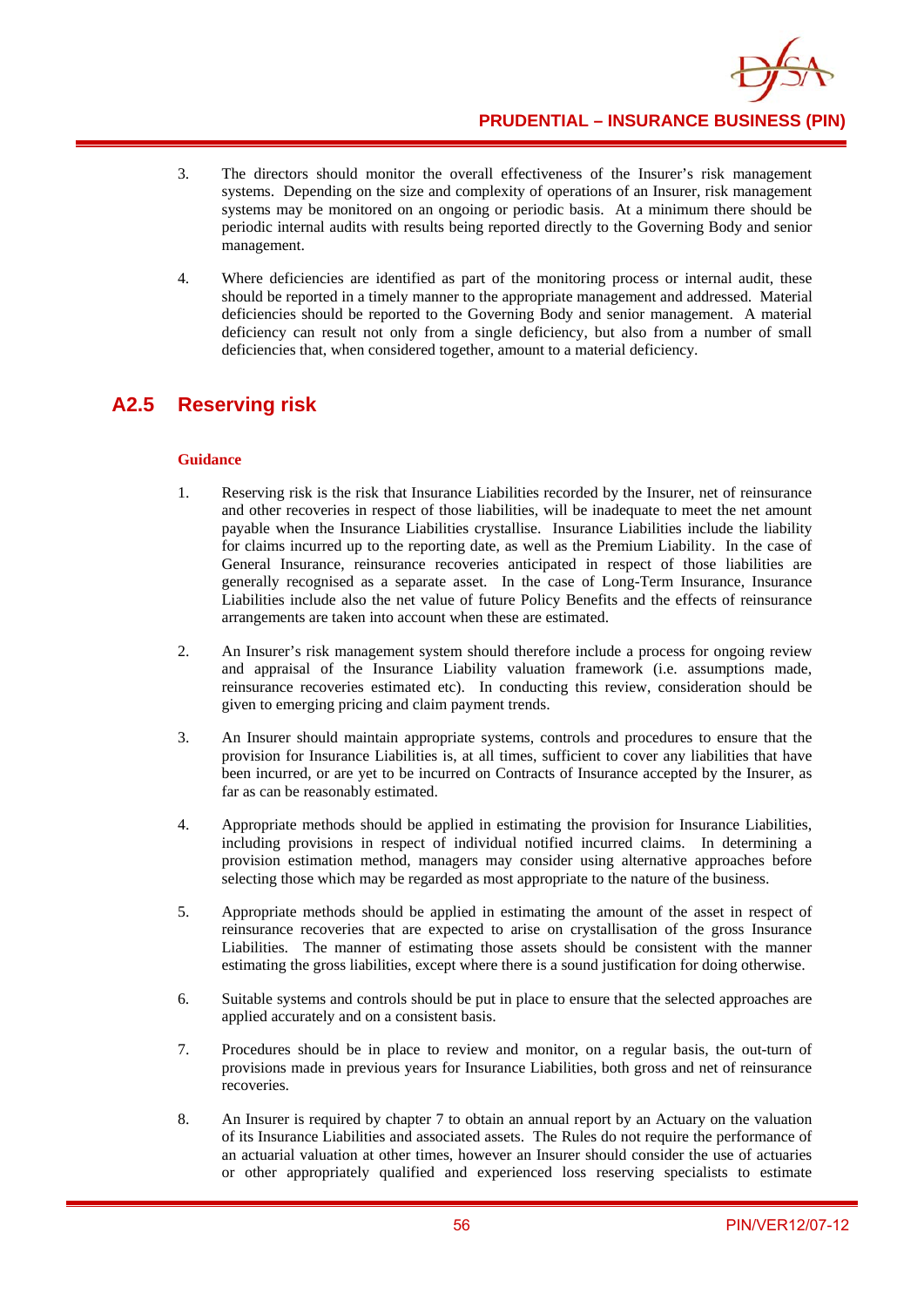3. The directors should monitor the overall effectiveness of the Insurer's risk management systems. Depending on the size and complexity of operations of an Insurer, risk management systems may be monitored on an ongoing or periodic basis. At a minimum there should be periodic internal audits with results being reported directly to the Governing Body and senior management.

4. Where deficiencies are identified as part of the monitoring process or internal audit, these should be reported in a timely manner to the appropriate management and addressed. Material deficiencies should be reported to the Governing Body and senior management. A material deficiency can result not only from a single deficiency, but also from a number of small deficiencies that, when considered together, amount to a material deficiency.

## A2.5 Reserving risk

**Guidance**

1. Reserving risk is the risk that Insurance Liabilities recorded by the Insurer, net of reinsurance and other recoveries in respect of those liabilities, will be inadequate to meet the net amount payable when the Insurance Liabilities crystallise. Insurance Liabilities include the liability for claims incurred up to the reporting date, as well as the Premium Liability. In the case of General Insurance, reinsurance recoveries anticipated in respect of those liabilities are generally recognised as a separate asset. In the case of Long-Term Insurance, Insurance Liabilities include also the net value of future Policy Benefits and the effects of reinsurance arrangements are taken into account when these are estimated.

2. An Insurer's risk management system should therefore include a process for ongoing review and appraisal of the Insurance Liability valuation framework (i.e. assumptions made, reinsurance recoveries estimated etc). In conducting this review, consideration should be given to emerging pricing and claim payment trends.

3. An Insurer should maintain appropriate systems, controls and procedures to ensure that the provision for Insurance Liabilities is, at all times, sufficient to cover any liabilities that have been incurred, or are yet to be incurred on Contracts of Insurance accepted by the Insurer, as far as can be reasonably estimated.

4. Appropriate methods should be applied in estimating the provision for Insurance Liabilities, including provisions in respect of individual notified incurred claims. In determining a provision estimation method, managers may consider using alternative approaches before selecting those which may be regarded as most appropriate to the nature of the business.

5. Appropriate methods should be applied in estimating the amount of the asset in respect of reinsurance recoveries that are expected to arise on crystallisation of the gross Insurance Liabilities. The manner of estimating those assets should be consistent with the manner estimating the gross liabilities, except where there is a sound justification for doing otherwise.

6. Suitable systems and controls should be put in place to ensure that the selected approaches are applied accurately and on a consistent basis.

7. Procedures should be in place to review and monitor, on a regular basis, the out-turn of provisions made in previous years for Insurance Liabilities, both gross and net of reinsurance recoveries.

8. An Insurer is required by chapter 7 to obtain an annual report by an Actuary on the valuation of its Insurance Liabilities and associated assets. The Rules do not require the performance of an actuarial valuation at other times, however an Insurer should consider the use of actuaries or other appropriately qualified and experienced loss reserving specialists to estimate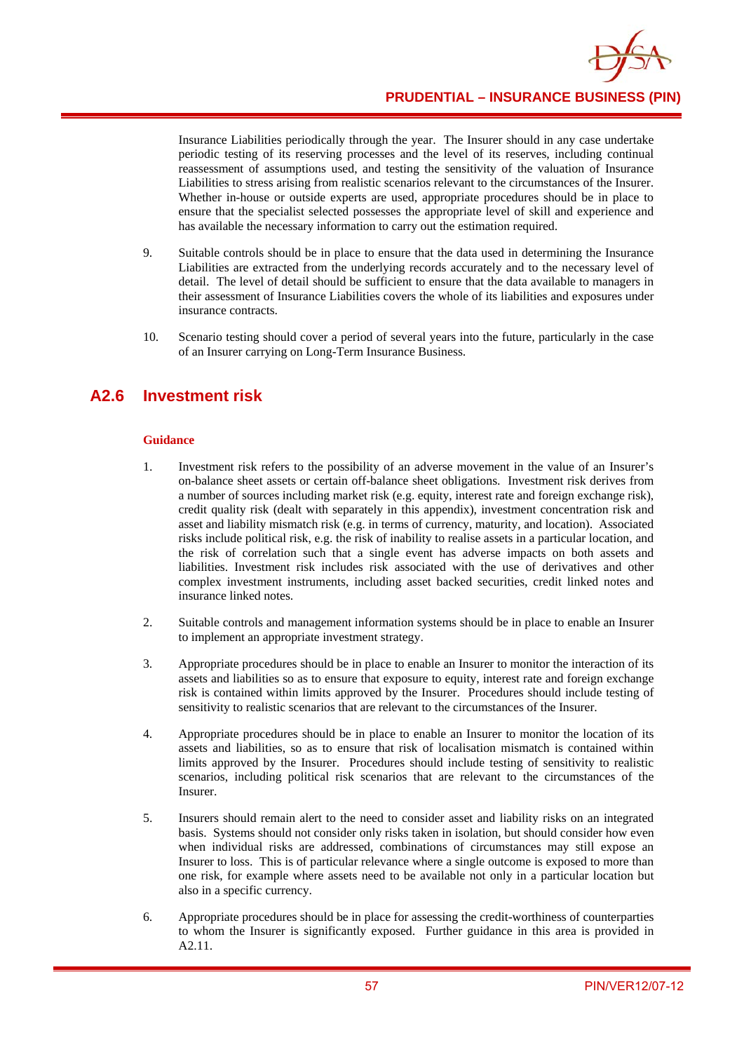Insurance Liabilities periodically through the year. The Insurer should in any case undertake periodic testing of its reserving processes and the level of its reserves, including continual reassessment of assumptions used, and testing the sensitivity of the valuation of Insurance Liabilities to stress arising from realistic scenarios relevant to the circumstances of the Insurer. Whether in-house or outside experts are used, appropriate procedures should be in place to ensure that the specialist selected possesses the appropriate level of skill and experience and has available the necessary information to carry out the estimation required.

9. Suitable controls should be in place to ensure that the data used in determining the Insurance Liabilities are extracted from the underlying records accurately and to the necessary level of detail. The level of detail should be sufficient to ensure that the data available to managers in their assessment of Insurance Liabilities covers the whole of its liabilities and exposures under insurance contracts.

10. Scenario testing should cover a period of several years into the future, particularly in the case of an Insurer carrying on Long-Term Insurance Business.

## A2.6 Investment risk

### Guidance

1. Investment risk refers to the possibility of an adverse movement in the value of an Insurer's on-balance sheet assets or certain off-balance sheet obligations. Investment risk derives from a number of sources including market risk (e.g. equity, interest rate and foreign exchange risk), credit quality risk (dealt with separately in this appendix), investment concentration risk and asset and liability mismatch risk (e.g. in terms of currency, maturity, and location). Associated risks include political risk, e.g. the risk of inability to realise assets in a particular location, and the risk of correlation such that a single event has adverse impacts on both assets and liabilities. Investment risk includes risk associated with the use of derivatives and other complex investment instruments, including asset backed securities, credit linked notes and insurance linked notes.

2. Suitable controls and management information systems should be in place to enable an Insurer to implement an appropriate investment strategy.

3. Appropriate procedures should be in place to enable an Insurer to monitor the interaction of its assets and liabilities so as to ensure that exposure to equity, interest rate and foreign exchange risk is contained within limits approved by the Insurer. Procedures should include testing of sensitivity to realistic scenarios that are relevant to the circumstances of the Insurer.

4. Appropriate procedures should be in place to enable an Insurer to monitor the location of its assets and liabilities, so as to ensure that risk of localisation mismatch is contained within limits approved by the Insurer. Procedures should include testing of sensitivity to realistic scenarios, including political risk scenarios that are relevant to the circumstances of the Insurer.

5. Insurers should remain alert to the need to consider asset and liability risks on an integrated basis. Systems should not consider only risks taken in isolation, but should consider how even when individual risks are addressed, combinations of circumstances may still expose an Insurer to loss. This is of particular relevance where a single outcome is exposed to more than one risk, for example where assets need to be available not only in a particular location but also in a specific currency.

6. Appropriate procedures should be in place for assessing the credit-worthiness of counterparties to whom the Insurer is significantly exposed. Further guidance in this area is provided in A2.11.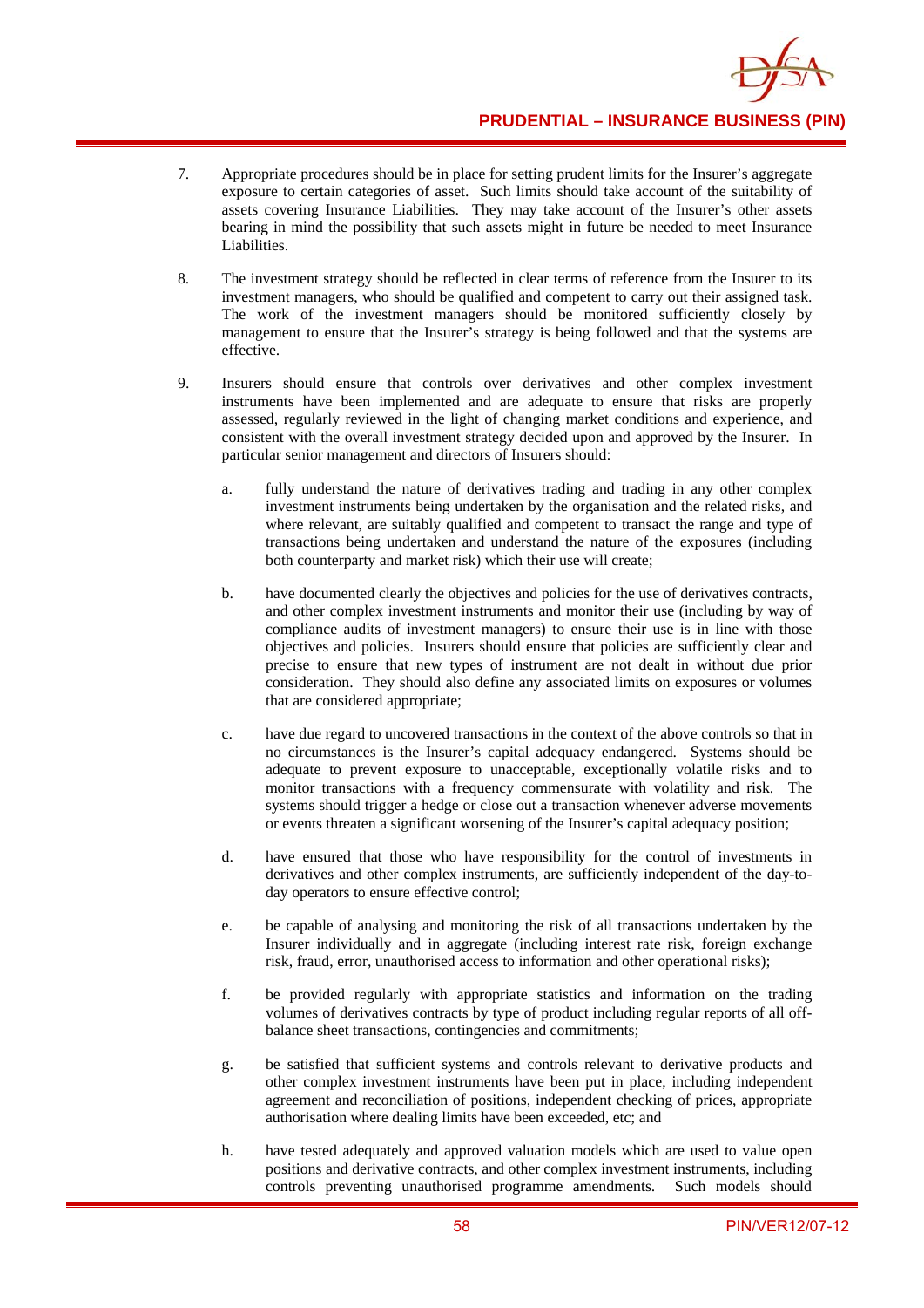7. Appropriate procedures should be in place for setting prudent limits for the Insurer's aggregate exposure to certain categories of asset. Such limits should take account of the suitability of assets covering Insurance Liabilities. They may take account of the Insurer's other assets bearing in mind the possibility that such assets might in future be needed to meet Insurance Liabilities.

8. The investment strategy should be reflected in clear terms of reference from the Insurer to its investment managers, who should be qualified and competent to carry out their assigned task. The work of the investment managers should be monitored sufficiently closely by management to ensure that the Insurer's strategy is being followed and that the systems are effective.

9. Insurers should ensure that controls over derivatives and other complex investment instruments have been implemented and are adequate to ensure that risks are properly assessed, regularly reviewed in the light of changing market conditions and experience, and consistent with the overall investment strategy decided upon and approved by the Insurer. In particular senior management and directors of Insurers should:

   a. fully understand the nature of derivatives trading and trading in any other complex investment instruments being undertaken by the organisation and the related risks, and where relevant, are suitably qualified and competent to transact the range and type of transactions being undertaken and understand the nature of the exposures (including both counterparty and market risk) which their use will create;

   b. have documented clearly the objectives and policies for the use of derivatives contracts, and other complex investment instruments and monitor their use (including by way of compliance audits of investment managers) to ensure their use is in line with those objectives and policies. Insurers should ensure that policies are sufficiently clear and precise to ensure that new types of instrument are not dealt in without due prior consideration. They should also define any associated limits on exposures or volumes that are considered appropriate;

   c. have due regard to uncovered transactions in the context of the above controls so that in no circumstances is the Insurer's capital adequacy endangered. Systems should be adequate to prevent exposure to unacceptable, exceptionally volatile risks and to monitor transactions with a frequency commensurate with volatility and risk. The systems should trigger a hedge or close out a transaction whenever adverse movements or events threaten a significant worsening of the Insurer's capital adequacy position;

   d. have ensured that those who have responsibility for the control of investments in derivatives and other complex instruments, are sufficiently independent of the day-to-day operators to ensure effective control;

   e. be capable of analysing and monitoring the risk of all transactions undertaken by the Insurer individually and in aggregate (including interest rate risk, foreign exchange risk, fraud, error, unauthorised access to information and other operational risks);

   f. be provided regularly with appropriate statistics and information on the trading volumes of derivatives contracts by type of product including regular reports of all off-balance sheet transactions, contingencies and commitments;

   g. be satisfied that sufficient systems and controls relevant to derivative products and other complex investment instruments have been put in place, including independent agreement and reconciliation of positions, independent checking of prices, appropriate authorisation where dealing limits have been exceeded, etc; and

   h. have tested adequately and approved valuation models which are used to value open positions and derivative contracts, and other complex investment instruments, including controls preventing unauthorised programme amendments. Such models should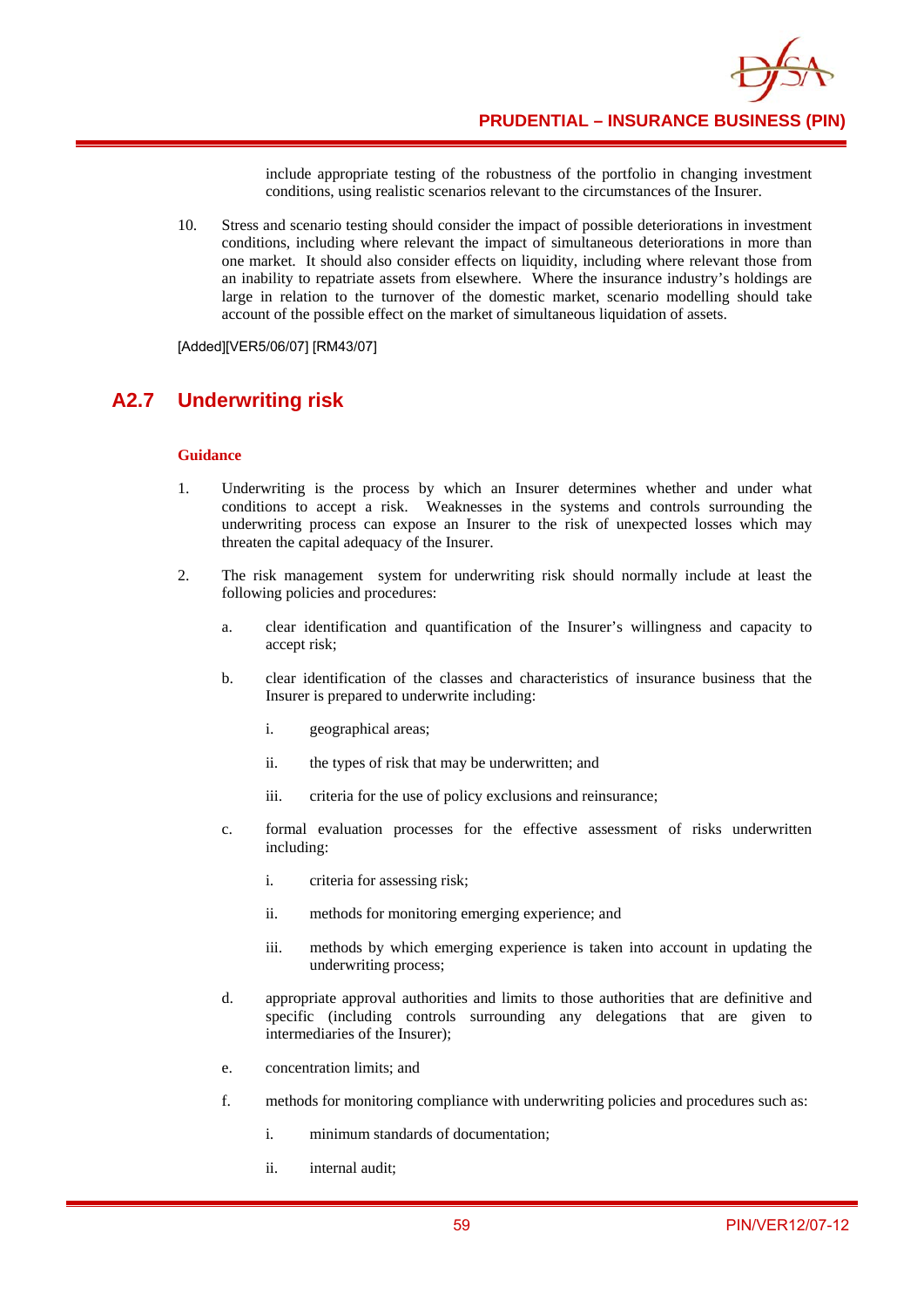include appropriate testing of the robustness of the portfolio in changing investment conditions, using realistic scenarios relevant to the circumstances of the Insurer.

10. Stress and scenario testing should consider the impact of possible deteriorations in investment conditions, including where relevant the impact of simultaneous deteriorations in more than one market. It should also consider effects on liquidity, including where relevant those from an inability to repatriate assets from elsewhere. Where the insurance industry's holdings are large in relation to the turnover of the domestic market, scenario modelling should take account of the possible effect on the market of simultaneous liquidation of assets.

[Added][VER5/06/07] [RM43/07]

## A2.7 Underwriting risk

**Guidance**

1. Underwriting is the process by which an Insurer determines whether and under what conditions to accept a risk. Weaknesses in the systems and controls surrounding the underwriting process can expose an Insurer to the risk of unexpected losses which may threaten the capital adequacy of the Insurer.

2. The risk management system for underwriting risk should normally include at least the following policies and procedures:

   a. clear identification and quantification of the Insurer's willingness and capacity to accept risk;

   b. clear identification of the classes and characteristics of insurance business that the Insurer is prepared to underwrite including:

      i. geographical areas;

      ii. the types of risk that may be underwritten; and

      iii. criteria for the use of policy exclusions and reinsurance;

   c. formal evaluation processes for the effective assessment of risks underwritten including:

      i. criteria for assessing risk;

      ii. methods for monitoring emerging experience; and

      iii. methods by which emerging experience is taken into account in updating the underwriting process;

   d. appropriate approval authorities and limits to those authorities that are definitive and specific (including controls surrounding any delegations that are given to intermediaries of the Insurer);

   e. concentration limits; and

   f. methods for monitoring compliance with underwriting policies and procedures such as:

      i. minimum standards of documentation;

      ii. internal audit;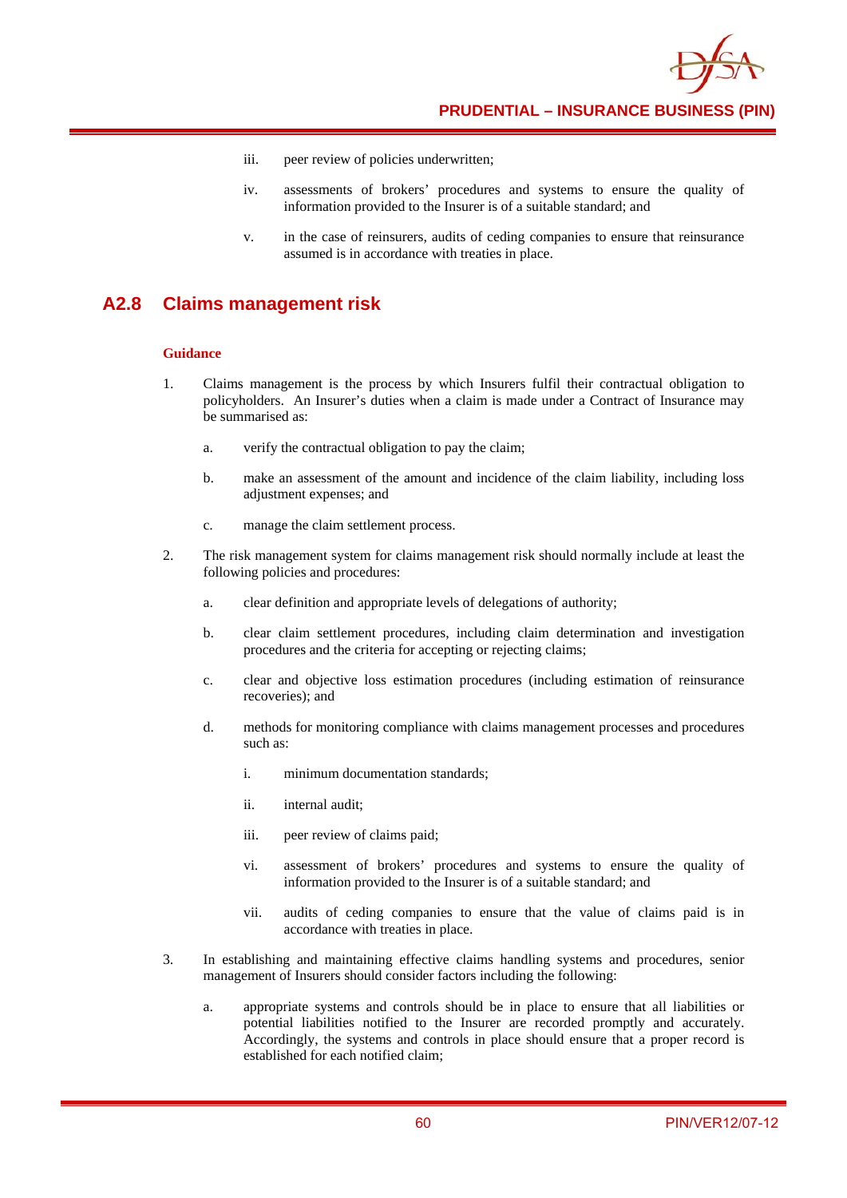iii. peer review of policies underwritten;

iv. assessments of brokers' procedures and systems to ensure the quality of information provided to the Insurer is of a suitable standard; and

v. in the case of reinsurers, audits of ceding companies to ensure that reinsurance assumed is in accordance with treaties in place.

## A2.8 Claims management risk

### Guidance

1. Claims management is the process by which Insurers fulfil their contractual obligation to policyholders. An Insurer's duties when a claim is made under a Contract of Insurance may be summarised as:

   a. verify the contractual obligation to pay the claim;

   b. make an assessment of the amount and incidence of the claim liability, including loss adjustment expenses; and

   c. manage the claim settlement process.

2. The risk management system for claims management risk should normally include at least the following policies and procedures:

   a. clear definition and appropriate levels of delegations of authority;

   b. clear claim settlement procedures, including claim determination and investigation procedures and the criteria for accepting or rejecting claims;

   c. clear and objective loss estimation procedures (including estimation of reinsurance recoveries); and

   d. methods for monitoring compliance with claims management processes and procedures such as:

      i. minimum documentation standards;

      ii. internal audit;

      iii. peer review of claims paid;

      vi. assessment of brokers' procedures and systems to ensure the quality of information provided to the Insurer is of a suitable standard; and

      vii. audits of ceding companies to ensure that the value of claims paid is in accordance with treaties in place.

3. In establishing and maintaining effective claims handling systems and procedures, senior management of Insurers should consider factors including the following:

   a. appropriate systems and controls should be in place to ensure that all liabilities or potential liabilities notified to the Insurer are recorded promptly and accurately. Accordingly, the systems and controls in place should ensure that a proper record is established for each notified claim;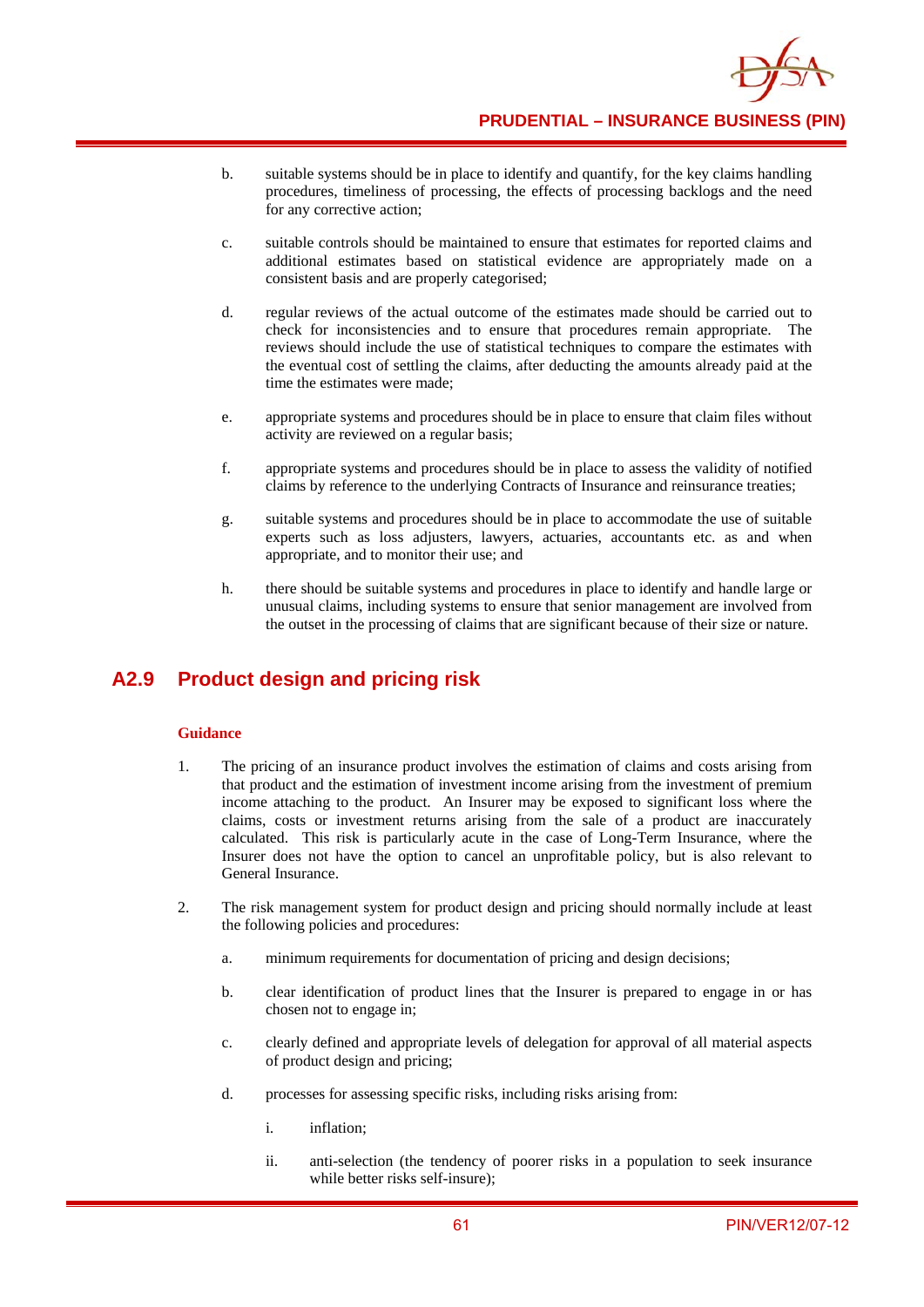b. suitable systems should be in place to identify and quantify, for the key claims handling procedures, timeliness of processing, the effects of processing backlogs and the need for any corrective action;

c. suitable controls should be maintained to ensure that estimates for reported claims and additional estimates based on statistical evidence are appropriately made on a consistent basis and are properly categorised;

d. regular reviews of the actual outcome of the estimates made should be carried out to check for inconsistencies and to ensure that procedures remain appropriate. The reviews should include the use of statistical techniques to compare the estimates with the eventual cost of settling the claims, after deducting the amounts already paid at the time the estimates were made;

e. appropriate systems and procedures should be in place to ensure that claim files without activity are reviewed on a regular basis;

f. appropriate systems and procedures should be in place to assess the validity of notified claims by reference to the underlying Contracts of Insurance and reinsurance treaties;

g. suitable systems and procedures should be in place to accommodate the use of suitable experts such as loss adjusters, lawyers, actuaries, accountants etc. as and when appropriate, and to monitor their use; and

h. there should be suitable systems and procedures in place to identify and handle large or unusual claims, including systems to ensure that senior management are involved from the outset in the processing of claims that are significant because of their size or nature.

## A2.9 Product design and pricing risk

#### Guidance

1. The pricing of an insurance product involves the estimation of claims and costs arising from that product and the estimation of investment income arising from the investment of premium income attaching to the product. An Insurer may be exposed to significant loss where the claims, costs or investment returns arising from the sale of a product are inaccurately calculated. This risk is particularly acute in the case of Long-Term Insurance, where the Insurer does not have the option to cancel an unprofitable policy, but is also relevant to General Insurance.

2. The risk management system for product design and pricing should normally include at least the following policies and procedures:

   a. minimum requirements for documentation of pricing and design decisions;

   b. clear identification of product lines that the Insurer is prepared to engage in or has chosen not to engage in;

   c. clearly defined and appropriate levels of delegation for approval of all material aspects of product design and pricing;

   d. processes for assessing specific risks, including risks arising from:

      i. inflation;

      ii. anti-selection (the tendency of poorer risks in a population to seek insurance while better risks self-insure);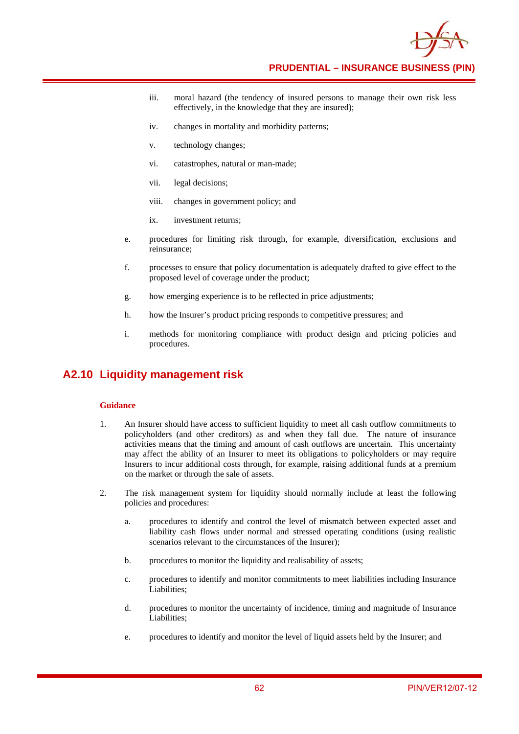iii. moral hazard (the tendency of insured persons to manage their own risk less effectively, in the knowledge that they are insured);

iv. changes in mortality and morbidity patterns;

v. technology changes;

vi. catastrophes, natural or man-made;

vii. legal decisions;

viii. changes in government policy; and

ix. investment returns;

e. procedures for limiting risk through, for example, diversification, exclusions and reinsurance;

f. processes to ensure that policy documentation is adequately drafted to give effect to the proposed level of coverage under the product;

g. how emerging experience is to be reflected in price adjustments;

h. how the Insurer's product pricing responds to competitive pressures; and

i. methods for monitoring compliance with product design and pricing policies and procedures.

## A2.10 Liquidity management risk

### Guidance

1. An Insurer should have access to sufficient liquidity to meet all cash outflow commitments to policyholders (and other creditors) as and when they fall due. The nature of insurance activities means that the timing and amount of cash outflows are uncertain. This uncertainty may affect the ability of an Insurer to meet its obligations to policyholders or may require Insurers to incur additional costs through, for example, raising additional funds at a premium on the market or through the sale of assets.

2. The risk management system for liquidity should normally include at least the following policies and procedures:

   a. procedures to identify and control the level of mismatch between expected asset and liability cash flows under normal and stressed operating conditions (using realistic scenarios relevant to the circumstances of the Insurer);

   b. procedures to monitor the liquidity and realisability of assets;

   c. procedures to identify and monitor commitments to meet liabilities including Insurance Liabilities;

   d. procedures to monitor the uncertainty of incidence, timing and magnitude of Insurance Liabilities;

   e. procedures to identify and monitor the level of liquid assets held by the Insurer; and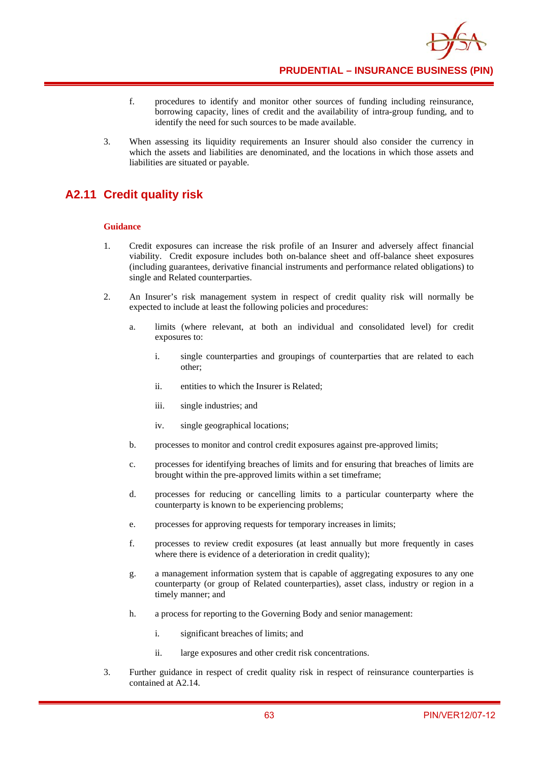f. procedures to identify and monitor other sources of funding including reinsurance, borrowing capacity, lines of credit and the availability of intra-group funding, and to identify the need for such sources to be made available.

3. When assessing its liquidity requirements an Insurer should also consider the currency in which the assets and liabilities are denominated, and the locations in which those assets and liabilities are situated or payable.

## A2.11 Credit quality risk

**Guidance**

1. Credit exposures can increase the risk profile of an Insurer and adversely affect financial viability. Credit exposure includes both on-balance sheet and off-balance sheet exposures (including guarantees, derivative financial instruments and performance related obligations) to single and Related counterparties.

2. An Insurer's risk management system in respect of credit quality risk will normally be expected to include at least the following policies and procedures:

   a. limits (where relevant, at both an individual and consolidated level) for credit exposures to:

      i. single counterparties and groupings of counterparties that are related to each other;

      ii. entities to which the Insurer is Related;

      iii. single industries; and

      iv. single geographical locations;

   b. processes to monitor and control credit exposures against pre-approved limits;

   c. processes for identifying breaches of limits and for ensuring that breaches of limits are brought within the pre-approved limits within a set timeframe;

   d. processes for reducing or cancelling limits to a particular counterparty where the counterparty is known to be experiencing problems;

   e. processes for approving requests for temporary increases in limits;

   f. processes to review credit exposures (at least annually but more frequently in cases where there is evidence of a deterioration in credit quality);

   g. a management information system that is capable of aggregating exposures to any one counterparty (or group of Related counterparties), asset class, industry or region in a timely manner; and

   h. a process for reporting to the Governing Body and senior management:

      i. significant breaches of limits; and

      ii. large exposures and other credit risk concentrations.

3. Further guidance in respect of credit quality risk in respect of reinsurance counterparties is contained at A2.14.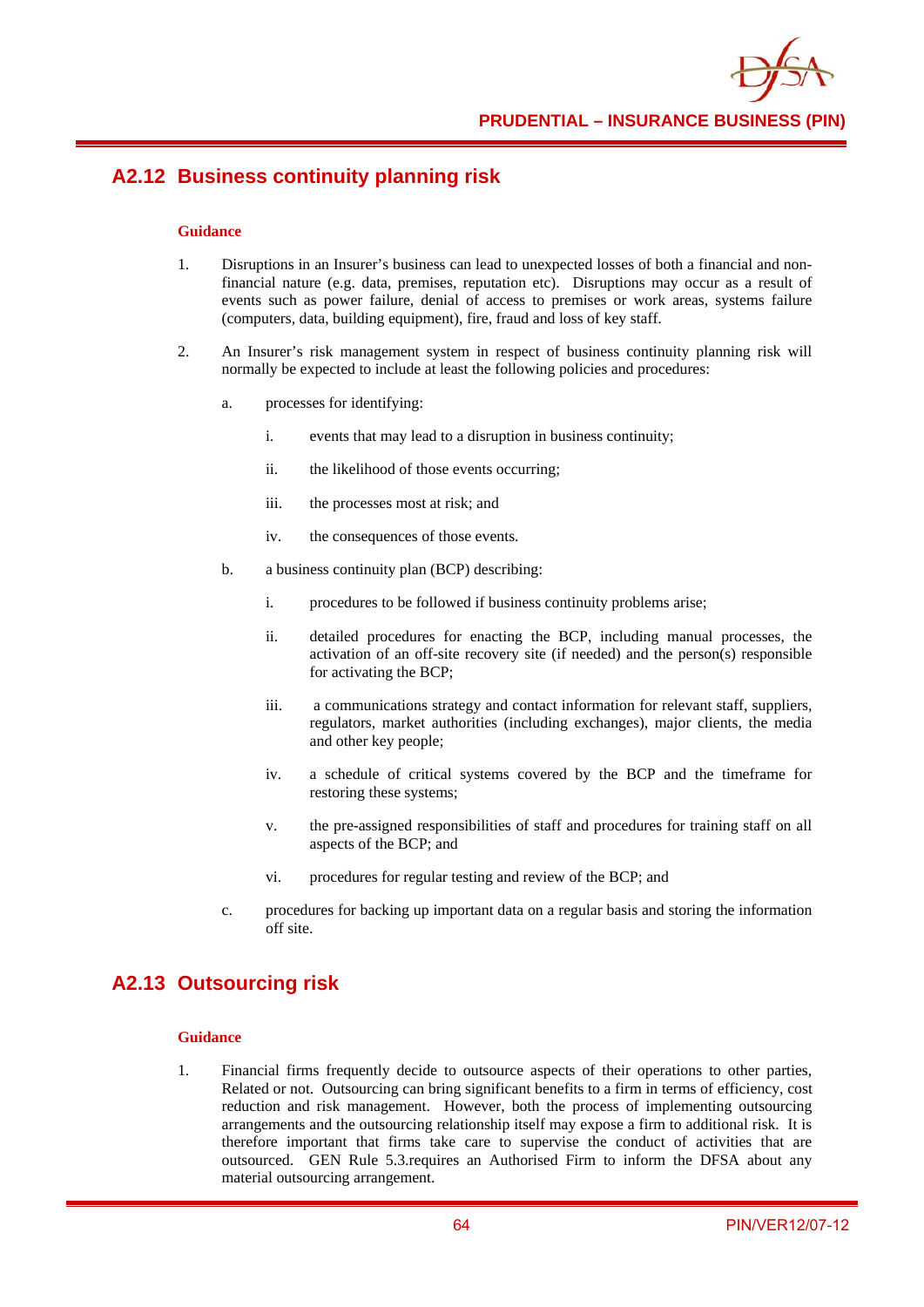## A2.12 Business continuity planning risk

**Guidance**

1. Disruptions in an Insurer's business can lead to unexpected losses of both a financial and non-financial nature (e.g. data, premises, reputation etc). Disruptions may occur as a result of events such as power failure, denial of access to premises or work areas, systems failure (computers, data, building equipment), fire, fraud and loss of key staff.

2. An Insurer's risk management system in respect of business continuity planning risk will normally be expected to include at least the following policies and procedures:

   a. processes for identifying:

      i. events that may lead to a disruption in business continuity;

      ii. the likelihood of those events occurring;

      iii. the processes most at risk; and

      iv. the consequences of those events.

   b. a business continuity plan (BCP) describing:

      i. procedures to be followed if business continuity problems arise;

      ii. detailed procedures for enacting the BCP, including manual processes, the activation of an off-site recovery site (if needed) and the person(s) responsible for activating the BCP;

      iii. a communications strategy and contact information for relevant staff, suppliers, regulators, market authorities (including exchanges), major clients, the media and other key people;

      iv. a schedule of critical systems covered by the BCP and the timeframe for restoring these systems;

      v. the pre-assigned responsibilities of staff and procedures for training staff on all aspects of the BCP; and

      vi. procedures for regular testing and review of the BCP; and

   c. procedures for backing up important data on a regular basis and storing the information off site.

## A2.13 Outsourcing risk

**Guidance**

1. Financial firms frequently decide to outsource aspects of their operations to other parties, Related or not. Outsourcing can bring significant benefits to a firm in terms of efficiency, cost reduction and risk management. However, both the process of implementing outsourcing arrangements and the outsourcing relationship itself may expose a firm to additional risk. It is therefore important that firms take care to supervise the conduct of activities that are outsourced. GEN Rule 5.3.requires an Authorised Firm to inform the DFSA about any material outsourcing arrangement.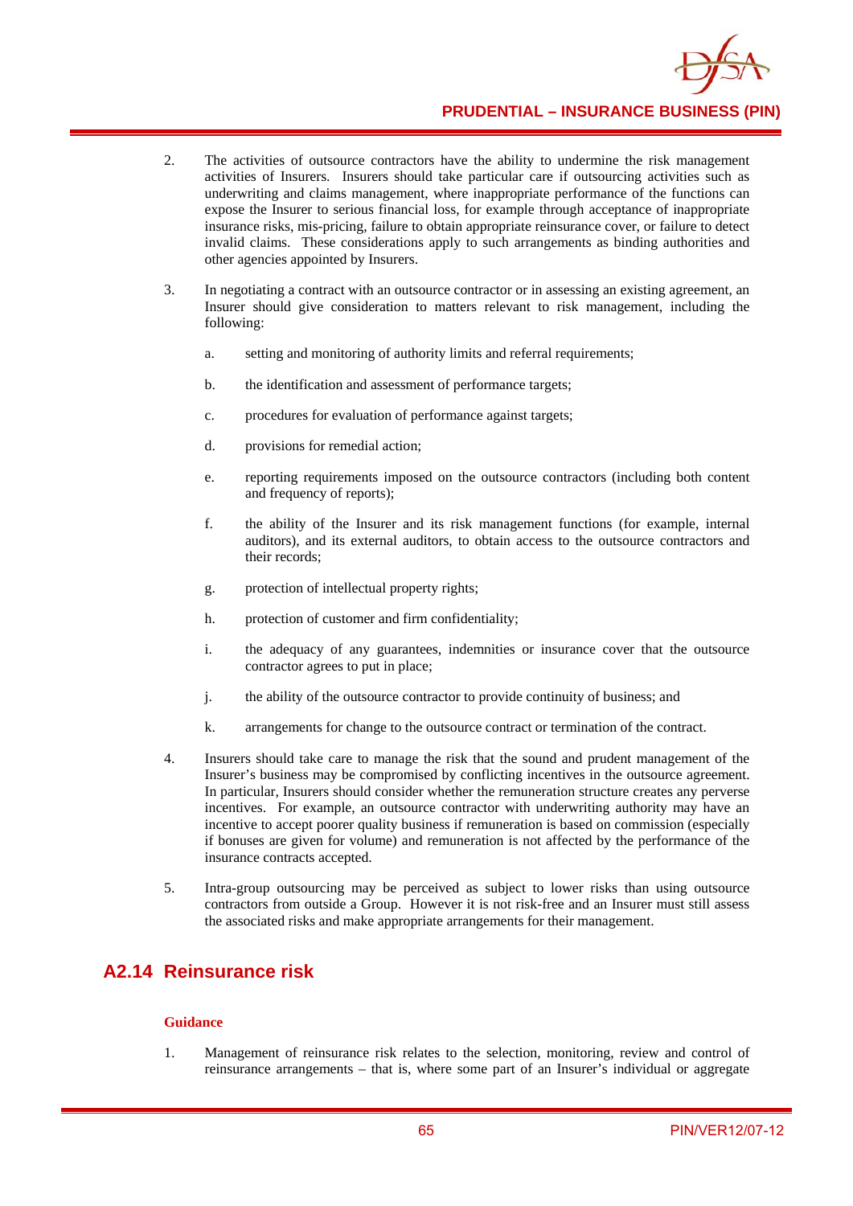2. The activities of outsource contractors have the ability to undermine the risk management activities of Insurers. Insurers should take particular care if outsourcing activities such as underwriting and claims management, where inappropriate performance of the functions can expose the Insurer to serious financial loss, for example through acceptance of inappropriate insurance risks, mis-pricing, failure to obtain appropriate reinsurance cover, or failure to detect invalid claims. These considerations apply to such arrangements as binding authorities and other agencies appointed by Insurers.

3. In negotiating a contract with an outsource contractor or in assessing an existing agreement, an Insurer should give consideration to matters relevant to risk management, including the following:

   a. setting and monitoring of authority limits and referral requirements;

   b. the identification and assessment of performance targets;

   c. procedures for evaluation of performance against targets;

   d. provisions for remedial action;

   e. reporting requirements imposed on the outsource contractors (including both content and frequency of reports);

   f. the ability of the Insurer and its risk management functions (for example, internal auditors), and its external auditors, to obtain access to the outsource contractors and their records;

   g. protection of intellectual property rights;

   h. protection of customer and firm confidentiality;

   i. the adequacy of any guarantees, indemnities or insurance cover that the outsource contractor agrees to put in place;

   j. the ability of the outsource contractor to provide continuity of business; and

   k. arrangements for change to the outsource contract or termination of the contract.

4. Insurers should take care to manage the risk that the sound and prudent management of the Insurer's business may be compromised by conflicting incentives in the outsource agreement. In particular, Insurers should consider whether the remuneration structure creates any perverse incentives. For example, an outsource contractor with underwriting authority may have an incentive to accept poorer quality business if remuneration is based on commission (especially if bonuses are given for volume) and remuneration is not affected by the performance of the insurance contracts accepted.

5. Intra-group outsourcing may be perceived as subject to lower risks than using outsource contractors from outside a Group. However it is not risk-free and an Insurer must still assess the associated risks and make appropriate arrangements for their management.

## A2.14 Reinsurance risk

**Guidance**

1. Management of reinsurance risk relates to the selection, monitoring, review and control of reinsurance arrangements – that is, where some part of an Insurer's individual or aggregate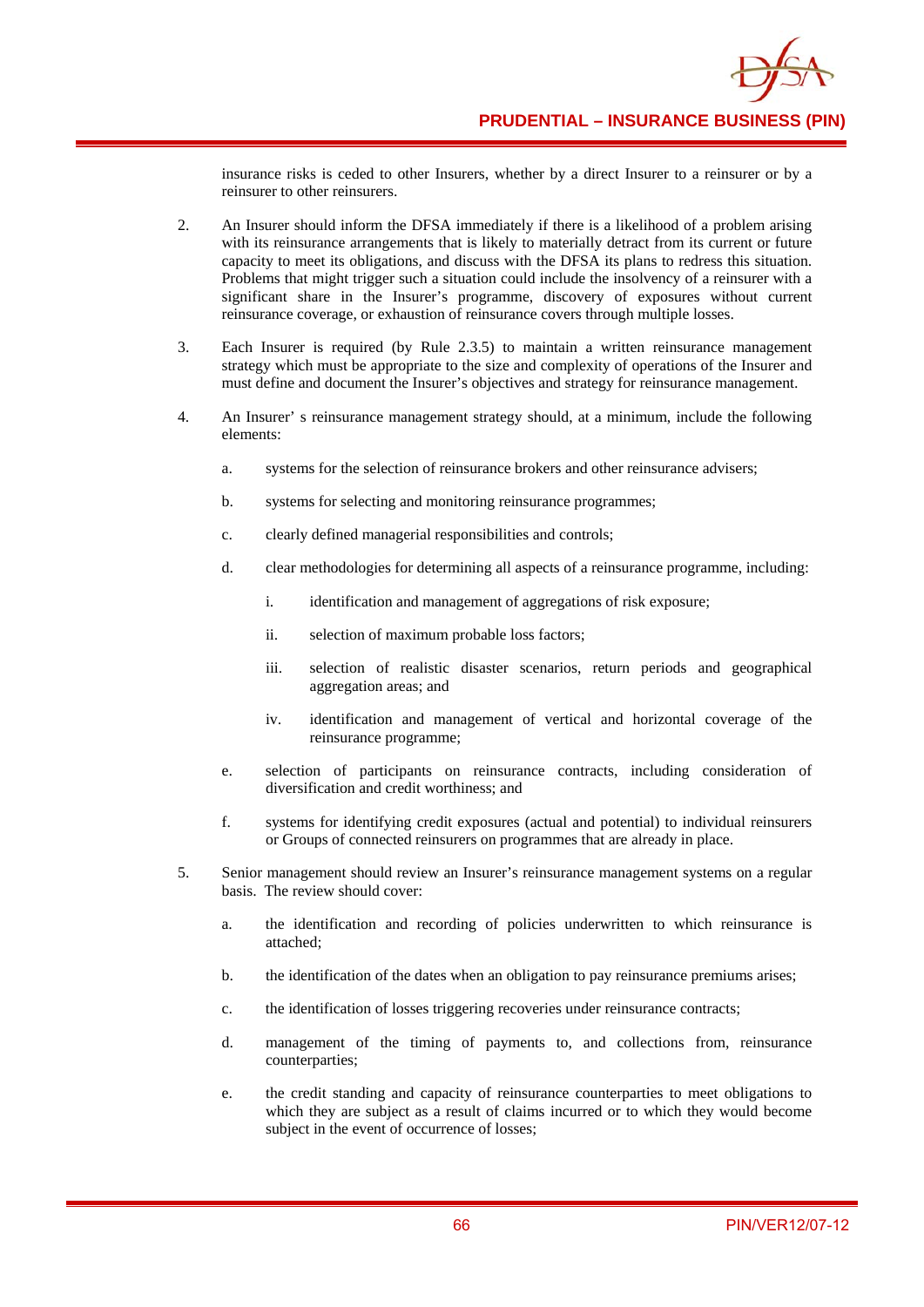insurance risks is ceded to other Insurers, whether by a direct Insurer to a reinsurer or by a reinsurer to other reinsurers.

2. An Insurer should inform the DFSA immediately if there is a likelihood of a problem arising with its reinsurance arrangements that is likely to materially detract from its current or future capacity to meet its obligations, and discuss with the DFSA its plans to redress this situation. Problems that might trigger such a situation could include the insolvency of a reinsurer with a significant share in the Insurer's programme, discovery of exposures without current reinsurance coverage, or exhaustion of reinsurance covers through multiple losses.

3. Each Insurer is required (by Rule 2.3.5) to maintain a written reinsurance management strategy which must be appropriate to the size and complexity of operations of the Insurer and must define and document the Insurer's objectives and strategy for reinsurance management.

4. An Insurer' s reinsurance management strategy should, at a minimum, include the following elements:

   a. systems for the selection of reinsurance brokers and other reinsurance advisers;

   b. systems for selecting and monitoring reinsurance programmes;

   c. clearly defined managerial responsibilities and controls;

   d. clear methodologies for determining all aspects of a reinsurance programme, including:

      i. identification and management of aggregations of risk exposure;

      ii. selection of maximum probable loss factors;

      iii. selection of realistic disaster scenarios, return periods and geographical aggregation areas; and

      iv. identification and management of vertical and horizontal coverage of the reinsurance programme;

   e. selection of participants on reinsurance contracts, including consideration of diversification and credit worthiness; and

   f. systems for identifying credit exposures (actual and potential) to individual reinsurers or Groups of connected reinsurers on programmes that are already in place.

5. Senior management should review an Insurer's reinsurance management systems on a regular basis. The review should cover:

   a. the identification and recording of policies underwritten to which reinsurance is attached;

   b. the identification of the dates when an obligation to pay reinsurance premiums arises;

   c. the identification of losses triggering recoveries under reinsurance contracts;

   d. management of the timing of payments to, and collections from, reinsurance counterparties;

   e. the credit standing and capacity of reinsurance counterparties to meet obligations to which they are subject as a result of claims incurred or to which they would become subject in the event of occurrence of losses;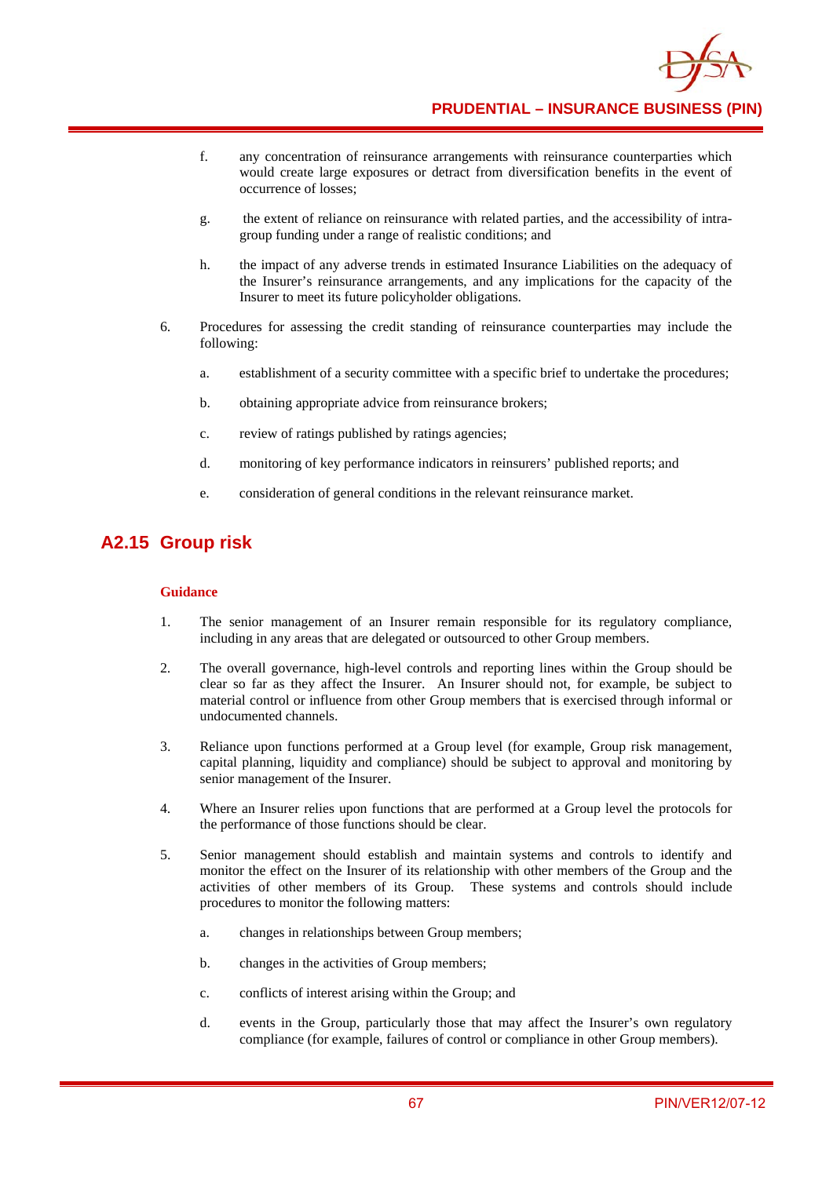f. any concentration of reinsurance arrangements with reinsurance counterparties which would create large exposures or detract from diversification benefits in the event of occurrence of losses;

g. the extent of reliance on reinsurance with related parties, and the accessibility of intra-group funding under a range of realistic conditions; and

h. the impact of any adverse trends in estimated Insurance Liabilities on the adequacy of the Insurer's reinsurance arrangements, and any implications for the capacity of the Insurer to meet its future policyholder obligations.

6. Procedures for assessing the credit standing of reinsurance counterparties may include the following:

   a. establishment of a security committee with a specific brief to undertake the procedures;

   b. obtaining appropriate advice from reinsurance brokers;

   c. review of ratings published by ratings agencies;

   d. monitoring of key performance indicators in reinsurers' published reports; and

   e. consideration of general conditions in the relevant reinsurance market.

## A2.15 Group risk

**Guidance**

1. The senior management of an Insurer remain responsible for its regulatory compliance, including in any areas that are delegated or outsourced to other Group members.

2. The overall governance, high-level controls and reporting lines within the Group should be clear so far as they affect the Insurer. An Insurer should not, for example, be subject to material control or influence from other Group members that is exercised through informal or undocumented channels.

3. Reliance upon functions performed at a Group level (for example, Group risk management, capital planning, liquidity and compliance) should be subject to approval and monitoring by senior management of the Insurer.

4. Where an Insurer relies upon functions that are performed at a Group level the protocols for the performance of those functions should be clear.

5. Senior management should establish and maintain systems and controls to identify and monitor the effect on the Insurer of its relationship with other members of the Group and the activities of other members of its Group. These systems and controls should include procedures to monitor the following matters:

   a. changes in relationships between Group members;

   b. changes in the activities of Group members;

   c. conflicts of interest arising within the Group; and

   d. events in the Group, particularly those that may affect the Insurer's own regulatory compliance (for example, failures of control or compliance in other Group members).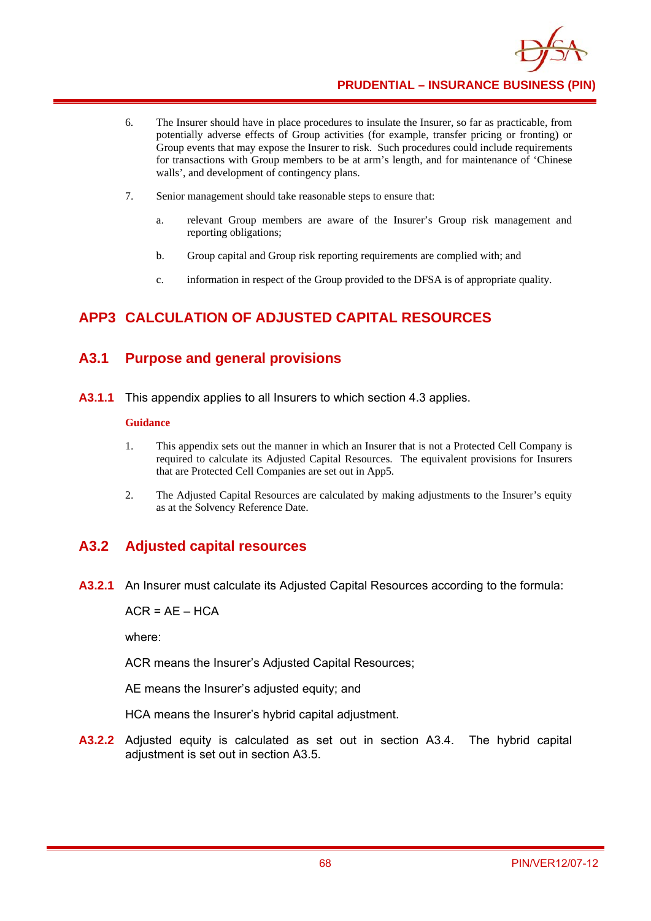6. The Insurer should have in place procedures to insulate the Insurer, so far as practicable, from potentially adverse effects of Group activities (for example, transfer pricing or fronting) or Group events that may expose the Insurer to risk. Such procedures could include requirements for transactions with Group members to be at arm's length, and for maintenance of 'Chinese walls', and development of contingency plans.

7. Senior management should take reasonable steps to ensure that:

   a. relevant Group members are aware of the Insurer's Group risk management and reporting obligations;

   b. Group capital and Group risk reporting requirements are complied with; and

   c. information in respect of the Group provided to the DFSA is of appropriate quality.

# APP3 CALCULATION OF ADJUSTED CAPITAL RESOURCES

## A3.1 Purpose and general provisions

**A3.1.1** This appendix applies to all Insurers to which section 4.3 applies.

**Guidance**

1. This appendix sets out the manner in which an Insurer that is not a Protected Cell Company is required to calculate its Adjusted Capital Resources. The equivalent provisions for Insurers that are Protected Cell Companies are set out in App5.

2. The Adjusted Capital Resources are calculated by making adjustments to the Insurer's equity as at the Solvency Reference Date.

## A3.2 Adjusted capital resources

**A3.2.1** An Insurer must calculate its Adjusted Capital Resources according to the formula:

$$ACR = AE - HCA$$

where:

ACR means the Insurer's Adjusted Capital Resources;

AE means the Insurer's adjusted equity; and

HCA means the Insurer's hybrid capital adjustment.

**A3.2.2** Adjusted equity is calculated as set out in section A3.4. The hybrid capital adjustment is set out in section A3.5.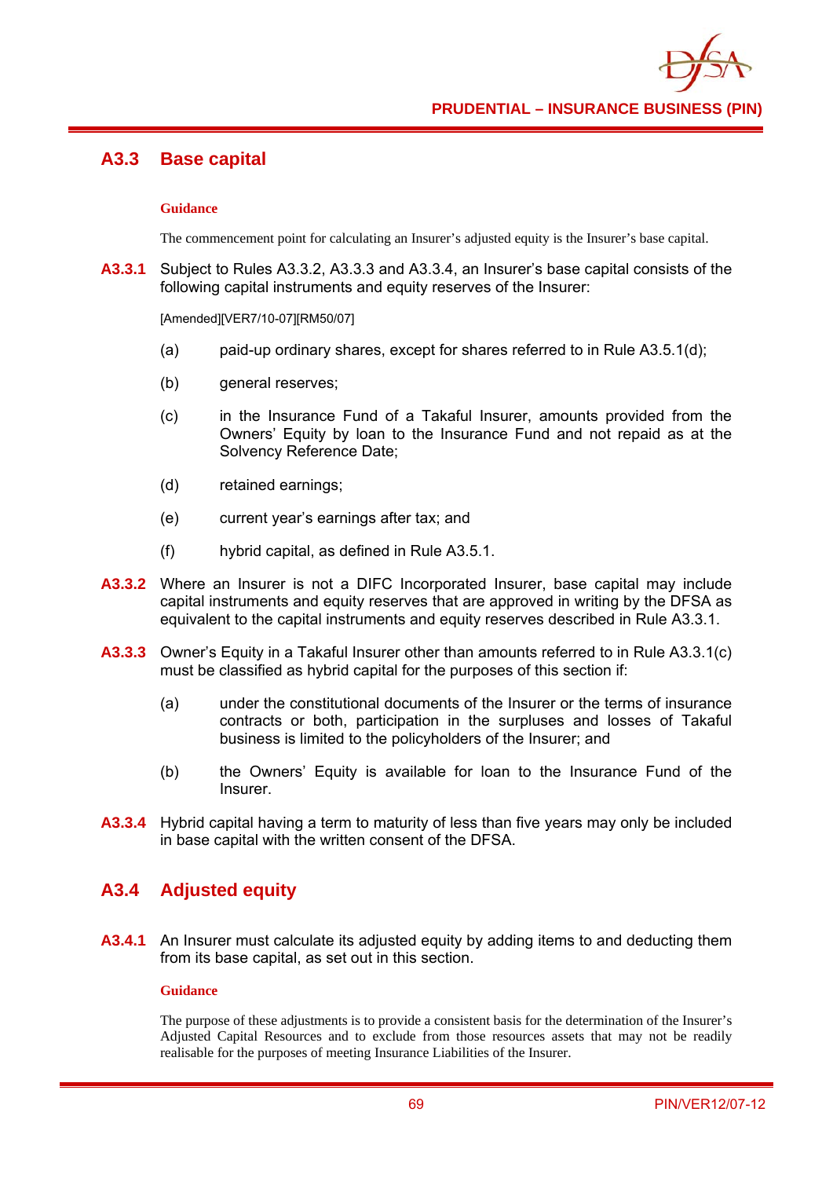## A3.3 Base capital

**Guidance**

The commencement point for calculating an Insurer's adjusted equity is the Insurer's base capital.

**A3.3.1** Subject to Rules A3.3.2, A3.3.3 and A3.3.4, an Insurer's base capital consists of the following capital instruments and equity reserves of the Insurer:

[Amended][VER7/10-07][RM50/07]

(a) paid-up ordinary shares, except for shares referred to in Rule A3.5.1(d);

(b) general reserves;

(c) in the Insurance Fund of a Takaful Insurer, amounts provided from the Owners' Equity by loan to the Insurance Fund and not repaid as at the Solvency Reference Date;

(d) retained earnings;

(e) current year's earnings after tax; and

(f) hybrid capital, as defined in Rule A3.5.1.

**A3.3.2** Where an Insurer is not a DIFC Incorporated Insurer, base capital may include capital instruments and equity reserves that are approved in writing by the DFSA as equivalent to the capital instruments and equity reserves described in Rule A3.3.1.

**A3.3.3** Owner's Equity in a Takaful Insurer other than amounts referred to in Rule A3.3.1(c) must be classified as hybrid capital for the purposes of this section if:

(a) under the constitutional documents of the Insurer or the terms of insurance contracts or both, participation in the surpluses and losses of Takaful business is limited to the policyholders of the Insurer; and

(b) the Owners' Equity is available for loan to the Insurance Fund of the Insurer.

**A3.3.4** Hybrid capital having a term to maturity of less than five years may only be included in base capital with the written consent of the DFSA.

## A3.4 Adjusted equity

**A3.4.1** An Insurer must calculate its adjusted equity by adding items to and deducting them from its base capital, as set out in this section.

**Guidance**

The purpose of these adjustments is to provide a consistent basis for the determination of the Insurer's Adjusted Capital Resources and to exclude from those resources assets that may not be readily realisable for the purposes of meeting Insurance Liabilities of the Insurer.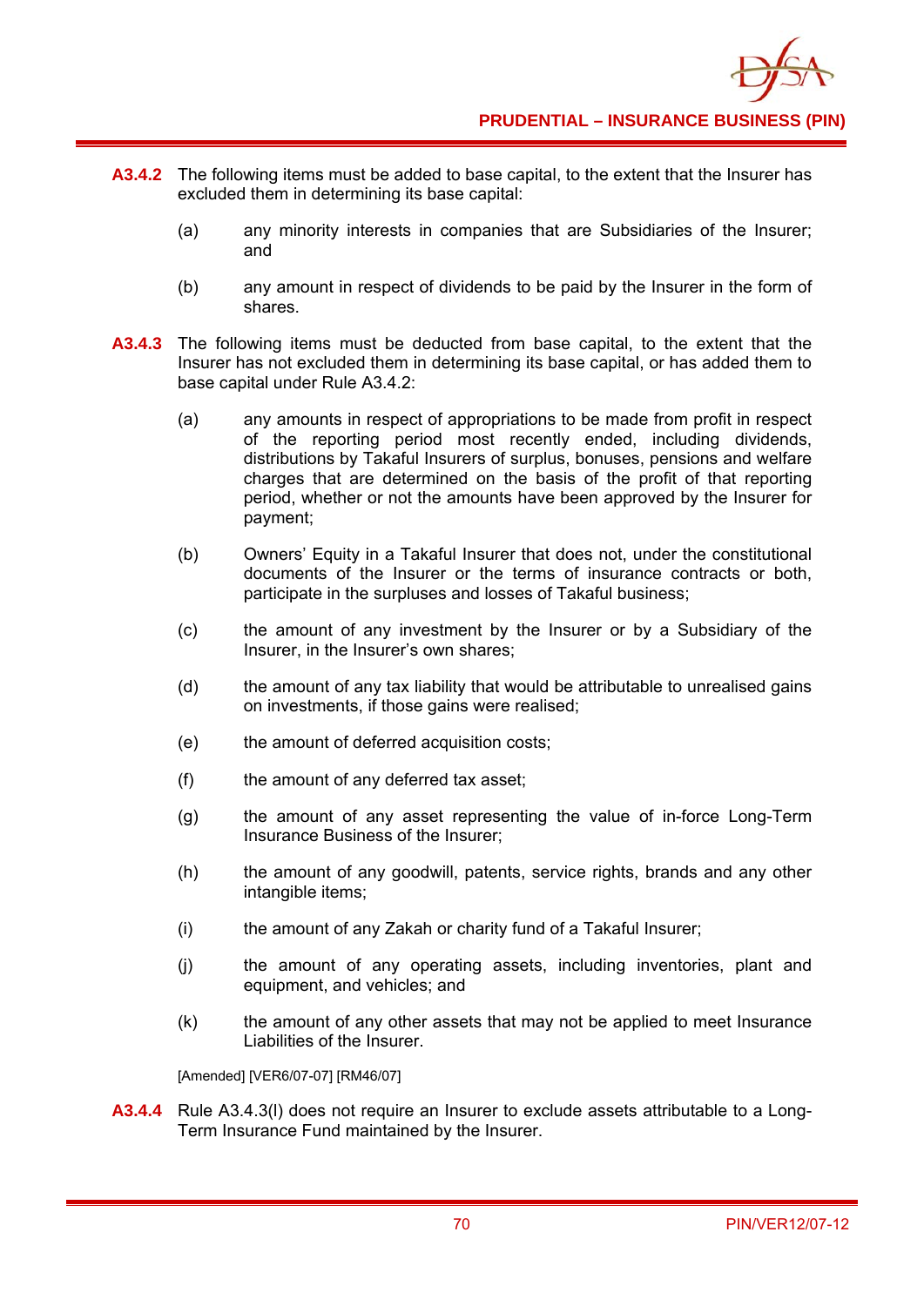**A3.4.2** The following items must be added to base capital, to the extent that the Insurer has excluded them in determining its base capital:

(a) any minority interests in companies that are Subsidiaries of the Insurer; and

(b) any amount in respect of dividends to be paid by the Insurer in the form of shares.

**A3.4.3** The following items must be deducted from base capital, to the extent that the Insurer has not excluded them in determining its base capital, or has added them to base capital under Rule A3.4.2:

(a) any amounts in respect of appropriations to be made from profit in respect of the reporting period most recently ended, including dividends, distributions by Takaful Insurers of surplus, bonuses, pensions and welfare charges that are determined on the basis of the profit of that reporting period, whether or not the amounts have been approved by the Insurer for payment;

(b) Owners' Equity in a Takaful Insurer that does not, under the constitutional documents of the Insurer or the terms of insurance contracts or both, participate in the surpluses and losses of Takaful business;

(c) the amount of any investment by the Insurer or by a Subsidiary of the Insurer, in the Insurer's own shares;

(d) the amount of any tax liability that would be attributable to unrealised gains on investments, if those gains were realised;

(e) the amount of deferred acquisition costs;

(f) the amount of any deferred tax asset;

(g) the amount of any asset representing the value of in-force Long-Term Insurance Business of the Insurer;

(h) the amount of any goodwill, patents, service rights, brands and any other intangible items;

(i) the amount of any Zakah or charity fund of a Takaful Insurer;

(j) the amount of any operating assets, including inventories, plant and equipment, and vehicles; and

(k) the amount of any other assets that may not be applied to meet Insurance Liabilities of the Insurer.

[Amended] [VER6/07-07] [RM46/07]

**A3.4.4** Rule A3.4.3(l) does not require an Insurer to exclude assets attributable to a Long-Term Insurance Fund maintained by the Insurer.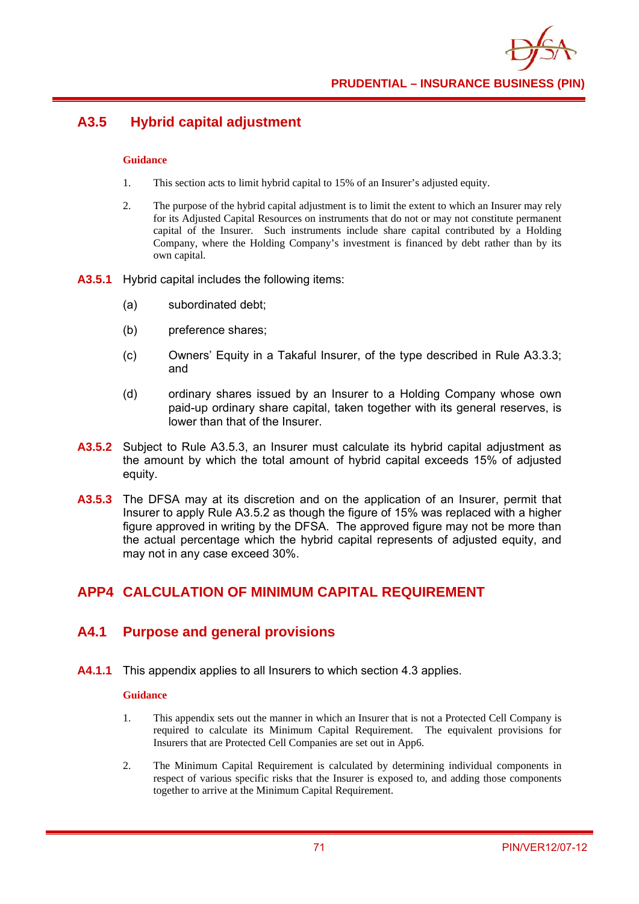## A3.5 Hybrid capital adjustment

**Guidance**

1. This section acts to limit hybrid capital to 15% of an Insurer's adjusted equity.

2. The purpose of the hybrid capital adjustment is to limit the extent to which an Insurer may rely for its Adjusted Capital Resources on instruments that do not or may not constitute permanent capital of the Insurer. Such instruments include share capital contributed by a Holding Company, where the Holding Company's investment is financed by debt rather than by its own capital.

**A3.5.1** Hybrid capital includes the following items:

- (a) subordinated debt;
- (b) preference shares;
- (c) Owners' Equity in a Takaful Insurer, of the type described in Rule A3.3.3; and
- (d) ordinary shares issued by an Insurer to a Holding Company whose own paid-up ordinary share capital, taken together with its general reserves, is lower than that of the Insurer.

**A3.5.2** Subject to Rule A3.5.3, an Insurer must calculate its hybrid capital adjustment as the amount by which the total amount of hybrid capital exceeds 15% of adjusted equity.

**A3.5.3** The DFSA may at its discretion and on the application of an Insurer, permit that Insurer to apply Rule A3.5.2 as though the figure of 15% was replaced with a higher figure approved in writing by the DFSA. The approved figure may not be more than the actual percentage which the hybrid capital represents of adjusted equity, and may not in any case exceed 30%.

# APP4 CALCULATION OF MINIMUM CAPITAL REQUIREMENT

## A4.1 Purpose and general provisions

**A4.1.1** This appendix applies to all Insurers to which section 4.3 applies.

**Guidance**

1. This appendix sets out the manner in which an Insurer that is not a Protected Cell Company is required to calculate its Minimum Capital Requirement. The equivalent provisions for Insurers that are Protected Cell Companies are set out in App6.

2. The Minimum Capital Requirement is calculated by determining individual components in respect of various specific risks that the Insurer is exposed to, and adding those components together to arrive at the Minimum Capital Requirement.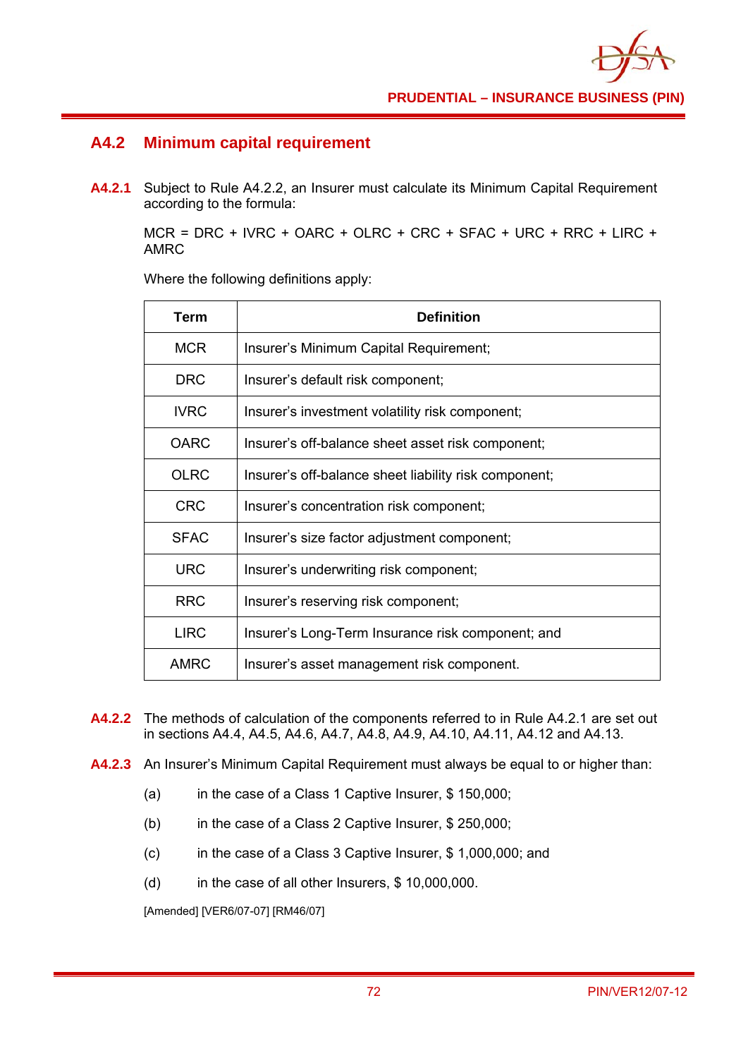## A4.2 Minimum capital requirement

**A4.2.1** Subject to Rule A4.2.2, an Insurer must calculate its Minimum Capital Requirement according to the formula:

MCR = DRC + IVRC + OARC + OLRC + CRC + SFAC + URC + RRC + LIRC + AMRC

Where the following definitions apply:

| Term | Definition |
|---|---|
| MCR | Insurer's Minimum Capital Requirement; |
| DRC | Insurer's default risk component; |
| IVRC | Insurer's investment volatility risk component; |
| OARC | Insurer's off-balance sheet asset risk component; |
| OLRC | Insurer's off-balance sheet liability risk component; |
| CRC | Insurer's concentration risk component; |
| SFAC | Insurer's size factor adjustment component; |
| URC | Insurer's underwriting risk component; |
| RRC | Insurer's reserving risk component; |
| LIRC | Insurer's Long-Term Insurance risk component; and |
| AMRC | Insurer's asset management risk component. |

**A4.2.2** The methods of calculation of the components referred to in Rule A4.2.1 are set out in sections A4.4, A4.5, A4.6, A4.7, A4.8, A4.9, A4.10, A4.11, A4.12 and A4.13.

**A4.2.3** An Insurer's Minimum Capital Requirement must always be equal to or higher than:

(a) in the case of a Class 1 Captive Insurer, $ 150,000;

(b) in the case of a Class 2 Captive Insurer, $ 250,000;

(c) in the case of a Class 3 Captive Insurer, $ 1,000,000; and

(d) in the case of all other Insurers, $ 10,000,000.

[Amended] [VER6/07-07] [RM46/07]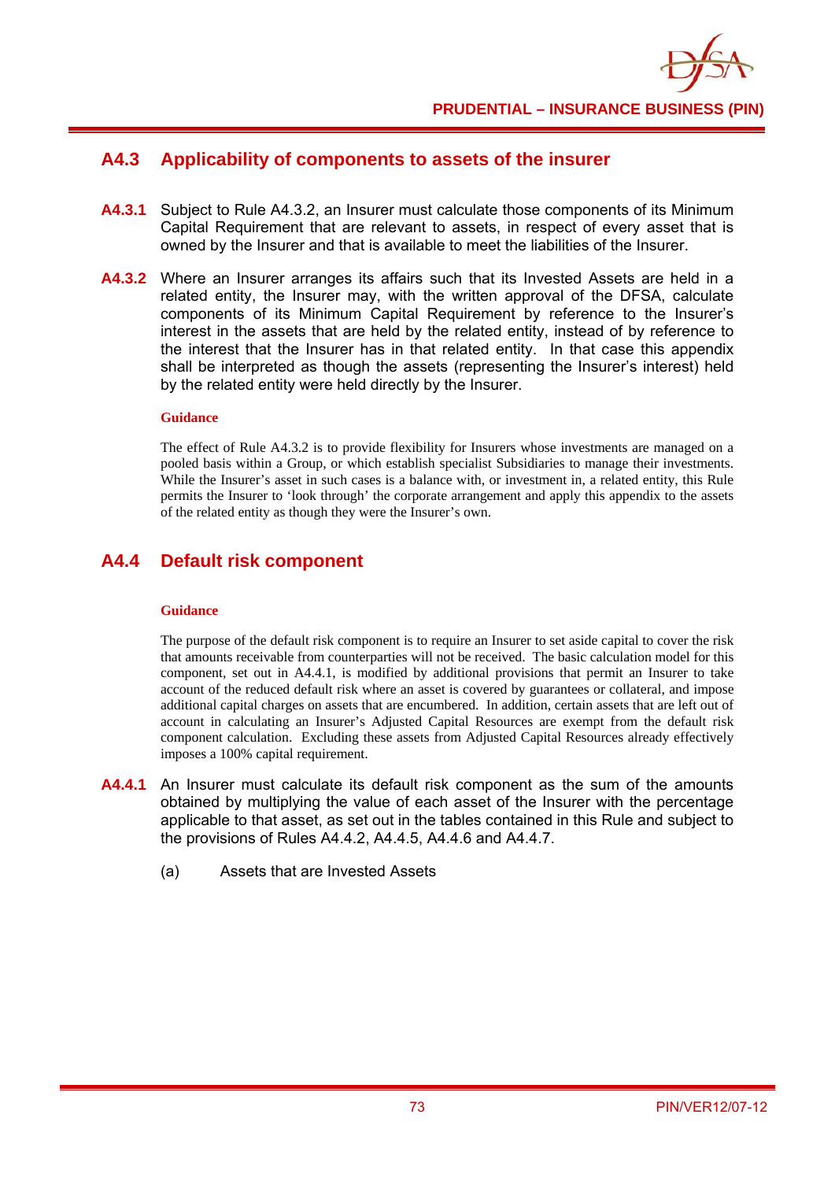## A4.3 Applicability of components to assets of the insurer

**A4.3.1** Subject to Rule A4.3.2, an Insurer must calculate those components of its Minimum Capital Requirement that are relevant to assets, in respect of every asset that is owned by the Insurer and that is available to meet the liabilities of the Insurer.

**A4.3.2** Where an Insurer arranges its affairs such that its Invested Assets are held in a related entity, the Insurer may, with the written approval of the DFSA, calculate components of its Minimum Capital Requirement by reference to the Insurer's interest in the assets that are held by the related entity, instead of by reference to the interest that the Insurer has in that related entity. In that case this appendix shall be interpreted as though the assets (representing the Insurer's interest) held by the related entity were held directly by the Insurer.

**Guidance**

The effect of Rule A4.3.2 is to provide flexibility for Insurers whose investments are managed on a pooled basis within a Group, or which establish specialist Subsidiaries to manage their investments. While the Insurer's asset in such cases is a balance with, or investment in, a related entity, this Rule permits the Insurer to 'look through' the corporate arrangement and apply this appendix to the assets of the related entity as though they were the Insurer's own.

## A4.4 Default risk component

**Guidance**

The purpose of the default risk component is to require an Insurer to set aside capital to cover the risk that amounts receivable from counterparties will not be received. The basic calculation model for this component, set out in A4.4.1, is modified by additional provisions that permit an Insurer to take account of the reduced default risk where an asset is covered by guarantees or collateral, and impose additional capital charges on assets that are encumbered. In addition, certain assets that are left out of account in calculating an Insurer's Adjusted Capital Resources are exempt from the default risk component calculation. Excluding these assets from Adjusted Capital Resources already effectively imposes a 100% capital requirement.

**A4.4.1** An Insurer must calculate its default risk component as the sum of the amounts obtained by multiplying the value of each asset of the Insurer with the percentage applicable to that asset, as set out in the tables contained in this Rule and subject to the provisions of Rules A4.4.2, A4.4.5, A4.4.6 and A4.4.7.

(a) Assets that are Invested Assets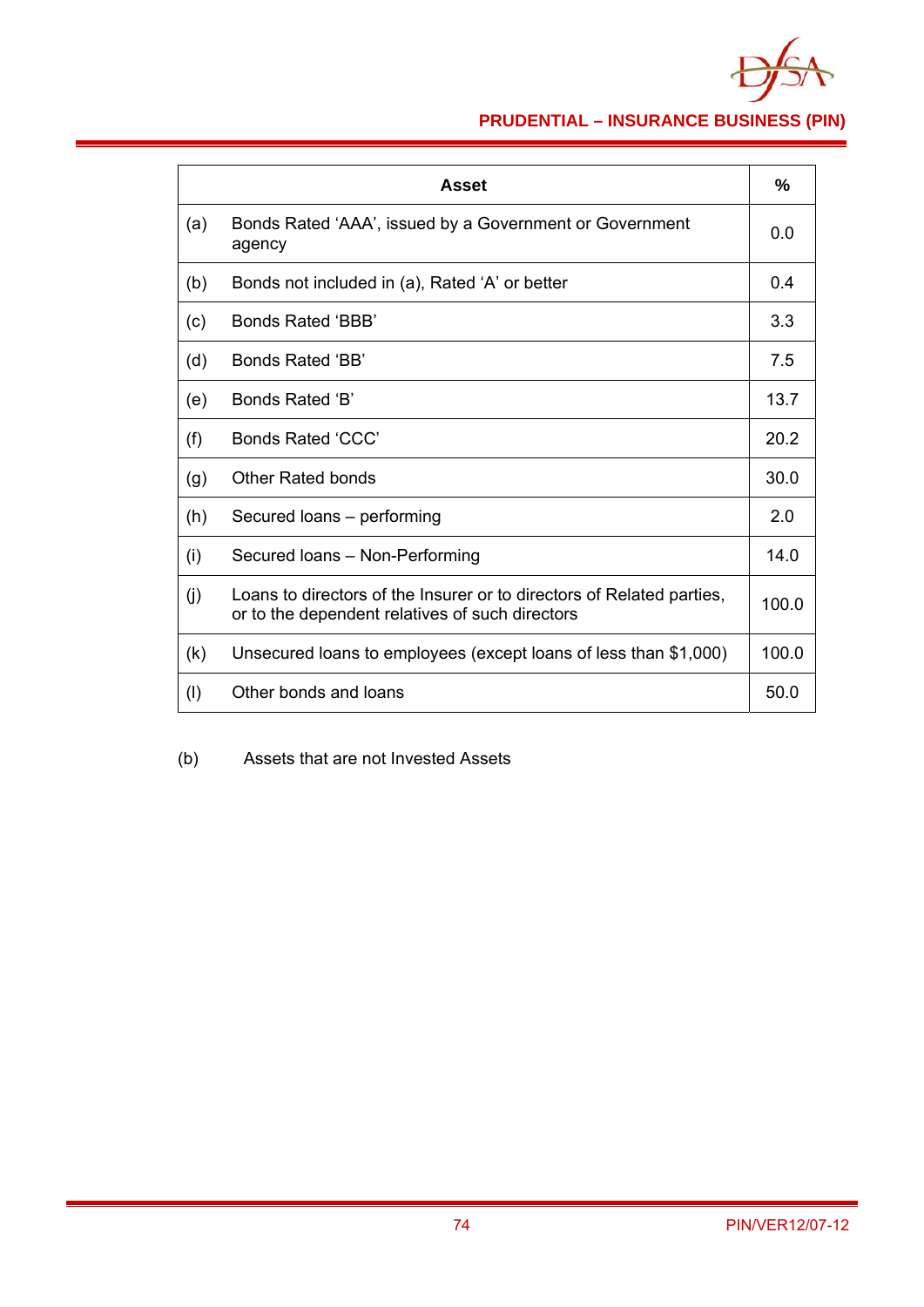| | Asset | % |
|---|---|---|
| (a) | Bonds Rated 'AAA', issued by a Government or Government agency | 0.0 |
| (b) | Bonds not included in (a), Rated 'A' or better | 0.4 |
| (c) | Bonds Rated 'BBB' | 3.3 |
| (d) | Bonds Rated 'BB' | 7.5 |
| (e) | Bonds Rated 'B' | 13.7 |
| (f) | Bonds Rated 'CCC' | 20.2 |
| (g) | Other Rated bonds | 30.0 |
| (h) | Secured loans – performing | 2.0 |
| (i) | Secured loans – Non-Performing | 14.0 |
| (j) | Loans to directors of the Insurer or to directors of Related parties, or to the dependent relatives of such directors | 100.0 |
| (k) | Unsecured loans to employees (except loans of less than $1,000) | 100.0 |
| (l) | Other bonds and loans | 50.0 |

(b) Assets that are not Invested Assets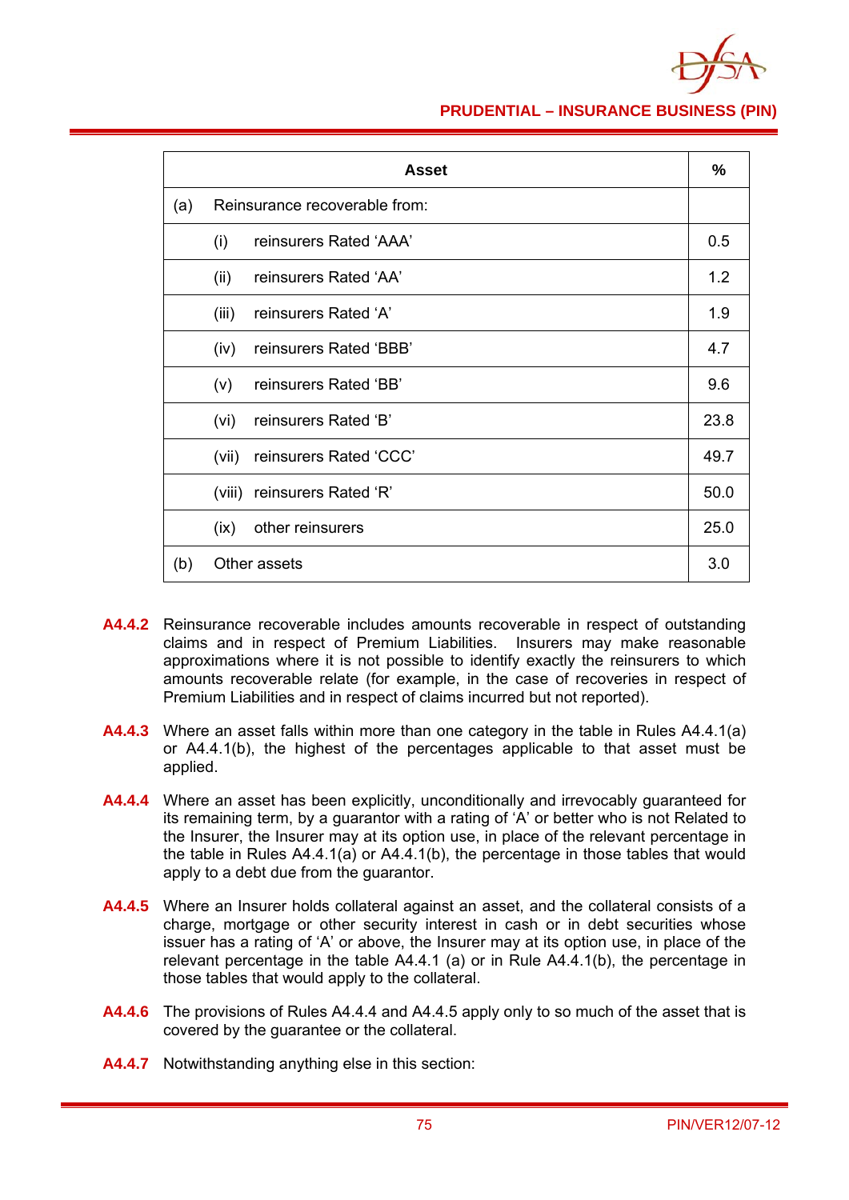| Asset | % |
|---|---|
| (a) Reinsurance recoverable from: | |
| (i) reinsurers Rated 'AAA' | 0.5 |
| (ii) reinsurers Rated 'AA' | 1.2 |
| (iii) reinsurers Rated 'A' | 1.9 |
| (iv) reinsurers Rated 'BBB' | 4.7 |
| (v) reinsurers Rated 'BB' | 9.6 |
| (vi) reinsurers Rated 'B' | 23.8 |
| (vii) reinsurers Rated 'CCC' | 49.7 |
| (viii) reinsurers Rated 'R' | 50.0 |
| (ix) other reinsurers | 25.0 |
| (b) Other assets | 3.0 |

**A4.4.2** Reinsurance recoverable includes amounts recoverable in respect of outstanding claims and in respect of Premium Liabilities. Insurers may make reasonable approximations where it is not possible to identify exactly the reinsurers to which amounts recoverable relate (for example, in the case of recoveries in respect of Premium Liabilities and in respect of claims incurred but not reported).

**A4.4.3** Where an asset falls within more than one category in the table in Rules A4.4.1(a) or A4.4.1(b), the highest of the percentages applicable to that asset must be applied.

**A4.4.4** Where an asset has been explicitly, unconditionally and irrevocably guaranteed for its remaining term, by a guarantor with a rating of 'A' or better who is not Related to the Insurer, the Insurer may at its option use, in place of the relevant percentage in the table in Rules A4.4.1(a) or A4.4.1(b), the percentage in those tables that would apply to a debt due from the guarantor.

**A4.4.5** Where an Insurer holds collateral against an asset, and the collateral consists of a charge, mortgage or other security interest in cash or in debt securities whose issuer has a rating of 'A' or above, the Insurer may at its option use, in place of the relevant percentage in the table A4.4.1 (a) or in Rule A4.4.1(b), the percentage in those tables that would apply to the collateral.

**A4.4.6** The provisions of Rules A4.4.4 and A4.4.5 apply only to so much of the asset that is covered by the guarantee or the collateral.

**A4.4.7** Notwithstanding anything else in this section: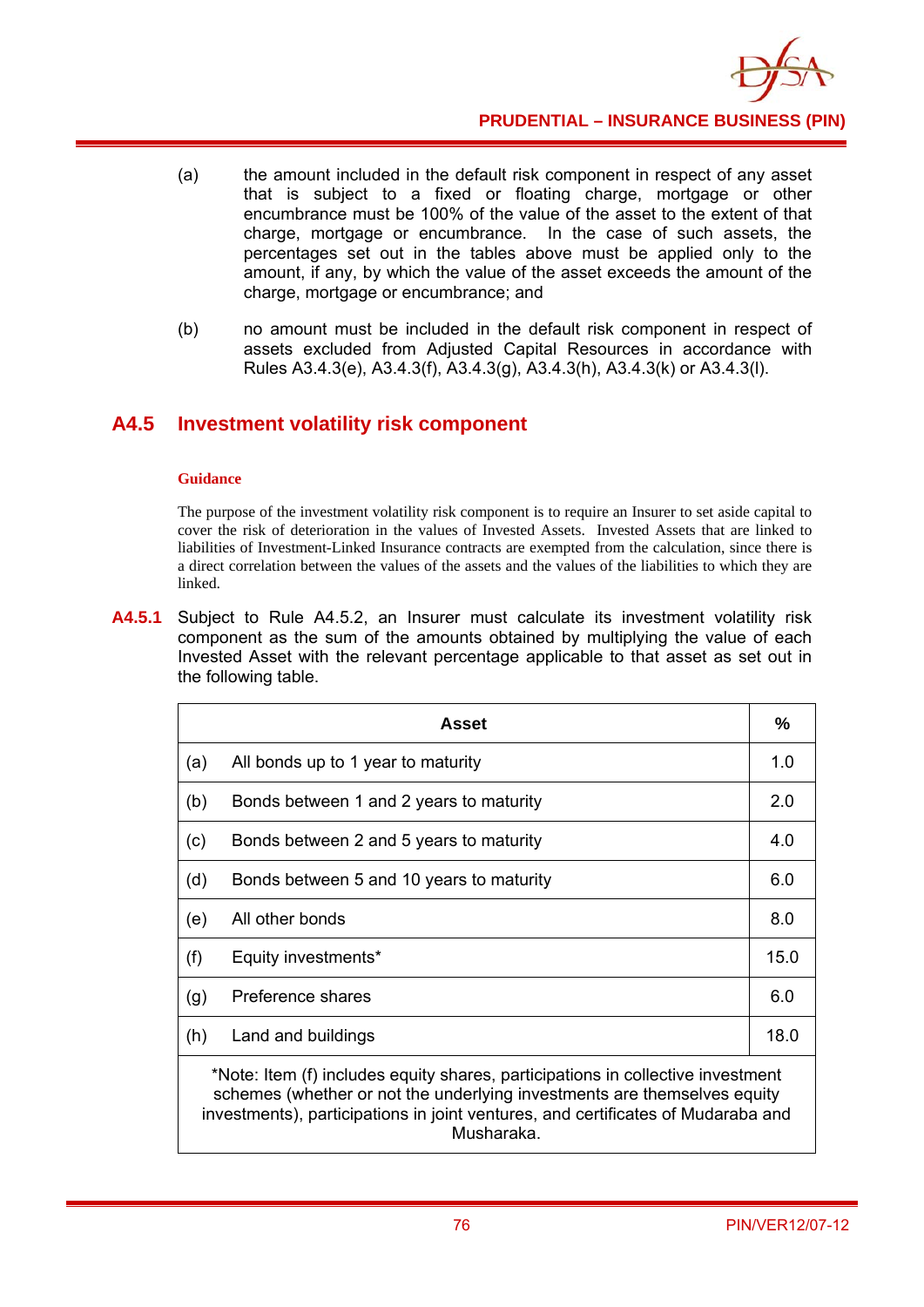(a) the amount included in the default risk component in respect of any asset that is subject to a fixed or floating charge, mortgage or other encumbrance must be 100% of the value of the asset to the extent of that charge, mortgage or encumbrance. In the case of such assets, the percentages set out in the tables above must be applied only to the amount, if any, by which the value of the asset exceeds the amount of the charge, mortgage or encumbrance; and

(b) no amount must be included in the default risk component in respect of assets excluded from Adjusted Capital Resources in accordance with Rules A3.4.3(e), A3.4.3(f), A3.4.3(g), A3.4.3(h), A3.4.3(k) or A3.4.3(l).

## A4.5 Investment volatility risk component

**Guidance**

The purpose of the investment volatility risk component is to require an Insurer to set aside capital to cover the risk of deterioration in the values of Invested Assets. Invested Assets that are linked to liabilities of Investment-Linked Insurance contracts are exempted from the calculation, since there is a direct correlation between the values of the assets and the values of the liabilities to which they are linked.

**A4.5.1** Subject to Rule A4.5.2, an Insurer must calculate its investment volatility risk component as the sum of the amounts obtained by multiplying the value of each Invested Asset with the relevant percentage applicable to that asset as set out in the following table.

| | Asset | % |
|---|---|---|
| (a) | All bonds up to 1 year to maturity | 1.0 |
| (b) | Bonds between 1 and 2 years to maturity | 2.0 |
| (c) | Bonds between 2 and 5 years to maturity | 4.0 |
| (d) | Bonds between 5 and 10 years to maturity | 6.0 |
| (e) | All other bonds | 8.0 |
| (f) | Equity investments* | 15.0 |
| (g) | Preference shares | 6.0 |
| (h) | Land and buildings | 18.0 |

*Note: Item (f) includes equity shares, participations in collective investment schemes (whether or not the underlying investments are themselves equity investments), participations in joint ventures, and certificates of Mudaraba and Musharaka.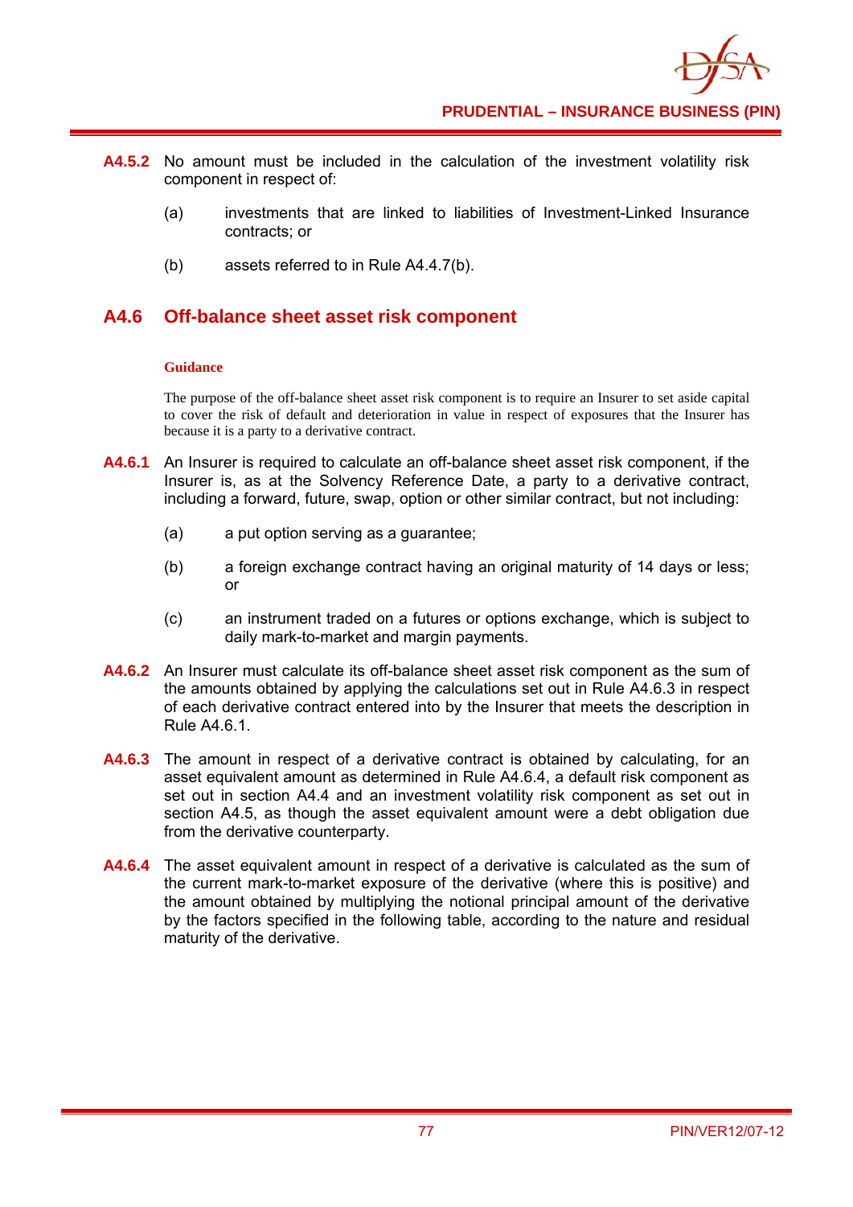**A4.5.2** No amount must be included in the calculation of the investment volatility risk component in respect of:

(a) investments that are linked to liabilities of Investment-Linked Insurance contracts; or

(b) assets referred to in Rule A4.4.7(b).

## A4.6 Off-balance sheet asset risk component

**Guidance**

The purpose of the off-balance sheet asset risk component is to require an Insurer to set aside capital to cover the risk of default and deterioration in value in respect of exposures that the Insurer has because it is a party to a derivative contract.

**A4.6.1** An Insurer is required to calculate an off-balance sheet asset risk component, if the Insurer is, as at the Solvency Reference Date, a party to a derivative contract, including a forward, future, swap, option or other similar contract, but not including:

(a) a put option serving as a guarantee;

(b) a foreign exchange contract having an original maturity of 14 days or less; or

(c) an instrument traded on a futures or options exchange, which is subject to daily mark-to-market and margin payments.

**A4.6.2** An Insurer must calculate its off-balance sheet asset risk component as the sum of the amounts obtained by applying the calculations set out in Rule A4.6.3 in respect of each derivative contract entered into by the Insurer that meets the description in Rule A4.6.1.

**A4.6.3** The amount in respect of a derivative contract is obtained by calculating, for an asset equivalent amount as determined in Rule A4.6.4, a default risk component as set out in section A4.4 and an investment volatility risk component as set out in section A4.5, as though the asset equivalent amount were a debt obligation due from the derivative counterparty.

**A4.6.4** The asset equivalent amount in respect of a derivative is calculated as the sum of the current mark-to-market exposure of the derivative (where this is positive) and the amount obtained by multiplying the notional principal amount of the derivative by the factors specified in the following table, according to the nature and residual maturity of the derivative.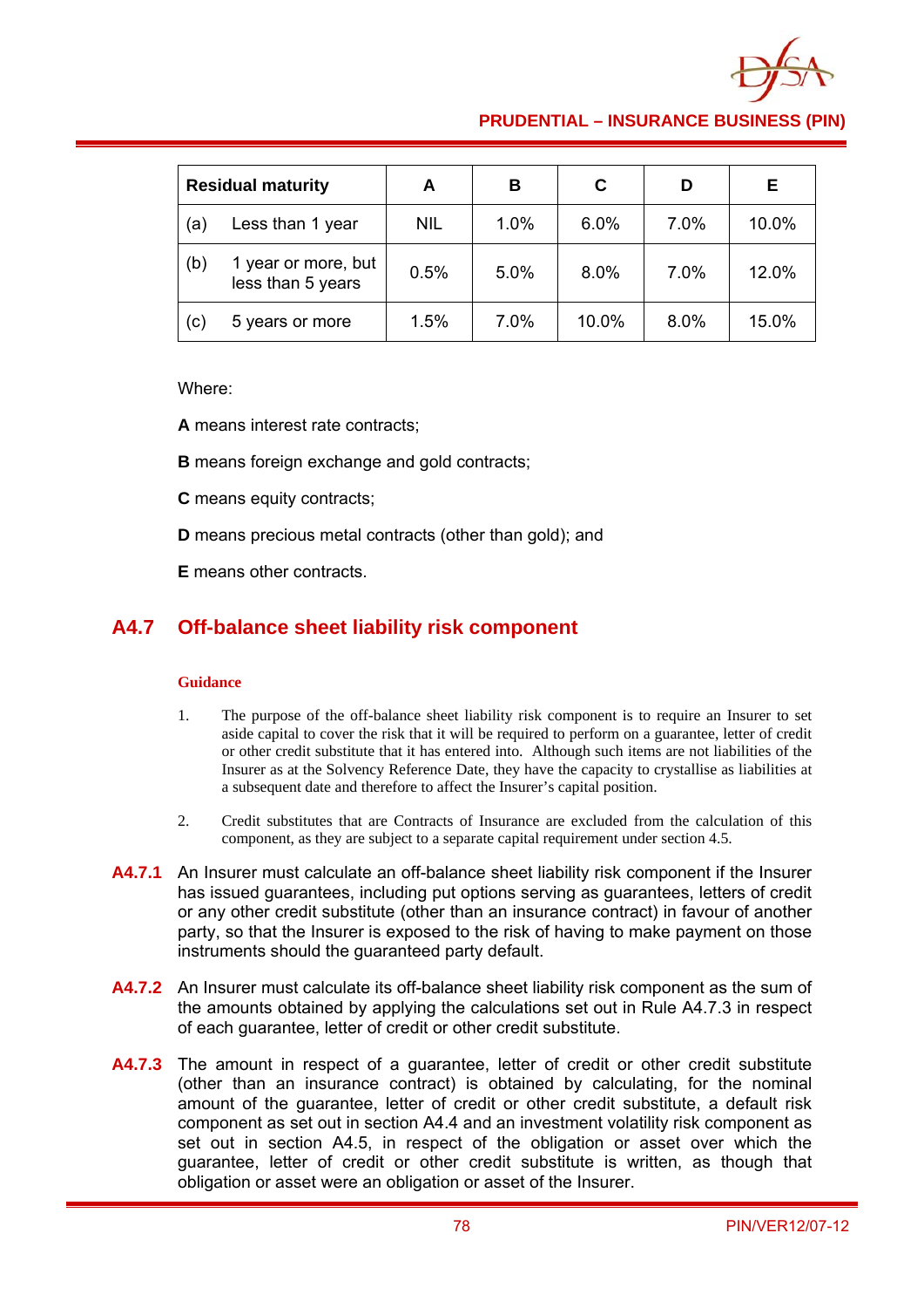| Residual maturity | | A | B | C | D | E |
|---|---|---|---|---|---|---|
| (a) | Less than 1 year | NIL | 1.0% | 6.0% | 7.0% | 10.0% |
| (b) | 1 year or more, but less than 5 years | 0.5% | 5.0% | 8.0% | 7.0% | 12.0% |
| (c) | 5 years or more | 1.5% | 7.0% | 10.0% | 8.0% | 15.0% |

Where:

**A** means interest rate contracts;

**B** means foreign exchange and gold contracts;

**C** means equity contracts;

**D** means precious metal contracts (other than gold); and

**E** means other contracts.

## A4.7 Off-balance sheet liability risk component

**Guidance**

1. The purpose of the off-balance sheet liability risk component is to require an Insurer to set aside capital to cover the risk that it will be required to perform on a guarantee, letter of credit or other credit substitute that it has entered into. Although such items are not liabilities of the Insurer as at the Solvency Reference Date, they have the capacity to crystallise as liabilities at a subsequent date and therefore to affect the Insurer's capital position.

2. Credit substitutes that are Contracts of Insurance are excluded from the calculation of this component, as they are subject to a separate capital requirement under section 4.5.

**A4.7.1** An Insurer must calculate an off-balance sheet liability risk component if the Insurer has issued guarantees, including put options serving as guarantees, letters of credit or any other credit substitute (other than an insurance contract) in favour of another party, so that the Insurer is exposed to the risk of having to make payment on those instruments should the guaranteed party default.

**A4.7.2** An Insurer must calculate its off-balance sheet liability risk component as the sum of the amounts obtained by applying the calculations set out in Rule A4.7.3 in respect of each guarantee, letter of credit or other credit substitute.

**A4.7.3** The amount in respect of a guarantee, letter of credit or other credit substitute (other than an insurance contract) is obtained by calculating, for the nominal amount of the guarantee, letter of credit or other credit substitute, a default risk component as set out in section A4.4 and an investment volatility risk component as set out in section A4.5, in respect of the obligation or asset over which the guarantee, letter of credit or other credit substitute is written, as though that obligation or asset were an obligation or asset of the Insurer.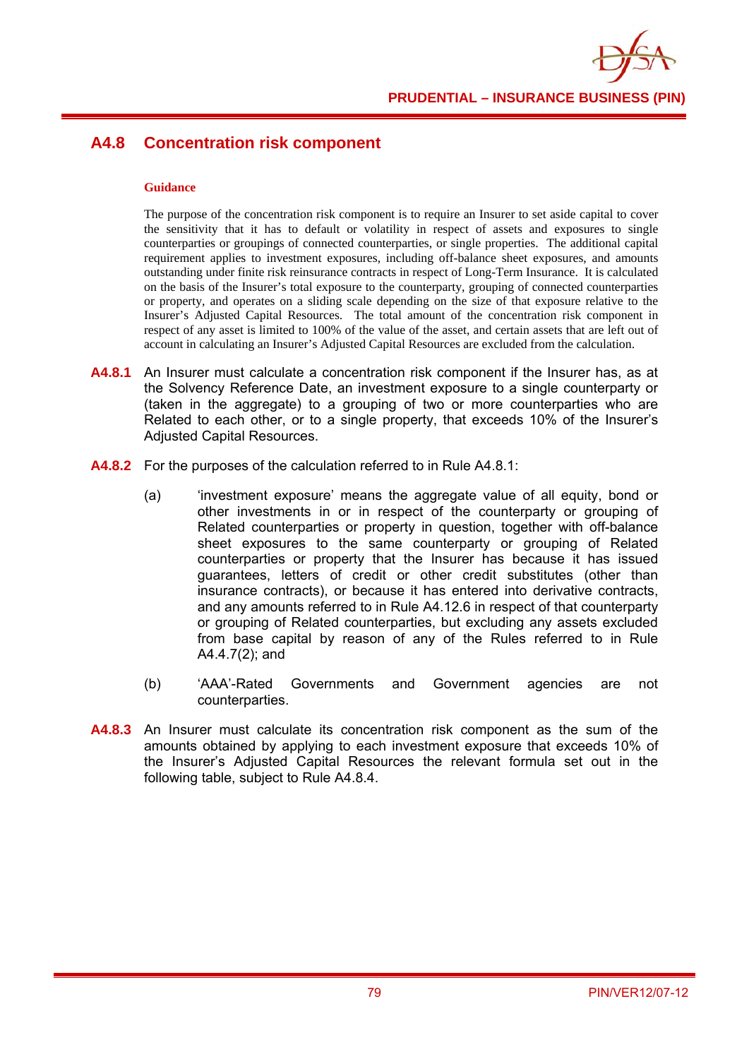## A4.8 Concentration risk component

**Guidance**

The purpose of the concentration risk component is to require an Insurer to set aside capital to cover the sensitivity that it has to default or volatility in respect of assets and exposures to single counterparties or groupings of connected counterparties, or single properties. The additional capital requirement applies to investment exposures, including off-balance sheet exposures, and amounts outstanding under finite risk reinsurance contracts in respect of Long-Term Insurance. It is calculated on the basis of the Insurer's total exposure to the counterparty, grouping of connected counterparties or property, and operates on a sliding scale depending on the size of that exposure relative to the Insurer's Adjusted Capital Resources. The total amount of the concentration risk component in respect of any asset is limited to 100% of the value of the asset, and certain assets that are left out of account in calculating an Insurer's Adjusted Capital Resources are excluded from the calculation.

**A4.8.1** An Insurer must calculate a concentration risk component if the Insurer has, as at the Solvency Reference Date, an investment exposure to a single counterparty or (taken in the aggregate) to a grouping of two or more counterparties who are Related to each other, or to a single property, that exceeds 10% of the Insurer's Adjusted Capital Resources.

**A4.8.2** For the purposes of the calculation referred to in Rule A4.8.1:

(a) 'investment exposure' means the aggregate value of all equity, bond or other investments in or in respect of the counterparty or grouping of Related counterparties or property in question, together with off-balance sheet exposures to the same counterparty or grouping of Related counterparties or property that the Insurer has because it has issued guarantees, letters of credit or other credit substitutes (other than insurance contracts), or because it has entered into derivative contracts, and any amounts referred to in Rule A4.12.6 in respect of that counterparty or grouping of Related counterparties, but excluding any assets excluded from base capital by reason of any of the Rules referred to in Rule A4.4.7(2); and

(b) 'AAA'-Rated Governments and Government agencies are not counterparties.

**A4.8.3** An Insurer must calculate its concentration risk component as the sum of the amounts obtained by applying to each investment exposure that exceeds 10% of the Insurer's Adjusted Capital Resources the relevant formula set out in the following table, subject to Rule A4.8.4.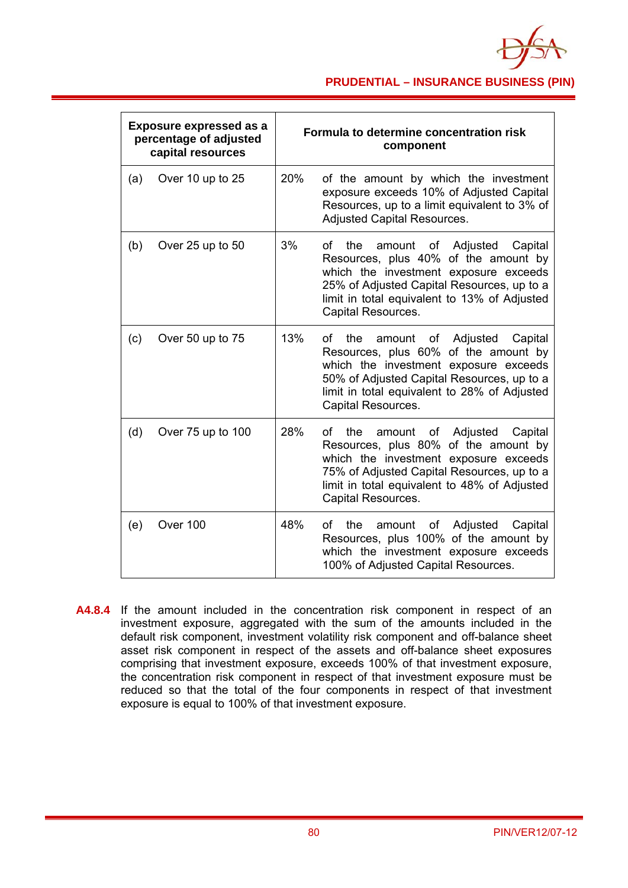| Exposure expressed as a percentage of adjusted capital resources | Formula to determine concentration risk component |
|---|---|
| (a) Over 10 up to 25 | 20% of the amount by which the investment exposure exceeds 10% of Adjusted Capital Resources, up to a limit equivalent to 3% of Adjusted Capital Resources. |
| (b) Over 25 up to 50 | 3% of the amount of Adjusted Capital Resources, plus 40% of the amount by which the investment exposure exceeds 25% of Adjusted Capital Resources, up to a limit in total equivalent to 13% of Adjusted Capital Resources. |
| (c) Over 50 up to 75 | 13% of the amount of Adjusted Capital Resources, plus 60% of the amount by which the investment exposure exceeds 50% of Adjusted Capital Resources, up to a limit in total equivalent to 28% of Adjusted Capital Resources. |
| (d) Over 75 up to 100 | 28% of the amount of Adjusted Capital Resources, plus 80% of the amount by which the investment exposure exceeds 75% of Adjusted Capital Resources, up to a limit in total equivalent to 48% of Adjusted Capital Resources. |
| (e) Over 100 | 48% of the amount of Adjusted Capital Resources, plus 100% of the amount by which the investment exposure exceeds 100% of Adjusted Capital Resources. |

**A4.8.4** If the amount included in the concentration risk component in respect of an investment exposure, aggregated with the sum of the amounts included in the default risk component, investment volatility risk component and off-balance sheet asset risk component in respect of the assets and off-balance sheet exposures comprising that investment exposure, exceeds 100% of that investment exposure, the concentration risk component in respect of that investment exposure must be reduced so that the total of the four components in respect of that investment exposure is equal to 100% of that investment exposure.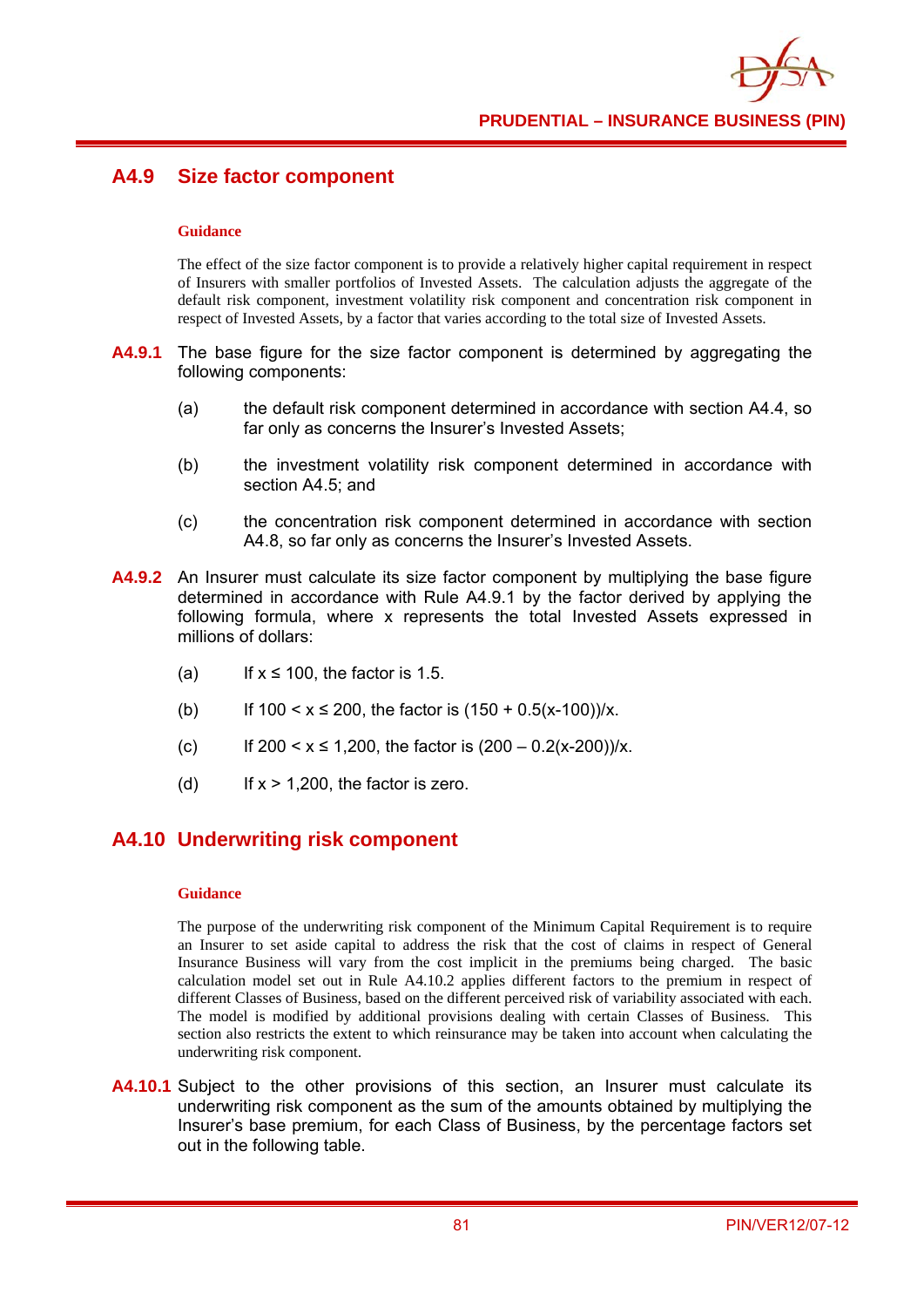## A4.9 Size factor component

**Guidance**

The effect of the size factor component is to provide a relatively higher capital requirement in respect of Insurers with smaller portfolios of Invested Assets. The calculation adjusts the aggregate of the default risk component, investment volatility risk component and concentration risk component in respect of Invested Assets, by a factor that varies according to the total size of Invested Assets.

**A4.9.1** The base figure for the size factor component is determined by aggregating the following components:

(a) the default risk component determined in accordance with section A4.4, so far only as concerns the Insurer's Invested Assets;

(b) the investment volatility risk component determined in accordance with section A4.5; and

(c) the concentration risk component determined in accordance with section A4.8, so far only as concerns the Insurer's Invested Assets.

**A4.9.2** An Insurer must calculate its size factor component by multiplying the base figure determined in accordance with Rule A4.9.1 by the factor derived by applying the following formula, where x represents the total Invested Assets expressed in millions of dollars:

(a) If $x \leq 100$, the factor is 1.5.

(b) If $100 < x \leq 200$, the factor is $(150 + 0.5(x-100))/x$.

(c) If $200 < x \leq 1,200$, the factor is $(200 – 0.2(x-200))/x$.

(d) If $x > 1,200$, the factor is zero.

## A4.10 Underwriting risk component

**Guidance**

The purpose of the underwriting risk component of the Minimum Capital Requirement is to require an Insurer to set aside capital to address the risk that the cost of claims in respect of General Insurance Business will vary from the cost implicit in the premiums being charged. The basic calculation model set out in Rule A4.10.2 applies different factors to the premium in respect of different Classes of Business, based on the different perceived risk of variability associated with each. The model is modified by additional provisions dealing with certain Classes of Business. This section also restricts the extent to which reinsurance may be taken into account when calculating the underwriting risk component.

**A4.10.1** Subject to the other provisions of this section, an Insurer must calculate its underwriting risk component as the sum of the amounts obtained by multiplying the Insurer's base premium, for each Class of Business, by the percentage factors set out in the following table.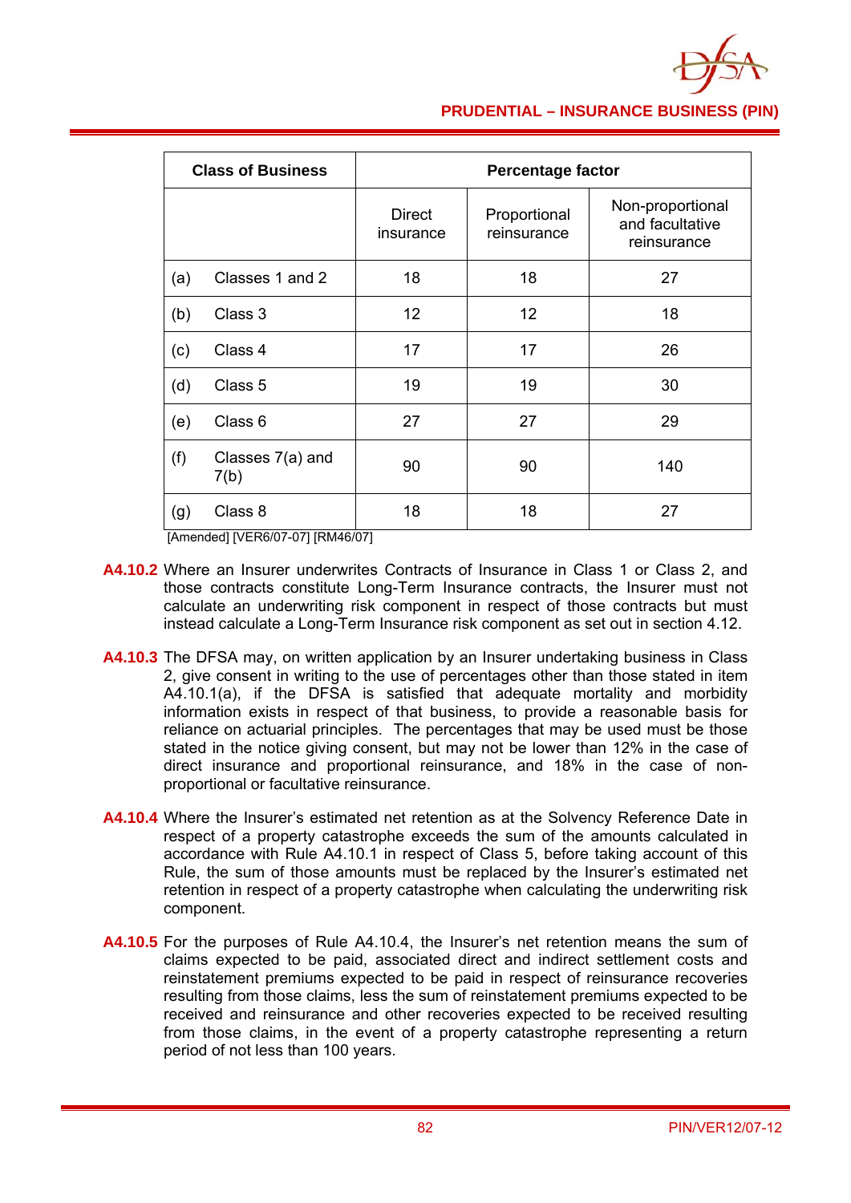| Class of Business | | Percentage factor | | |
|---|---|---|---|---|
| | | Direct insurance | Proportional reinsurance | Non-proportional and facultative reinsurance |
| (a) | Classes 1 and 2 | 18 | 18 | 27 |
| (b) | Class 3 | 12 | 12 | 18 |
| (c) | Class 4 | 17 | 17 | 26 |
| (d) | Class 5 | 19 | 19 | 30 |
| (e) | Class 6 | 27 | 27 | 29 |
| (f) | Classes 7(a) and 7(b) | 90 | 90 | 140 |
| (g) | Class 8 | 18 | 18 | 27 |

[Amended] [VER6/07-07] [RM46/07]

**A4.10.2** Where an Insurer underwrites Contracts of Insurance in Class 1 or Class 2, and those contracts constitute Long-Term Insurance contracts, the Insurer must not calculate an underwriting risk component in respect of those contracts but must instead calculate a Long-Term Insurance risk component as set out in section 4.12.

**A4.10.3** The DFSA may, on written application by an Insurer undertaking business in Class 2, give consent in writing to the use of percentages other than those stated in item A4.10.1(a), if the DFSA is satisfied that adequate mortality and morbidity information exists in respect of that business, to provide a reasonable basis for reliance on actuarial principles. The percentages that may be used must be those stated in the notice giving consent, but may not be lower than 12% in the case of direct insurance and proportional reinsurance, and 18% in the case of non-proportional or facultative reinsurance.

**A4.10.4** Where the Insurer's estimated net retention as at the Solvency Reference Date in respect of a property catastrophe exceeds the sum of the amounts calculated in accordance with Rule A4.10.1 in respect of Class 5, before taking account of this Rule, the sum of those amounts must be replaced by the Insurer's estimated net retention in respect of a property catastrophe when calculating the underwriting risk component.

**A4.10.5** For the purposes of Rule A4.10.4, the Insurer's net retention means the sum of claims expected to be paid, associated direct and indirect settlement costs and reinstatement premiums expected to be paid in respect of reinsurance recoveries resulting from those claims, less the sum of reinstatement premiums expected to be received and reinsurance and other recoveries expected to be received resulting from those claims, in the event of a property catastrophe representing a return period of not less than 100 years.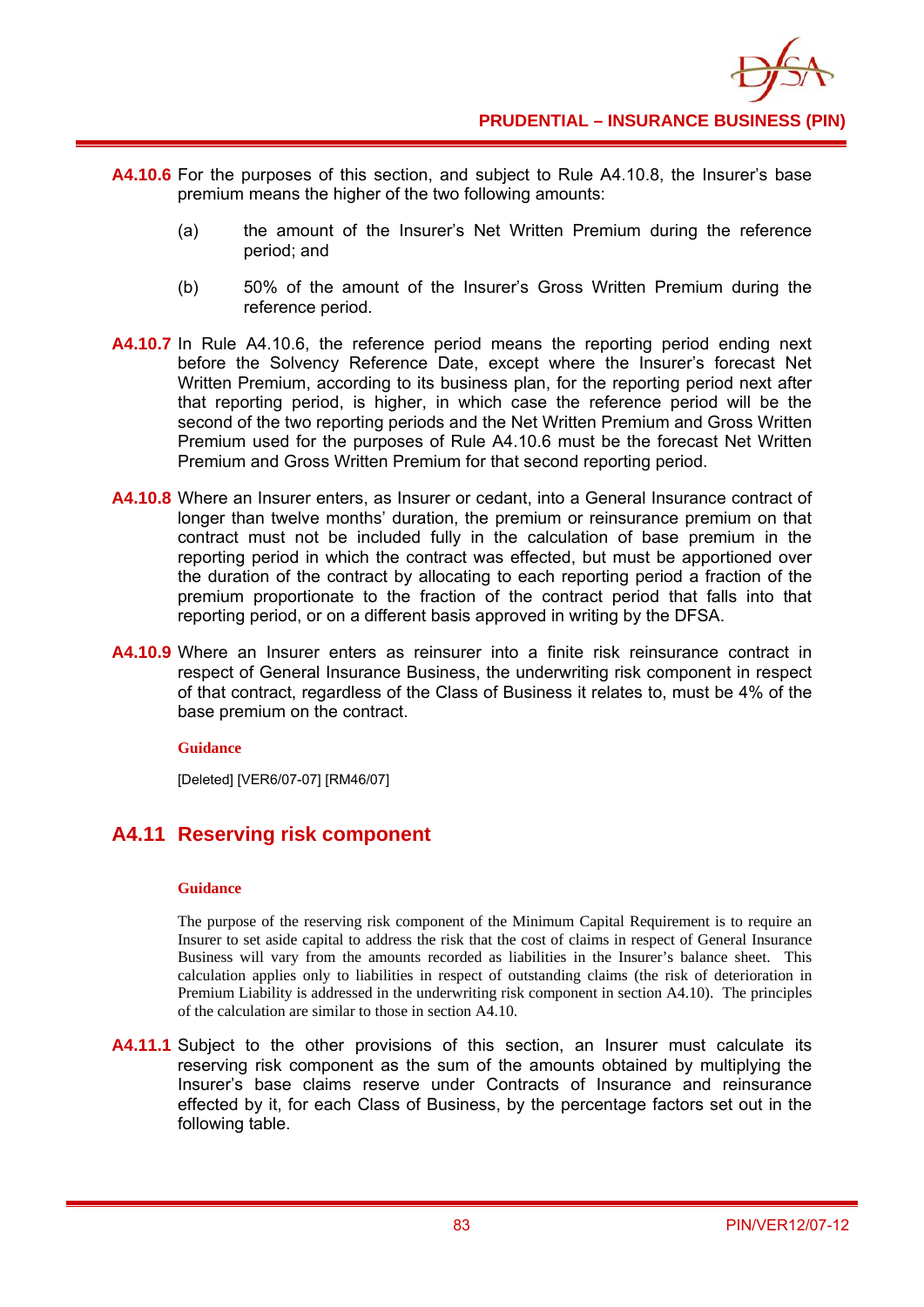**A4.10.6** For the purposes of this section, and subject to Rule A4.10.8, the Insurer's base premium means the higher of the two following amounts:

(a) the amount of the Insurer's Net Written Premium during the reference period; and

(b) 50% of the amount of the Insurer's Gross Written Premium during the reference period.

**A4.10.7** In Rule A4.10.6, the reference period means the reporting period ending next before the Solvency Reference Date, except where the Insurer's forecast Net Written Premium, according to its business plan, for the reporting period next after that reporting period, is higher, in which case the reference period will be the second of the two reporting periods and the Net Written Premium and Gross Written Premium used for the purposes of Rule A4.10.6 must be the forecast Net Written Premium and Gross Written Premium for that second reporting period.

**A4.10.8** Where an Insurer enters, as Insurer or cedant, into a General Insurance contract of longer than twelve months' duration, the premium or reinsurance premium on that contract must not be included fully in the calculation of base premium in the reporting period in which the contract was effected, but must be apportioned over the duration of the contract by allocating to each reporting period a fraction of the premium proportionate to the fraction of the contract period that falls into that reporting period, or on a different basis approved in writing by the DFSA.

**A4.10.9** Where an Insurer enters as reinsurer into a finite risk reinsurance contract in respect of General Insurance Business, the underwriting risk component in respect of that contract, regardless of the Class of Business it relates to, must be 4% of the base premium on the contract.

**Guidance**

[Deleted] [VER6/07-07] [RM46/07]

## A4.11 Reserving risk component

**Guidance**

The purpose of the reserving risk component of the Minimum Capital Requirement is to require an Insurer to set aside capital to address the risk that the cost of claims in respect of General Insurance Business will vary from the amounts recorded as liabilities in the Insurer's balance sheet. This calculation applies only to liabilities in respect of outstanding claims (the risk of deterioration in Premium Liability is addressed in the underwriting risk component in section A4.10). The principles of the calculation are similar to those in section A4.10.

**A4.11.1** Subject to the other provisions of this section, an Insurer must calculate its reserving risk component as the sum of the amounts obtained by multiplying the Insurer's base claims reserve under Contracts of Insurance and reinsurance effected by it, for each Class of Business, by the percentage factors set out in the following table.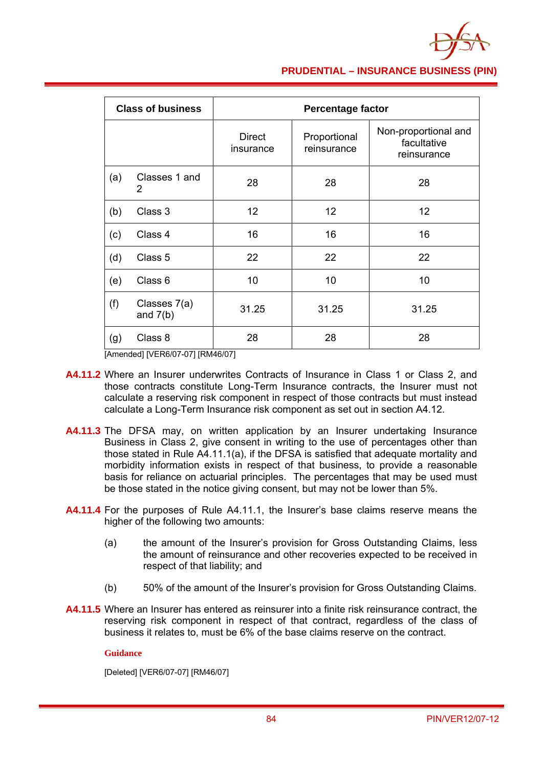| Class of business | | Percentage factor | | |
|---|---|---|---|---|
| | | Direct insurance | Proportional reinsurance | Non-proportional and facultative reinsurance |
| (a) | Classes 1 and 2 | 28 | 28 | 28 |
| (b) | Class 3 | 12 | 12 | 12 |
| (c) | Class 4 | 16 | 16 | 16 |
| (d) | Class 5 | 22 | 22 | 22 |
| (e) | Class 6 | 10 | 10 | 10 |
| (f) | Classes 7(a) and 7(b) | 31.25 | 31.25 | 31.25 |
| (g) | Class 8 | 28 | 28 | 28 |

[Amended] [VER6/07-07] [RM46/07]

**A4.11.2** Where an Insurer underwrites Contracts of Insurance in Class 1 or Class 2, and those contracts constitute Long-Term Insurance contracts, the Insurer must not calculate a reserving risk component in respect of those contracts but must instead calculate a Long-Term Insurance risk component as set out in section A4.12.

**A4.11.3** The DFSA may, on written application by an Insurer undertaking Insurance Business in Class 2, give consent in writing to the use of percentages other than those stated in Rule A4.11.1(a), if the DFSA is satisfied that adequate mortality and morbidity information exists in respect of that business, to provide a reasonable basis for reliance on actuarial principles. The percentages that may be used must be those stated in the notice giving consent, but may not be lower than 5%.

**A4.11.4** For the purposes of Rule A4.11.1, the Insurer's base claims reserve means the higher of the following two amounts:

(a) the amount of the Insurer's provision for Gross Outstanding Claims, less the amount of reinsurance and other recoveries expected to be received in respect of that liability; and

(b) 50% of the amount of the Insurer's provision for Gross Outstanding Claims.

**A4.11.5** Where an Insurer has entered as reinsurer into a finite risk reinsurance contract, the reserving risk component in respect of that contract, regardless of the class of business it relates to, must be 6% of the base claims reserve on the contract.

**Guidance**

[Deleted] [VER6/07-07] [RM46/07]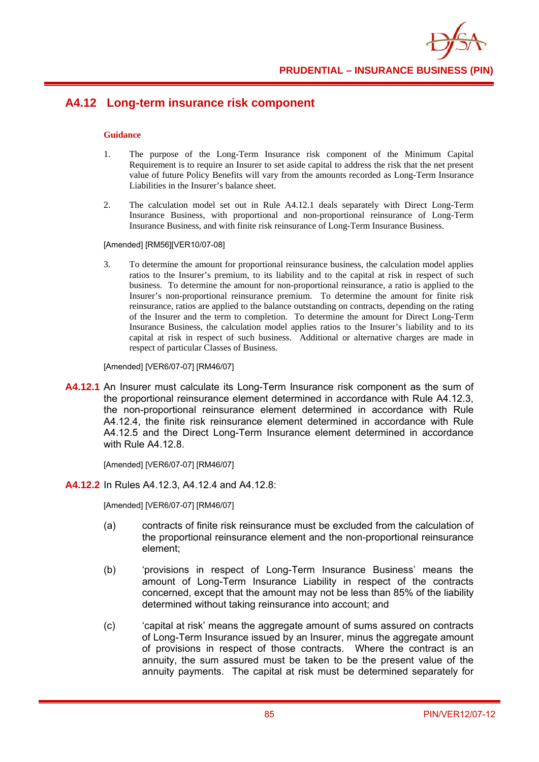## A4.12 Long-term insurance risk component

**Guidance**

1. The purpose of the Long-Term Insurance risk component of the Minimum Capital Requirement is to require an Insurer to set aside capital to address the risk that the net present value of future Policy Benefits will vary from the amounts recorded as Long-Term Insurance Liabilities in the Insurer's balance sheet.

2. The calculation model set out in Rule A4.12.1 deals separately with Direct Long-Term Insurance Business, with proportional and non-proportional reinsurance of Long-Term Insurance Business, and with finite risk reinsurance of Long-Term Insurance Business.

[Amended] [RM56][VER10/07-08]

3. To determine the amount for proportional reinsurance business, the calculation model applies ratios to the Insurer's premium, to its liability and to the capital at risk in respect of such business. To determine the amount for non-proportional reinsurance, a ratio is applied to the Insurer's non-proportional reinsurance premium. To determine the amount for finite risk reinsurance, ratios are applied to the balance outstanding on contracts, depending on the rating of the Insurer and the term to completion. To determine the amount for Direct Long-Term Insurance Business, the calculation model applies ratios to the Insurer's liability and to its capital at risk in respect of such business. Additional or alternative charges are made in respect of particular Classes of Business.

[Amended] [VER6/07-07] [RM46/07]

**A4.12.1** An Insurer must calculate its Long-Term Insurance risk component as the sum of the proportional reinsurance element determined in accordance with Rule A4.12.3, the non-proportional reinsurance element determined in accordance with Rule A4.12.4, the finite risk reinsurance element determined in accordance with Rule A4.12.5 and the Direct Long-Term Insurance element determined in accordance with Rule A4.12.8.

[Amended] [VER6/07-07] [RM46/07]

**A4.12.2** In Rules A4.12.3, A4.12.4 and A4.12.8:

[Amended] [VER6/07-07] [RM46/07]

(a) contracts of finite risk reinsurance must be excluded from the calculation of the proportional reinsurance element and the non-proportional reinsurance element;

(b) 'provisions in respect of Long-Term Insurance Business' means the amount of Long-Term Insurance Liability in respect of the contracts concerned, except that the amount may not be less than 85% of the liability determined without taking reinsurance into account; and

(c) 'capital at risk' means the aggregate amount of sums assured on contracts of Long-Term Insurance issued by an Insurer, minus the aggregate amount of provisions in respect of those contracts. Where the contract is an annuity, the sum assured must be taken to be the present value of the annuity payments. The capital at risk must be determined separately for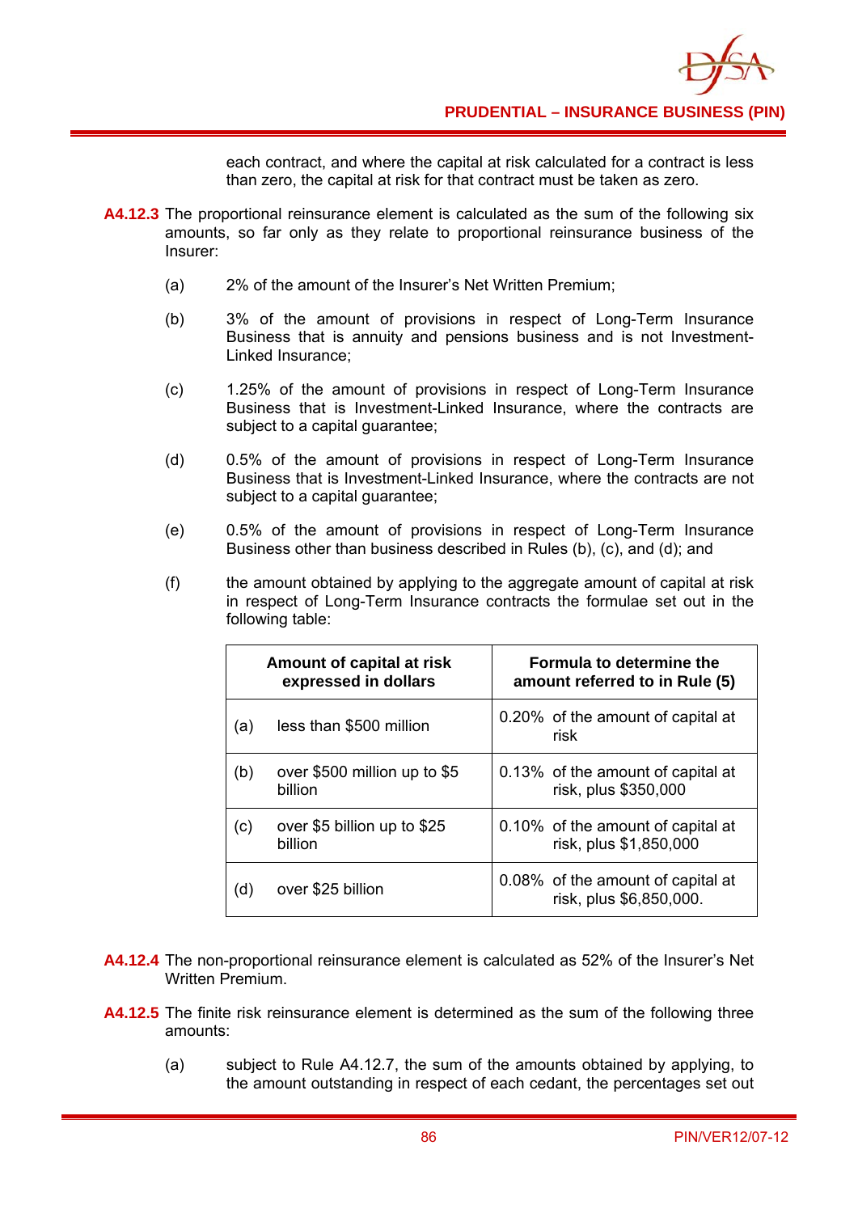each contract, and where the capital at risk calculated for a contract is less than zero, the capital at risk for that contract must be taken as zero.

**A4.12.3** The proportional reinsurance element is calculated as the sum of the following six amounts, so far only as they relate to proportional reinsurance business of the Insurer:

(a) 2% of the amount of the Insurer's Net Written Premium;

(b) 3% of the amount of provisions in respect of Long-Term Insurance Business that is annuity and pensions business and is not Investment-Linked Insurance;

(c) 1.25% of the amount of provisions in respect of Long-Term Insurance Business that is Investment-Linked Insurance, where the contracts are subject to a capital guarantee;

(d) 0.5% of the amount of provisions in respect of Long-Term Insurance Business that is Investment-Linked Insurance, where the contracts are not subject to a capital guarantee;

(e) 0.5% of the amount of provisions in respect of Long-Term Insurance Business other than business described in Rules (b), (c), and (d); and

(f) the amount obtained by applying to the aggregate amount of capital at risk in respect of Long-Term Insurance contracts the formulae set out in the following table:

| Amount of capital at risk expressed in dollars | Formula to determine the amount referred to in Rule (5) |
|---|---|
| (a) less than $500 million | 0.20% of the amount of capital at risk |
| (b) over $500 million up to $5 billion | 0.13% of the amount of capital at risk, plus $350,000 |
| (c) over $5 billion up to $25 billion | 0.10% of the amount of capital at risk, plus $1,850,000 |
| (d) over $25 billion | 0.08% of the amount of capital at risk, plus $6,850,000. |

**A4.12.4** The non-proportional reinsurance element is calculated as 52% of the Insurer's Net Written Premium.

**A4.12.5** The finite risk reinsurance element is determined as the sum of the following three amounts:

(a) subject to Rule A4.12.7, the sum of the amounts obtained by applying, to the amount outstanding in respect of each cedant, the percentages set out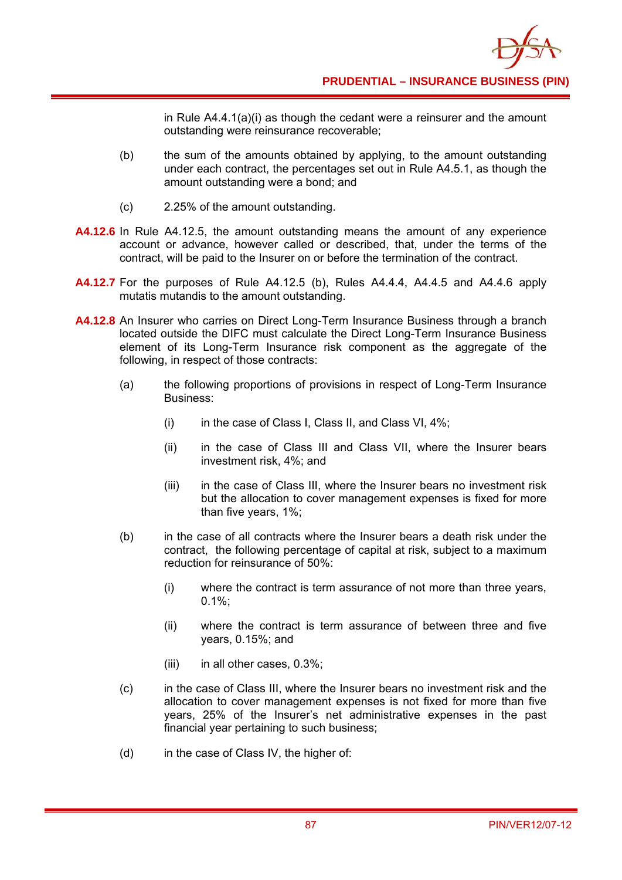in Rule A4.4.1(a)(i) as though the cedant were a reinsurer and the amount outstanding were reinsurance recoverable;

(b) the sum of the amounts obtained by applying, to the amount outstanding under each contract, the percentages set out in Rule A4.5.1, as though the amount outstanding were a bond; and

(c) 2.25% of the amount outstanding.

**A4.12.6** In Rule A4.12.5, the amount outstanding means the amount of any experience account or advance, however called or described, that, under the terms of the contract, will be paid to the Insurer on or before the termination of the contract.

**A4.12.7** For the purposes of Rule A4.12.5 (b), Rules A4.4.4, A4.4.5 and A4.4.6 apply mutatis mutandis to the amount outstanding.

**A4.12.8** An Insurer who carries on Direct Long-Term Insurance Business through a branch located outside the DIFC must calculate the Direct Long-Term Insurance Business element of its Long-Term Insurance risk component as the aggregate of the following, in respect of those contracts:

(a) the following proportions of provisions in respect of Long-Term Insurance Business:

(i) in the case of Class I, Class II, and Class VI, 4%;

(ii) in the case of Class III and Class VII, where the Insurer bears investment risk, 4%; and

(iii) in the case of Class III, where the Insurer bears no investment risk but the allocation to cover management expenses is fixed for more than five years, 1%;

(b) in the case of all contracts where the Insurer bears a death risk under the contract, the following percentage of capital at risk, subject to a maximum reduction for reinsurance of 50%:

(i) where the contract is term assurance of not more than three years, 0.1%;

(ii) where the contract is term assurance of between three and five years, 0.15%; and

(iii) in all other cases, 0.3%;

(c) in the case of Class III, where the Insurer bears no investment risk and the allocation to cover management expenses is not fixed for more than five years, 25% of the Insurer's net administrative expenses in the past financial year pertaining to such business;

(d) in the case of Class IV, the higher of: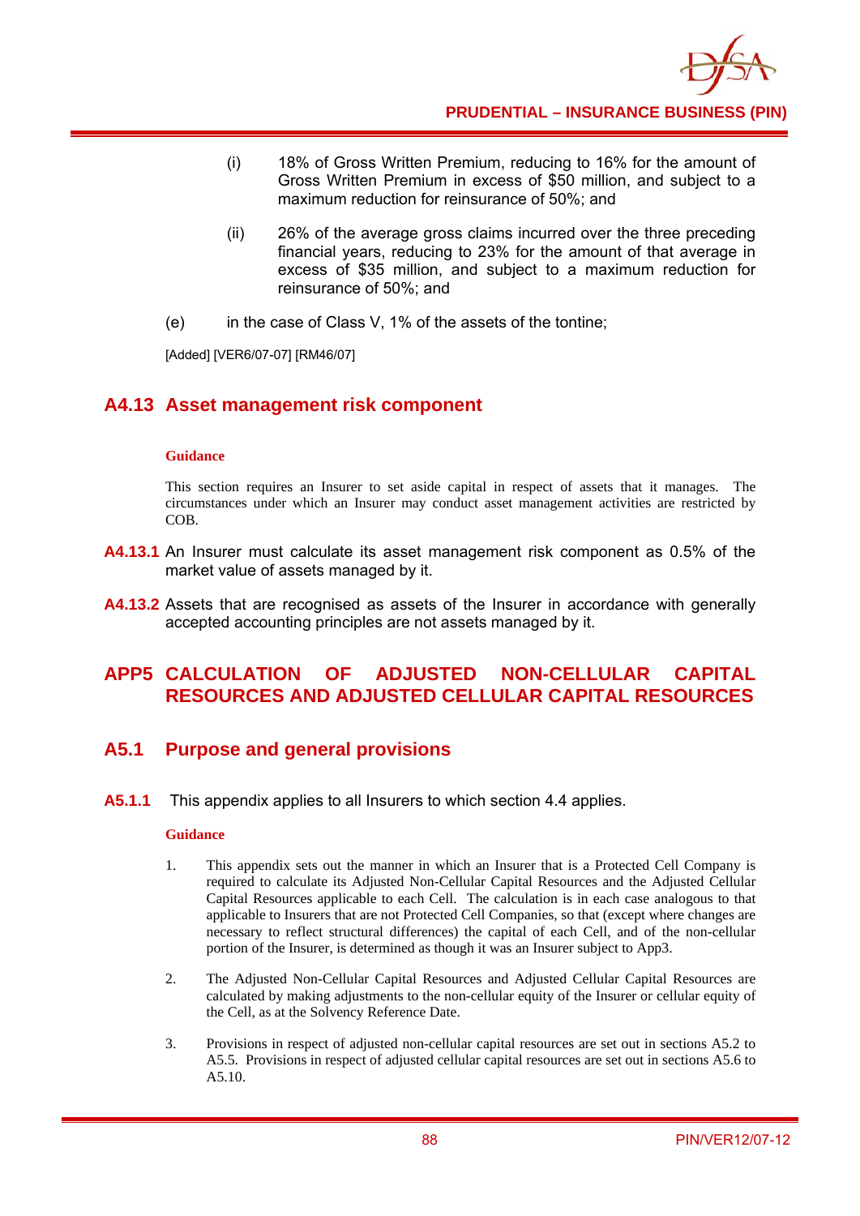(i) 18% of Gross Written Premium, reducing to 16% for the amount of Gross Written Premium in excess of $50 million, and subject to a maximum reduction for reinsurance of 50%; and

(ii) 26% of the average gross claims incurred over the three preceding financial years, reducing to 23% for the amount of that average in excess of $35 million, and subject to a maximum reduction for reinsurance of 50%; and

(e) in the case of Class V, 1% of the assets of the tontine;

[Added] [VER6/07-07] [RM46/07]

## A4.13 Asset management risk component

**Guidance**

This section requires an Insurer to set aside capital in respect of assets that it manages. The circumstances under which an Insurer may conduct asset management activities are restricted by COB.

**A4.13.1** An Insurer must calculate its asset management risk component as 0.5% of the market value of assets managed by it.

**A4.13.2** Assets that are recognised as assets of the Insurer in accordance with generally accepted accounting principles are not assets managed by it.

# APP5 CALCULATION OF ADJUSTED NON-CELLULAR CAPITAL RESOURCES AND ADJUSTED CELLULAR CAPITAL RESOURCES

## A5.1 Purpose and general provisions

**A5.1.1** This appendix applies to all Insurers to which section 4.4 applies.

**Guidance**

1. This appendix sets out the manner in which an Insurer that is a Protected Cell Company is required to calculate its Adjusted Non-Cellular Capital Resources and the Adjusted Cellular Capital Resources applicable to each Cell. The calculation is in each case analogous to that applicable to Insurers that are not Protected Cell Companies, so that (except where changes are necessary to reflect structural differences) the capital of each Cell, and of the non-cellular portion of the Insurer, is determined as though it was an Insurer subject to App3.

2. The Adjusted Non-Cellular Capital Resources and Adjusted Cellular Capital Resources are calculated by making adjustments to the non-cellular equity of the Insurer or cellular equity of the Cell, as at the Solvency Reference Date.

3. Provisions in respect of adjusted non-cellular capital resources are set out in sections A5.2 to A5.5. Provisions in respect of adjusted cellular capital resources are set out in sections A5.6 to A5.10.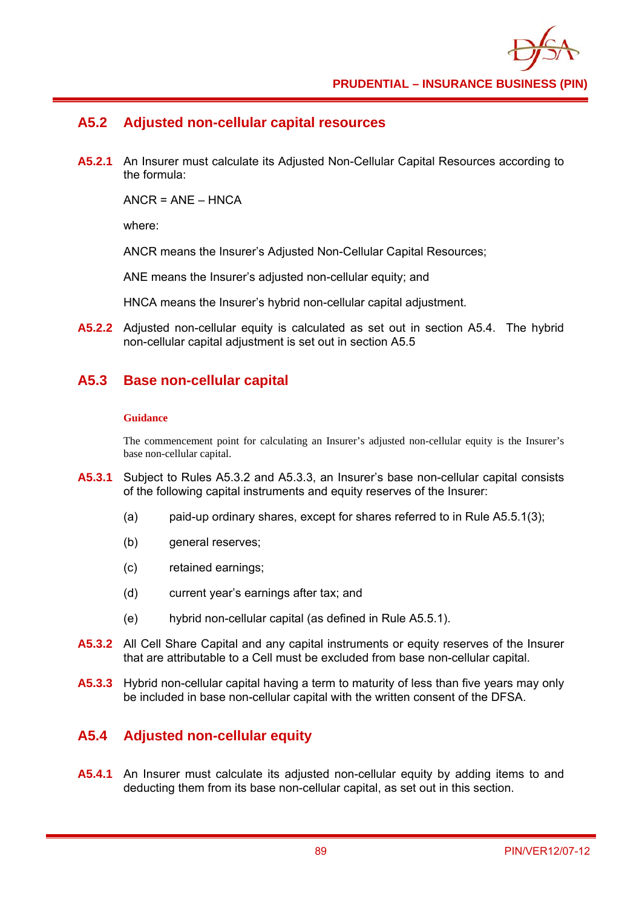## A5.2 Adjusted non-cellular capital resources

**A5.2.1** An Insurer must calculate its Adjusted Non-Cellular Capital Resources according to the formula:

ANCR = ANE – HNCA

where:

ANCR means the Insurer's Adjusted Non-Cellular Capital Resources;

ANE means the Insurer's adjusted non-cellular equity; and

HNCA means the Insurer's hybrid non-cellular capital adjustment.

**A5.2.2** Adjusted non-cellular equity is calculated as set out in section A5.4. The hybrid non-cellular capital adjustment is set out in section A5.5

## A5.3 Base non-cellular capital

**Guidance**

The commencement point for calculating an Insurer's adjusted non-cellular equity is the Insurer's base non-cellular capital.

**A5.3.1** Subject to Rules A5.3.2 and A5.3.3, an Insurer's base non-cellular capital consists of the following capital instruments and equity reserves of the Insurer:

(a) paid-up ordinary shares, except for shares referred to in Rule A5.5.1(3);

(b) general reserves;

(c) retained earnings;

(d) current year's earnings after tax; and

(e) hybrid non-cellular capital (as defined in Rule A5.5.1).

**A5.3.2** All Cell Share Capital and any capital instruments or equity reserves of the Insurer that are attributable to a Cell must be excluded from base non-cellular capital.

**A5.3.3** Hybrid non-cellular capital having a term to maturity of less than five years may only be included in base non-cellular capital with the written consent of the DFSA.

## A5.4 Adjusted non-cellular equity

**A5.4.1** An Insurer must calculate its adjusted non-cellular equity by adding items to and deducting them from its base non-cellular capital, as set out in this section.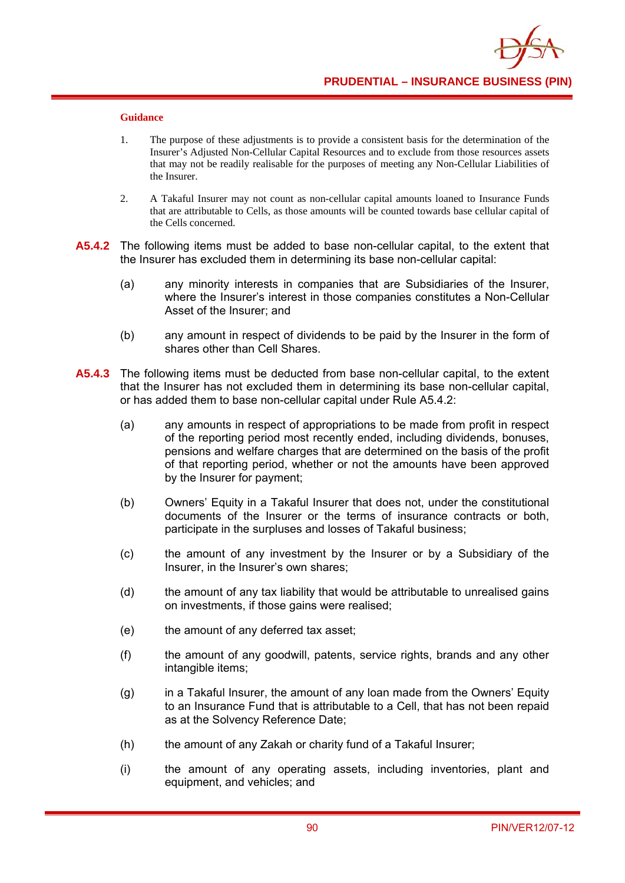**Guidance**

1. The purpose of these adjustments is to provide a consistent basis for the determination of the Insurer's Adjusted Non-Cellular Capital Resources and to exclude from those resources assets that may not be readily realisable for the purposes of meeting any Non-Cellular Liabilities of the Insurer.

2. A Takaful Insurer may not count as non-cellular capital amounts loaned to Insurance Funds that are attributable to Cells, as those amounts will be counted towards base cellular capital of the Cells concerned.

**A5.4.2** The following items must be added to base non-cellular capital, to the extent that the Insurer has excluded them in determining its base non-cellular capital:

(a) any minority interests in companies that are Subsidiaries of the Insurer, where the Insurer's interest in those companies constitutes a Non-Cellular Asset of the Insurer; and

(b) any amount in respect of dividends to be paid by the Insurer in the form of shares other than Cell Shares.

**A5.4.3** The following items must be deducted from base non-cellular capital, to the extent that the Insurer has not excluded them in determining its base non-cellular capital, or has added them to base non-cellular capital under Rule A5.4.2:

(a) any amounts in respect of appropriations to be made from profit in respect of the reporting period most recently ended, including dividends, bonuses, pensions and welfare charges that are determined on the basis of the profit of that reporting period, whether or not the amounts have been approved by the Insurer for payment;

(b) Owners' Equity in a Takaful Insurer that does not, under the constitutional documents of the Insurer or the terms of insurance contracts or both, participate in the surpluses and losses of Takaful business;

(c) the amount of any investment by the Insurer or by a Subsidiary of the Insurer, in the Insurer's own shares;

(d) the amount of any tax liability that would be attributable to unrealised gains on investments, if those gains were realised;

(e) the amount of any deferred tax asset;

(f) the amount of any goodwill, patents, service rights, brands and any other intangible items;

(g) in a Takaful Insurer, the amount of any loan made from the Owners' Equity to an Insurance Fund that is attributable to a Cell, that has not been repaid as at the Solvency Reference Date;

(h) the amount of any Zakah or charity fund of a Takaful Insurer;

(i) the amount of any operating assets, including inventories, plant and equipment, and vehicles; and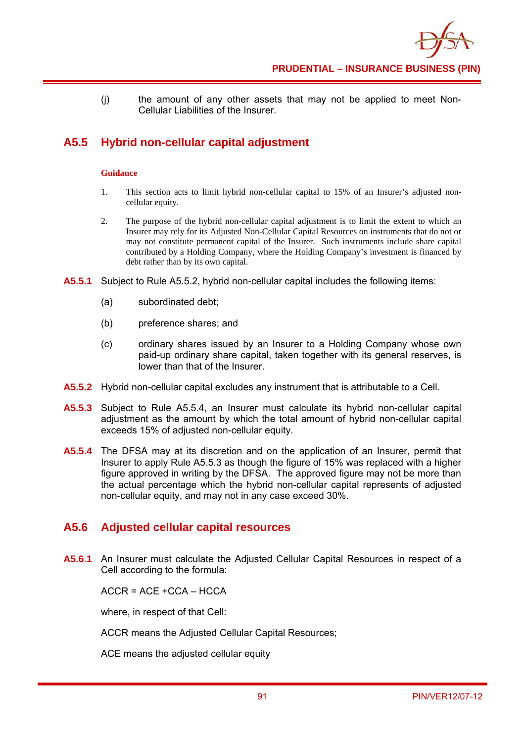(j) the amount of any other assets that may not be applied to meet Non-Cellular Liabilities of the Insurer.

## A5.5 Hybrid non-cellular capital adjustment

**Guidance**

1. This section acts to limit hybrid non-cellular capital to 15% of an Insurer's adjusted non-cellular equity.

2. The purpose of the hybrid non-cellular capital adjustment is to limit the extent to which an Insurer may rely for its Adjusted Non-Cellular Capital Resources on instruments that do not or may not constitute permanent capital of the Insurer. Such instruments include share capital contributed by a Holding Company, where the Holding Company's investment is financed by debt rather than by its own capital.

**A5.5.1** Subject to Rule A5.5.2, hybrid non-cellular capital includes the following items:

(a) subordinated debt;

(b) preference shares; and

(c) ordinary shares issued by an Insurer to a Holding Company whose own paid-up ordinary share capital, taken together with its general reserves, is lower than that of the Insurer.

**A5.5.2** Hybrid non-cellular capital excludes any instrument that is attributable to a Cell.

**A5.5.3** Subject to Rule A5.5.4, an Insurer must calculate its hybrid non-cellular capital adjustment as the amount by which the total amount of hybrid non-cellular capital exceeds 15% of adjusted non-cellular equity.

**A5.5.4** The DFSA may at its discretion and on the application of an Insurer, permit that Insurer to apply Rule A5.5.3 as though the figure of 15% was replaced with a higher figure approved in writing by the DFSA. The approved figure may not be more than the actual percentage which the hybrid non-cellular capital represents of adjusted non-cellular equity, and may not in any case exceed 30%.

## A5.6 Adjusted cellular capital resources

**A5.6.1** An Insurer must calculate the Adjusted Cellular Capital Resources in respect of a Cell according to the formula:

$$ACCR = ACE + CCA - HCCA$$

where, in respect of that Cell:

ACCR means the Adjusted Cellular Capital Resources;

ACE means the adjusted cellular equity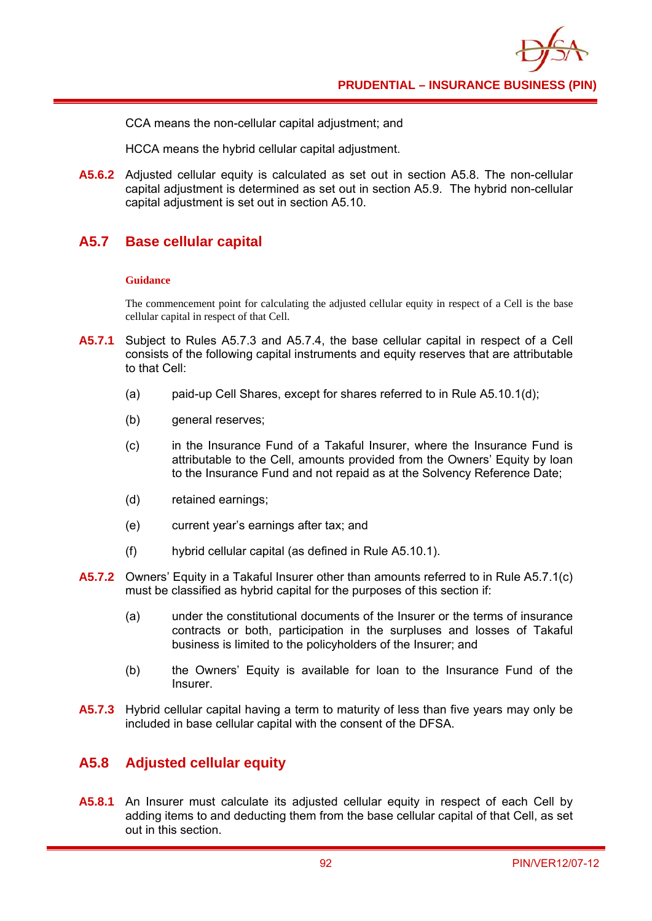CCA means the non-cellular capital adjustment; and

HCCA means the hybrid cellular capital adjustment.

**A5.6.2** Adjusted cellular equity is calculated as set out in section A5.8. The non-cellular capital adjustment is determined as set out in section A5.9. The hybrid non-cellular capital adjustment is set out in section A5.10.

## A5.7 Base cellular capital

**Guidance**

The commencement point for calculating the adjusted cellular equity in respect of a Cell is the base cellular capital in respect of that Cell.

**A5.7.1** Subject to Rules A5.7.3 and A5.7.4, the base cellular capital in respect of a Cell consists of the following capital instruments and equity reserves that are attributable to that Cell:

(a) paid-up Cell Shares, except for shares referred to in Rule A5.10.1(d);

(b) general reserves;

(c) in the Insurance Fund of a Takaful Insurer, where the Insurance Fund is attributable to the Cell, amounts provided from the Owners' Equity by loan to the Insurance Fund and not repaid as at the Solvency Reference Date;

(d) retained earnings;

(e) current year's earnings after tax; and

(f) hybrid cellular capital (as defined in Rule A5.10.1).

**A5.7.2** Owners' Equity in a Takaful Insurer other than amounts referred to in Rule A5.7.1(c) must be classified as hybrid capital for the purposes of this section if:

(a) under the constitutional documents of the Insurer or the terms of insurance contracts or both, participation in the surpluses and losses of Takaful business is limited to the policyholders of the Insurer; and

(b) the Owners' Equity is available for loan to the Insurance Fund of the Insurer.

**A5.7.3** Hybrid cellular capital having a term to maturity of less than five years may only be included in base cellular capital with the consent of the DFSA.

## A5.8 Adjusted cellular equity

**A5.8.1** An Insurer must calculate its adjusted cellular equity in respect of each Cell by adding items to and deducting them from the base cellular capital of that Cell, as set out in this section.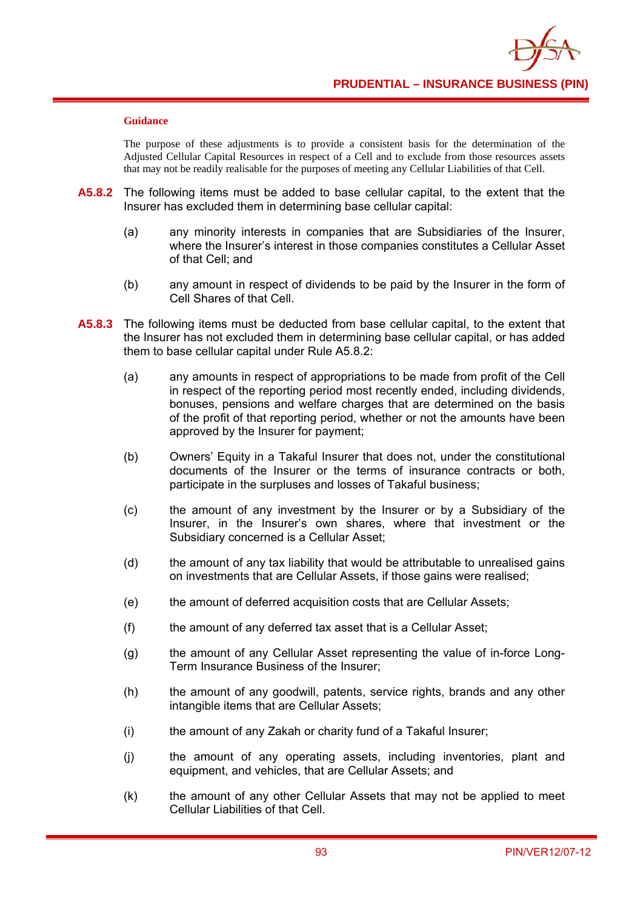**Guidance**

The purpose of these adjustments is to provide a consistent basis for the determination of the Adjusted Cellular Capital Resources in respect of a Cell and to exclude from those resources assets that may not be readily realisable for the purposes of meeting any Cellular Liabilities of that Cell.

**A5.8.2** The following items must be added to base cellular capital, to the extent that the Insurer has excluded them in determining base cellular capital:

(a) any minority interests in companies that are Subsidiaries of the Insurer, where the Insurer's interest in those companies constitutes a Cellular Asset of that Cell; and

(b) any amount in respect of dividends to be paid by the Insurer in the form of Cell Shares of that Cell.

**A5.8.3** The following items must be deducted from base cellular capital, to the extent that the Insurer has not excluded them in determining base cellular capital, or has added them to base cellular capital under Rule A5.8.2:

(a) any amounts in respect of appropriations to be made from profit of the Cell in respect of the reporting period most recently ended, including dividends, bonuses, pensions and welfare charges that are determined on the basis of the profit of that reporting period, whether or not the amounts have been approved by the Insurer for payment;

(b) Owners' Equity in a Takaful Insurer that does not, under the constitutional documents of the Insurer or the terms of insurance contracts or both, participate in the surpluses and losses of Takaful business;

(c) the amount of any investment by the Insurer or by a Subsidiary of the Insurer, in the Insurer's own shares, where that investment or the Subsidiary concerned is a Cellular Asset;

(d) the amount of any tax liability that would be attributable to unrealised gains on investments that are Cellular Assets, if those gains were realised;

(e) the amount of deferred acquisition costs that are Cellular Assets;

(f) the amount of any deferred tax asset that is a Cellular Asset;

(g) the amount of any Cellular Asset representing the value of in-force Long-Term Insurance Business of the Insurer;

(h) the amount of any goodwill, patents, service rights, brands and any other intangible items that are Cellular Assets;

(i) the amount of any Zakah or charity fund of a Takaful Insurer;

(j) the amount of any operating assets, including inventories, plant and equipment, and vehicles, that are Cellular Assets; and

(k) the amount of any other Cellular Assets that may not be applied to meet Cellular Liabilities of that Cell.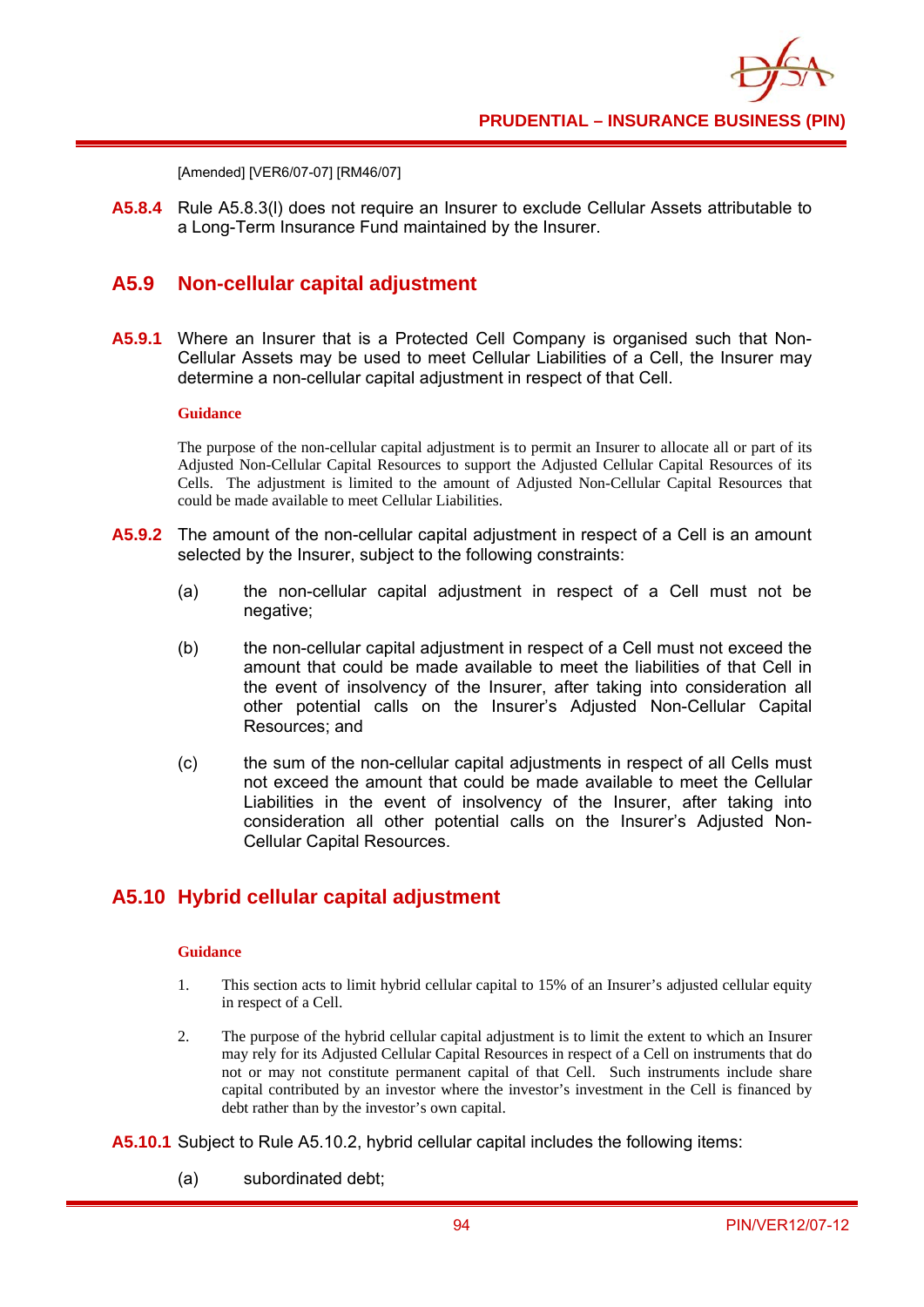[Amended] [VER6/07-07] [RM46/07]

**A5.8.4** Rule A5.8.3(l) does not require an Insurer to exclude Cellular Assets attributable to a Long-Term Insurance Fund maintained by the Insurer.

## A5.9 Non-cellular capital adjustment

**A5.9.1** Where an Insurer that is a Protected Cell Company is organised such that Non-Cellular Assets may be used to meet Cellular Liabilities of a Cell, the Insurer may determine a non-cellular capital adjustment in respect of that Cell.

**Guidance**

The purpose of the non-cellular capital adjustment is to permit an Insurer to allocate all or part of its Adjusted Non-Cellular Capital Resources to support the Adjusted Cellular Capital Resources of its Cells. The adjustment is limited to the amount of Adjusted Non-Cellular Capital Resources that could be made available to meet Cellular Liabilities.

**A5.9.2** The amount of the non-cellular capital adjustment in respect of a Cell is an amount selected by the Insurer, subject to the following constraints:

(a) the non-cellular capital adjustment in respect of a Cell must not be negative;

(b) the non-cellular capital adjustment in respect of a Cell must not exceed the amount that could be made available to meet the liabilities of that Cell in the event of insolvency of the Insurer, after taking into consideration all other potential calls on the Insurer's Adjusted Non-Cellular Capital Resources; and

(c) the sum of the non-cellular capital adjustments in respect of all Cells must not exceed the amount that could be made available to meet the Cellular Liabilities in the event of insolvency of the Insurer, after taking into consideration all other potential calls on the Insurer's Adjusted Non-Cellular Capital Resources.

## A5.10 Hybrid cellular capital adjustment

**Guidance**

1. This section acts to limit hybrid cellular capital to 15% of an Insurer's adjusted cellular equity in respect of a Cell.

2. The purpose of the hybrid cellular capital adjustment is to limit the extent to which an Insurer may rely for its Adjusted Cellular Capital Resources in respect of a Cell on instruments that do not or may not constitute permanent capital of that Cell. Such instruments include share capital contributed by an investor where the investor's investment in the Cell is financed by debt rather than by the investor's own capital.

**A5.10.1** Subject to Rule A5.10.2, hybrid cellular capital includes the following items:

(a) subordinated debt;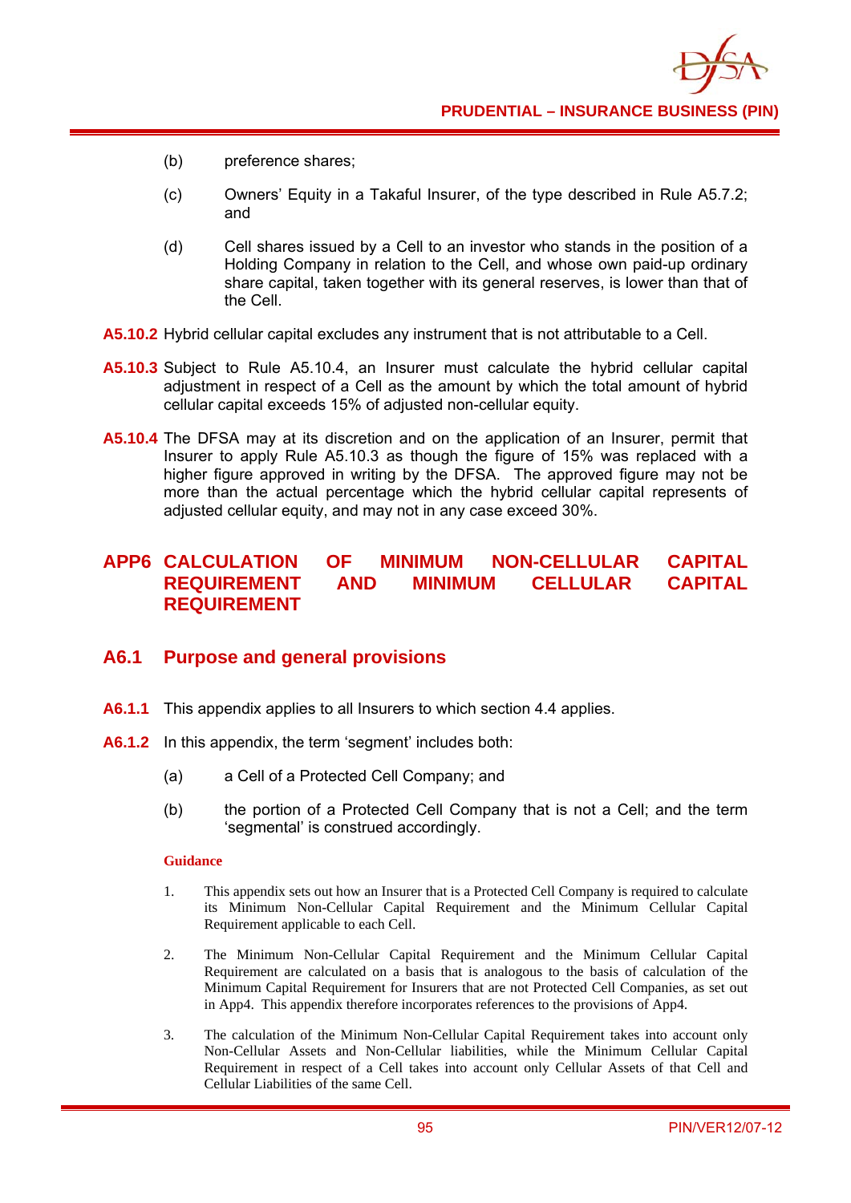(b) preference shares;

(c) Owners' Equity in a Takaful Insurer, of the type described in Rule A5.7.2; and

(d) Cell shares issued by a Cell to an investor who stands in the position of a Holding Company in relation to the Cell, and whose own paid-up ordinary share capital, taken together with its general reserves, is lower than that of the Cell.

**A5.10.2** Hybrid cellular capital excludes any instrument that is not attributable to a Cell.

**A5.10.3** Subject to Rule A5.10.4, an Insurer must calculate the hybrid cellular capital adjustment in respect of a Cell as the amount by which the total amount of hybrid cellular capital exceeds 15% of adjusted non-cellular equity.

**A5.10.4** The DFSA may at its discretion and on the application of an Insurer, permit that Insurer to apply Rule A5.10.3 as though the figure of 15% was replaced with a higher figure approved in writing by the DFSA. The approved figure may not be more than the actual percentage which the hybrid cellular capital represents of adjusted cellular equity, and may not in any case exceed 30%.

# APP6 CALCULATION OF MINIMUM NON-CELLULAR CAPITAL REQUIREMENT AND MINIMUM CELLULAR CAPITAL REQUIREMENT

## A6.1 Purpose and general provisions

**A6.1.1** This appendix applies to all Insurers to which section 4.4 applies.

**A6.1.2** In this appendix, the term 'segment' includes both:

(a) a Cell of a Protected Cell Company; and

(b) the portion of a Protected Cell Company that is not a Cell; and the term 'segmental' is construed accordingly.

**Guidance**

1. This appendix sets out how an Insurer that is a Protected Cell Company is required to calculate its Minimum Non-Cellular Capital Requirement and the Minimum Cellular Capital Requirement applicable to each Cell.

2. The Minimum Non-Cellular Capital Requirement and the Minimum Cellular Capital Requirement are calculated on a basis that is analogous to the basis of calculation of the Minimum Capital Requirement for Insurers that are not Protected Cell Companies, as set out in App4. This appendix therefore incorporates references to the provisions of App4.

3. The calculation of the Minimum Non-Cellular Capital Requirement takes into account only Non-Cellular Assets and Non-Cellular liabilities, while the Minimum Cellular Capital Requirement in respect of a Cell takes into account only Cellular Assets of that Cell and Cellular Liabilities of the same Cell.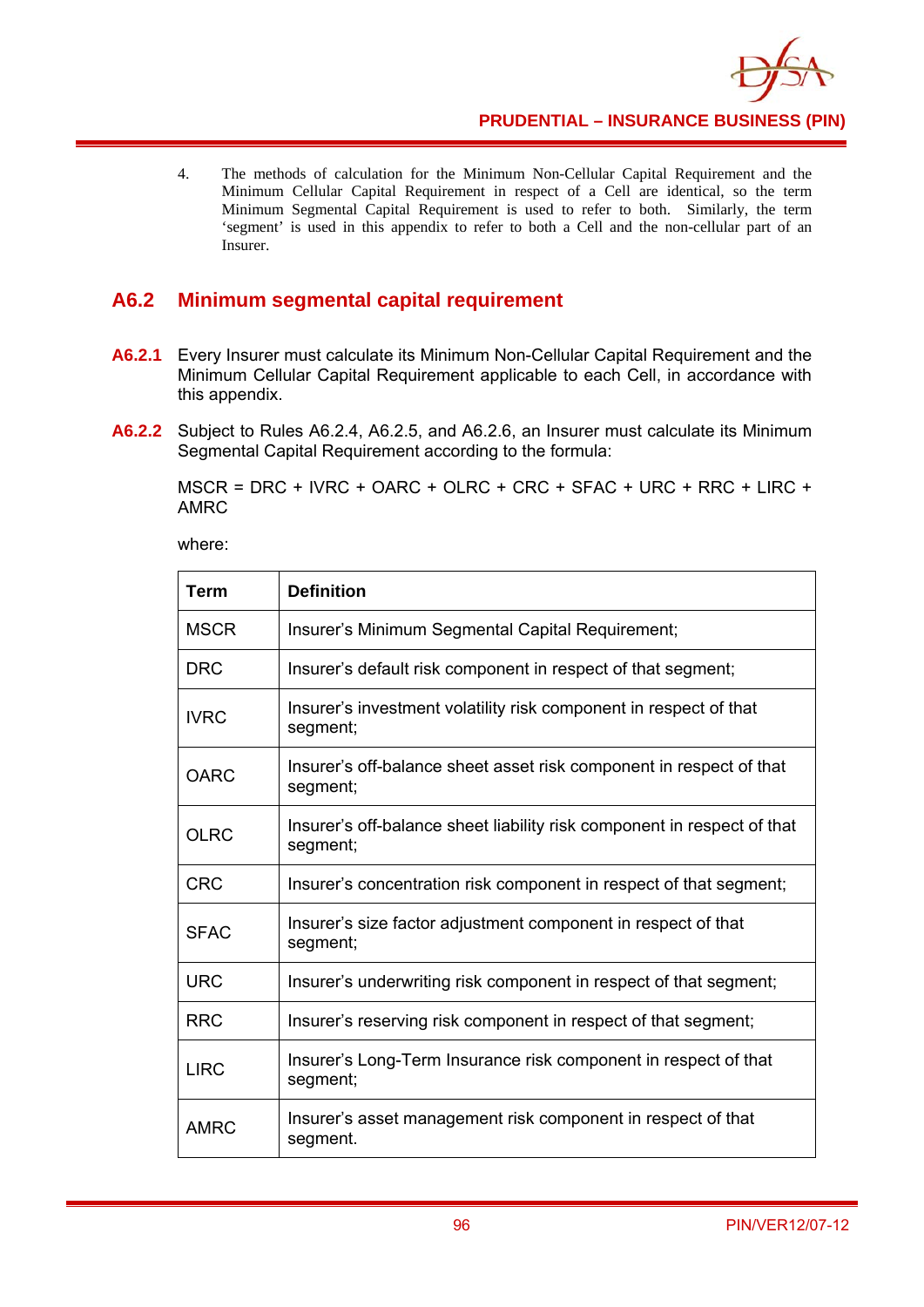4. The methods of calculation for the Minimum Non-Cellular Capital Requirement and the Minimum Cellular Capital Requirement in respect of a Cell are identical, so the term Minimum Segmental Capital Requirement is used to refer to both. Similarly, the term 'segment' is used in this appendix to refer to both a Cell and the non-cellular part of an Insurer.

## A6.2 Minimum segmental capital requirement

**A6.2.1** Every Insurer must calculate its Minimum Non-Cellular Capital Requirement and the Minimum Cellular Capital Requirement applicable to each Cell, in accordance with this appendix.

**A6.2.2** Subject to Rules A6.2.4, A6.2.5, and A6.2.6, an Insurer must calculate its Minimum Segmental Capital Requirement according to the formula:

MSCR = DRC + IVRC + OARC + OLRC + CRC + SFAC + URC + RRC + LIRC + AMRC

where:

| Term | Definition |
|---|---|
| MSCR | Insurer's Minimum Segmental Capital Requirement; |
| DRC | Insurer's default risk component in respect of that segment; |
| IVRC | Insurer's investment volatility risk component in respect of that segment; |
| OARC | Insurer's off-balance sheet asset risk component in respect of that segment; |
| OLRC | Insurer's off-balance sheet liability risk component in respect of that segment; |
| CRC | Insurer's concentration risk component in respect of that segment; |
| SFAC | Insurer's size factor adjustment component in respect of that segment; |
| URC | Insurer's underwriting risk component in respect of that segment; |
| RRC | Insurer's reserving risk component in respect of that segment; |
| LIRC | Insurer's Long-Term Insurance risk component in respect of that segment; |
| AMRC | Insurer's asset management risk component in respect of that segment. |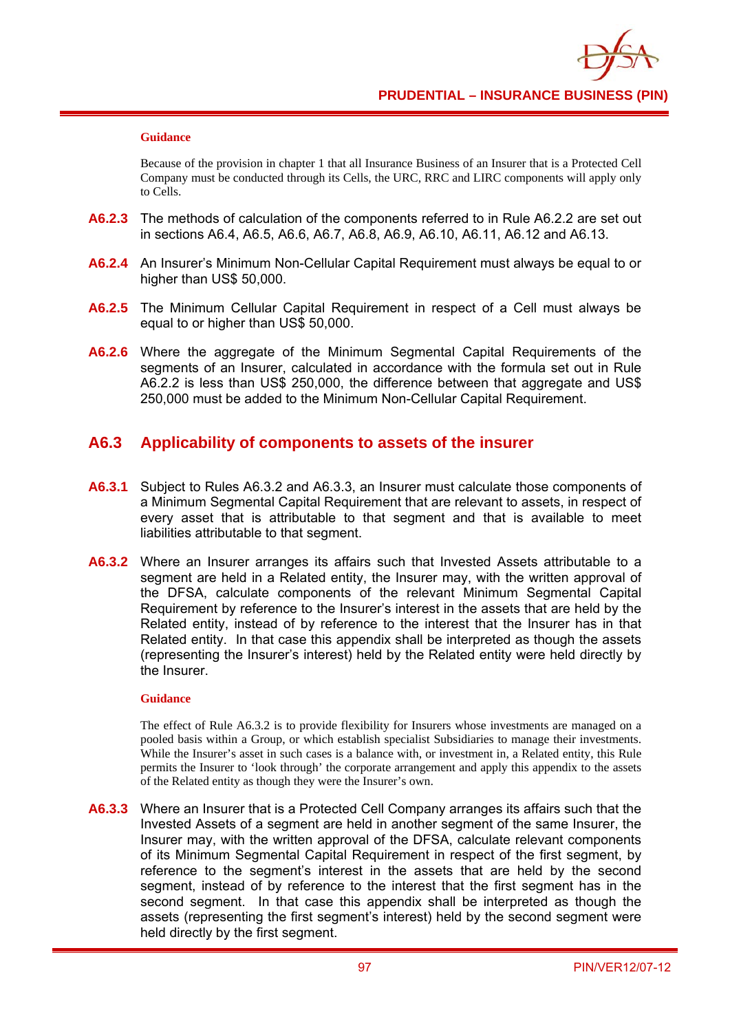**Guidance**

Because of the provision in chapter 1 that all Insurance Business of an Insurer that is a Protected Cell Company must be conducted through its Cells, the URC, RRC and LIRC components will apply only to Cells.

**A6.2.3** The methods of calculation of the components referred to in Rule A6.2.2 are set out in sections A6.4, A6.5, A6.6, A6.7, A6.8, A6.9, A6.10, A6.11, A6.12 and A6.13.

**A6.2.4** An Insurer's Minimum Non-Cellular Capital Requirement must always be equal to or higher than US$ 50,000.

**A6.2.5** The Minimum Cellular Capital Requirement in respect of a Cell must always be equal to or higher than US$ 50,000.

**A6.2.6** Where the aggregate of the Minimum Segmental Capital Requirements of the segments of an Insurer, calculated in accordance with the formula set out in Rule A6.2.2 is less than US$ 250,000, the difference between that aggregate and US$ 250,000 must be added to the Minimum Non-Cellular Capital Requirement.

## A6.3 Applicability of components to assets of the insurer

**A6.3.1** Subject to Rules A6.3.2 and A6.3.3, an Insurer must calculate those components of a Minimum Segmental Capital Requirement that are relevant to assets, in respect of every asset that is attributable to that segment and that is available to meet liabilities attributable to that segment.

**A6.3.2** Where an Insurer arranges its affairs such that Invested Assets attributable to a segment are held in a Related entity, the Insurer may, with the written approval of the DFSA, calculate components of the relevant Minimum Segmental Capital Requirement by reference to the Insurer's interest in the assets that are held by the Related entity, instead of by reference to the interest that the Insurer has in that Related entity. In that case this appendix shall be interpreted as though the assets (representing the Insurer's interest) held by the Related entity were held directly by the Insurer.

**Guidance**

The effect of Rule A6.3.2 is to provide flexibility for Insurers whose investments are managed on a pooled basis within a Group, or which establish specialist Subsidiaries to manage their investments. While the Insurer's asset in such cases is a balance with, or investment in, a Related entity, this Rule permits the Insurer to 'look through' the corporate arrangement and apply this appendix to the assets of the Related entity as though they were the Insurer's own.

**A6.3.3** Where an Insurer that is a Protected Cell Company arranges its affairs such that the Invested Assets of a segment are held in another segment of the same Insurer, the Insurer may, with the written approval of the DFSA, calculate relevant components of its Minimum Segmental Capital Requirement in respect of the first segment, by reference to the segment's interest in the assets that are held by the second segment, instead of by reference to the interest that the first segment has in the second segment. In that case this appendix shall be interpreted as though the assets (representing the first segment's interest) held by the second segment were held directly by the first segment.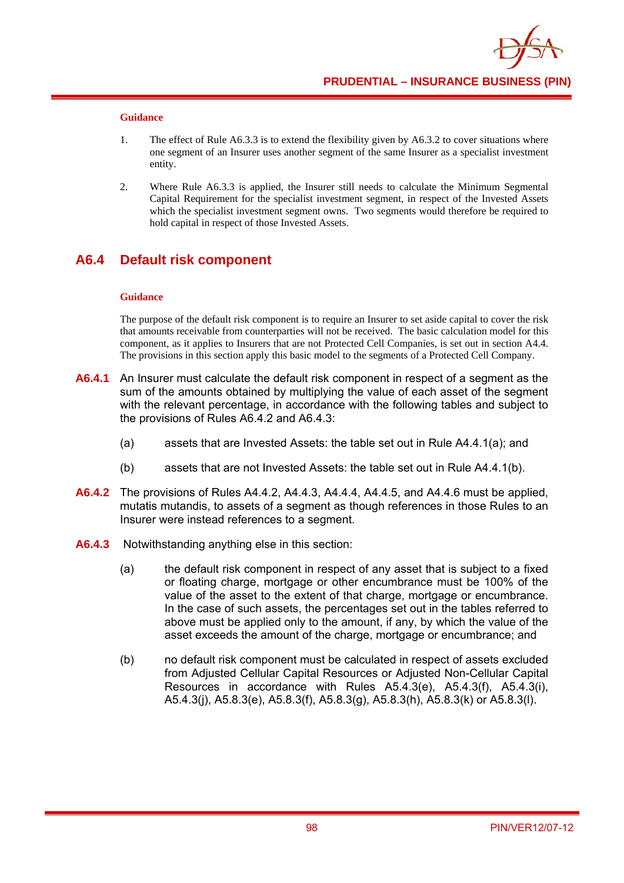**Guidance**

1. The effect of Rule A6.3.3 is to extend the flexibility given by A6.3.2 to cover situations where one segment of an Insurer uses another segment of the same Insurer as a specialist investment entity.

2. Where Rule A6.3.3 is applied, the Insurer still needs to calculate the Minimum Segmental Capital Requirement for the specialist investment segment, in respect of the Invested Assets which the specialist investment segment owns. Two segments would therefore be required to hold capital in respect of those Invested Assets.

## A6.4 Default risk component

**Guidance**

The purpose of the default risk component is to require an Insurer to set aside capital to cover the risk that amounts receivable from counterparties will not be received. The basic calculation model for this component, as it applies to Insurers that are not Protected Cell Companies, is set out in section A4.4. The provisions in this section apply this basic model to the segments of a Protected Cell Company.

**A6.4.1** An Insurer must calculate the default risk component in respect of a segment as the sum of the amounts obtained by multiplying the value of each asset of the segment with the relevant percentage, in accordance with the following tables and subject to the provisions of Rules A6.4.2 and A6.4.3:

(a) assets that are Invested Assets: the table set out in Rule A4.4.1(a); and

(b) assets that are not Invested Assets: the table set out in Rule A4.4.1(b).

**A6.4.2** The provisions of Rules A4.4.2, A4.4.3, A4.4.4, A4.4.5, and A4.4.6 must be applied, mutatis mutandis, to assets of a segment as though references in those Rules to an Insurer were instead references to a segment.

**A6.4.3** Notwithstanding anything else in this section:

(a) the default risk component in respect of any asset that is subject to a fixed or floating charge, mortgage or other encumbrance must be 100% of the value of the asset to the extent of that charge, mortgage or encumbrance. In the case of such assets, the percentages set out in the tables referred to above must be applied only to the amount, if any, by which the value of the asset exceeds the amount of the charge, mortgage or encumbrance; and

(b) no default risk component must be calculated in respect of assets excluded from Adjusted Cellular Capital Resources or Adjusted Non-Cellular Capital Resources in accordance with Rules A5.4.3(e), A5.4.3(f), A5.4.3(i), A5.4.3(j), A5.8.3(e), A5.8.3(f), A5.8.3(g), A5.8.3(h), A5.8.3(k) or A5.8.3(l).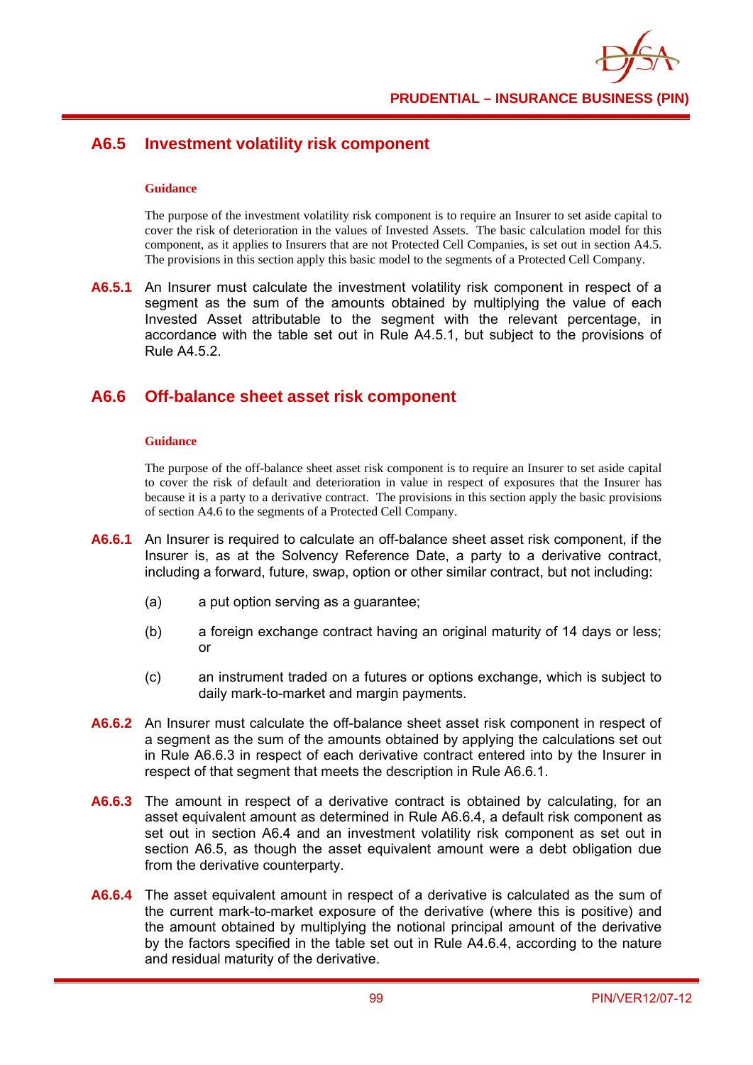## A6.5 Investment volatility risk component

**Guidance**

The purpose of the investment volatility risk component is to require an Insurer to set aside capital to cover the risk of deterioration in the values of Invested Assets. The basic calculation model for this component, as it applies to Insurers that are not Protected Cell Companies, is set out in section A4.5. The provisions in this section apply this basic model to the segments of a Protected Cell Company.

**A6.5.1** An Insurer must calculate the investment volatility risk component in respect of a segment as the sum of the amounts obtained by multiplying the value of each Invested Asset attributable to the segment with the relevant percentage, in accordance with the table set out in Rule A4.5.1, but subject to the provisions of Rule A4.5.2.

## A6.6 Off-balance sheet asset risk component

**Guidance**

The purpose of the off-balance sheet asset risk component is to require an Insurer to set aside capital to cover the risk of default and deterioration in value in respect of exposures that the Insurer has because it is a party to a derivative contract. The provisions in this section apply the basic provisions of section A4.6 to the segments of a Protected Cell Company.

**A6.6.1** An Insurer is required to calculate an off-balance sheet asset risk component, if the Insurer is, as at the Solvency Reference Date, a party to a derivative contract, including a forward, future, swap, option or other similar contract, but not including:

(a) a put option serving as a guarantee;

(b) a foreign exchange contract having an original maturity of 14 days or less; or

(c) an instrument traded on a futures or options exchange, which is subject to daily mark-to-market and margin payments.

**A6.6.2** An Insurer must calculate the off-balance sheet asset risk component in respect of a segment as the sum of the amounts obtained by applying the calculations set out in Rule A6.6.3 in respect of each derivative contract entered into by the Insurer in respect of that segment that meets the description in Rule A6.6.1.

**A6.6.3** The amount in respect of a derivative contract is obtained by calculating, for an asset equivalent amount as determined in Rule A6.6.4, a default risk component as set out in section A6.4 and an investment volatility risk component as set out in section A6.5, as though the asset equivalent amount were a debt obligation due from the derivative counterparty.

**A6.6.4** The asset equivalent amount in respect of a derivative is calculated as the sum of the current mark-to-market exposure of the derivative (where this is positive) and the amount obtained by multiplying the notional principal amount of the derivative by the factors specified in the table set out in Rule A4.6.4, according to the nature and residual maturity of the derivative.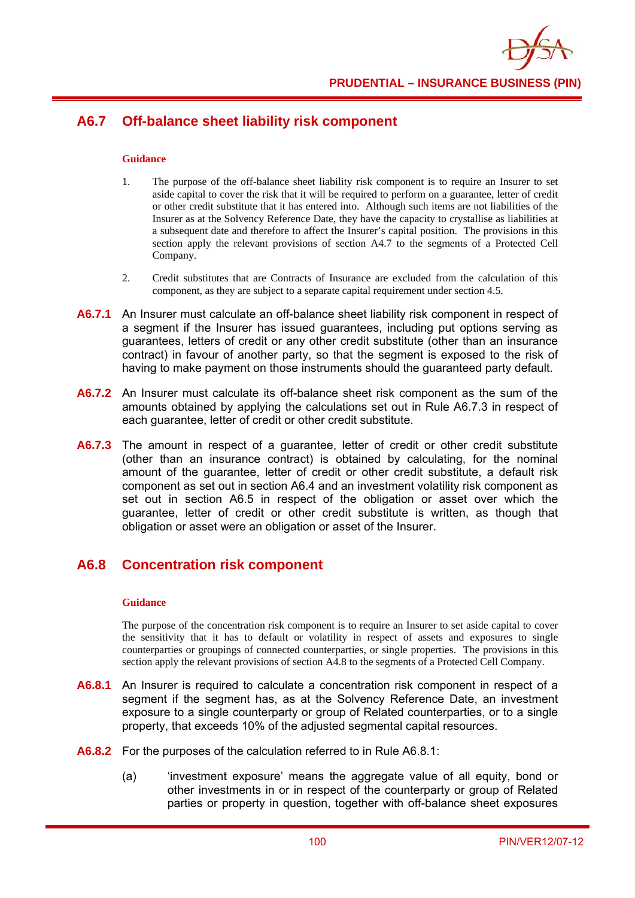## A6.7 Off-balance sheet liability risk component

**Guidance**

1. The purpose of the off-balance sheet liability risk component is to require an Insurer to set aside capital to cover the risk that it will be required to perform on a guarantee, letter of credit or other credit substitute that it has entered into. Although such items are not liabilities of the Insurer as at the Solvency Reference Date, they have the capacity to crystallise as liabilities at a subsequent date and therefore to affect the Insurer's capital position. The provisions in this section apply the relevant provisions of section A4.7 to the segments of a Protected Cell Company.

2. Credit substitutes that are Contracts of Insurance are excluded from the calculation of this component, as they are subject to a separate capital requirement under section 4.5.

**A6.7.1** An Insurer must calculate an off-balance sheet liability risk component in respect of a segment if the Insurer has issued guarantees, including put options serving as guarantees, letters of credit or any other credit substitute (other than an insurance contract) in favour of another party, so that the segment is exposed to the risk of having to make payment on those instruments should the guaranteed party default.

**A6.7.2** An Insurer must calculate its off-balance sheet risk component as the sum of the amounts obtained by applying the calculations set out in Rule A6.7.3 in respect of each guarantee, letter of credit or other credit substitute.

**A6.7.3** The amount in respect of a guarantee, letter of credit or other credit substitute (other than an insurance contract) is obtained by calculating, for the nominal amount of the guarantee, letter of credit or other credit substitute, a default risk component as set out in section A6.4 and an investment volatility risk component as set out in section A6.5 in respect of the obligation or asset over which the guarantee, letter of credit or other credit substitute is written, as though that obligation or asset were an obligation or asset of the Insurer.

## A6.8 Concentration risk component

**Guidance**

The purpose of the concentration risk component is to require an Insurer to set aside capital to cover the sensitivity that it has to default or volatility in respect of assets and exposures to single counterparties or groupings of connected counterparties, or single properties. The provisions in this section apply the relevant provisions of section A4.8 to the segments of a Protected Cell Company.

**A6.8.1** An Insurer is required to calculate a concentration risk component in respect of a segment if the segment has, as at the Solvency Reference Date, an investment exposure to a single counterparty or group of Related counterparties, or to a single property, that exceeds 10% of the adjusted segmental capital resources.

**A6.8.2** For the purposes of the calculation referred to in Rule A6.8.1:

(a) 'investment exposure' means the aggregate value of all equity, bond or other investments in or in respect of the counterparty or group of Related parties or property in question, together with off-balance sheet exposures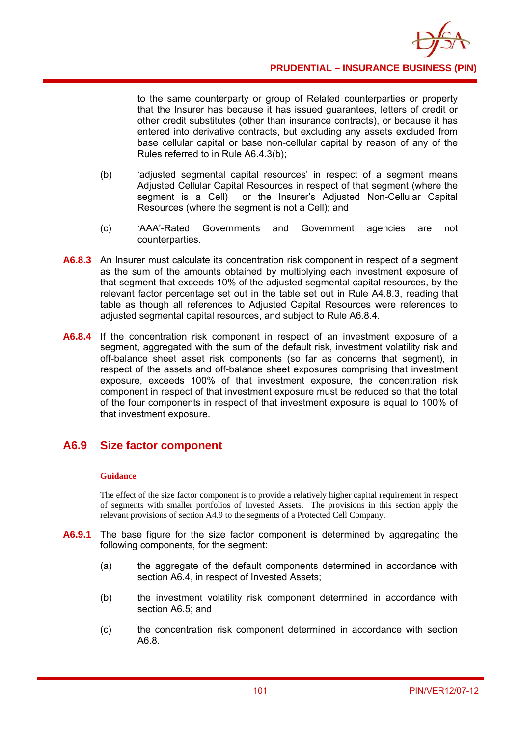to the same counterparty or group of Related counterparties or property that the Insurer has because it has issued guarantees, letters of credit or other credit substitutes (other than insurance contracts), or because it has entered into derivative contracts, but excluding any assets excluded from base cellular capital or base non-cellular capital by reason of any of the Rules referred to in Rule A6.4.3(b);

(b) 'adjusted segmental capital resources' in respect of a segment means Adjusted Cellular Capital Resources in respect of that segment (where the segment is a Cell) or the Insurer's Adjusted Non-Cellular Capital Resources (where the segment is not a Cell); and

(c) 'AAA'-Rated Governments and Government agencies are not counterparties.

**A6.8.3** An Insurer must calculate its concentration risk component in respect of a segment as the sum of the amounts obtained by multiplying each investment exposure of that segment that exceeds 10% of the adjusted segmental capital resources, by the relevant factor percentage set out in the table set out in Rule A4.8.3, reading that table as though all references to Adjusted Capital Resources were references to adjusted segmental capital resources, and subject to Rule A6.8.4.

**A6.8.4** If the concentration risk component in respect of an investment exposure of a segment, aggregated with the sum of the default risk, investment volatility risk and off-balance sheet asset risk components (so far as concerns that segment), in respect of the assets and off-balance sheet exposures comprising that investment exposure, exceeds 100% of that investment exposure, the concentration risk component in respect of that investment exposure must be reduced so that the total of the four components in respect of that investment exposure is equal to 100% of that investment exposure.

## A6.9 Size factor component

**Guidance**

The effect of the size factor component is to provide a relatively higher capital requirement in respect of segments with smaller portfolios of Invested Assets. The provisions in this section apply the relevant provisions of section A4.9 to the segments of a Protected Cell Company.

**A6.9.1** The base figure for the size factor component is determined by aggregating the following components, for the segment:

(a) the aggregate of the default components determined in accordance with section A6.4, in respect of Invested Assets;

(b) the investment volatility risk component determined in accordance with section A6.5; and

(c) the concentration risk component determined in accordance with section A6.8.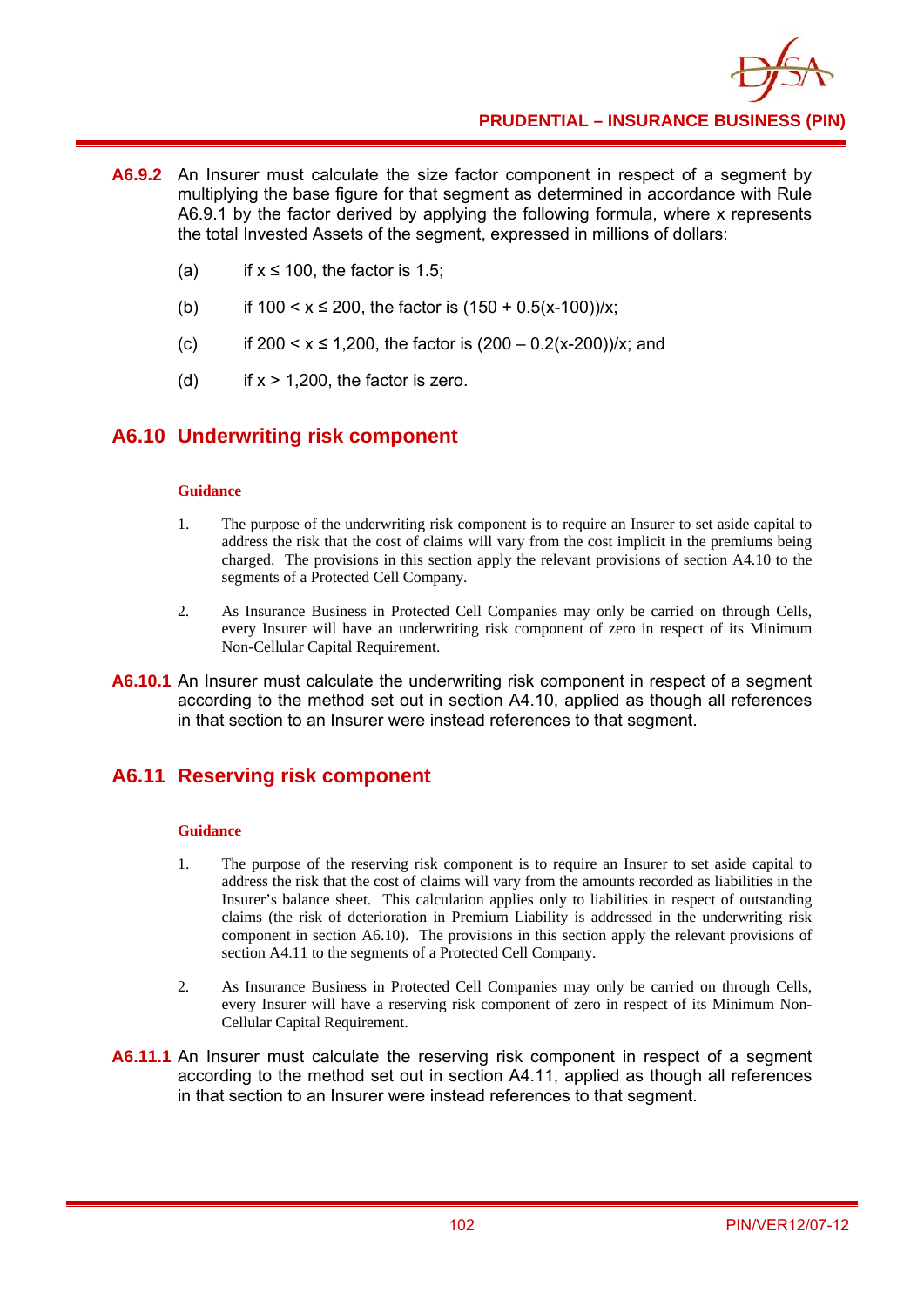**A6.9.2** An Insurer must calculate the size factor component in respect of a segment by multiplying the base figure for that segment as determined in accordance with Rule A6.9.1 by the factor derived by applying the following formula, where x represents the total Invested Assets of the segment, expressed in millions of dollars:

(a) if $x \leq 100$, the factor is 1.5;

(b) if $100 < x \leq 200$, the factor is $(150 + 0.5(x-100))/x$;

(c) if $200 < x \leq 1{,}200$, the factor is $(200 – 0.2(x-200))/x$; and

(d) if $x > 1{,}200$, the factor is zero.

## A6.10 Underwriting risk component

**Guidance**

1. The purpose of the underwriting risk component is to require an Insurer to set aside capital to address the risk that the cost of claims will vary from the cost implicit in the premiums being charged. The provisions in this section apply the relevant provisions of section A4.10 to the segments of a Protected Cell Company.

2. As Insurance Business in Protected Cell Companies may only be carried on through Cells, every Insurer will have an underwriting risk component of zero in respect of its Minimum Non-Cellular Capital Requirement.

**A6.10.1** An Insurer must calculate the underwriting risk component in respect of a segment according to the method set out in section A4.10, applied as though all references in that section to an Insurer were instead references to that segment.

## A6.11 Reserving risk component

**Guidance**

1. The purpose of the reserving risk component is to require an Insurer to set aside capital to address the risk that the cost of claims will vary from the amounts recorded as liabilities in the Insurer's balance sheet. This calculation applies only to liabilities in respect of outstanding claims (the risk of deterioration in Premium Liability is addressed in the underwriting risk component in section A6.10). The provisions in this section apply the relevant provisions of section A4.11 to the segments of a Protected Cell Company.

2. As Insurance Business in Protected Cell Companies may only be carried on through Cells, every Insurer will have a reserving risk component of zero in respect of its Minimum Non-Cellular Capital Requirement.

**A6.11.1** An Insurer must calculate the reserving risk component in respect of a segment according to the method set out in section A4.11, applied as though all references in that section to an Insurer were instead references to that segment.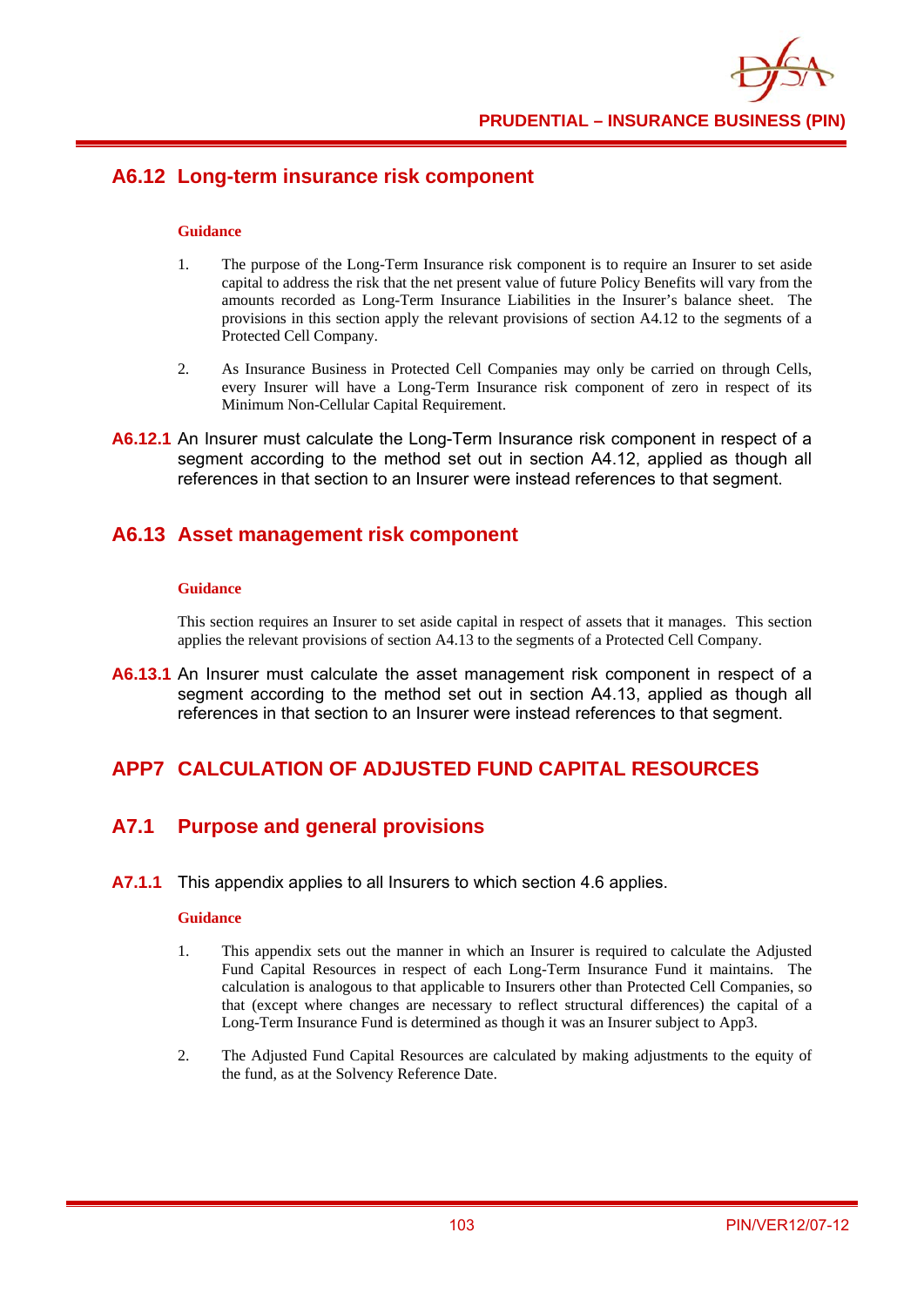## A6.12 Long-term insurance risk component

**Guidance**

1. The purpose of the Long-Term Insurance risk component is to require an Insurer to set aside capital to address the risk that the net present value of future Policy Benefits will vary from the amounts recorded as Long-Term Insurance Liabilities in the Insurer's balance sheet. The provisions in this section apply the relevant provisions of section A4.12 to the segments of a Protected Cell Company.

2. As Insurance Business in Protected Cell Companies may only be carried on through Cells, every Insurer will have a Long-Term Insurance risk component of zero in respect of its Minimum Non-Cellular Capital Requirement.

**A6.12.1** An Insurer must calculate the Long-Term Insurance risk component in respect of a segment according to the method set out in section A4.12, applied as though all references in that section to an Insurer were instead references to that segment.

## A6.13 Asset management risk component

**Guidance**

This section requires an Insurer to set aside capital in respect of assets that it manages. This section applies the relevant provisions of section A4.13 to the segments of a Protected Cell Company.

**A6.13.1** An Insurer must calculate the asset management risk component in respect of a segment according to the method set out in section A4.13, applied as though all references in that section to an Insurer were instead references to that segment.

# APP7 CALCULATION OF ADJUSTED FUND CAPITAL RESOURCES

## A7.1 Purpose and general provisions

**A7.1.1** This appendix applies to all Insurers to which section 4.6 applies.

**Guidance**

1. This appendix sets out the manner in which an Insurer is required to calculate the Adjusted Fund Capital Resources in respect of each Long-Term Insurance Fund it maintains. The calculation is analogous to that applicable to Insurers other than Protected Cell Companies, so that (except where changes are necessary to reflect structural differences) the capital of a Long-Term Insurance Fund is determined as though it was an Insurer subject to App3.

2. The Adjusted Fund Capital Resources are calculated by making adjustments to the equity of the fund, as at the Solvency Reference Date.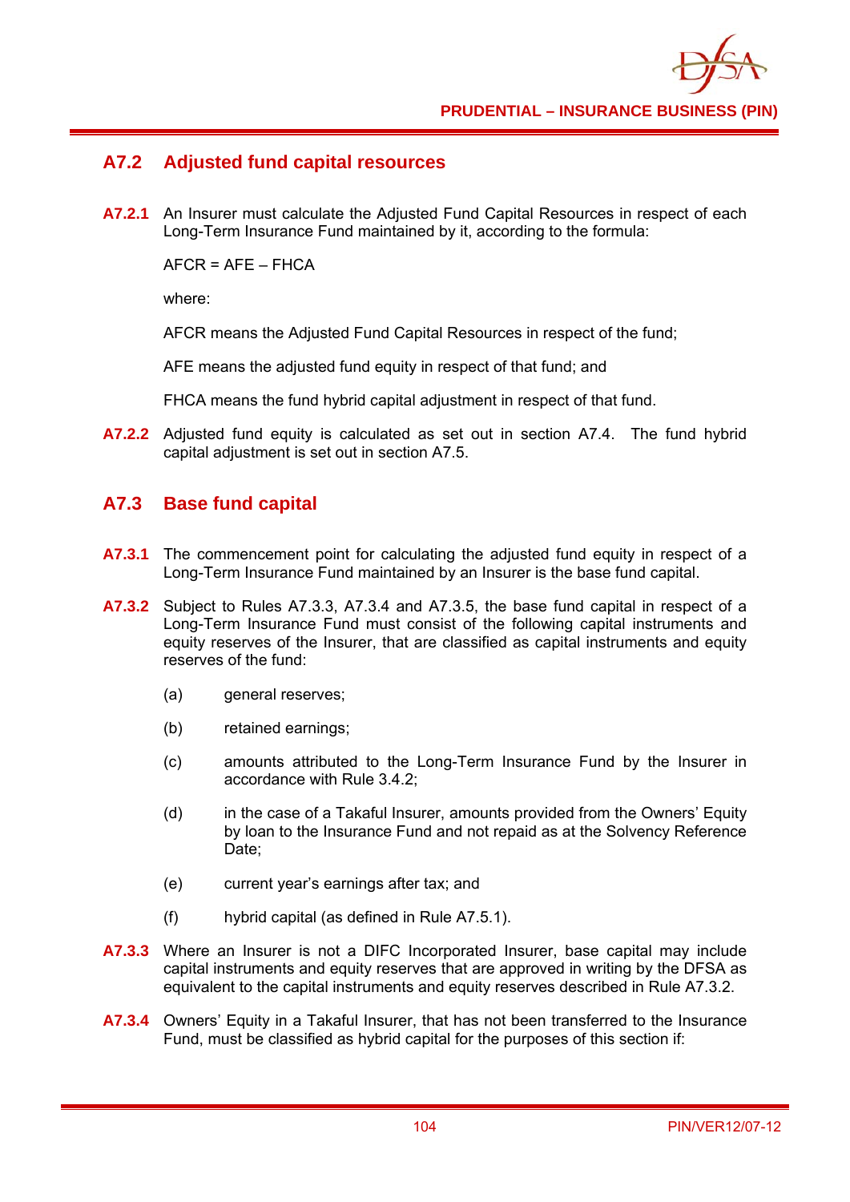## A7.2 Adjusted fund capital resources

**A7.2.1** An Insurer must calculate the Adjusted Fund Capital Resources in respect of each Long-Term Insurance Fund maintained by it, according to the formula:

AFCR = AFE – FHCA

where:

AFCR means the Adjusted Fund Capital Resources in respect of the fund;

AFE means the adjusted fund equity in respect of that fund; and

FHCA means the fund hybrid capital adjustment in respect of that fund.

**A7.2.2** Adjusted fund equity is calculated as set out in section A7.4. The fund hybrid capital adjustment is set out in section A7.5.

## A7.3 Base fund capital

**A7.3.1** The commencement point for calculating the adjusted fund equity in respect of a Long-Term Insurance Fund maintained by an Insurer is the base fund capital.

**A7.3.2** Subject to Rules A7.3.3, A7.3.4 and A7.3.5, the base fund capital in respect of a Long-Term Insurance Fund must consist of the following capital instruments and equity reserves of the Insurer, that are classified as capital instruments and equity reserves of the fund:

(a) general reserves;

(b) retained earnings;

(c) amounts attributed to the Long-Term Insurance Fund by the Insurer in accordance with Rule 3.4.2;

(d) in the case of a Takaful Insurer, amounts provided from the Owners' Equity by loan to the Insurance Fund and not repaid as at the Solvency Reference Date;

(e) current year's earnings after tax; and

(f) hybrid capital (as defined in Rule A7.5.1).

**A7.3.3** Where an Insurer is not a DIFC Incorporated Insurer, base capital may include capital instruments and equity reserves that are approved in writing by the DFSA as equivalent to the capital instruments and equity reserves described in Rule A7.3.2.

**A7.3.4** Owners' Equity in a Takaful Insurer, that has not been transferred to the Insurance Fund, must be classified as hybrid capital for the purposes of this section if: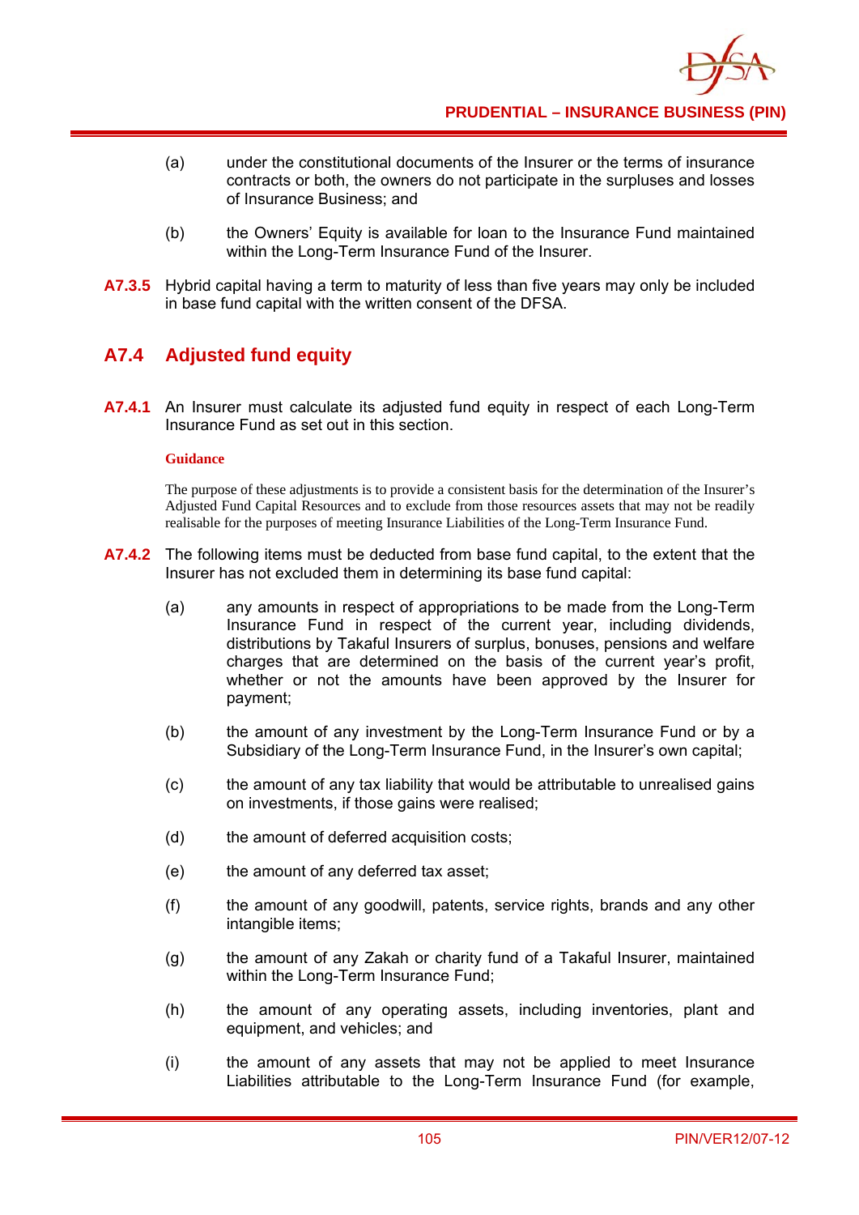(a) under the constitutional documents of the Insurer or the terms of insurance contracts or both, the owners do not participate in the surpluses and losses of Insurance Business; and

(b) the Owners' Equity is available for loan to the Insurance Fund maintained within the Long-Term Insurance Fund of the Insurer.

**A7.3.5** Hybrid capital having a term to maturity of less than five years may only be included in base fund capital with the written consent of the DFSA.

## A7.4 Adjusted fund equity

**A7.4.1** An Insurer must calculate its adjusted fund equity in respect of each Long-Term Insurance Fund as set out in this section.

**Guidance**

The purpose of these adjustments is to provide a consistent basis for the determination of the Insurer's Adjusted Fund Capital Resources and to exclude from those resources assets that may not be readily realisable for the purposes of meeting Insurance Liabilities of the Long-Term Insurance Fund.

**A7.4.2** The following items must be deducted from base fund capital, to the extent that the Insurer has not excluded them in determining its base fund capital:

(a) any amounts in respect of appropriations to be made from the Long-Term Insurance Fund in respect of the current year, including dividends, distributions by Takaful Insurers of surplus, bonuses, pensions and welfare charges that are determined on the basis of the current year's profit, whether or not the amounts have been approved by the Insurer for payment;

(b) the amount of any investment by the Long-Term Insurance Fund or by a Subsidiary of the Long-Term Insurance Fund, in the Insurer's own capital;

(c) the amount of any tax liability that would be attributable to unrealised gains on investments, if those gains were realised;

(d) the amount of deferred acquisition costs;

(e) the amount of any deferred tax asset;

(f) the amount of any goodwill, patents, service rights, brands and any other intangible items;

(g) the amount of any Zakah or charity fund of a Takaful Insurer, maintained within the Long-Term Insurance Fund;

(h) the amount of any operating assets, including inventories, plant and equipment, and vehicles; and

(i) the amount of any assets that may not be applied to meet Insurance Liabilities attributable to the Long-Term Insurance Fund (for example,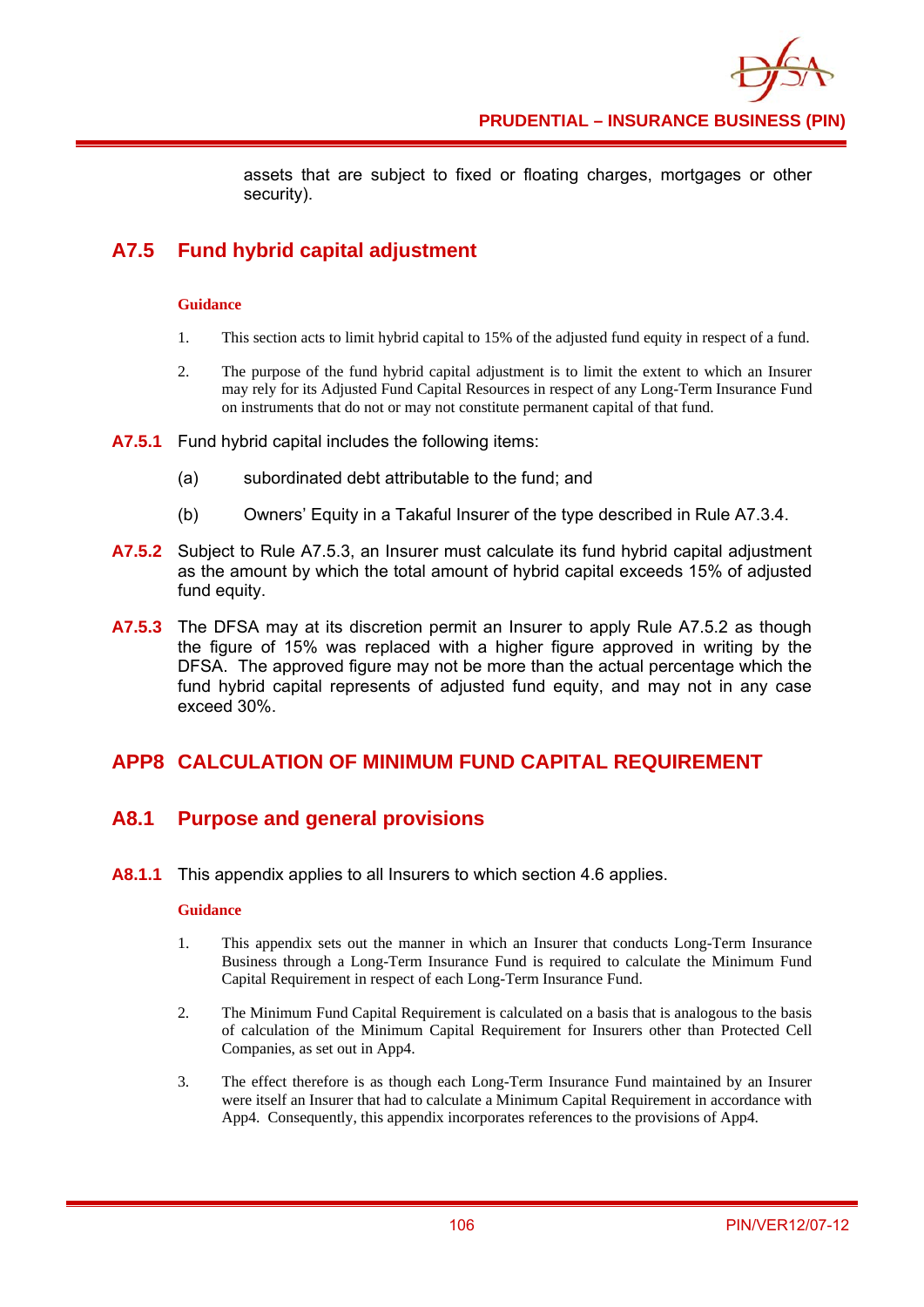assets that are subject to fixed or floating charges, mortgages or other security).

## A7.5 Fund hybrid capital adjustment

**Guidance**

1. This section acts to limit hybrid capital to 15% of the adjusted fund equity in respect of a fund.

2. The purpose of the fund hybrid capital adjustment is to limit the extent to which an Insurer may rely for its Adjusted Fund Capital Resources in respect of any Long-Term Insurance Fund on instruments that do not or may not constitute permanent capital of that fund.

**A7.5.1** Fund hybrid capital includes the following items:

(a) subordinated debt attributable to the fund; and

(b) Owners' Equity in a Takaful Insurer of the type described in Rule A7.3.4.

**A7.5.2** Subject to Rule A7.5.3, an Insurer must calculate its fund hybrid capital adjustment as the amount by which the total amount of hybrid capital exceeds 15% of adjusted fund equity.

**A7.5.3** The DFSA may at its discretion permit an Insurer to apply Rule A7.5.2 as though the figure of 15% was replaced with a higher figure approved in writing by the DFSA. The approved figure may not be more than the actual percentage which the fund hybrid capital represents of adjusted fund equity, and may not in any case exceed 30%.

# APP8 CALCULATION OF MINIMUM FUND CAPITAL REQUIREMENT

## A8.1 Purpose and general provisions

**A8.1.1** This appendix applies to all Insurers to which section 4.6 applies.

**Guidance**

1. This appendix sets out the manner in which an Insurer that conducts Long-Term Insurance Business through a Long-Term Insurance Fund is required to calculate the Minimum Fund Capital Requirement in respect of each Long-Term Insurance Fund.

2. The Minimum Fund Capital Requirement is calculated on a basis that is analogous to the basis of calculation of the Minimum Capital Requirement for Insurers other than Protected Cell Companies, as set out in App4.

3. The effect therefore is as though each Long-Term Insurance Fund maintained by an Insurer were itself an Insurer that had to calculate a Minimum Capital Requirement in accordance with App4. Consequently, this appendix incorporates references to the provisions of App4.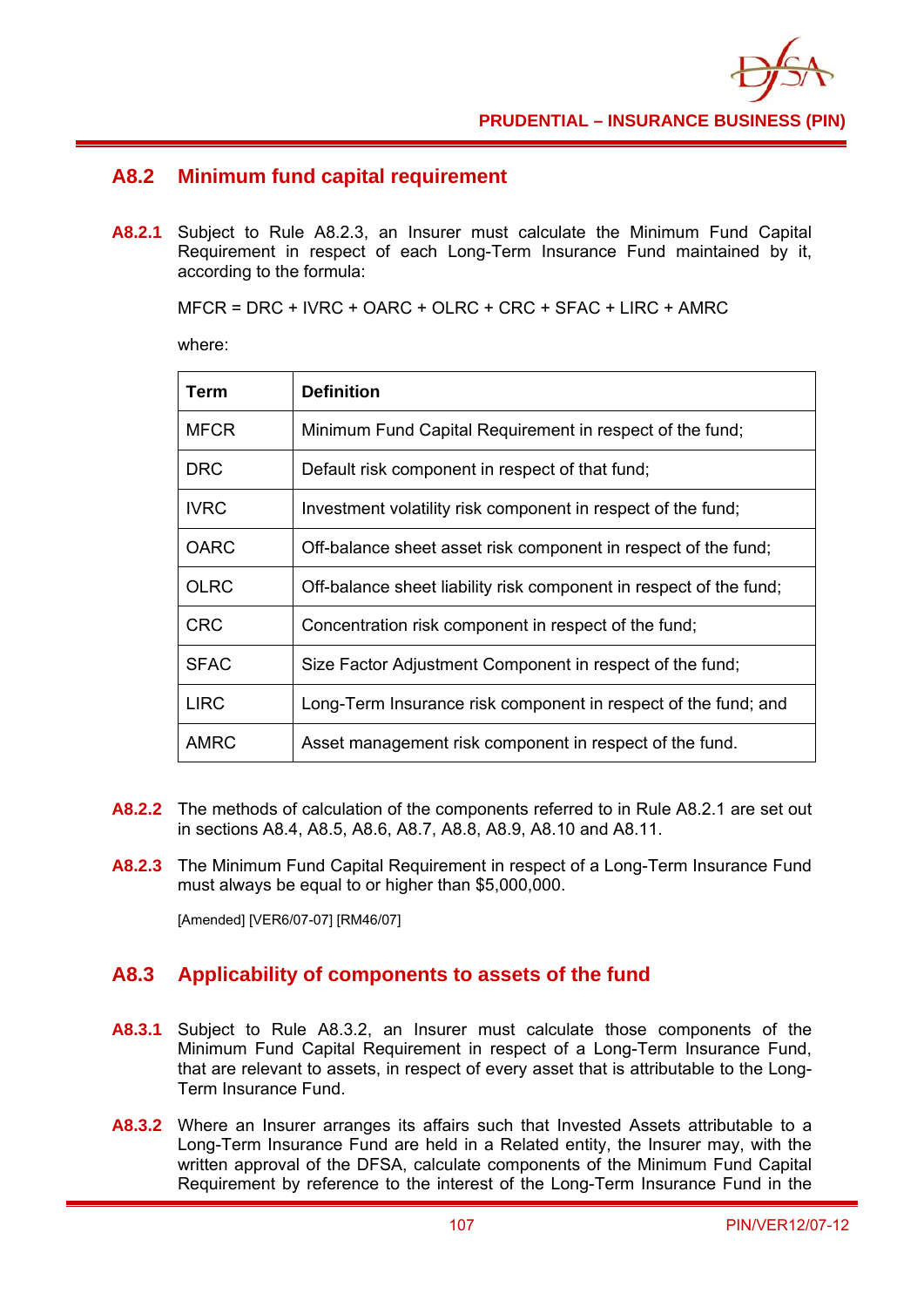## A8.2 Minimum fund capital requirement

**A8.2.1** Subject to Rule A8.2.3, an Insurer must calculate the Minimum Fund Capital Requirement in respect of each Long-Term Insurance Fund maintained by it, according to the formula:

MFCR = DRC + IVRC + OARC + OLRC + CRC + SFAC + LIRC + AMRC

where:

| Term | Definition |
|---|---|
| MFCR | Minimum Fund Capital Requirement in respect of the fund; |
| DRC | Default risk component in respect of that fund; |
| IVRC | Investment volatility risk component in respect of the fund; |
| OARC | Off-balance sheet asset risk component in respect of the fund; |
| OLRC | Off-balance sheet liability risk component in respect of the fund; |
| CRC | Concentration risk component in respect of the fund; |
| SFAC | Size Factor Adjustment Component in respect of the fund; |
| LIRC | Long-Term Insurance risk component in respect of the fund; and |
| AMRC | Asset management risk component in respect of the fund. |

**A8.2.2** The methods of calculation of the components referred to in Rule A8.2.1 are set out in sections A8.4, A8.5, A8.6, A8.7, A8.8, A8.9, A8.10 and A8.11.

**A8.2.3** The Minimum Fund Capital Requirement in respect of a Long-Term Insurance Fund must always be equal to or higher than $5,000,000.

[Amended] [VER6/07-07] [RM46/07]

## A8.3 Applicability of components to assets of the fund

**A8.3.1** Subject to Rule A8.3.2, an Insurer must calculate those components of the Minimum Fund Capital Requirement in respect of a Long-Term Insurance Fund, that are relevant to assets, in respect of every asset that is attributable to the Long-Term Insurance Fund.

**A8.3.2** Where an Insurer arranges its affairs such that Invested Assets attributable to a Long-Term Insurance Fund are held in a Related entity, the Insurer may, with the written approval of the DFSA, calculate components of the Minimum Fund Capital Requirement by reference to the interest of the Long-Term Insurance Fund in the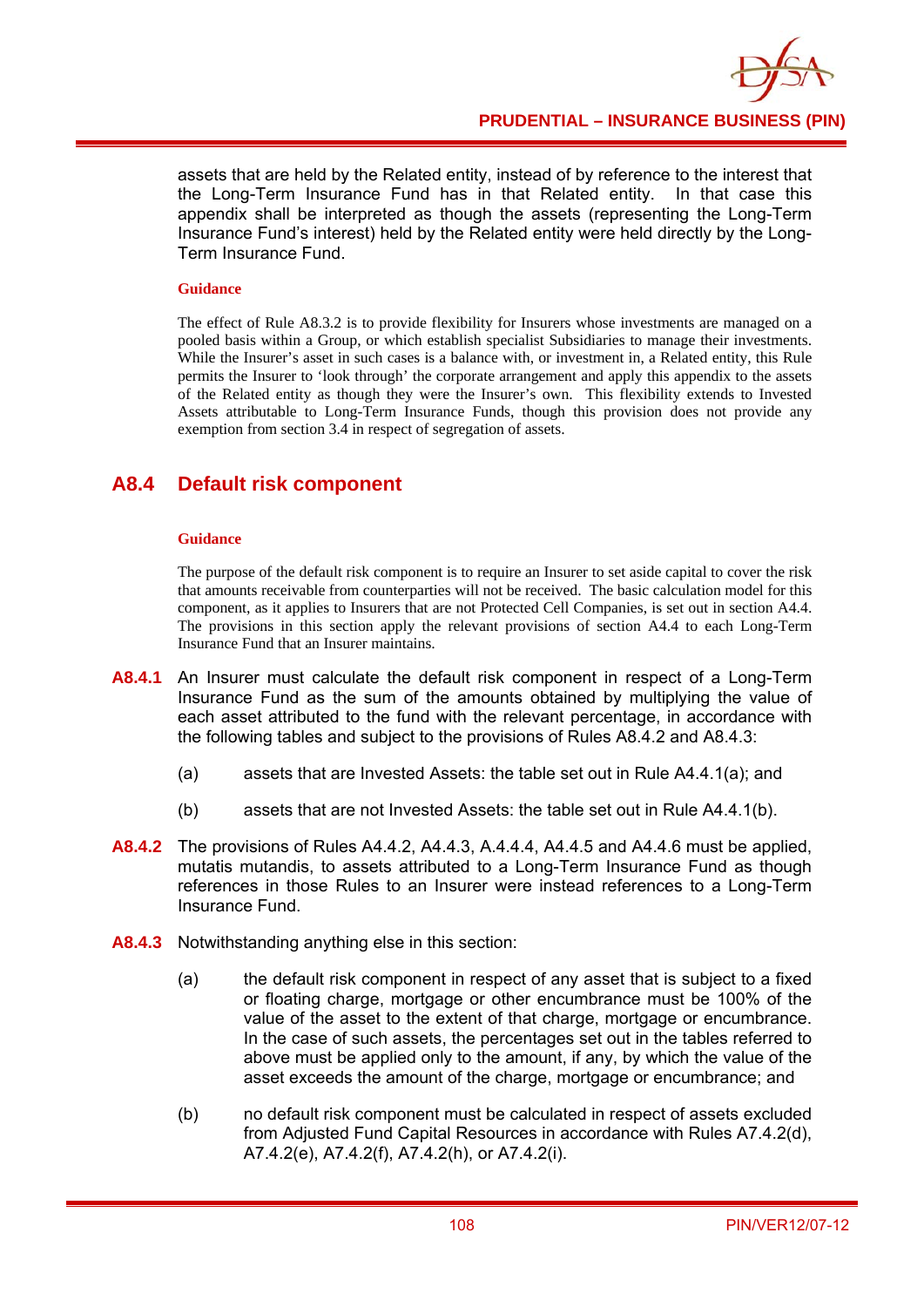assets that are held by the Related entity, instead of by reference to the interest that the Long-Term Insurance Fund has in that Related entity. In that case this appendix shall be interpreted as though the assets (representing the Long-Term Insurance Fund's interest) held by the Related entity were held directly by the Long-Term Insurance Fund.

**Guidance**

The effect of Rule A8.3.2 is to provide flexibility for Insurers whose investments are managed on a pooled basis within a Group, or which establish specialist Subsidiaries to manage their investments. While the Insurer's asset in such cases is a balance with, or investment in, a Related entity, this Rule permits the Insurer to 'look through' the corporate arrangement and apply this appendix to the assets of the Related entity as though they were the Insurer's own. This flexibility extends to Invested Assets attributable to Long-Term Insurance Funds, though this provision does not provide any exemption from section 3.4 in respect of segregation of assets.

## A8.4 Default risk component

**Guidance**

The purpose of the default risk component is to require an Insurer to set aside capital to cover the risk that amounts receivable from counterparties will not be received. The basic calculation model for this component, as it applies to Insurers that are not Protected Cell Companies, is set out in section A4.4. The provisions in this section apply the relevant provisions of section A4.4 to each Long-Term Insurance Fund that an Insurer maintains.

**A8.4.1** An Insurer must calculate the default risk component in respect of a Long-Term Insurance Fund as the sum of the amounts obtained by multiplying the value of each asset attributed to the fund with the relevant percentage, in accordance with the following tables and subject to the provisions of Rules A8.4.2 and A8.4.3:

(a) assets that are Invested Assets: the table set out in Rule A4.4.1(a); and

(b) assets that are not Invested Assets: the table set out in Rule A4.4.1(b).

**A8.4.2** The provisions of Rules A4.4.2, A4.4.3, A.4.4.4, A4.4.5 and A4.4.6 must be applied, mutatis mutandis, to assets attributed to a Long-Term Insurance Fund as though references in those Rules to an Insurer were instead references to a Long-Term Insurance Fund.

**A8.4.3** Notwithstanding anything else in this section:

(a) the default risk component in respect of any asset that is subject to a fixed or floating charge, mortgage or other encumbrance must be 100% of the value of the asset to the extent of that charge, mortgage or encumbrance. In the case of such assets, the percentages set out in the tables referred to above must be applied only to the amount, if any, by which the value of the asset exceeds the amount of the charge, mortgage or encumbrance; and

(b) no default risk component must be calculated in respect of assets excluded from Adjusted Fund Capital Resources in accordance with Rules A7.4.2(d), A7.4.2(e), A7.4.2(f), A7.4.2(h), or A7.4.2(i).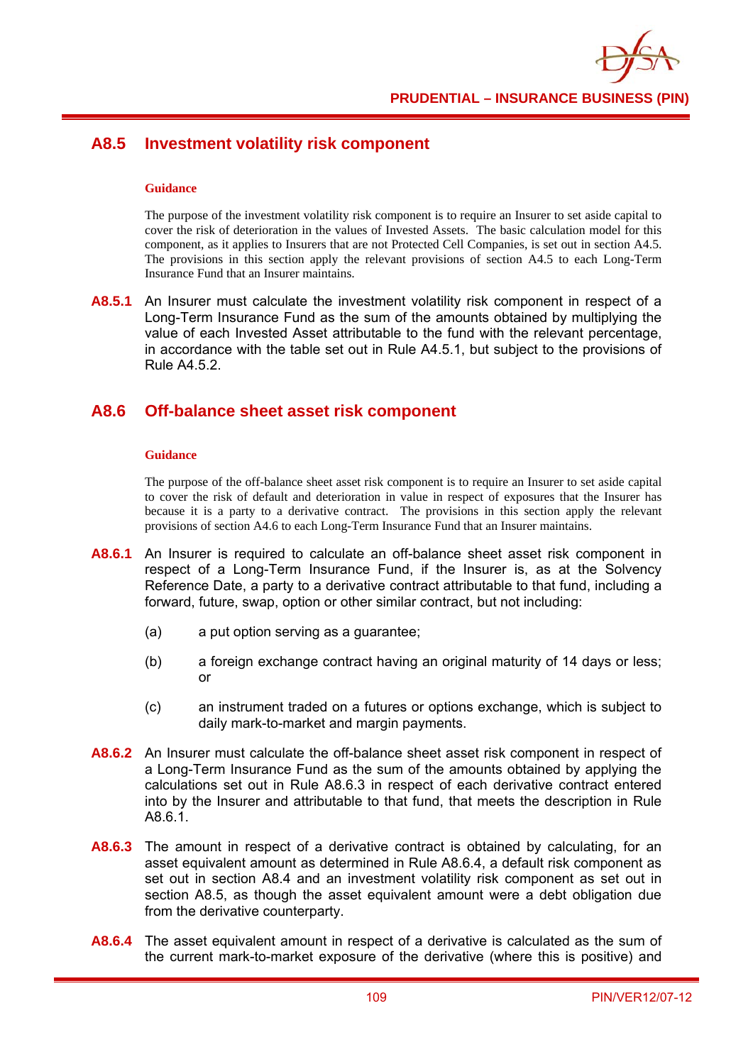## A8.5 Investment volatility risk component

**Guidance**

The purpose of the investment volatility risk component is to require an Insurer to set aside capital to cover the risk of deterioration in the values of Invested Assets. The basic calculation model for this component, as it applies to Insurers that are not Protected Cell Companies, is set out in section A4.5. The provisions in this section apply the relevant provisions of section A4.5 to each Long-Term Insurance Fund that an Insurer maintains.

**A8.5.1** An Insurer must calculate the investment volatility risk component in respect of a Long-Term Insurance Fund as the sum of the amounts obtained by multiplying the value of each Invested Asset attributable to the fund with the relevant percentage, in accordance with the table set out in Rule A4.5.1, but subject to the provisions of Rule A4.5.2.

## A8.6 Off-balance sheet asset risk component

**Guidance**

The purpose of the off-balance sheet asset risk component is to require an Insurer to set aside capital to cover the risk of default and deterioration in value in respect of exposures that the Insurer has because it is a party to a derivative contract. The provisions in this section apply the relevant provisions of section A4.6 to each Long-Term Insurance Fund that an Insurer maintains.

**A8.6.1** An Insurer is required to calculate an off-balance sheet asset risk component in respect of a Long-Term Insurance Fund, if the Insurer is, as at the Solvency Reference Date, a party to a derivative contract attributable to that fund, including a forward, future, swap, option or other similar contract, but not including:

(a) a put option serving as a guarantee;

(b) a foreign exchange contract having an original maturity of 14 days or less; or

(c) an instrument traded on a futures or options exchange, which is subject to daily mark-to-market and margin payments.

**A8.6.2** An Insurer must calculate the off-balance sheet asset risk component in respect of a Long-Term Insurance Fund as the sum of the amounts obtained by applying the calculations set out in Rule A8.6.3 in respect of each derivative contract entered into by the Insurer and attributable to that fund, that meets the description in Rule A8.6.1.

**A8.6.3** The amount in respect of a derivative contract is obtained by calculating, for an asset equivalent amount as determined in Rule A8.6.4, a default risk component as set out in section A8.4 and an investment volatility risk component as set out in section A8.5, as though the asset equivalent amount were a debt obligation due from the derivative counterparty.

**A8.6.4** The asset equivalent amount in respect of a derivative is calculated as the sum of the current mark-to-market exposure of the derivative (where this is positive) and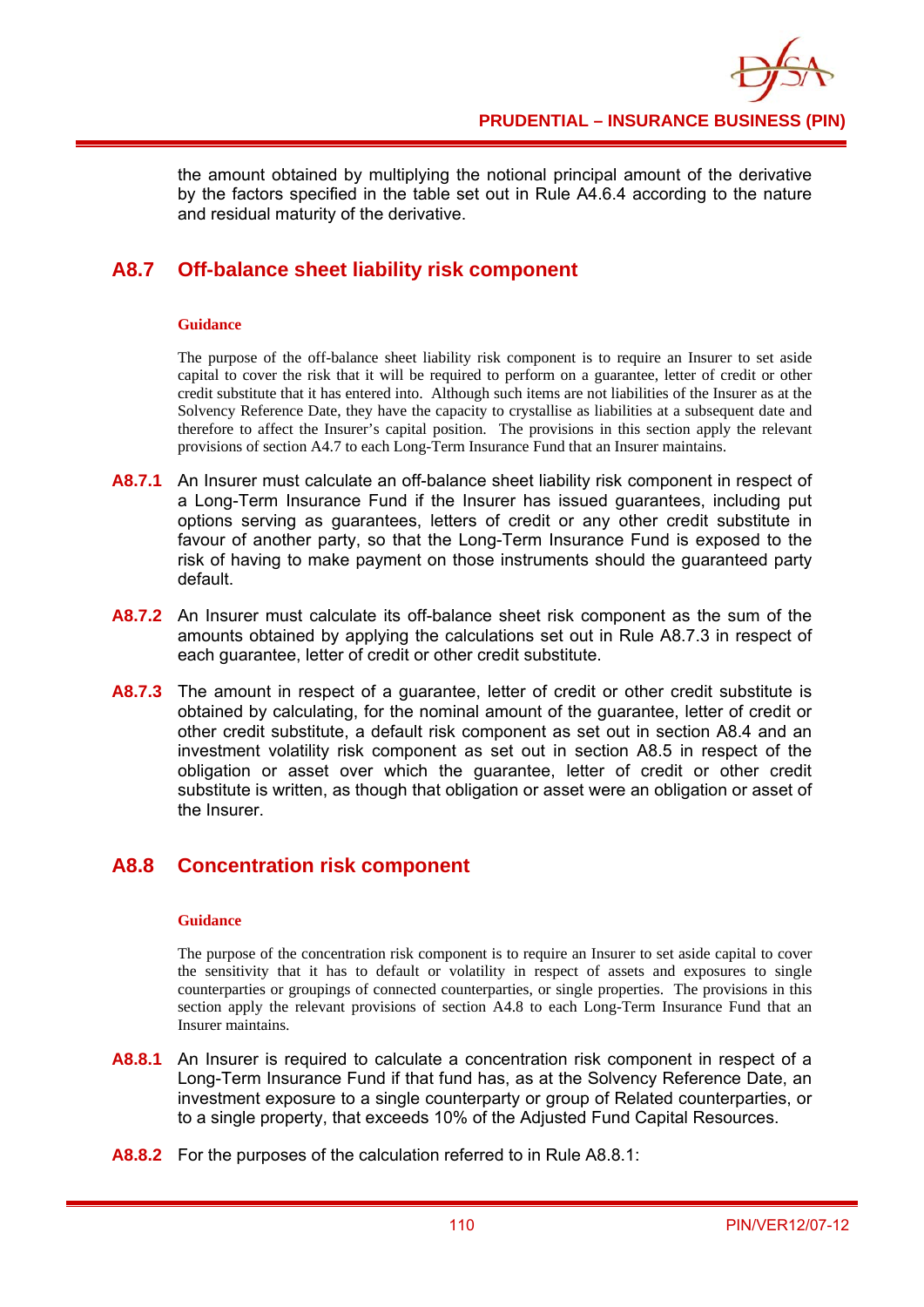the amount obtained by multiplying the notional principal amount of the derivative by the factors specified in the table set out in Rule A4.6.4 according to the nature and residual maturity of the derivative.

## A8.7 Off-balance sheet liability risk component

**Guidance**

The purpose of the off-balance sheet liability risk component is to require an Insurer to set aside capital to cover the risk that it will be required to perform on a guarantee, letter of credit or other credit substitute that it has entered into. Although such items are not liabilities of the Insurer as at the Solvency Reference Date, they have the capacity to crystallise as liabilities at a subsequent date and therefore to affect the Insurer's capital position. The provisions in this section apply the relevant provisions of section A4.7 to each Long-Term Insurance Fund that an Insurer maintains.

**A8.7.1** An Insurer must calculate an off-balance sheet liability risk component in respect of a Long-Term Insurance Fund if the Insurer has issued guarantees, including put options serving as guarantees, letters of credit or any other credit substitute in favour of another party, so that the Long-Term Insurance Fund is exposed to the risk of having to make payment on those instruments should the guaranteed party default.

**A8.7.2** An Insurer must calculate its off-balance sheet risk component as the sum of the amounts obtained by applying the calculations set out in Rule A8.7.3 in respect of each guarantee, letter of credit or other credit substitute.

**A8.7.3** The amount in respect of a guarantee, letter of credit or other credit substitute is obtained by calculating, for the nominal amount of the guarantee, letter of credit or other credit substitute, a default risk component as set out in section A8.4 and an investment volatility risk component as set out in section A8.5 in respect of the obligation or asset over which the guarantee, letter of credit or other credit substitute is written, as though that obligation or asset were an obligation or asset of the Insurer.

## A8.8 Concentration risk component

**Guidance**

The purpose of the concentration risk component is to require an Insurer to set aside capital to cover the sensitivity that it has to default or volatility in respect of assets and exposures to single counterparties or groupings of connected counterparties, or single properties. The provisions in this section apply the relevant provisions of section A4.8 to each Long-Term Insurance Fund that an Insurer maintains.

**A8.8.1** An Insurer is required to calculate a concentration risk component in respect of a Long-Term Insurance Fund if that fund has, as at the Solvency Reference Date, an investment exposure to a single counterparty or group of Related counterparties, or to a single property, that exceeds 10% of the Adjusted Fund Capital Resources.

**A8.8.2** For the purposes of the calculation referred to in Rule A8.8.1: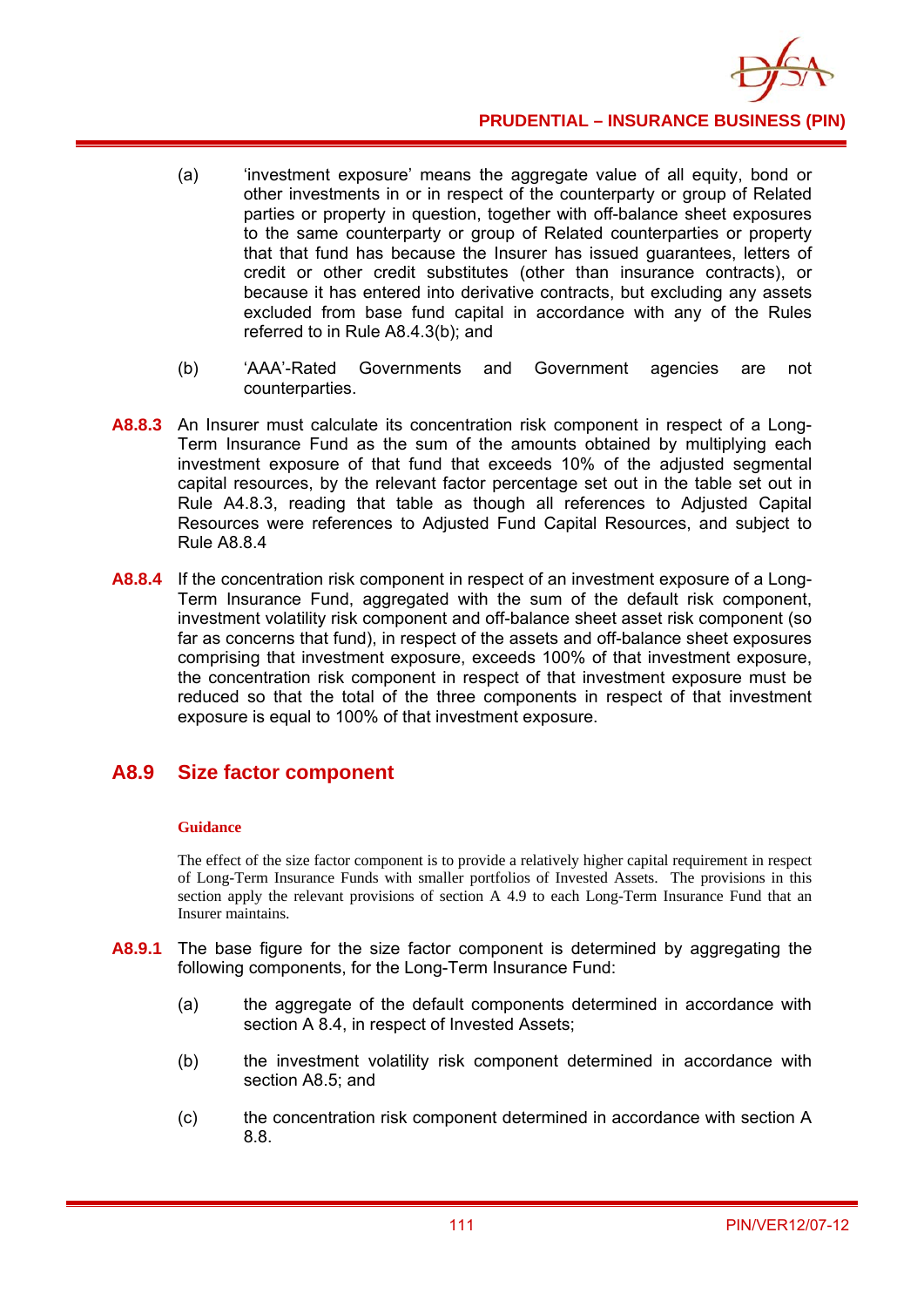(a) 'investment exposure' means the aggregate value of all equity, bond or other investments in or in respect of the counterparty or group of Related parties or property in question, together with off-balance sheet exposures to the same counterparty or group of Related counterparties or property that that fund has because the Insurer has issued guarantees, letters of credit or other credit substitutes (other than insurance contracts), or because it has entered into derivative contracts, but excluding any assets excluded from base fund capital in accordance with any of the Rules referred to in Rule A8.4.3(b); and

(b) 'AAA'-Rated Governments and Government agencies are not counterparties.

**A8.8.3** An Insurer must calculate its concentration risk component in respect of a Long-Term Insurance Fund as the sum of the amounts obtained by multiplying each investment exposure of that fund that exceeds 10% of the adjusted segmental capital resources, by the relevant factor percentage set out in the table set out in Rule A4.8.3, reading that table as though all references to Adjusted Capital Resources were references to Adjusted Fund Capital Resources, and subject to Rule A8.8.4

**A8.8.4** If the concentration risk component in respect of an investment exposure of a Long-Term Insurance Fund, aggregated with the sum of the default risk component, investment volatility risk component and off-balance sheet asset risk component (so far as concerns that fund), in respect of the assets and off-balance sheet exposures comprising that investment exposure, exceeds 100% of that investment exposure, the concentration risk component in respect of that investment exposure must be reduced so that the total of the three components in respect of that investment exposure is equal to 100% of that investment exposure.

## A8.9 Size factor component

**Guidance**

The effect of the size factor component is to provide a relatively higher capital requirement in respect of Long-Term Insurance Funds with smaller portfolios of Invested Assets. The provisions in this section apply the relevant provisions of section A 4.9 to each Long-Term Insurance Fund that an Insurer maintains.

**A8.9.1** The base figure for the size factor component is determined by aggregating the following components, for the Long-Term Insurance Fund:

(a) the aggregate of the default components determined in accordance with section A 8.4, in respect of Invested Assets;

(b) the investment volatility risk component determined in accordance with section A8.5; and

(c) the concentration risk component determined in accordance with section A 8.8.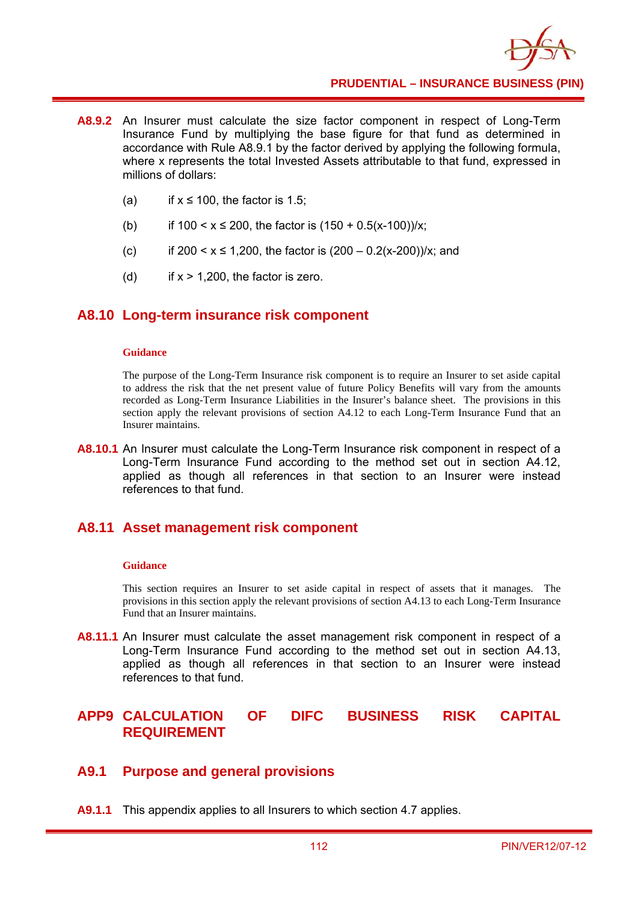**A8.9.2** An Insurer must calculate the size factor component in respect of Long-Term Insurance Fund by multiplying the base figure for that fund as determined in accordance with Rule A8.9.1 by the factor derived by applying the following formula, where x represents the total Invested Assets attributable to that fund, expressed in millions of dollars:

(a) if $x \leq 100$, the factor is 1.5;

(b) if $100 < x \leq 200$, the factor is $(150 + 0.5(x-100))/x$;

(c) if $200 < x \leq 1{,}200$, the factor is $(200 - 0.2(x-200))/x$; and

(d) if $x > 1{,}200$, the factor is zero.

## A8.10 Long-term insurance risk component

**Guidance**

The purpose of the Long-Term Insurance risk component is to require an Insurer to set aside capital to address the risk that the net present value of future Policy Benefits will vary from the amounts recorded as Long-Term Insurance Liabilities in the Insurer's balance sheet. The provisions in this section apply the relevant provisions of section A4.12 to each Long-Term Insurance Fund that an Insurer maintains.

**A8.10.1** An Insurer must calculate the Long-Term Insurance risk component in respect of a Long-Term Insurance Fund according to the method set out in section A4.12, applied as though all references in that section to an Insurer were instead references to that fund.

## A8.11 Asset management risk component

**Guidance**

This section requires an Insurer to set aside capital in respect of assets that it manages. The provisions in this section apply the relevant provisions of section A4.13 to each Long-Term Insurance Fund that an Insurer maintains.

**A8.11.1** An Insurer must calculate the asset management risk component in respect of a Long-Term Insurance Fund according to the method set out in section A4.13, applied as though all references in that section to an Insurer were instead references to that fund.

# APP9 CALCULATION OF DIFC BUSINESS RISK CAPITAL REQUIREMENT

## A9.1 Purpose and general provisions

**A9.1.1** This appendix applies to all Insurers to which section 4.7 applies.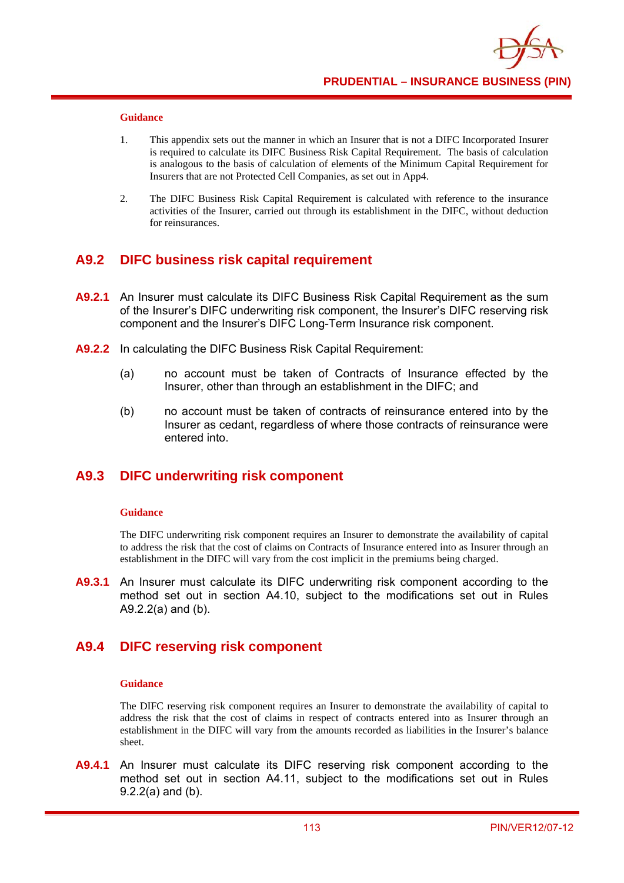**Guidance**

1. This appendix sets out the manner in which an Insurer that is not a DIFC Incorporated Insurer is required to calculate its DIFC Business Risk Capital Requirement. The basis of calculation is analogous to the basis of calculation of elements of the Minimum Capital Requirement for Insurers that are not Protected Cell Companies, as set out in App4.

2. The DIFC Business Risk Capital Requirement is calculated with reference to the insurance activities of the Insurer, carried out through its establishment in the DIFC, without deduction for reinsurances.

## A9.2 DIFC business risk capital requirement

**A9.2.1** An Insurer must calculate its DIFC Business Risk Capital Requirement as the sum of the Insurer's DIFC underwriting risk component, the Insurer's DIFC reserving risk component and the Insurer's DIFC Long-Term Insurance risk component.

**A9.2.2** In calculating the DIFC Business Risk Capital Requirement:

(a) no account must be taken of Contracts of Insurance effected by the Insurer, other than through an establishment in the DIFC; and

(b) no account must be taken of contracts of reinsurance entered into by the Insurer as cedant, regardless of where those contracts of reinsurance were entered into.

## A9.3 DIFC underwriting risk component

**Guidance**

The DIFC underwriting risk component requires an Insurer to demonstrate the availability of capital to address the risk that the cost of claims on Contracts of Insurance entered into as Insurer through an establishment in the DIFC will vary from the cost implicit in the premiums being charged.

**A9.3.1** An Insurer must calculate its DIFC underwriting risk component according to the method set out in section A4.10, subject to the modifications set out in Rules A9.2.2(a) and (b).

## A9.4 DIFC reserving risk component

**Guidance**

The DIFC reserving risk component requires an Insurer to demonstrate the availability of capital to address the risk that the cost of claims in respect of contracts entered into as Insurer through an establishment in the DIFC will vary from the amounts recorded as liabilities in the Insurer's balance sheet.

**A9.4.1** An Insurer must calculate its DIFC reserving risk component according to the method set out in section A4.11, subject to the modifications set out in Rules 9.2.2(a) and (b).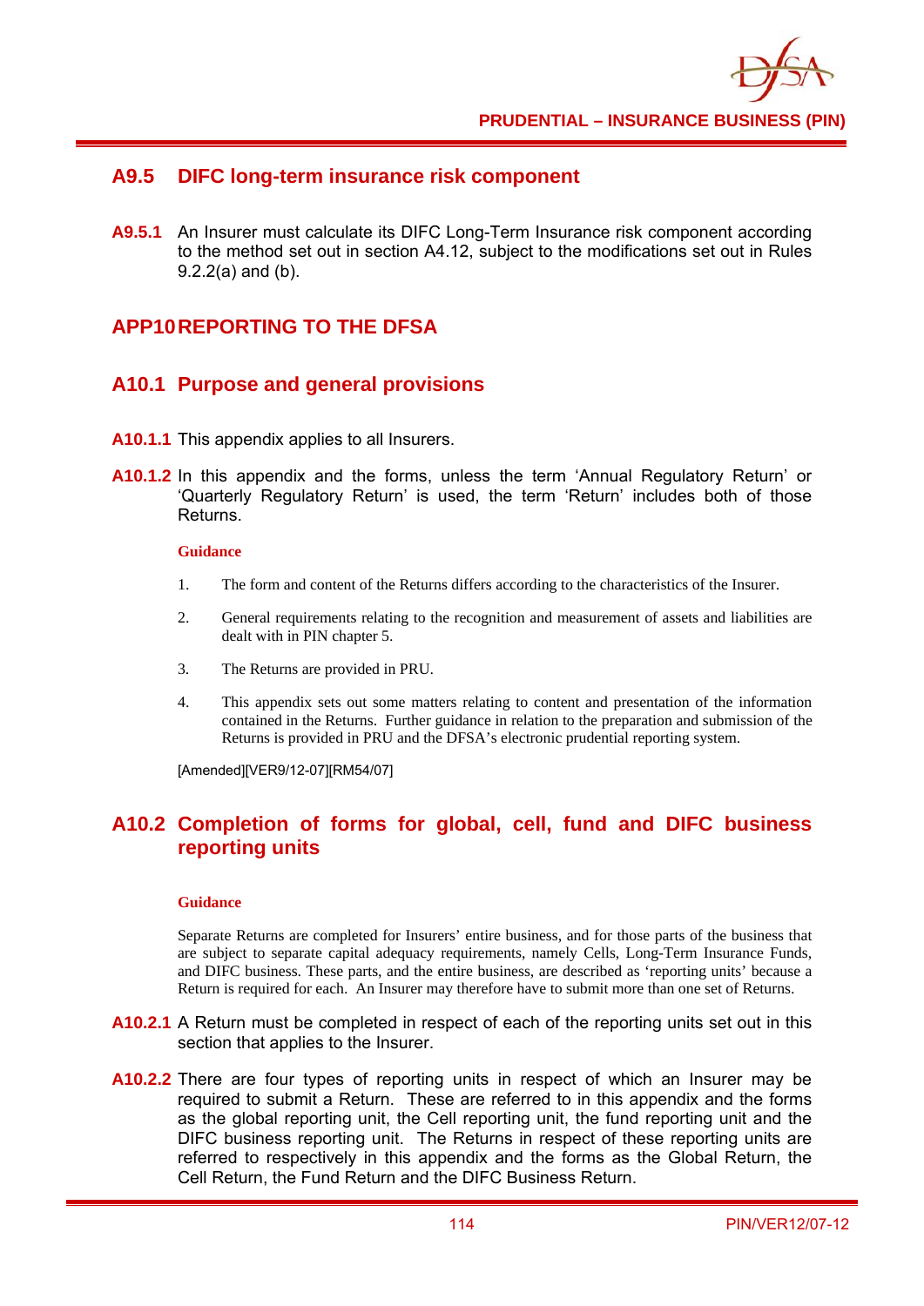## A9.5 DIFC long-term insurance risk component

**A9.5.1** An Insurer must calculate its DIFC Long-Term Insurance risk component according to the method set out in section A4.12, subject to the modifications set out in Rules 9.2.2(a) and (b).

# APP10 REPORTING TO THE DFSA

## A10.1 Purpose and general provisions

**A10.1.1** This appendix applies to all Insurers.

**A10.1.2** In this appendix and the forms, unless the term 'Annual Regulatory Return' or 'Quarterly Regulatory Return' is used, the term 'Return' includes both of those Returns.

**Guidance**

1. The form and content of the Returns differs according to the characteristics of the Insurer.
2. General requirements relating to the recognition and measurement of assets and liabilities are dealt with in PIN chapter 5.
3. The Returns are provided in PRU.
4. This appendix sets out some matters relating to content and presentation of the information contained in the Returns. Further guidance in relation to the preparation and submission of the Returns is provided in PRU and the DFSA's electronic prudential reporting system.

[Amended][VER9/12-07][RM54/07]

## A10.2 Completion of forms for global, cell, fund and DIFC business reporting units

**Guidance**

Separate Returns are completed for Insurers' entire business, and for those parts of the business that are subject to separate capital adequacy requirements, namely Cells, Long-Term Insurance Funds, and DIFC business. These parts, and the entire business, are described as 'reporting units' because a Return is required for each. An Insurer may therefore have to submit more than one set of Returns.

**A10.2.1** A Return must be completed in respect of each of the reporting units set out in this section that applies to the Insurer.

**A10.2.2** There are four types of reporting units in respect of which an Insurer may be required to submit a Return. These are referred to in this appendix and the forms as the global reporting unit, the Cell reporting unit, the fund reporting unit and the DIFC business reporting unit. The Returns in respect of these reporting units are referred to respectively in this appendix and the forms as the Global Return, the Cell Return, the Fund Return and the DIFC Business Return.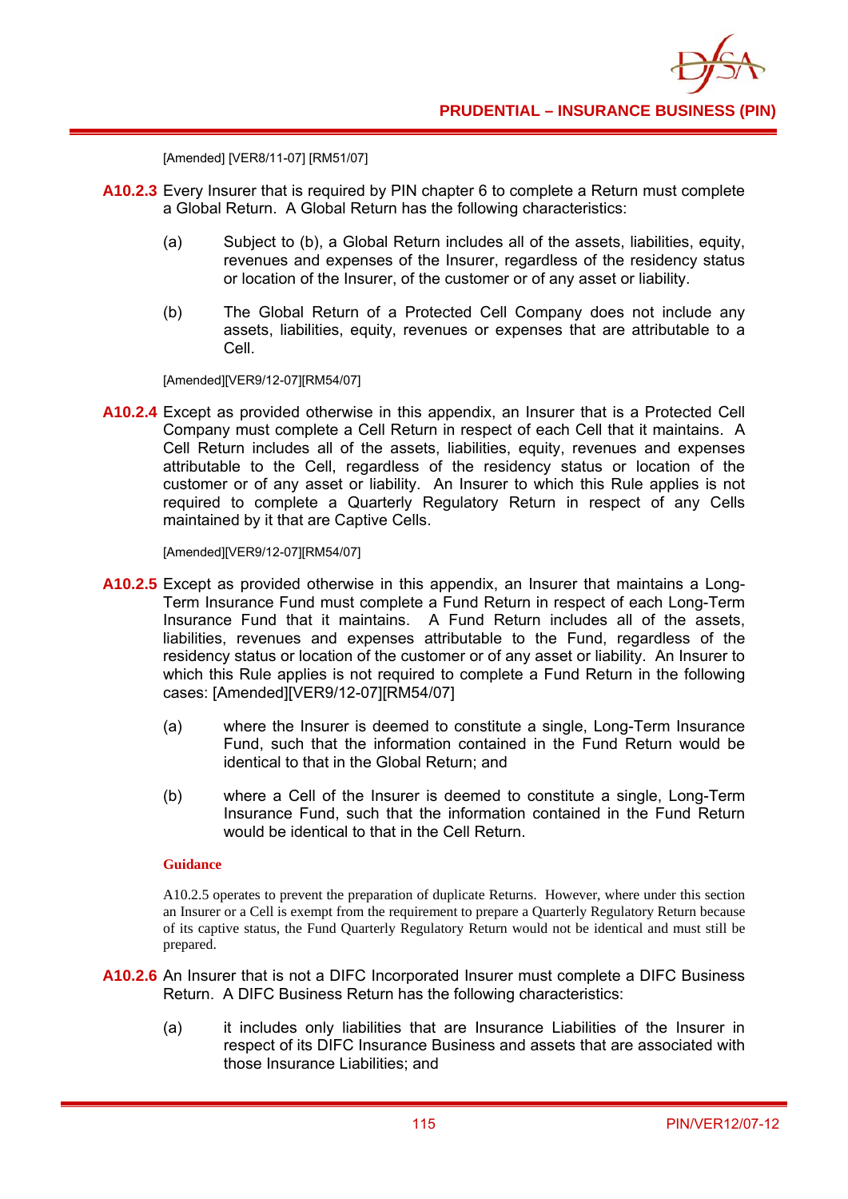[Amended] [VER8/11-07] [RM51/07]

**A10.2.3** Every Insurer that is required by PIN chapter 6 to complete a Return must complete a Global Return. A Global Return has the following characteristics:

(a) Subject to (b), a Global Return includes all of the assets, liabilities, equity, revenues and expenses of the Insurer, regardless of the residency status or location of the Insurer, of the customer or of any asset or liability.

(b) The Global Return of a Protected Cell Company does not include any assets, liabilities, equity, revenues or expenses that are attributable to a Cell.

[Amended][VER9/12-07][RM54/07]

**A10.2.4** Except as provided otherwise in this appendix, an Insurer that is a Protected Cell Company must complete a Cell Return in respect of each Cell that it maintains. A Cell Return includes all of the assets, liabilities, equity, revenues and expenses attributable to the Cell, regardless of the residency status or location of the customer or of any asset or liability. An Insurer to which this Rule applies is not required to complete a Quarterly Regulatory Return in respect of any Cells maintained by it that are Captive Cells.

[Amended][VER9/12-07][RM54/07]

**A10.2.5** Except as provided otherwise in this appendix, an Insurer that maintains a Long-Term Insurance Fund must complete a Fund Return in respect of each Long-Term Insurance Fund that it maintains. A Fund Return includes all of the assets, liabilities, revenues and expenses attributable to the Fund, regardless of the residency status or location of the customer or of any asset or liability. An Insurer to which this Rule applies is not required to complete a Fund Return in the following cases: [Amended][VER9/12-07][RM54/07]

(a) where the Insurer is deemed to constitute a single, Long-Term Insurance Fund, such that the information contained in the Fund Return would be identical to that in the Global Return; and

(b) where a Cell of the Insurer is deemed to constitute a single, Long-Term Insurance Fund, such that the information contained in the Fund Return would be identical to that in the Cell Return.

**Guidance**

A10.2.5 operates to prevent the preparation of duplicate Returns. However, where under this section an Insurer or a Cell is exempt from the requirement to prepare a Quarterly Regulatory Return because of its captive status, the Fund Quarterly Regulatory Return would not be identical and must still be prepared.

**A10.2.6** An Insurer that is not a DIFC Incorporated Insurer must complete a DIFC Business Return. A DIFC Business Return has the following characteristics:

(a) it includes only liabilities that are Insurance Liabilities of the Insurer in respect of its DIFC Insurance Business and assets that are associated with those Insurance Liabilities; and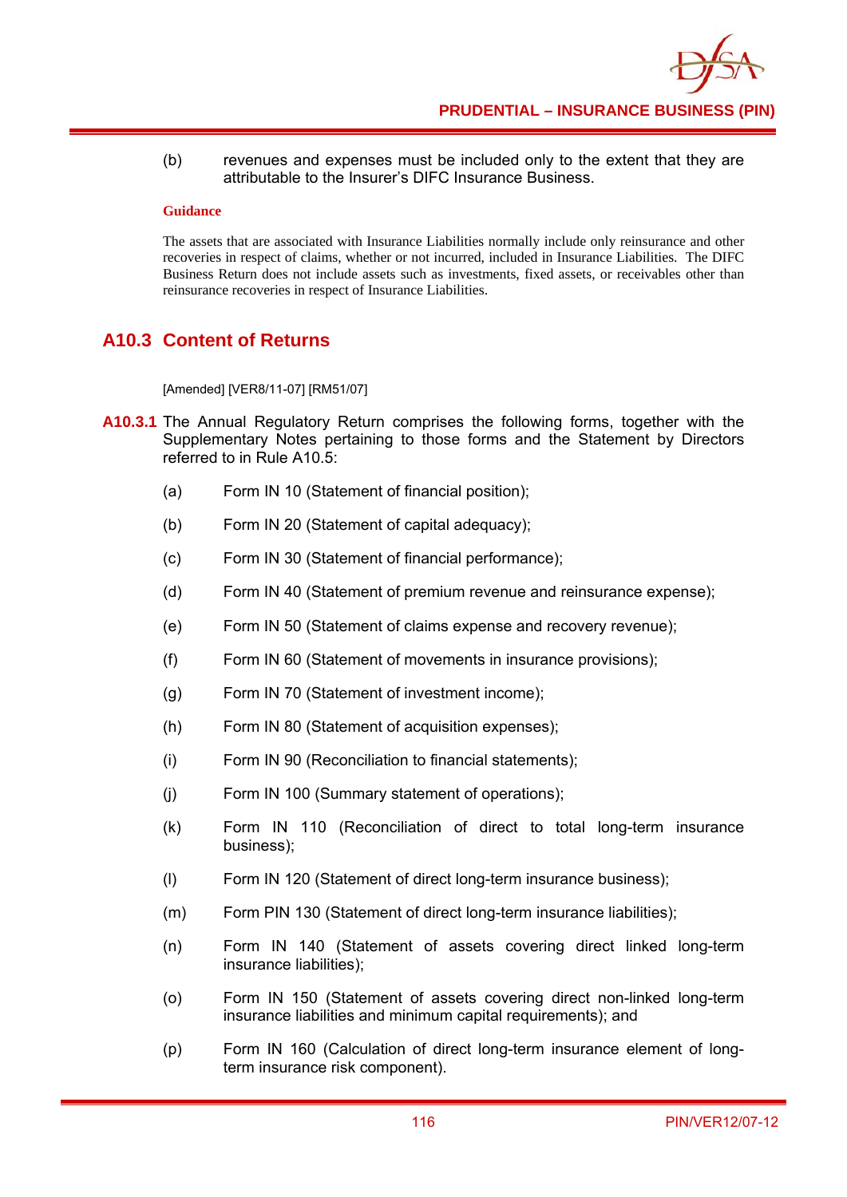(b) revenues and expenses must be included only to the extent that they are attributable to the Insurer's DIFC Insurance Business.

**Guidance**

The assets that are associated with Insurance Liabilities normally include only reinsurance and other recoveries in respect of claims, whether or not incurred, included in Insurance Liabilities. The DIFC Business Return does not include assets such as investments, fixed assets, or receivables other than reinsurance recoveries in respect of Insurance Liabilities.

## A10.3 Content of Returns

[Amended] [VER8/11-07] [RM51/07]

**A10.3.1** The Annual Regulatory Return comprises the following forms, together with the Supplementary Notes pertaining to those forms and the Statement by Directors referred to in Rule A10.5:

(a) Form IN 10 (Statement of financial position);

(b) Form IN 20 (Statement of capital adequacy);

(c) Form IN 30 (Statement of financial performance);

(d) Form IN 40 (Statement of premium revenue and reinsurance expense);

(e) Form IN 50 (Statement of claims expense and recovery revenue);

(f) Form IN 60 (Statement of movements in insurance provisions);

(g) Form IN 70 (Statement of investment income);

(h) Form IN 80 (Statement of acquisition expenses);

(i) Form IN 90 (Reconciliation to financial statements);

(j) Form IN 100 (Summary statement of operations);

(k) Form IN 110 (Reconciliation of direct to total long-term insurance business);

(l) Form IN 120 (Statement of direct long-term insurance business);

(m) Form PIN 130 (Statement of direct long-term insurance liabilities);

(n) Form IN 140 (Statement of assets covering direct linked long-term insurance liabilities);

(o) Form IN 150 (Statement of assets covering direct non-linked long-term insurance liabilities and minimum capital requirements); and

(p) Form IN 160 (Calculation of direct long-term insurance element of long-term insurance risk component).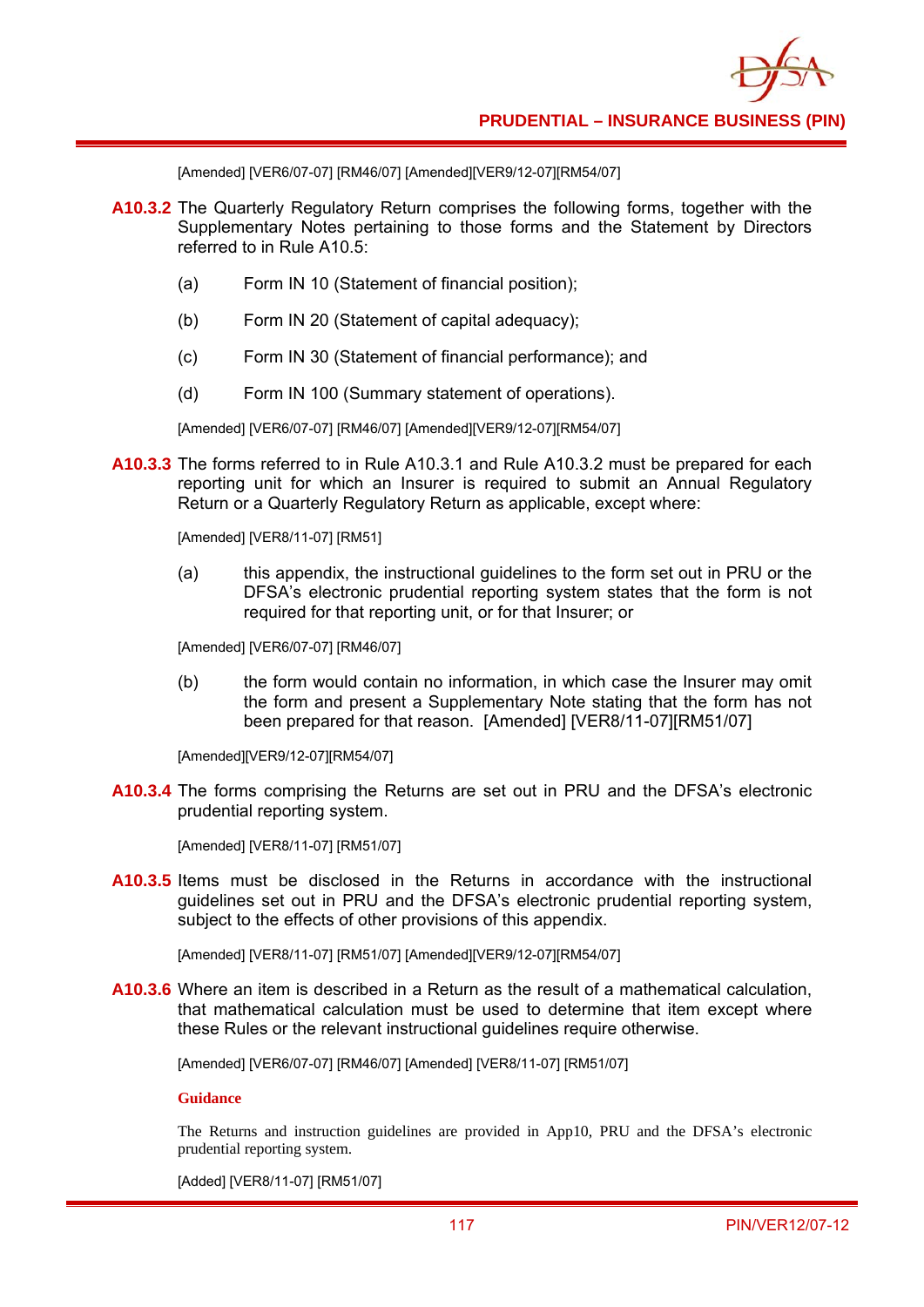[Amended] [VER6/07-07] [RM46/07] [Amended][VER9/12-07][RM54/07]

**A10.3.2** The Quarterly Regulatory Return comprises the following forms, together with the Supplementary Notes pertaining to those forms and the Statement by Directors referred to in Rule A10.5:

(a) Form IN 10 (Statement of financial position);

(b) Form IN 20 (Statement of capital adequacy);

(c) Form IN 30 (Statement of financial performance); and

(d) Form IN 100 (Summary statement of operations).

[Amended] [VER6/07-07] [RM46/07] [Amended][VER9/12-07][RM54/07]

**A10.3.3** The forms referred to in Rule A10.3.1 and Rule A10.3.2 must be prepared for each reporting unit for which an Insurer is required to submit an Annual Regulatory Return or a Quarterly Regulatory Return as applicable, except where:

[Amended] [VER8/11-07] [RM51]

(a) this appendix, the instructional guidelines to the form set out in PRU or the DFSA's electronic prudential reporting system states that the form is not required for that reporting unit, or for that Insurer; or

[Amended] [VER6/07-07] [RM46/07]

(b) the form would contain no information, in which case the Insurer may omit the form and present a Supplementary Note stating that the form has not been prepared for that reason. [Amended] [VER8/11-07][RM51/07]

[Amended][VER9/12-07][RM54/07]

**A10.3.4** The forms comprising the Returns are set out in PRU and the DFSA's electronic prudential reporting system.

[Amended] [VER8/11-07] [RM51/07]

**A10.3.5** Items must be disclosed in the Returns in accordance with the instructional guidelines set out in PRU and the DFSA's electronic prudential reporting system, subject to the effects of other provisions of this appendix.

[Amended] [VER8/11-07] [RM51/07] [Amended][VER9/12-07][RM54/07]

**A10.3.6** Where an item is described in a Return as the result of a mathematical calculation, that mathematical calculation must be used to determine that item except where these Rules or the relevant instructional guidelines require otherwise.

[Amended] [VER6/07-07] [RM46/07] [Amended] [VER8/11-07] [RM51/07]

**Guidance**

The Returns and instruction guidelines are provided in App10, PRU and the DFSA's electronic prudential reporting system.

[Added] [VER8/11-07] [RM51/07]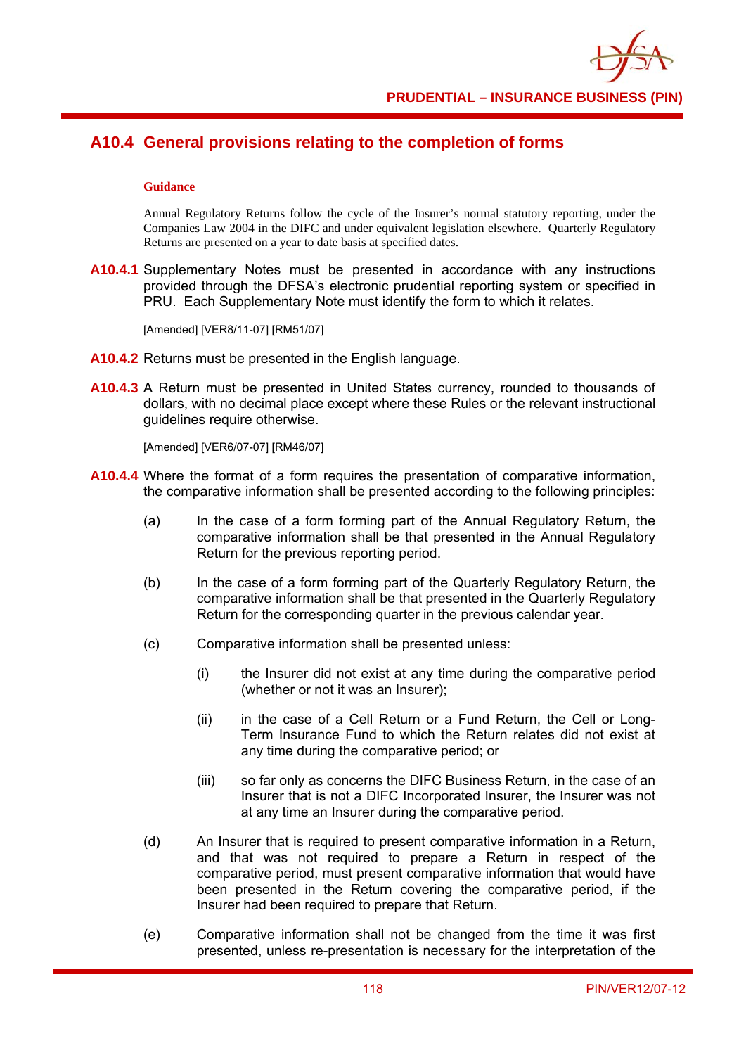## A10.4 General provisions relating to the completion of forms

**Guidance**

Annual Regulatory Returns follow the cycle of the Insurer's normal statutory reporting, under the Companies Law 2004 in the DIFC and under equivalent legislation elsewhere. Quarterly Regulatory Returns are presented on a year to date basis at specified dates.

**A10.4.1** Supplementary Notes must be presented in accordance with any instructions provided through the DFSA's electronic prudential reporting system or specified in PRU. Each Supplementary Note must identify the form to which it relates.

[Amended] [VER8/11-07] [RM51/07]

**A10.4.2** Returns must be presented in the English language.

**A10.4.3** A Return must be presented in United States currency, rounded to thousands of dollars, with no decimal place except where these Rules or the relevant instructional guidelines require otherwise.

[Amended] [VER6/07-07] [RM46/07]

**A10.4.4** Where the format of a form requires the presentation of comparative information, the comparative information shall be presented according to the following principles:

(a) In the case of a form forming part of the Annual Regulatory Return, the comparative information shall be that presented in the Annual Regulatory Return for the previous reporting period.

(b) In the case of a form forming part of the Quarterly Regulatory Return, the comparative information shall be that presented in the Quarterly Regulatory Return for the corresponding quarter in the previous calendar year.

(c) Comparative information shall be presented unless:

(i) the Insurer did not exist at any time during the comparative period (whether or not it was an Insurer);

(ii) in the case of a Cell Return or a Fund Return, the Cell or Long-Term Insurance Fund to which the Return relates did not exist at any time during the comparative period; or

(iii) so far only as concerns the DIFC Business Return, in the case of an Insurer that is not a DIFC Incorporated Insurer, the Insurer was not at any time an Insurer during the comparative period.

(d) An Insurer that is required to present comparative information in a Return, and that was not required to prepare a Return in respect of the comparative period, must present comparative information that would have been presented in the Return covering the comparative period, if the Insurer had been required to prepare that Return.

(e) Comparative information shall not be changed from the time it was first presented, unless re-presentation is necessary for the interpretation of the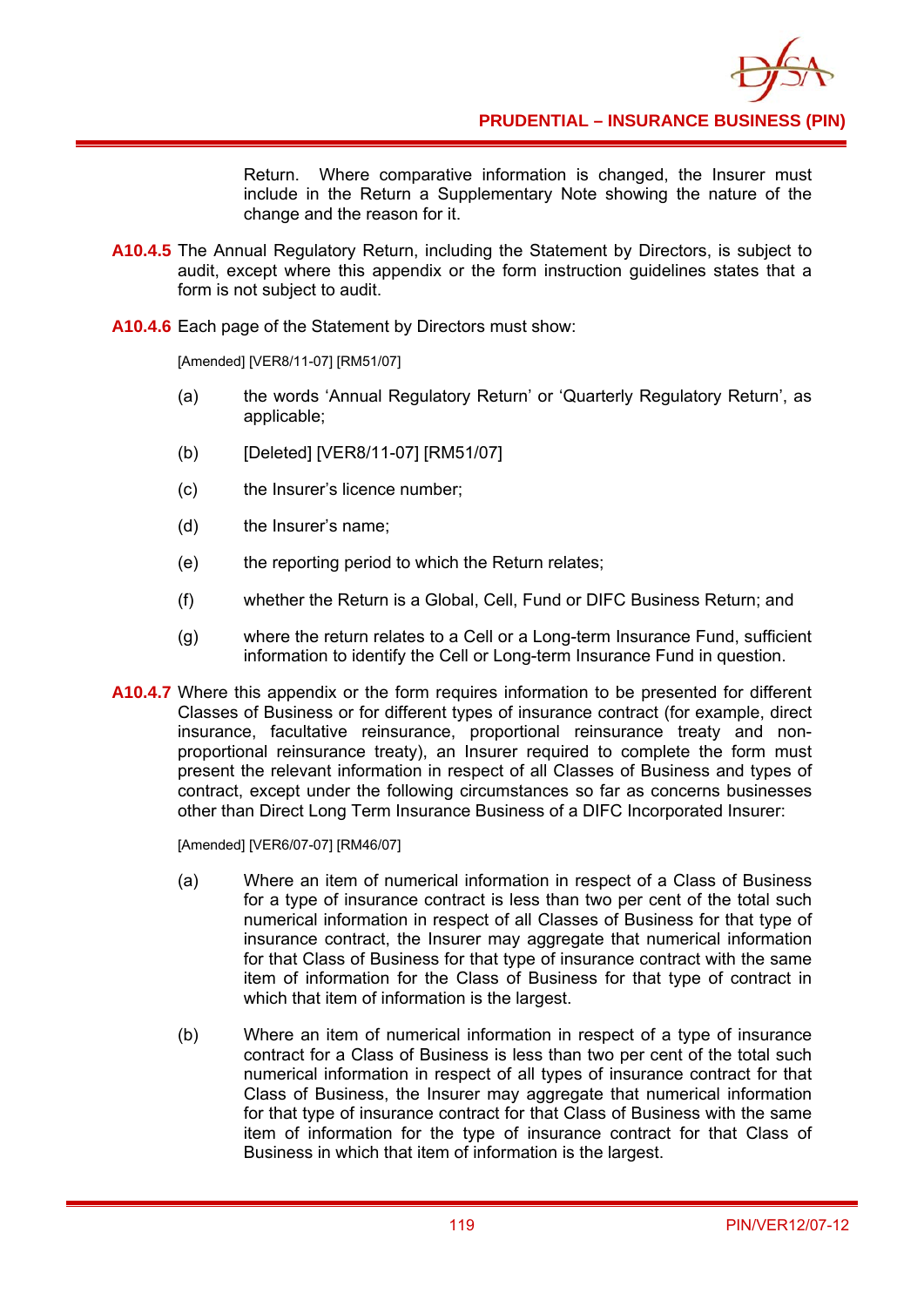Return. Where comparative information is changed, the Insurer must include in the Return a Supplementary Note showing the nature of the change and the reason for it.

**A10.4.5** The Annual Regulatory Return, including the Statement by Directors, is subject to audit, except where this appendix or the form instruction guidelines states that a form is not subject to audit.

**A10.4.6** Each page of the Statement by Directors must show:

[Amended] [VER8/11-07] [RM51/07]

(a) the words 'Annual Regulatory Return' or 'Quarterly Regulatory Return', as applicable;

(b) [Deleted] [VER8/11-07] [RM51/07]

(c) the Insurer's licence number;

(d) the Insurer's name;

(e) the reporting period to which the Return relates;

(f) whether the Return is a Global, Cell, Fund or DIFC Business Return; and

(g) where the return relates to a Cell or a Long-term Insurance Fund, sufficient information to identify the Cell or Long-term Insurance Fund in question.

**A10.4.7** Where this appendix or the form requires information to be presented for different Classes of Business or for different types of insurance contract (for example, direct insurance, facultative reinsurance, proportional reinsurance treaty and non-proportional reinsurance treaty), an Insurer required to complete the form must present the relevant information in respect of all Classes of Business and types of contract, except under the following circumstances so far as concerns businesses other than Direct Long Term Insurance Business of a DIFC Incorporated Insurer:

[Amended] [VER6/07-07] [RM46/07]

(a) Where an item of numerical information in respect of a Class of Business for a type of insurance contract is less than two per cent of the total such numerical information in respect of all Classes of Business for that type of insurance contract, the Insurer may aggregate that numerical information for that Class of Business for that type of insurance contract with the same item of information for the Class of Business for that type of contract in which that item of information is the largest.

(b) Where an item of numerical information in respect of a type of insurance contract for a Class of Business is less than two per cent of the total such numerical information in respect of all types of insurance contract for that Class of Business, the Insurer may aggregate that numerical information for that type of insurance contract for that Class of Business with the same item of information for the type of insurance contract for that Class of Business in which that item of information is the largest.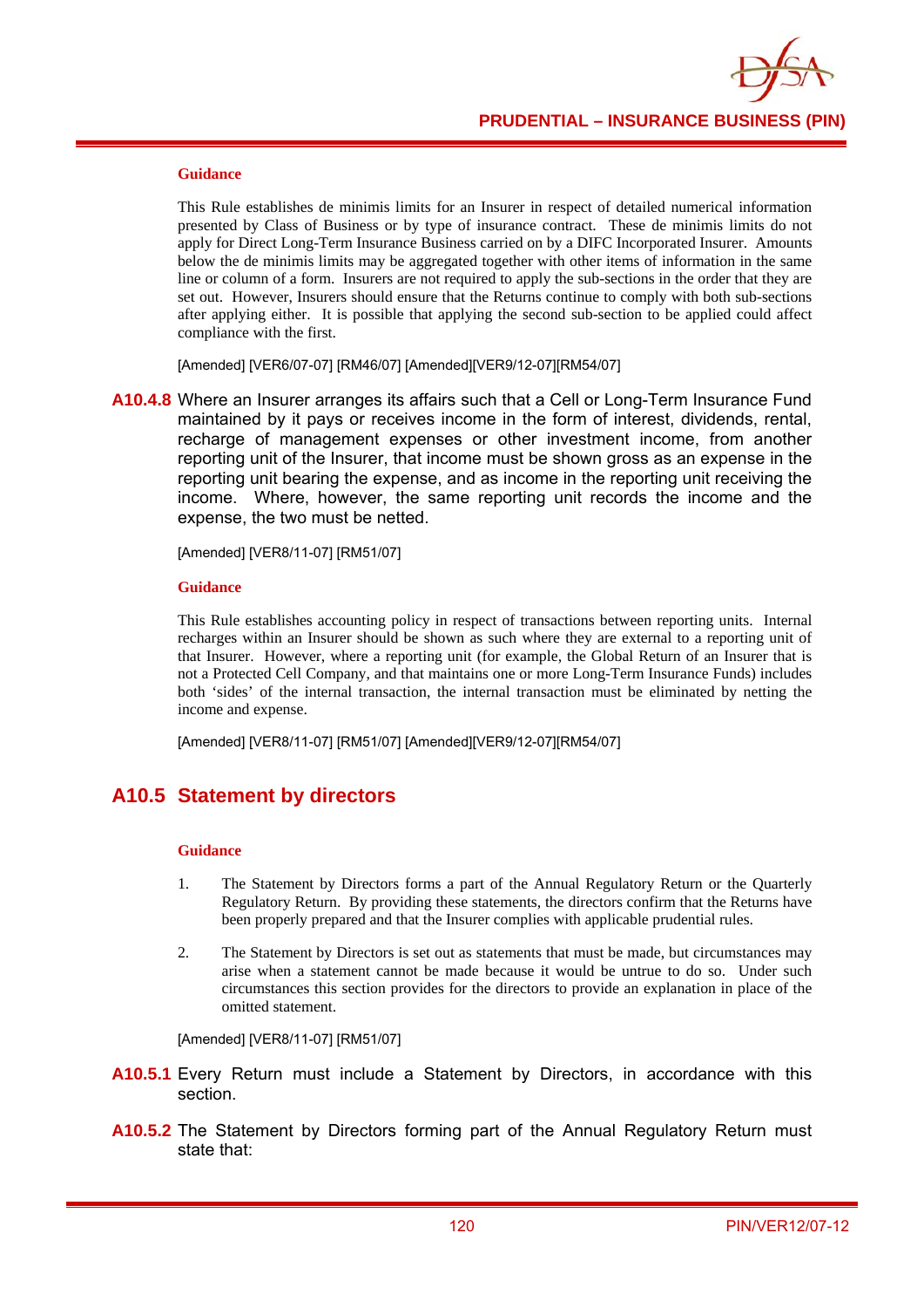**Guidance**

This Rule establishes de minimis limits for an Insurer in respect of detailed numerical information presented by Class of Business or by type of insurance contract. These de minimis limits do not apply for Direct Long-Term Insurance Business carried on by a DIFC Incorporated Insurer. Amounts below the de minimis limits may be aggregated together with other items of information in the same line or column of a form. Insurers are not required to apply the sub-sections in the order that they are set out. However, Insurers should ensure that the Returns continue to comply with both sub-sections after applying either. It is possible that applying the second sub-section to be applied could affect compliance with the first.

[Amended] [VER6/07-07] [RM46/07] [Amended][VER9/12-07][RM54/07]

**A10.4.8** Where an Insurer arranges its affairs such that a Cell or Long-Term Insurance Fund maintained by it pays or receives income in the form of interest, dividends, rental, recharge of management expenses or other investment income, from another reporting unit of the Insurer, that income must be shown gross as an expense in the reporting unit bearing the expense, and as income in the reporting unit receiving the income. Where, however, the same reporting unit records the income and the expense, the two must be netted.

[Amended] [VER8/11-07] [RM51/07]

**Guidance**

This Rule establishes accounting policy in respect of transactions between reporting units. Internal recharges within an Insurer should be shown as such where they are external to a reporting unit of that Insurer. However, where a reporting unit (for example, the Global Return of an Insurer that is not a Protected Cell Company, and that maintains one or more Long-Term Insurance Funds) includes both 'sides' of the internal transaction, the internal transaction must be eliminated by netting the income and expense.

[Amended] [VER8/11-07] [RM51/07] [Amended][VER9/12-07][RM54/07]

## A10.5 Statement by directors

**Guidance**

1. The Statement by Directors forms a part of the Annual Regulatory Return or the Quarterly Regulatory Return. By providing these statements, the directors confirm that the Returns have been properly prepared and that the Insurer complies with applicable prudential rules.

2. The Statement by Directors is set out as statements that must be made, but circumstances may arise when a statement cannot be made because it would be untrue to do so. Under such circumstances this section provides for the directors to provide an explanation in place of the omitted statement.

[Amended] [VER8/11-07] [RM51/07]

**A10.5.1** Every Return must include a Statement by Directors, in accordance with this section.

**A10.5.2** The Statement by Directors forming part of the Annual Regulatory Return must state that: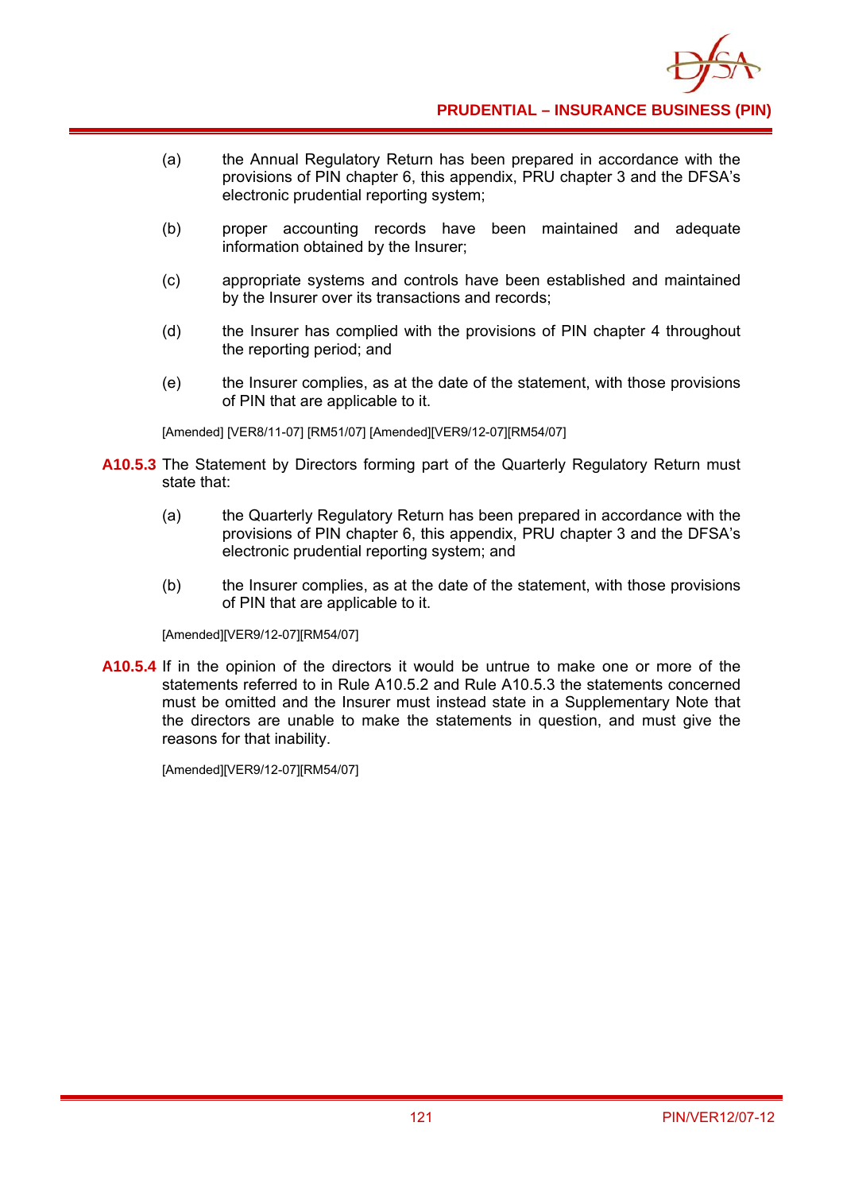(a) the Annual Regulatory Return has been prepared in accordance with the provisions of PIN chapter 6, this appendix, PRU chapter 3 and the DFSA's electronic prudential reporting system;

(b) proper accounting records have been maintained and adequate information obtained by the Insurer;

(c) appropriate systems and controls have been established and maintained by the Insurer over its transactions and records;

(d) the Insurer has complied with the provisions of PIN chapter 4 throughout the reporting period; and

(e) the Insurer complies, as at the date of the statement, with those provisions of PIN that are applicable to it.

[Amended] [VER8/11-07] [RM51/07] [Amended][VER9/12-07][RM54/07]

**A10.5.3** The Statement by Directors forming part of the Quarterly Regulatory Return must state that:

(a) the Quarterly Regulatory Return has been prepared in accordance with the provisions of PIN chapter 6, this appendix, PRU chapter 3 and the DFSA's electronic prudential reporting system; and

(b) the Insurer complies, as at the date of the statement, with those provisions of PIN that are applicable to it.

[Amended][VER9/12-07][RM54/07]

**A10.5.4** If in the opinion of the directors it would be untrue to make one or more of the statements referred to in Rule A10.5.2 and Rule A10.5.3 the statements concerned must be omitted and the Insurer must instead state in a Supplementary Note that the directors are unable to make the statements in question, and must give the reasons for that inability.

[Amended][VER9/12-07][RM54/07]